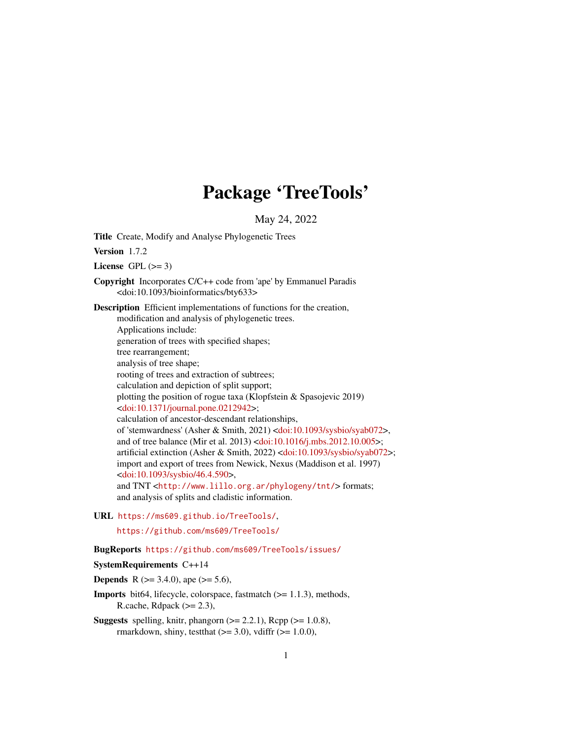# Package 'TreeTools'

May 24, 2022

**Title** Create, Modify and Analyse Phylogenetic Trees

**Version** 1.7.2

**License** GPL (>= 3)

**Copyright** Incorporates C/C++ code from 'ape' by Emmanuel Paradis <doi:10.1093/bioinformatics/bty633>

**Description** Efficient implementations of functions for the creation, modification and analysis of phylogenetic trees.
Applications include:
generation of trees with specified shapes;
tree rearrangement;
analysis of tree shape;
rooting of trees and extraction of subtrees;
calculation and depiction of split support;
plotting the position of rogue taxa (Klopfstein & Spasojevic 2019) <doi:10.1371/journal.pone.0212942>;
calculation of ancestor-descendant relationships,
of 'stemwardness' (Asher & Smith, 2021) <doi:10.1093/sysbio/syab072>,
and of tree balance (Mir et al. 2013) <doi:10.1016/j.mbs.2012.10.005>;
artificial extinction (Asher & Smith, 2022) <doi:10.1093/sysbio/syab072>;
import and export of trees from Newick, Nexus (Maddison et al. 1997) <doi:10.1093/sysbio/46.4.590>,
and TNT <`http://www.lillo.org.ar/phylogeny/tnt/`> formats;
and analysis of splits and cladistic information.

**URL** `https://ms609.github.io/TreeTools/`,
`https://github.com/ms609/TreeTools/`

**BugReports** `https://github.com/ms609/TreeTools/issues/`

**SystemRequirements** C++14

**Depends** R (>= 3.4.0), ape (>= 5.6),

**Imports** bit64, lifecycle, colorspace, fastmatch (>= 1.1.3), methods, R.cache, Rdpack (>= 2.3),

**Suggests** spelling, knitr, phangorn (>= 2.2.1), Rcpp (>= 1.0.8), rmarkdown, shiny, testthat (>= 3.0), vdiffr (>= 1.0.0),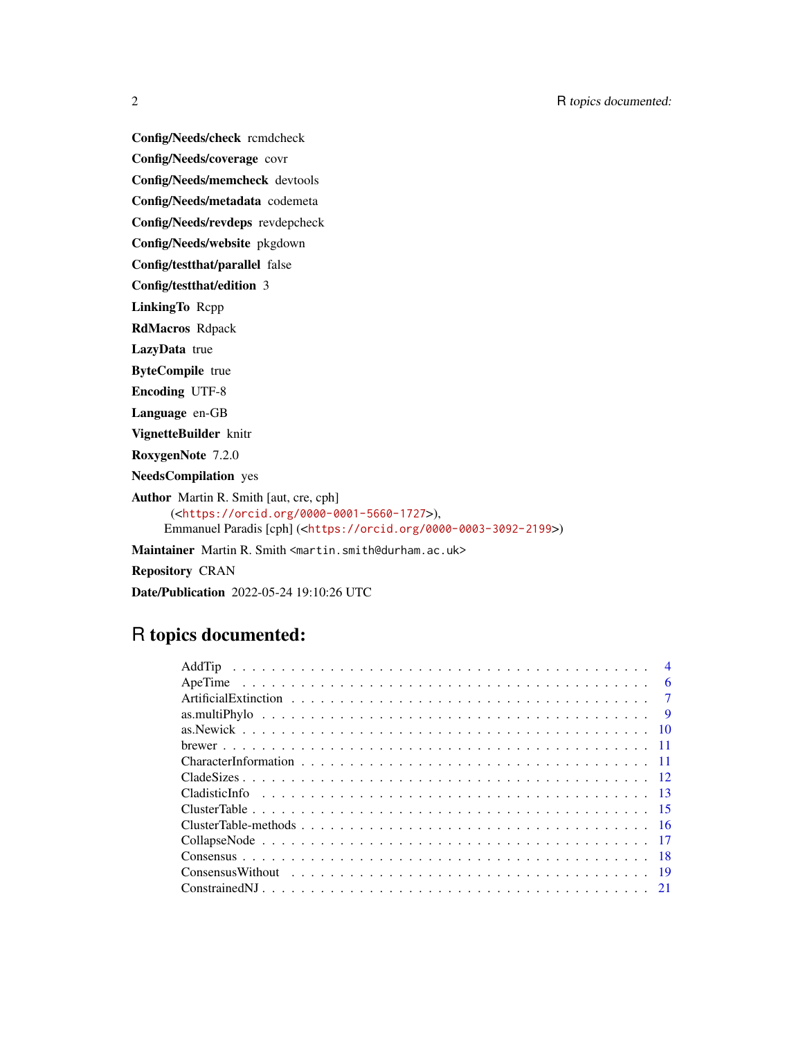**Config/Needs/check** rcmdcheck

**Config/Needs/coverage** covr

**Config/Needs/memcheck** devtools

**Config/Needs/metadata** codemeta

**Config/Needs/revdeps** revdepcheck

**Config/Needs/website** pkgdown

**Config/testthat/parallel** false

**Config/testthat/edition** 3

**LinkingTo** Rcpp

**RdMacros** Rdpack

**LazyData** true

**ByteCompile** true

**Encoding** UTF-8

**Language** en-GB

**VignetteBuilder** knitr

**RoxygenNote** 7.2.0

**NeedsCompilation** yes

**Author** Martin R. Smith [aut, cre, cph] (<https://orcid.org/0000-0001-5660-1727>), Emmanuel Paradis [cph] (<https://orcid.org/0000-0003-3092-2199>)

**Maintainer** Martin R. Smith <martin.smith@durham.ac.uk>

**Repository** CRAN

**Date/Publication** 2022-05-24 19:10:26 UTC

# R topics documented:

- AddTip . . . . . 4
- ApeTime . . . . . 6
- ArtificialExtinction . . . . . 7
- as.multiPhylo . . . . . 9
- as.Newick . . . . . 10
- brewer . . . . . 11
- CharacterInformation . . . . . 11
- CladeSizes . . . . . 12
- CladisticInfo . . . . . 13
- ClusterTable . . . . . 15
- ClusterTable-methods . . . . . 16
- CollapseNode . . . . . 17
- Consensus . . . . . 18
- ConsensusWithout . . . . . 19
- ConstrainedNJ . . . . . 21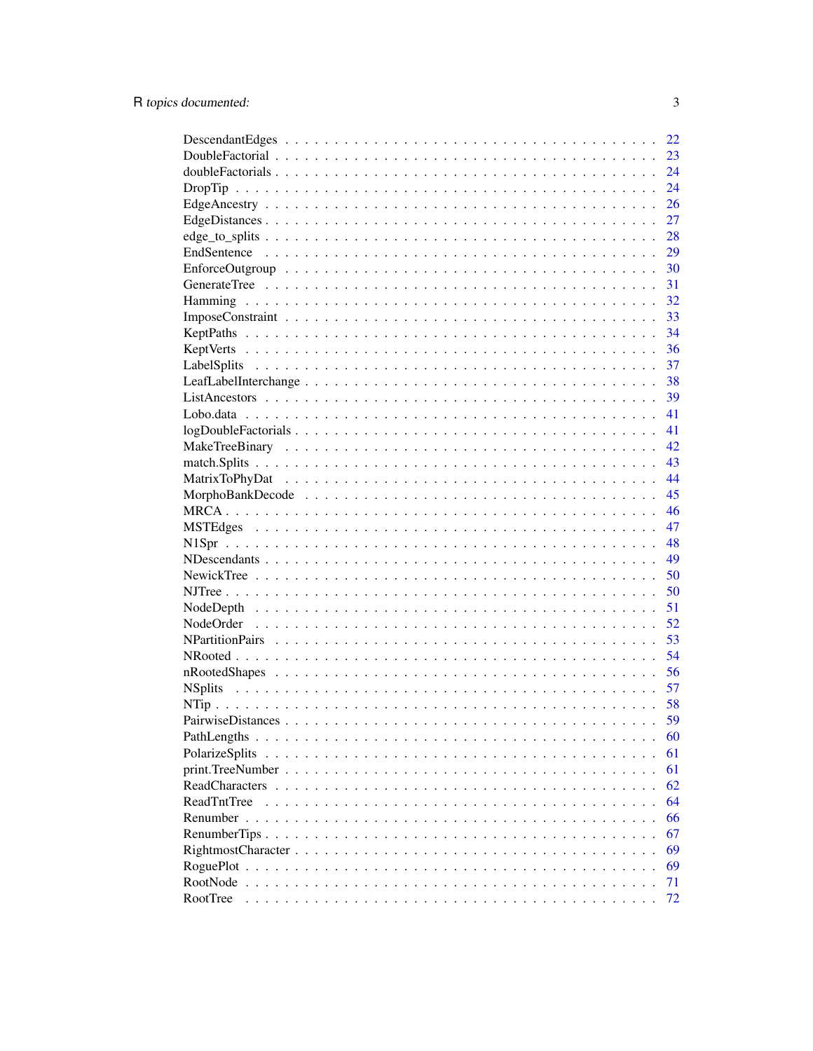| | |
|---|---|
| DescendantEdges | 22 |
| DoubleFactorial | 23 |
| doubleFactorials | 24 |
| DropTip | 24 |
| EdgeAncestry | 26 |
| EdgeDistances | 27 |
| edge_to_splits | 28 |
| EndSentence | 29 |
| EnforceOutgroup | 30 |
| GenerateTree | 31 |
| Hamming | 32 |
| ImposeConstraint | 33 |
| KeptPaths | 34 |
| KeptVerts | 36 |
| LabelSplits | 37 |
| LeafLabelInterchange | 38 |
| ListAncestors | 39 |
| Lobo.data | 41 |
| logDoubleFactorials | 41 |
| MakeTreeBinary | 42 |
| match.Splits | 43 |
| MatrixToPhyDat | 44 |
| MorphoBankDecode | 45 |
| MRCA | 46 |
| MSTEdges | 47 |
| N1Spr | 48 |
| NDescendants | 49 |
| NewickTree | 50 |
| NJTree | 50 |
| NodeDepth | 51 |
| NodeOrder | 52 |
| NPartitionPairs | 53 |
| NRooted | 54 |
| nRootedShapes | 56 |
| NSplits | 57 |
| NTip | 58 |
| PairwiseDistances | 59 |
| PathLengths | 60 |
| PolarizeSplits | 61 |
| print.TreeNumber | 61 |
| ReadCharacters | 62 |
| ReadTntTree | 64 |
| Renumber | 66 |
| RenumberTips | 67 |
| RightmostCharacter | 69 |
| RoguePlot | 69 |
| RootNode | 71 |
| RootTree | 72 |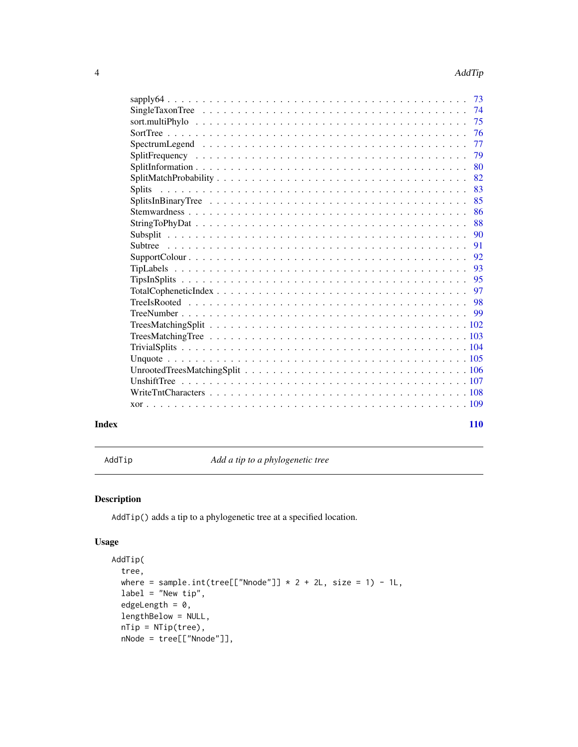sapply64 . . . . . . . . . . . . . . . . . . . . . . . . . . . . . . . . . . . . . . 73
SingleTaxonTree . . . . . . . . . . . . . . . . . . . . . . . . . . . . . . . . . . 74
sort.multiPhylo . . . . . . . . . . . . . . . . . . . . . . . . . . . . . . . . . . 75
SortTree . . . . . . . . . . . . . . . . . . . . . . . . . . . . . . . . . . . . . . 76
SpectrumLegend . . . . . . . . . . . . . . . . . . . . . . . . . . . . . . . . . . 77
SplitFrequency . . . . . . . . . . . . . . . . . . . . . . . . . . . . . . . . . . 79
SplitInformation . . . . . . . . . . . . . . . . . . . . . . . . . . . . . . . . . 80
SplitMatchProbability . . . . . . . . . . . . . . . . . . . . . . . . . . . . . . 82
Splits . . . . . . . . . . . . . . . . . . . . . . . . . . . . . . . . . . . . . . . 83
SplitsInBinaryTree . . . . . . . . . . . . . . . . . . . . . . . . . . . . . . . . 85
Stemwardness . . . . . . . . . . . . . . . . . . . . . . . . . . . . . . . . . . . 86
StringToPhyDat . . . . . . . . . . . . . . . . . . . . . . . . . . . . . . . . . . 88
Subsplit . . . . . . . . . . . . . . . . . . . . . . . . . . . . . . . . . . . . . . 90
Subtree . . . . . . . . . . . . . . . . . . . . . . . . . . . . . . . . . . . . . . 91
SupportColour . . . . . . . . . . . . . . . . . . . . . . . . . . . . . . . . . . . 92
TipLabels . . . . . . . . . . . . . . . . . . . . . . . . . . . . . . . . . . . . . 93
TipsInSplits . . . . . . . . . . . . . . . . . . . . . . . . . . . . . . . . . . . . 95
TotalCopheneticIndex . . . . . . . . . . . . . . . . . . . . . . . . . . . . . . . 97
TreeIsRooted . . . . . . . . . . . . . . . . . . . . . . . . . . . . . . . . . . . 98
TreeNumber . . . . . . . . . . . . . . . . . . . . . . . . . . . . . . . . . . . . 99
TreesMatchingSplit . . . . . . . . . . . . . . . . . . . . . . . . . . . . . . . . 102
TreesMatchingTree . . . . . . . . . . . . . . . . . . . . . . . . . . . . . . . . 103
TrivialSplits . . . . . . . . . . . . . . . . . . . . . . . . . . . . . . . . . . . 104
Unquote . . . . . . . . . . . . . . . . . . . . . . . . . . . . . . . . . . . . . . 105
UnrootedTreesMatchingSplit . . . . . . . . . . . . . . . . . . . . . . . . . . . . 106
UnshiftTree . . . . . . . . . . . . . . . . . . . . . . . . . . . . . . . . . . . . 107
WriteTntCharacters . . . . . . . . . . . . . . . . . . . . . . . . . . . . . . . . 108
xor . . . . . . . . . . . . . . . . . . . . . . . . . . . . . . . . . . . . . . . . . 109

**Index** **110**

---

`AddTip` *Add a tip to a phylogenetic tree*

---

## Description

`AddTip()` adds a tip to a phylogenetic tree at a specified location.

## Usage

```
AddTip(
  tree,
  where = sample.int(tree[["Nnode"]] * 2 + 2L, size = 1) - 1L,
  label = "New tip",
  edgeLength = 0,
  lengthBelow = NULL,
  nTip = NTip(tree),
  nNode = tree[["Nnode"]],
```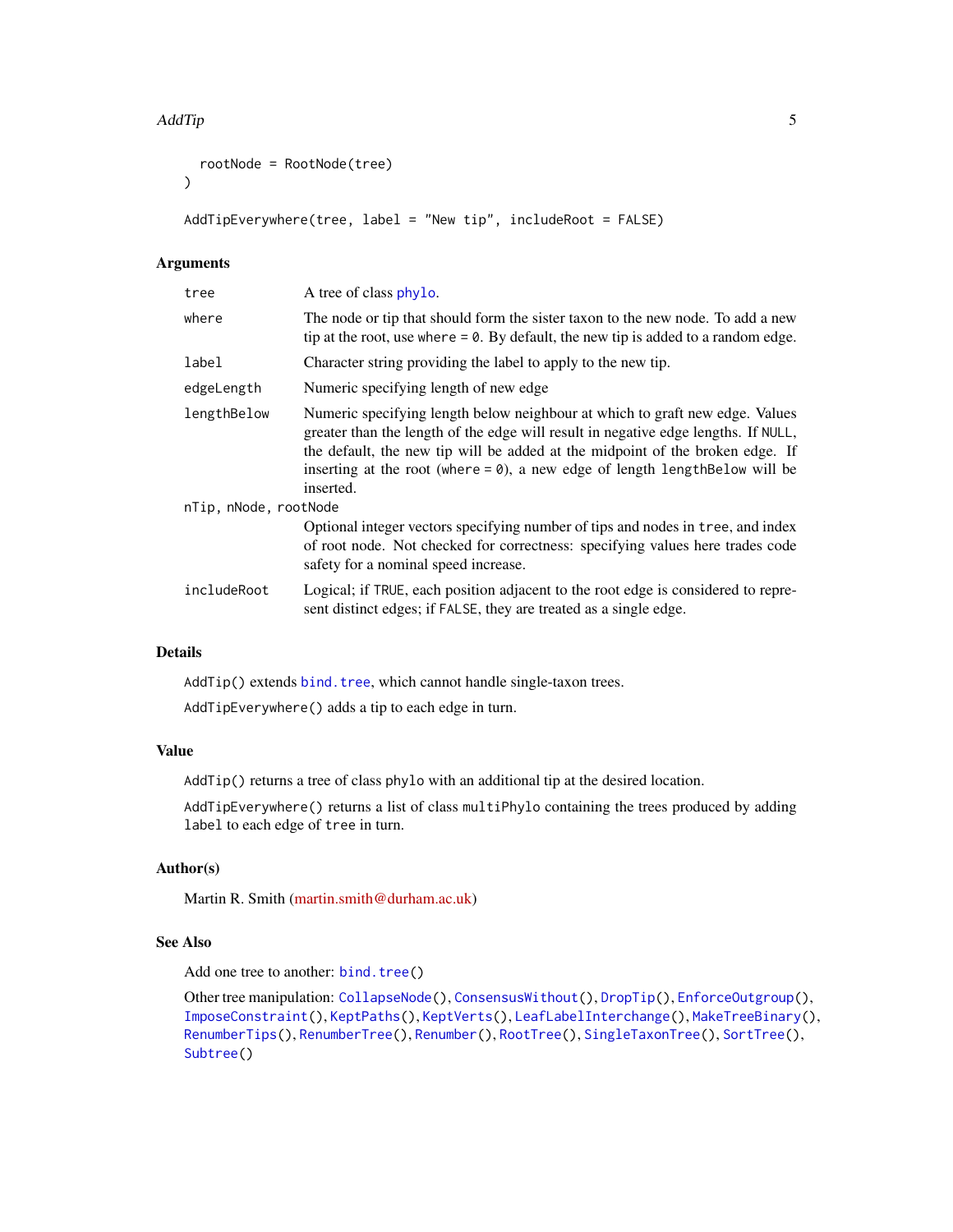```
  rootNode = RootNode(tree)
)

AddTipEverywhere(tree, label = "New tip", includeRoot = FALSE)
```

## Arguments

| | |
|---|---|
| `tree` | A tree of class `phylo`. |
| `where` | The node or tip that should form the sister taxon to the new node. To add a new tip at the root, use `where = 0`. By default, the new tip is added to a random edge. |
| `label` | Character string providing the label to apply to the new tip. |
| `edgeLength` | Numeric specifying length of new edge |
| `lengthBelow` | Numeric specifying length below neighbour at which to graft new edge. Values greater than the length of the edge will result in negative edge lengths. If `NULL`, the default, the new tip will be added at the midpoint of the broken edge. If inserting at the root (`where = 0`), a new edge of length `lengthBelow` will be inserted. |
| `nTip, nNode, rootNode` | Optional integer vectors specifying number of tips and nodes in `tree`, and index of root node. Not checked for correctness: specifying values here trades code safety for a nominal speed increase. |
| `includeRoot` | Logical; if `TRUE`, each position adjacent to the root edge is considered to represent distinct edges; if `FALSE`, they are treated as a single edge. |

## Details

`AddTip()` extends `bind.tree`, which cannot handle single-taxon trees.

`AddTipEverywhere()` adds a tip to each edge in turn.

## Value

`AddTip()` returns a tree of class `phylo` with an additional tip at the desired location.

`AddTipEverywhere()` returns a list of class `multiPhylo` containing the trees produced by adding `label` to each edge of `tree` in turn.

## Author(s)

Martin R. Smith (martin.smith@durham.ac.uk)

## See Also

Add one tree to another: `bind.tree()`

Other tree manipulation: `CollapseNode()`, `ConsensusWithout()`, `DropTip()`, `EnforceOutgroup()`, `ImposeConstraint()`, `KeptPaths()`, `KeptVerts()`, `LeafLabelInterchange()`, `MakeTreeBinary()`, `RenumberTips()`, `RenumberTree()`, `Renumber()`, `RootTree()`, `SingleTaxonTree()`, `SortTree()`, `Subtree()`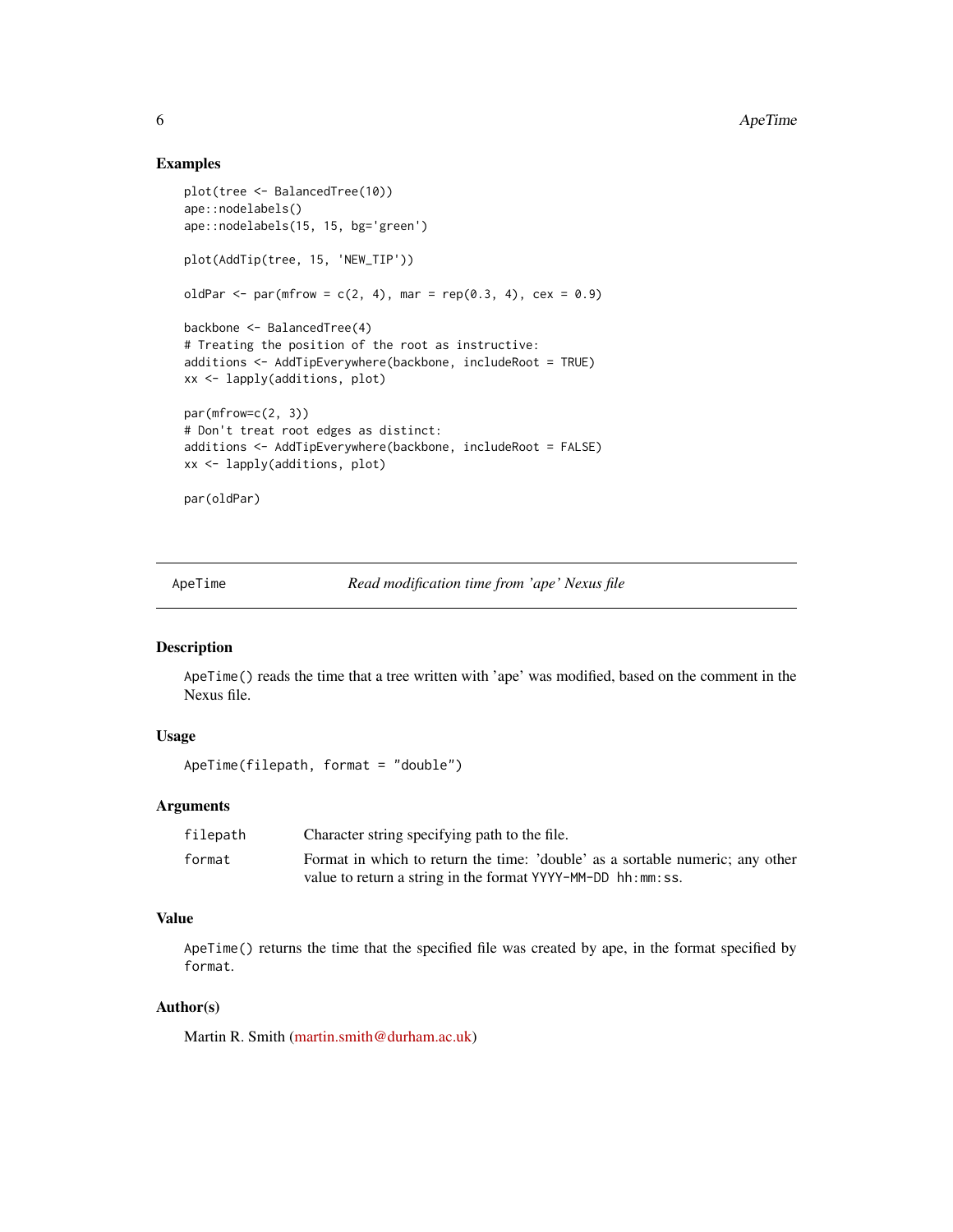## Examples

```
plot(tree <- BalancedTree(10))
ape::nodelabels()
ape::nodelabels(15, 15, bg='green')

plot(AddTip(tree, 15, 'NEW_TIP'))

oldPar <- par(mfrow = c(2, 4), mar = rep(0.3, 4), cex = 0.9)

backbone <- BalancedTree(4)
# Treating the position of the root as instructive:
additions <- AddTipEverywhere(backbone, includeRoot = TRUE)
xx <- lapply(additions, plot)

par(mfrow=c(2, 3))
# Don't treat root edges as distinct:
additions <- AddTipEverywhere(backbone, includeRoot = FALSE)
xx <- lapply(additions, plot)

par(oldPar)
```

---

# ApeTime — *Read modification time from 'ape' Nexus file*

## Description

`ApeTime()` reads the time that a tree written with 'ape' was modified, based on the comment in the Nexus file.

## Usage

```
ApeTime(filepath, format = "double")
```

## Arguments

| | |
|---|---|
| `filepath` | Character string specifying path to the file. |
| `format` | Format in which to return the time: 'double' as a sortable numeric; any other value to return a string in the format `YYYY-MM-DD hh:mm:ss`. |

## Value

`ApeTime()` returns the time that the specified file was created by ape, in the format specified by `format`.

## Author(s)

Martin R. Smith (martin.smith@durham.ac.uk)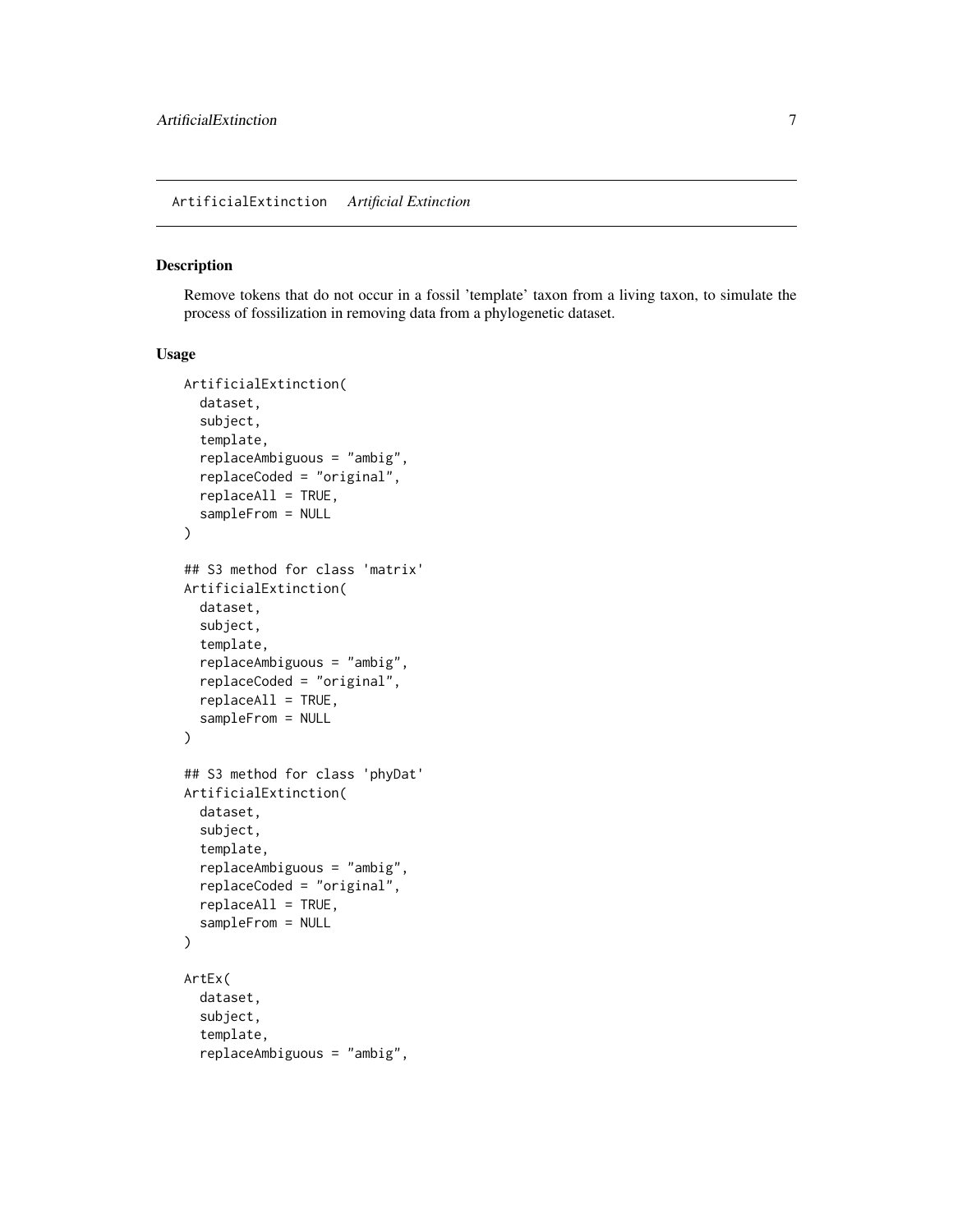ArtificialExtinction    *Artificial Extinction*

## Description

Remove tokens that do not occur in a fossil 'template' taxon from a living taxon, to simulate the process of fossilization in removing data from a phylogenetic dataset.

## Usage

```
ArtificialExtinction(
  dataset,
  subject,
  template,
  replaceAmbiguous = "ambig",
  replaceCoded = "original",
  replaceAll = TRUE,
  sampleFrom = NULL
)

## S3 method for class 'matrix'
ArtificialExtinction(
  dataset,
  subject,
  template,
  replaceAmbiguous = "ambig",
  replaceCoded = "original",
  replaceAll = TRUE,
  sampleFrom = NULL
)

## S3 method for class 'phyDat'
ArtificialExtinction(
  dataset,
  subject,
  template,
  replaceAmbiguous = "ambig",
  replaceCoded = "original",
  replaceAll = TRUE,
  sampleFrom = NULL
)

ArtEx(
  dataset,
  subject,
  template,
  replaceAmbiguous = "ambig",
```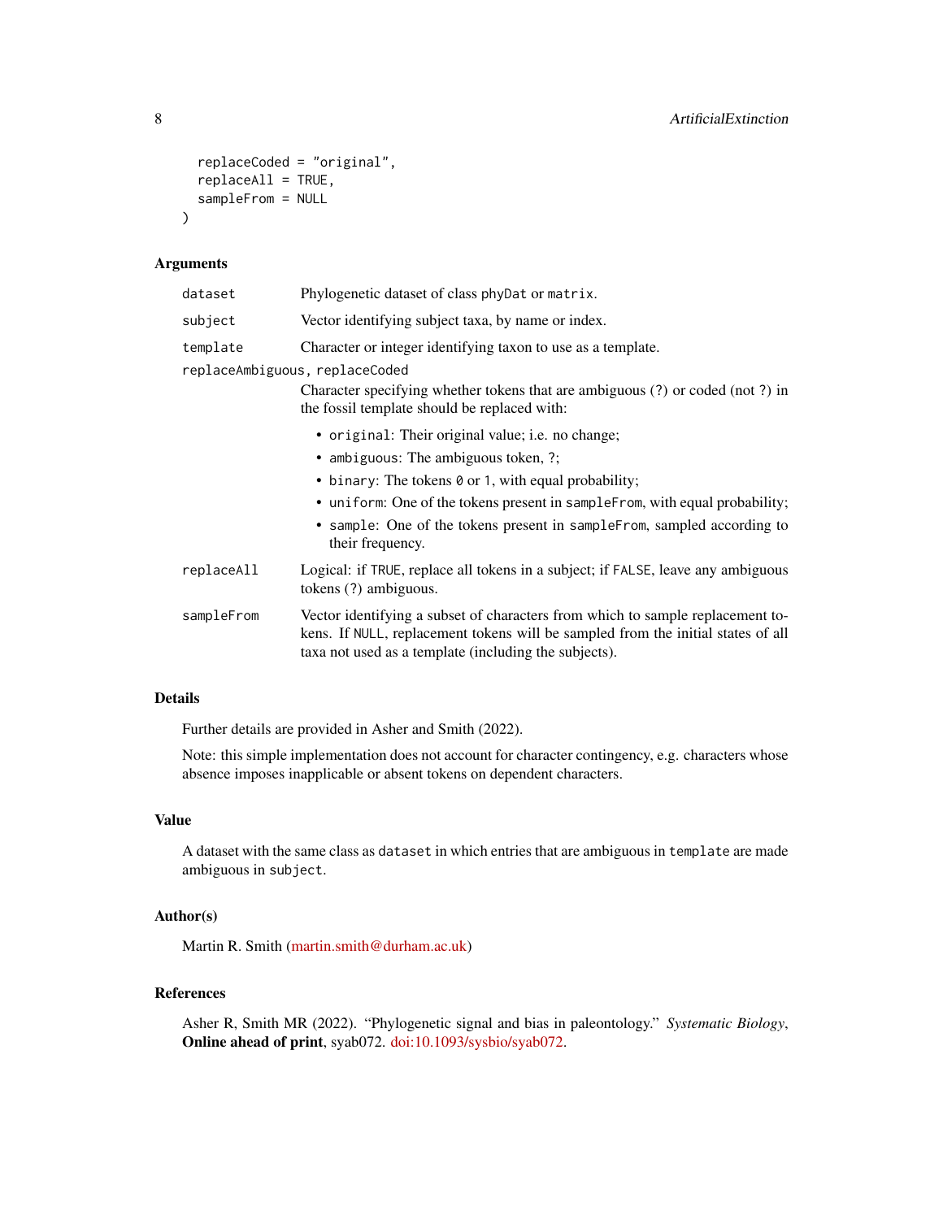```
  replaceCoded = "original",
  replaceAll = TRUE,
  sampleFrom = NULL
)
```

### Arguments

- `dataset` — Phylogenetic dataset of class `phyDat` or `matrix`.
- `subject` — Vector identifying subject taxa, by name or index.
- `template` — Character or integer identifying taxon to use as a template.
- `replaceAmbiguous, replaceCoded` — Character specifying whether tokens that are ambiguous (`?`) or coded (not `?`) in the fossil template should be replaced with:
  - `original`: Their original value; i.e. no change;
  - `ambiguous`: The ambiguous token, `?`;
  - `binary`: The tokens `0` or `1`, with equal probability;
  - `uniform`: One of the tokens present in `sampleFrom`, with equal probability;
  - `sample`: One of the tokens present in `sampleFrom`, sampled according to their frequency.
- `replaceAll` — Logical: if `TRUE`, replace all tokens in a subject; if `FALSE`, leave any ambiguous tokens (`?`) ambiguous.
- `sampleFrom` — Vector identifying a subset of characters from which to sample replacement tokens. If `NULL`, replacement tokens will be sampled from the initial states of all taxa not used as a template (including the subjects).

### Details

Further details are provided in Asher and Smith (2022).

Note: this simple implementation does not account for character contingency, e.g. characters whose absence imposes inapplicable or absent tokens on dependent characters.

### Value

A dataset with the same class as `dataset` in which entries that are ambiguous in `template` are made ambiguous in `subject`.

### Author(s)

Martin R. Smith (martin.smith@durham.ac.uk)

### References

Asher R, Smith MR (2022). "Phylogenetic signal and bias in paleontology." *Systematic Biology*, **Online ahead of print**, syab072. doi:10.1093/sysbio/syab072.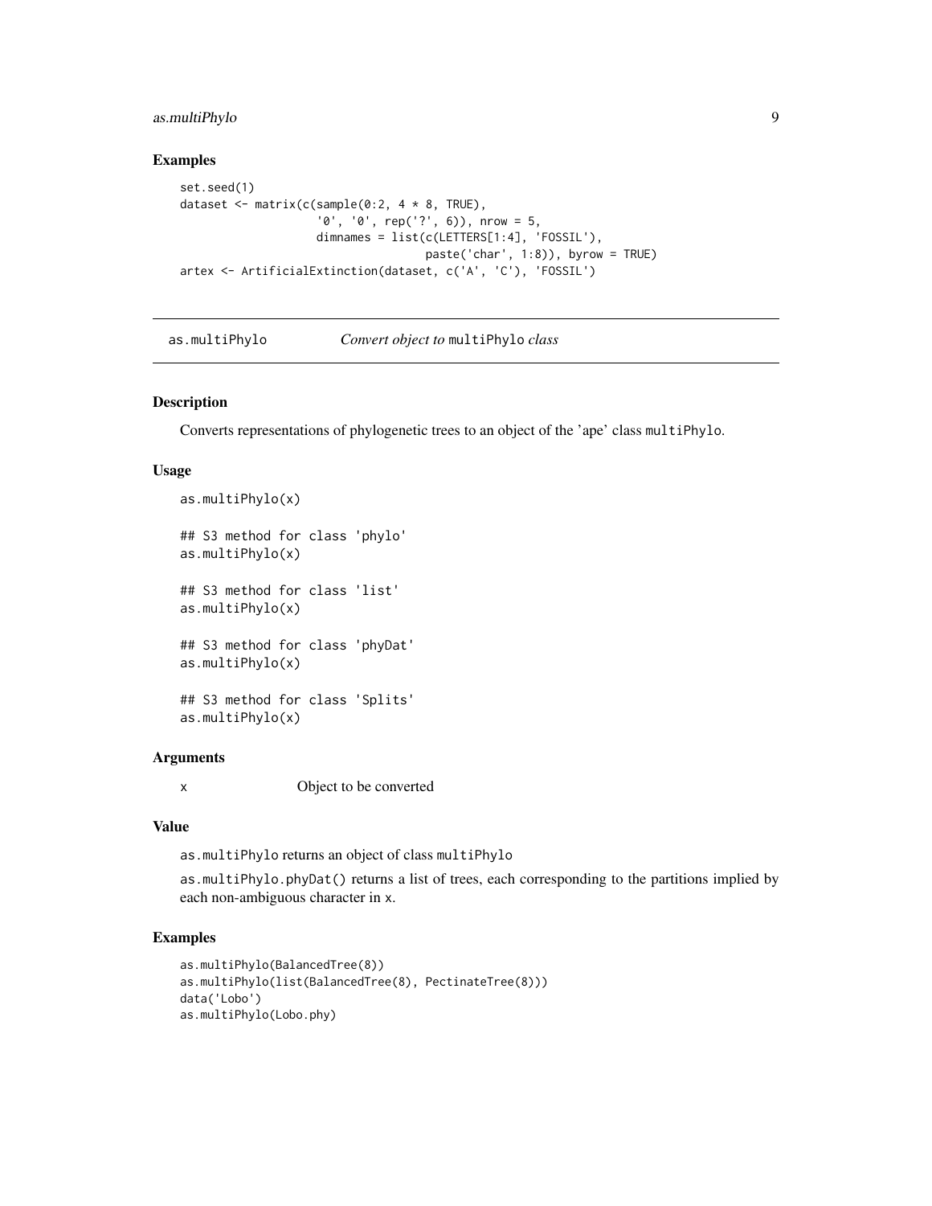## Examples

```
set.seed(1)
dataset <- matrix(c(sample(0:2, 4 * 8, TRUE),
                    '0', '0', rep('?', 6)), nrow = 5,
                    dimnames = list(c(LETTERS[1:4], 'FOSSIL'),
                                    paste('char', 1:8)), byrow = TRUE)
artex <- ArtificialExtinction(dataset, c('A', 'C'), 'FOSSIL')
```

---

# as.multiPhylo — *Convert object to* `multiPhylo` *class*

---

## Description

Converts representations of phylogenetic trees to an object of the 'ape' class `multiPhylo`.

## Usage

```
as.multiPhylo(x)

## S3 method for class 'phylo'
as.multiPhylo(x)

## S3 method for class 'list'
as.multiPhylo(x)

## S3 method for class 'phyDat'
as.multiPhylo(x)

## S3 method for class 'Splits'
as.multiPhylo(x)
```

## Arguments

| | |
|---|---|
| `x` | Object to be converted |

## Value

`as.multiPhylo` returns an object of class `multiPhylo`

`as.multiPhylo.phyDat()` returns a list of trees, each corresponding to the partitions implied by each non-ambiguous character in `x`.

## Examples

```
as.multiPhylo(BalancedTree(8))
as.multiPhylo(list(BalancedTree(8), PectinateTree(8)))
data('Lobo')
as.multiPhylo(Lobo.phy)
```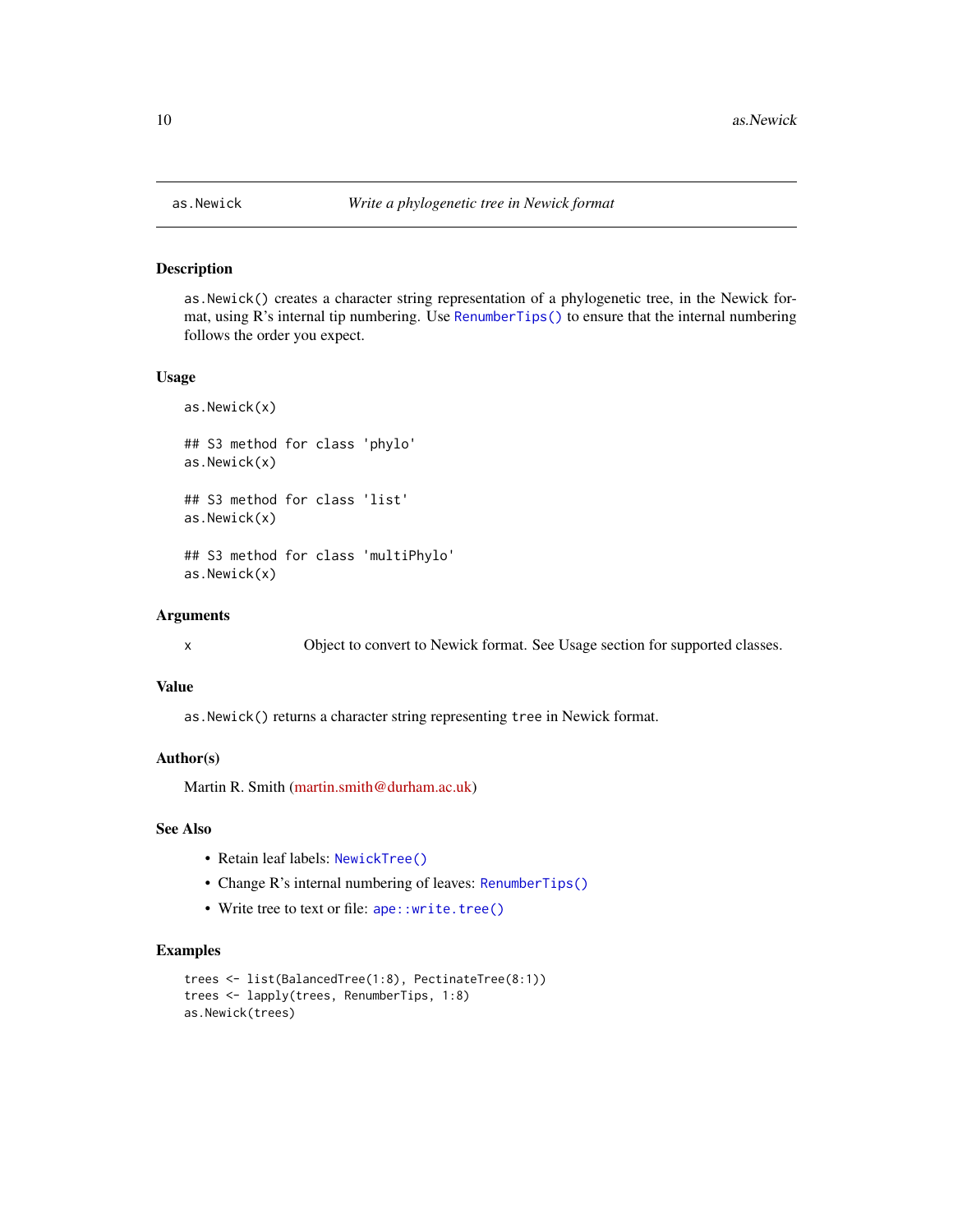# as.Newick — *Write a phylogenetic tree in Newick format*

## Description

`as.Newick()` creates a character string representation of a phylogenetic tree, in the Newick format, using R's internal tip numbering. Use `RenumberTips()` to ensure that the internal numbering follows the order you expect.

## Usage

```
as.Newick(x)

## S3 method for class 'phylo'
as.Newick(x)

## S3 method for class 'list'
as.Newick(x)

## S3 method for class 'multiPhylo'
as.Newick(x)
```

## Arguments

| | |
|---|---|
| `x` | Object to convert to Newick format. See Usage section for supported classes. |

## Value

`as.Newick()` returns a character string representing `tree` in Newick format.

## Author(s)

Martin R. Smith (martin.smith@durham.ac.uk)

## See Also

- Retain leaf labels: `NewickTree()`
- Change R's internal numbering of leaves: `RenumberTips()`
- Write tree to text or file: `ape::write.tree()`

## Examples

```
trees <- list(BalancedTree(1:8), PectinateTree(8:1))
trees <- lapply(trees, RenumberTips, 1:8)
as.Newick(trees)
```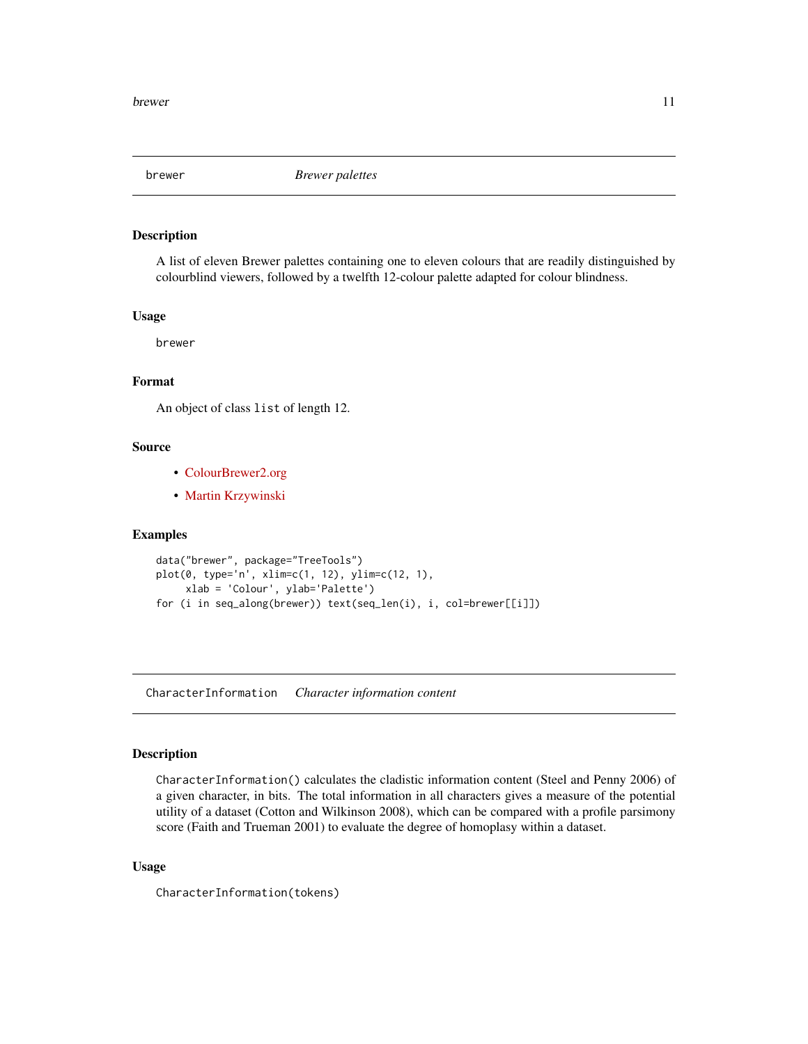## brewer — *Brewer palettes*

### Description

A list of eleven Brewer palettes containing one to eleven colours that are readily distinguished by colourblind viewers, followed by a twelfth 12-colour palette adapted for colour blindness.

### Usage

```
brewer
```

### Format

An object of class `list` of length 12.

### Source

- ColourBrewer2.org
- Martin Krzywinski

### Examples

```
data("brewer", package="TreeTools")
plot(0, type='n', xlim=c(1, 12), ylim=c(12, 1),
     xlab = 'Colour', ylab='Palette')
for (i in seq_along(brewer)) text(seq_len(i), i, col=brewer[[i]])
```

## CharacterInformation — *Character information content*

### Description

`CharacterInformation()` calculates the cladistic information content (Steel and Penny 2006) of a given character, in bits. The total information in all characters gives a measure of the potential utility of a dataset (Cotton and Wilkinson 2008), which can be compared with a profile parsimony score (Faith and Trueman 2001) to evaluate the degree of homoplasy within a dataset.

### Usage

```
CharacterInformation(tokens)
```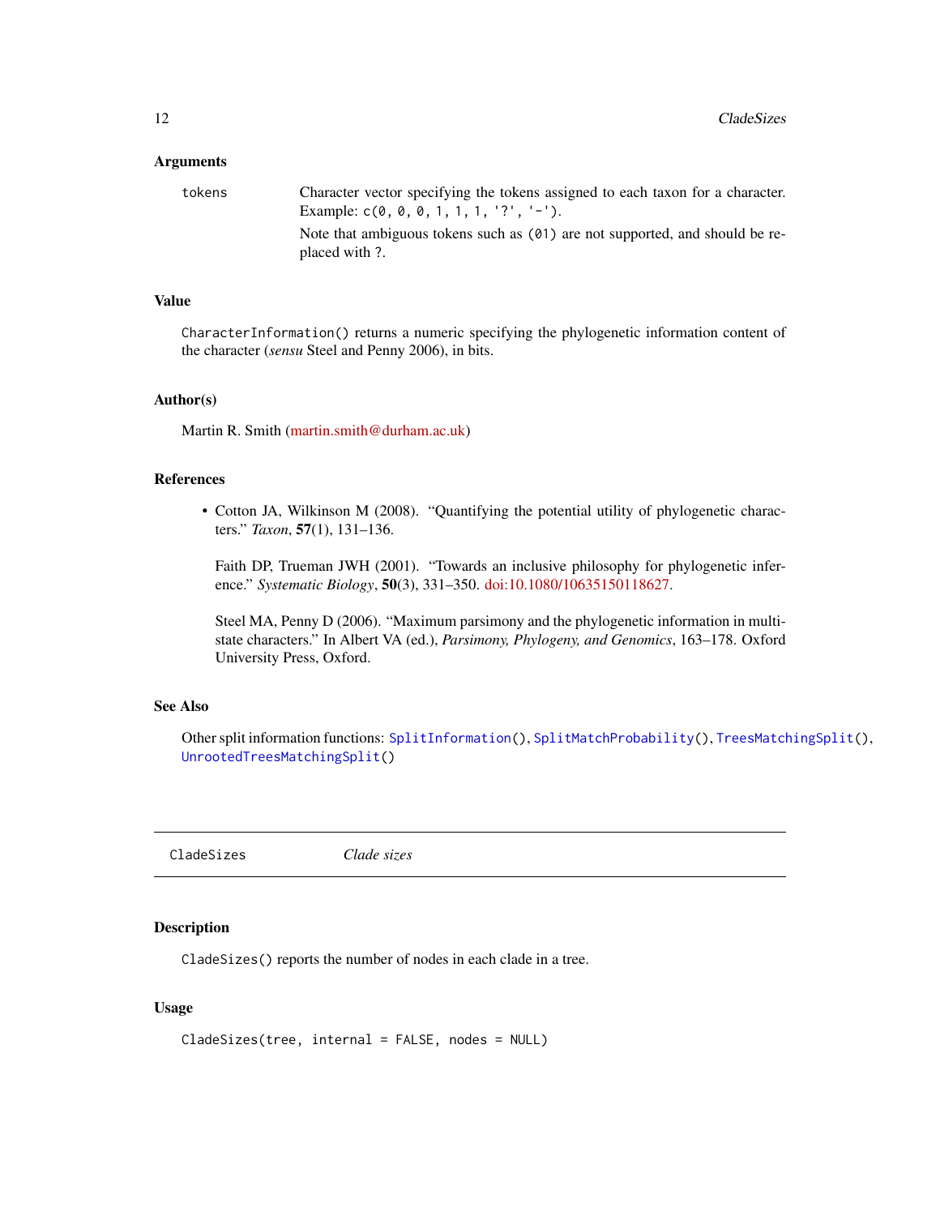### Arguments

`tokens` Character vector specifying the tokens assigned to each taxon for a character. Example: `c(0, 0, 0, 1, 1, 1, '?', '-')`.

Note that ambiguous tokens such as `(01)` are not supported, and should be replaced with `?`.

### Value

`CharacterInformation()` returns a numeric specifying the phylogenetic information content of the character (*sensu* Steel and Penny 2006), in bits.

### Author(s)

Martin R. Smith (martin.smith@durham.ac.uk)

### References

- Cotton JA, Wilkinson M (2008). "Quantifying the potential utility of phylogenetic characters." *Taxon*, **57**(1), 131–136.

  Faith DP, Trueman JWH (2001). "Towards an inclusive philosophy for phylogenetic inference." *Systematic Biology*, **50**(3), 331–350. doi:10.1080/10635150118627.

  Steel MA, Penny D (2006). "Maximum parsimony and the phylogenetic information in multistate characters." In Albert VA (ed.), *Parsimony, Phylogeny, and Genomics*, 163–178. Oxford University Press, Oxford.

### See Also

Other split information functions: `SplitInformation()`, `SplitMatchProbability()`, `TreesMatchingSplit()`, `UnrootedTreesMatchingSplit()`

---

## CladeSizes *Clade sizes*

---

### Description

`CladeSizes()` reports the number of nodes in each clade in a tree.

### Usage

```
CladeSizes(tree, internal = FALSE, nodes = NULL)
```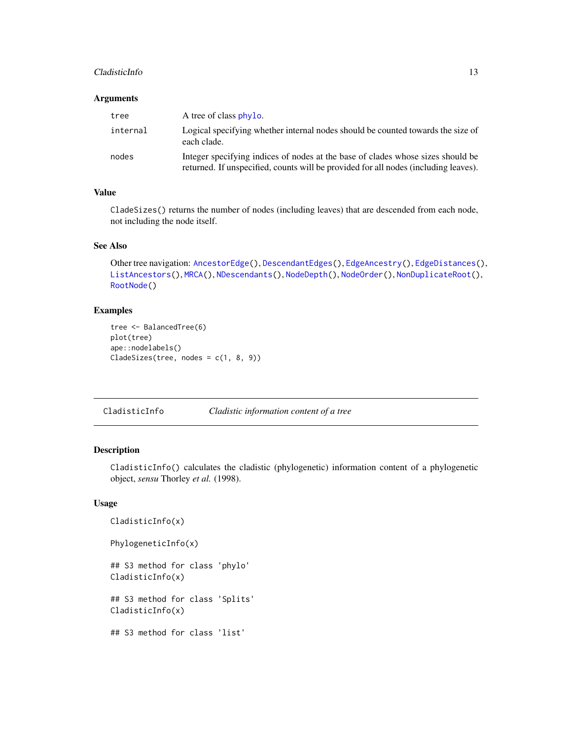### Arguments

| | |
|---|---|
| `tree` | A tree of class `phylo`. |
| `internal` | Logical specifying whether internal nodes should be counted towards the size of each clade. |
| `nodes` | Integer specifying indices of nodes at the base of clades whose sizes should be returned. If unspecified, counts will be provided for all nodes (including leaves). |

### Value

`CladeSizes()` returns the number of nodes (including leaves) that are descended from each node, not including the node itself.

### See Also

Other tree navigation: `AncestorEdge()`, `DescendantEdges()`, `EdgeAncestry()`, `EdgeDistances()`, `ListAncestors()`, `MRCA()`, `NDescendants()`, `NodeDepth()`, `NodeOrder()`, `NonDuplicateRoot()`, `RootNode()`

### Examples

```
tree <- BalancedTree(6)
plot(tree)
ape::nodelabels()
CladeSizes(tree, nodes = c(1, 8, 9))
```

---

## CladisticInfo    *Cladistic information content of a tree*

---

### Description

`CladisticInfo()` calculates the cladistic (phylogenetic) information content of a phylogenetic object, *sensu* Thorley *et al.* (1998).

### Usage

```
CladisticInfo(x)

PhylogeneticInfo(x)

## S3 method for class 'phylo'
CladisticInfo(x)

## S3 method for class 'Splits'
CladisticInfo(x)

## S3 method for class 'list'
```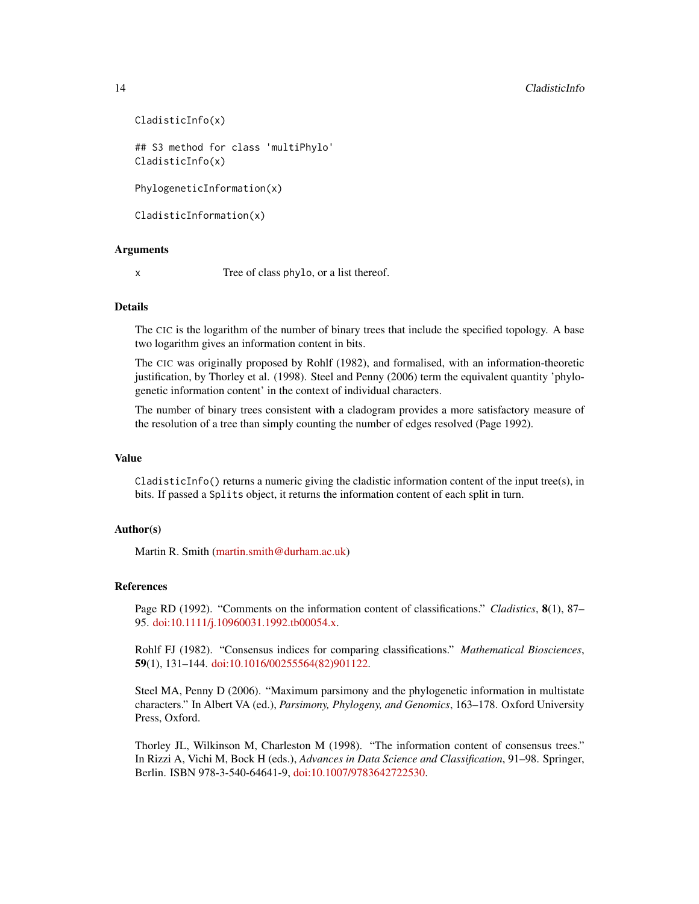```
CladisticInfo(x)

## S3 method for class 'multiPhylo'
CladisticInfo(x)

PhylogeneticInformation(x)

CladisticInformation(x)
```

### Arguments

x    Tree of class phylo, or a list thereof.

### Details

The CIC is the logarithm of the number of binary trees that include the specified topology. A base two logarithm gives an information content in bits.

The CIC was originally proposed by Rohlf (1982), and formalised, with an information-theoretic justification, by Thorley et al. (1998). Steel and Penny (2006) term the equivalent quantity 'phylogenetic information content' in the context of individual characters.

The number of binary trees consistent with a cladogram provides a more satisfactory measure of the resolution of a tree than simply counting the number of edges resolved (Page 1992).

### Value

CladisticInfo() returns a numeric giving the cladistic information content of the input tree(s), in bits. If passed a Splits object, it returns the information content of each split in turn.

### Author(s)

Martin R. Smith (martin.smith@durham.ac.uk)

### References

Page RD (1992). "Comments on the information content of classifications." *Cladistics*, **8**(1), 87–95. doi:10.1111/j.10960031.1992.tb00054.x.

Rohlf FJ (1982). "Consensus indices for comparing classifications." *Mathematical Biosciences*, **59**(1), 131–144. doi:10.1016/00255564(82)901122.

Steel MA, Penny D (2006). "Maximum parsimony and the phylogenetic information in multistate characters." In Albert VA (ed.), *Parsimony, Phylogeny, and Genomics*, 163–178. Oxford University Press, Oxford.

Thorley JL, Wilkinson M, Charleston M (1998). "The information content of consensus trees." In Rizzi A, Vichi M, Bock H (eds.), *Advances in Data Science and Classification*, 91–98. Springer, Berlin. ISBN 978-3-540-64641-9, doi:10.1007/9783642722530.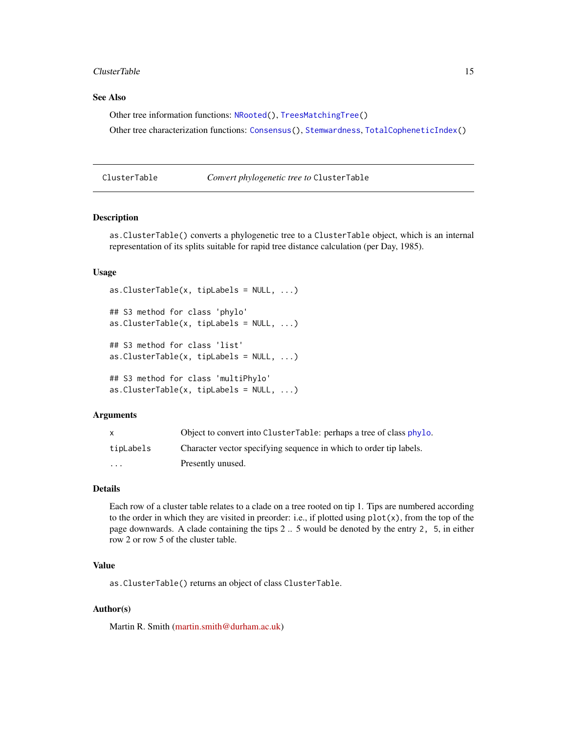### See Also

Other tree information functions: `NRooted()`, `TreesMatchingTree()`

Other tree characterization functions: `Consensus()`, `Stemwardness`, `TotalCopheneticIndex()`

---

## ClusterTable — *Convert phylogenetic tree to* `ClusterTable`

---

### Description

`as.ClusterTable()` converts a phylogenetic tree to a `ClusterTable` object, which is an internal representation of its splits suitable for rapid tree distance calculation (per Day, 1985).

### Usage

```
as.ClusterTable(x, tipLabels = NULL, ...)

## S3 method for class 'phylo'
as.ClusterTable(x, tipLabels = NULL, ...)

## S3 method for class 'list'
as.ClusterTable(x, tipLabels = NULL, ...)

## S3 method for class 'multiPhylo'
as.ClusterTable(x, tipLabels = NULL, ...)
```

### Arguments

| | |
|---|---|
| `x` | Object to convert into `ClusterTable`: perhaps a tree of class `phylo`. |
| `tipLabels` | Character vector specifying sequence in which to order tip labels. |
| `...` | Presently unused. |

### Details

Each row of a cluster table relates to a clade on a tree rooted on tip 1. Tips are numbered according to the order in which they are visited in preorder: i.e., if plotted using `plot(x)`, from the top of the page downwards. A clade containing the tips 2 .. 5 would be denoted by the entry `2, 5`, in either row 2 or row 5 of the cluster table.

### Value

`as.ClusterTable()` returns an object of class `ClusterTable`.

### Author(s)

Martin R. Smith (martin.smith@durham.ac.uk)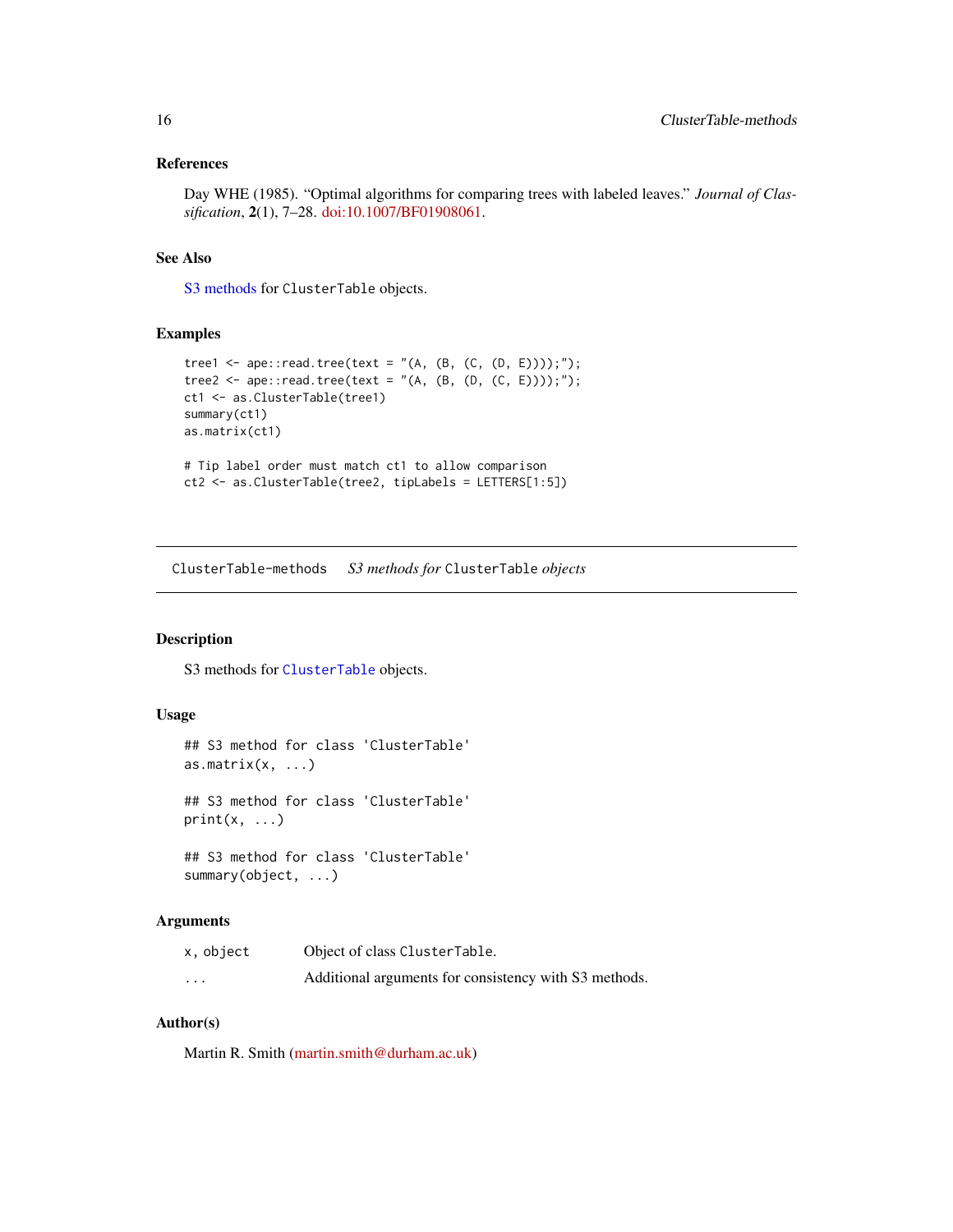### References

Day WHE (1985). "Optimal algorithms for comparing trees with labeled leaves." *Journal of Classification*, **2**(1), 7–28. doi:10.1007/BF01908061.

### See Also

S3 methods for `ClusterTable` objects.

### Examples

```
tree1 <- ape::read.tree(text = "(A, (B, (C, (D, E))));");
tree2 <- ape::read.tree(text = "(A, (B, (D, (C, E))));");
ct1 <- as.ClusterTable(tree1)
summary(ct1)
as.matrix(ct1)

# Tip label order must match ct1 to allow comparison
ct2 <- as.ClusterTable(tree2, tipLabels = LETTERS[1:5])
```

---

## ClusterTable-methods    *S3 methods for* `ClusterTable` *objects*

### Description

S3 methods for `ClusterTable` objects.

### Usage

```
## S3 method for class 'ClusterTable'
as.matrix(x, ...)

## S3 method for class 'ClusterTable'
print(x, ...)

## S3 method for class 'ClusterTable'
summary(object, ...)
```

### Arguments

| | |
|---|---|
| `x, object` | Object of class `ClusterTable`. |
| `...` | Additional arguments for consistency with S3 methods. |

### Author(s)

Martin R. Smith (martin.smith@durham.ac.uk)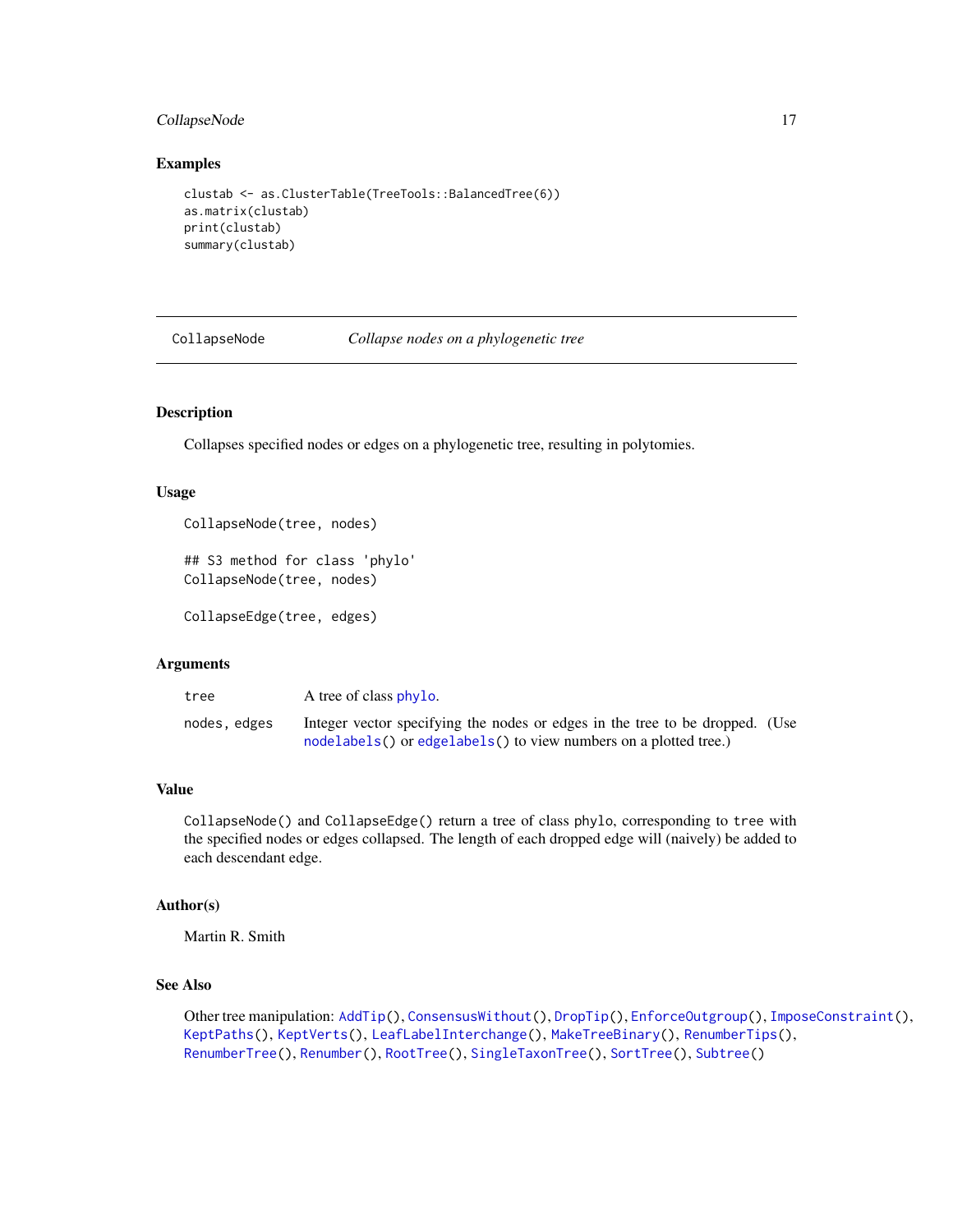### Examples

```
clustab <- as.ClusterTable(TreeTools::BalancedTree(6))
as.matrix(clustab)
print(clustab)
summary(clustab)
```

---

## CollapseNode *Collapse nodes on a phylogenetic tree*

---

### Description

Collapses specified nodes or edges on a phylogenetic tree, resulting in polytomies.

### Usage

```
CollapseNode(tree, nodes)

## S3 method for class 'phylo'
CollapseNode(tree, nodes)

CollapseEdge(tree, edges)
```

### Arguments

| | |
|---|---|
| `tree` | A tree of class `phylo`. |
| `nodes, edges` | Integer vector specifying the nodes or edges in the tree to be dropped. (Use `nodelabels()` or `edgelabels()` to view numbers on a plotted tree.) |

### Value

`CollapseNode()` and `CollapseEdge()` return a tree of class `phylo`, corresponding to `tree` with the specified nodes or edges collapsed. The length of each dropped edge will (naively) be added to each descendant edge.

### Author(s)

Martin R. Smith

### See Also

Other tree manipulation: `AddTip()`, `ConsensusWithout()`, `DropTip()`, `EnforceOutgroup()`, `ImposeConstraint()`, `KeptPaths()`, `KeptVerts()`, `LeafLabelInterchange()`, `MakeTreeBinary()`, `RenumberTips()`, `RenumberTree()`, `Renumber()`, `RootTree()`, `SingleTaxonTree()`, `SortTree()`, `Subtree()`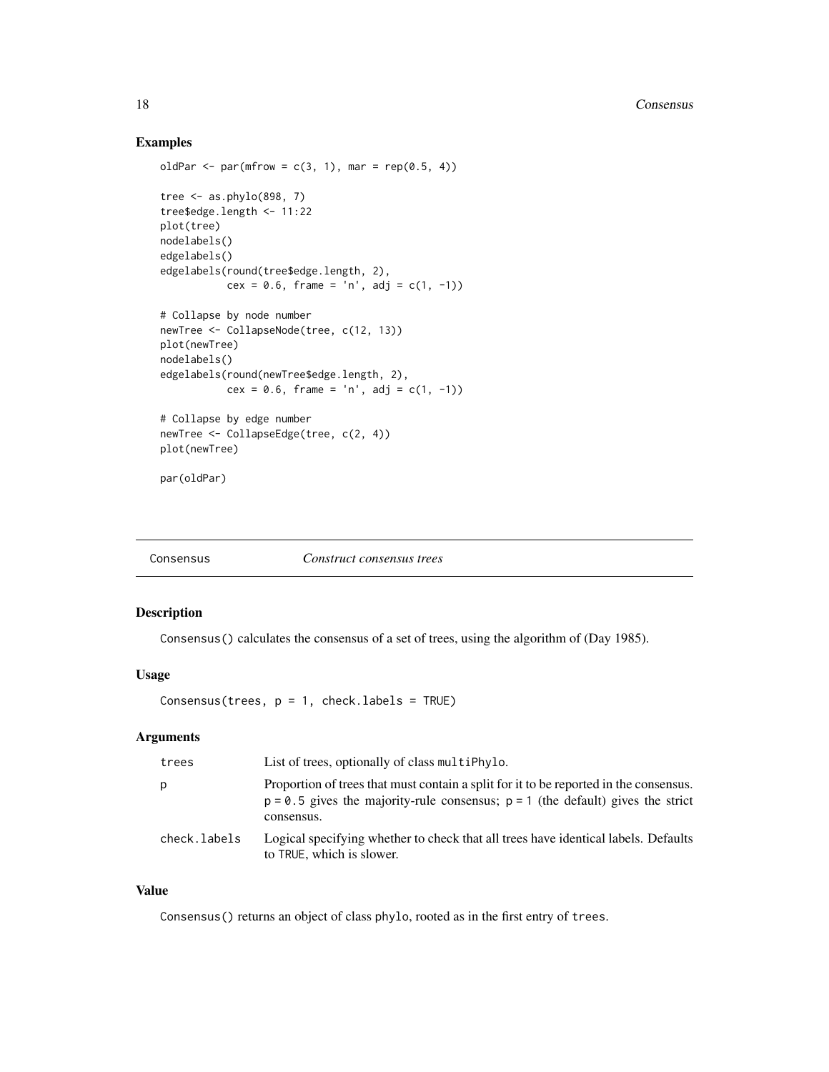### Examples

```
oldPar <- par(mfrow = c(3, 1), mar = rep(0.5, 4))

tree <- as.phylo(898, 7)
tree$edge.length <- 11:22
plot(tree)
nodelabels()
edgelabels()
edgelabels(round(tree$edge.length, 2),
           cex = 0.6, frame = 'n', adj = c(1, -1))

# Collapse by node number
newTree <- CollapseNode(tree, c(12, 13))
plot(newTree)
nodelabels()
edgelabels(round(newTree$edge.length, 2),
           cex = 0.6, frame = 'n', adj = c(1, -1))

# Collapse by edge number
newTree <- CollapseEdge(tree, c(2, 4))
plot(newTree)

par(oldPar)
```

---

## Consensus — *Construct consensus trees*

### Description

Consensus() calculates the consensus of a set of trees, using the algorithm of (Day 1985).

### Usage

```
Consensus(trees, p = 1, check.labels = TRUE)
```

### Arguments

| | |
|---|---|
| trees | List of trees, optionally of class multiPhylo. |
| p | Proportion of trees that must contain a split for it to be reported in the consensus. p = 0.5 gives the majority-rule consensus; p = 1 (the default) gives the strict consensus. |
| check.labels | Logical specifying whether to check that all trees have identical labels. Defaults to TRUE, which is slower. |

### Value

Consensus() returns an object of class phylo, rooted as in the first entry of trees.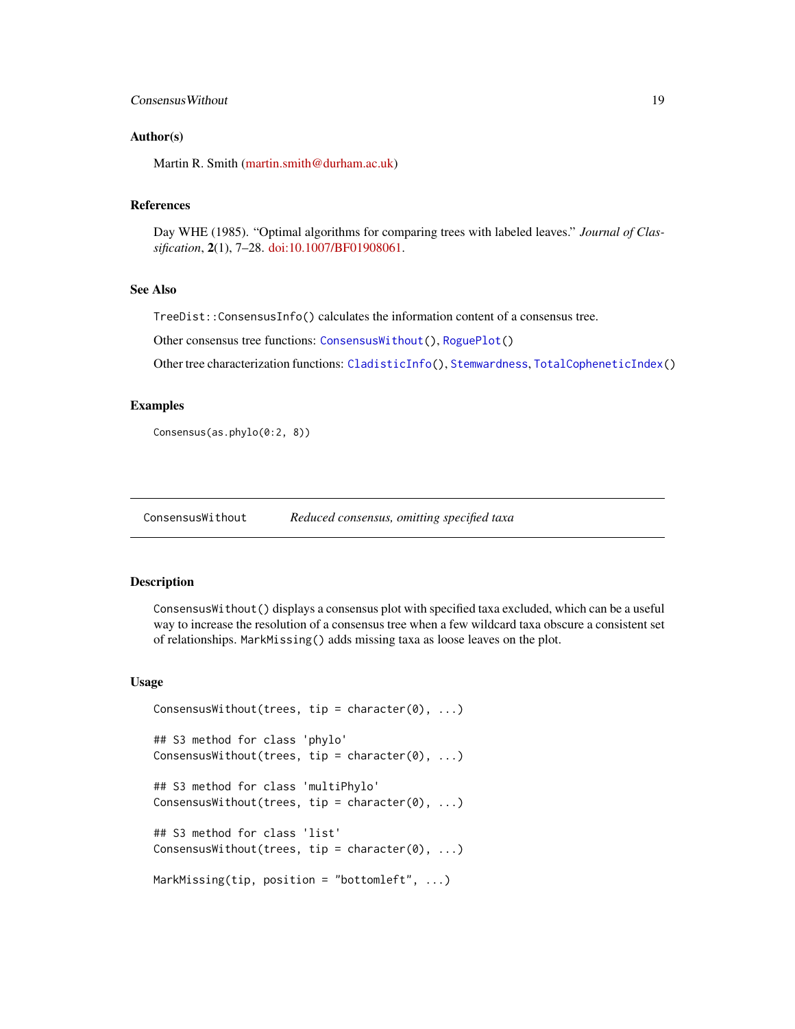### Author(s)

Martin R. Smith (martin.smith@durham.ac.uk)

### References

Day WHE (1985). "Optimal algorithms for comparing trees with labeled leaves." *Journal of Classification*, **2**(1), 7–28. doi:10.1007/BF01908061.

### See Also

`TreeDist::ConsensusInfo()` calculates the information content of a consensus tree.

Other consensus tree functions: `ConsensusWithout()`, `RoguePlot()`

Other tree characterization functions: `CladisticInfo()`, `Stemwardness`, `TotalCopheneticIndex()`

### Examples

```
Consensus(as.phylo(0:2, 8))
```

---

## ConsensusWithout — *Reduced consensus, omitting specified taxa*

---

### Description

`ConsensusWithout()` displays a consensus plot with specified taxa excluded, which can be a useful way to increase the resolution of a consensus tree when a few wildcard taxa obscure a consistent set of relationships. `MarkMissing()` adds missing taxa as loose leaves on the plot.

### Usage

```
ConsensusWithout(trees, tip = character(0), ...)

## S3 method for class 'phylo'
ConsensusWithout(trees, tip = character(0), ...)

## S3 method for class 'multiPhylo'
ConsensusWithout(trees, tip = character(0), ...)

## S3 method for class 'list'
ConsensusWithout(trees, tip = character(0), ...)

MarkMissing(tip, position = "bottomleft", ...)
```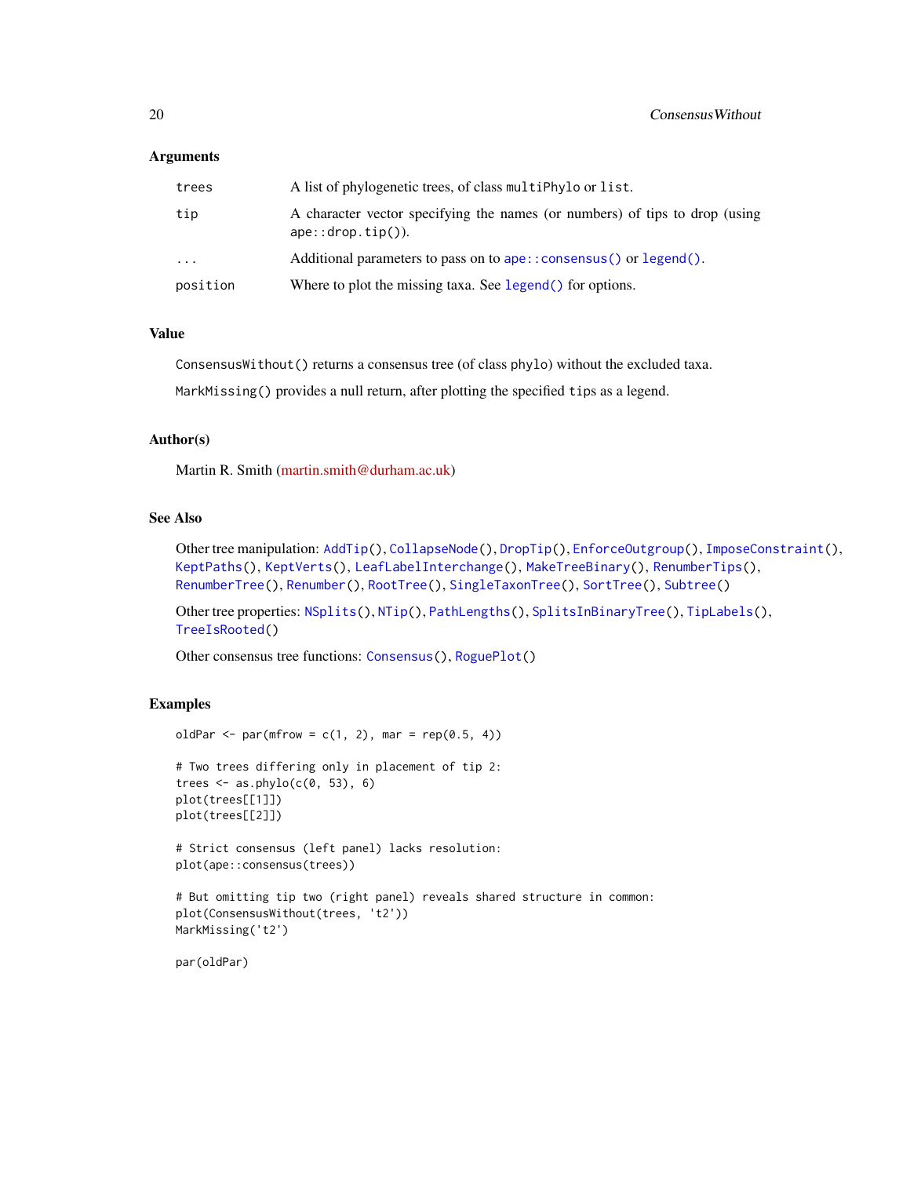### Arguments

| | |
|---|---|
| `trees` | A list of phylogenetic trees, of class `multiPhylo` or `list`. |
| `tip` | A character vector specifying the names (or numbers) of tips to drop (using `ape::drop.tip()`). |
| `...` | Additional parameters to pass on to `ape::consensus()` or `legend()`. |
| `position` | Where to plot the missing taxa. See `legend()` for options. |

### Value

`ConsensusWithout()` returns a consensus tree (of class `phylo`) without the excluded taxa.

`MarkMissing()` provides a null return, after plotting the specified `tips` as a legend.

### Author(s)

Martin R. Smith (martin.smith@durham.ac.uk)

### See Also

Other tree manipulation: `AddTip()`, `CollapseNode()`, `DropTip()`, `EnforceOutgroup()`, `ImposeConstraint()`, `KeptPaths()`, `KeptVerts()`, `LeafLabelInterchange()`, `MakeTreeBinary()`, `RenumberTips()`, `RenumberTree()`, `Renumber()`, `RootTree()`, `SingleTaxonTree()`, `SortTree()`, `Subtree()`

Other tree properties: `NSplits()`, `NTip()`, `PathLengths()`, `SplitsInBinaryTree()`, `TipLabels()`, `TreeIsRooted()`

Other consensus tree functions: `Consensus()`, `RoguePlot()`

### Examples

```
oldPar <- par(mfrow = c(1, 2), mar = rep(0.5, 4))

# Two trees differing only in placement of tip 2:
trees <- as.phylo(c(0, 53), 6)
plot(trees[[1]])
plot(trees[[2]])

# Strict consensus (left panel) lacks resolution:
plot(ape::consensus(trees))

# But omitting tip two (right panel) reveals shared structure in common:
plot(ConsensusWithout(trees, 't2'))
MarkMissing('t2')

par(oldPar)
```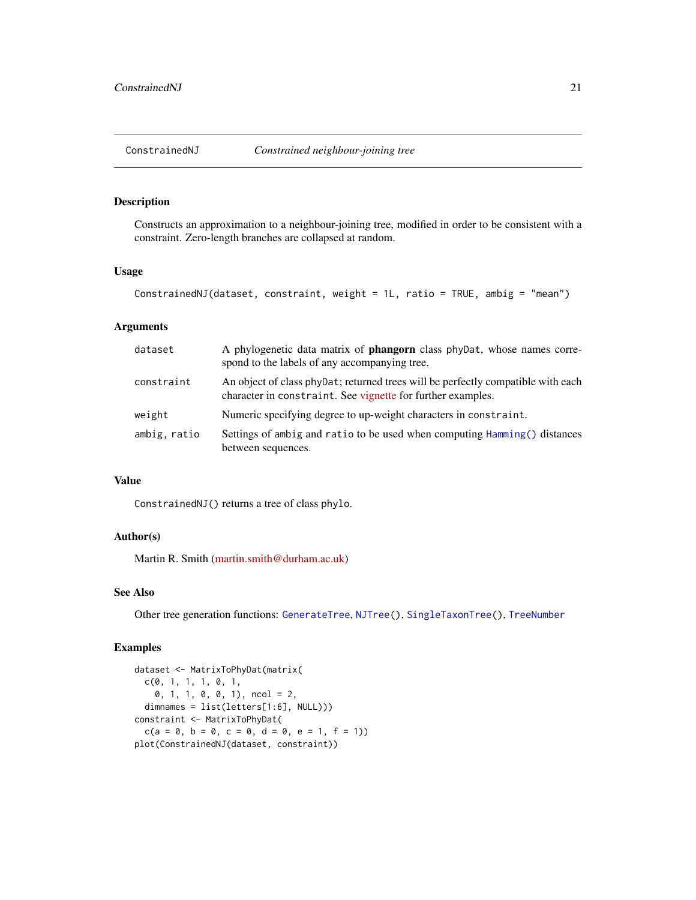## ConstrainedNJ *Constrained neighbour-joining tree*

### Description

Constructs an approximation to a neighbour-joining tree, modified in order to be consistent with a constraint. Zero-length branches are collapsed at random.

### Usage

```
ConstrainedNJ(dataset, constraint, weight = 1L, ratio = TRUE, ambig = "mean")
```

### Arguments

| | |
|---|---|
| `dataset` | A phylogenetic data matrix of **phangorn** class `phyDat`, whose names correspond to the labels of any accompanying tree. |
| `constraint` | An object of class `phyDat`; returned trees will be perfectly compatible with each character in `constraint`. See vignette for further examples. |
| `weight` | Numeric specifying degree to up-weight characters in `constraint`. |
| `ambig, ratio` | Settings of `ambig` and `ratio` to be used when computing `Hamming()` distances between sequences. |

### Value

`ConstrainedNJ()` returns a tree of class `phylo`.

### Author(s)

Martin R. Smith (martin.smith@durham.ac.uk)

### See Also

Other tree generation functions: `GenerateTree`, `NJTree()`, `SingleTaxonTree()`, `TreeNumber`

### Examples

```
dataset <- MatrixToPhyDat(matrix(
  c(0, 1, 1, 1, 0, 1,
    0, 1, 1, 0, 0, 1), ncol = 2,
  dimnames = list(letters[1:6], NULL)))
constraint <- MatrixToPhyDat(
  c(a = 0, b = 0, c = 0, d = 0, e = 1, f = 1))
plot(ConstrainedNJ(dataset, constraint))
```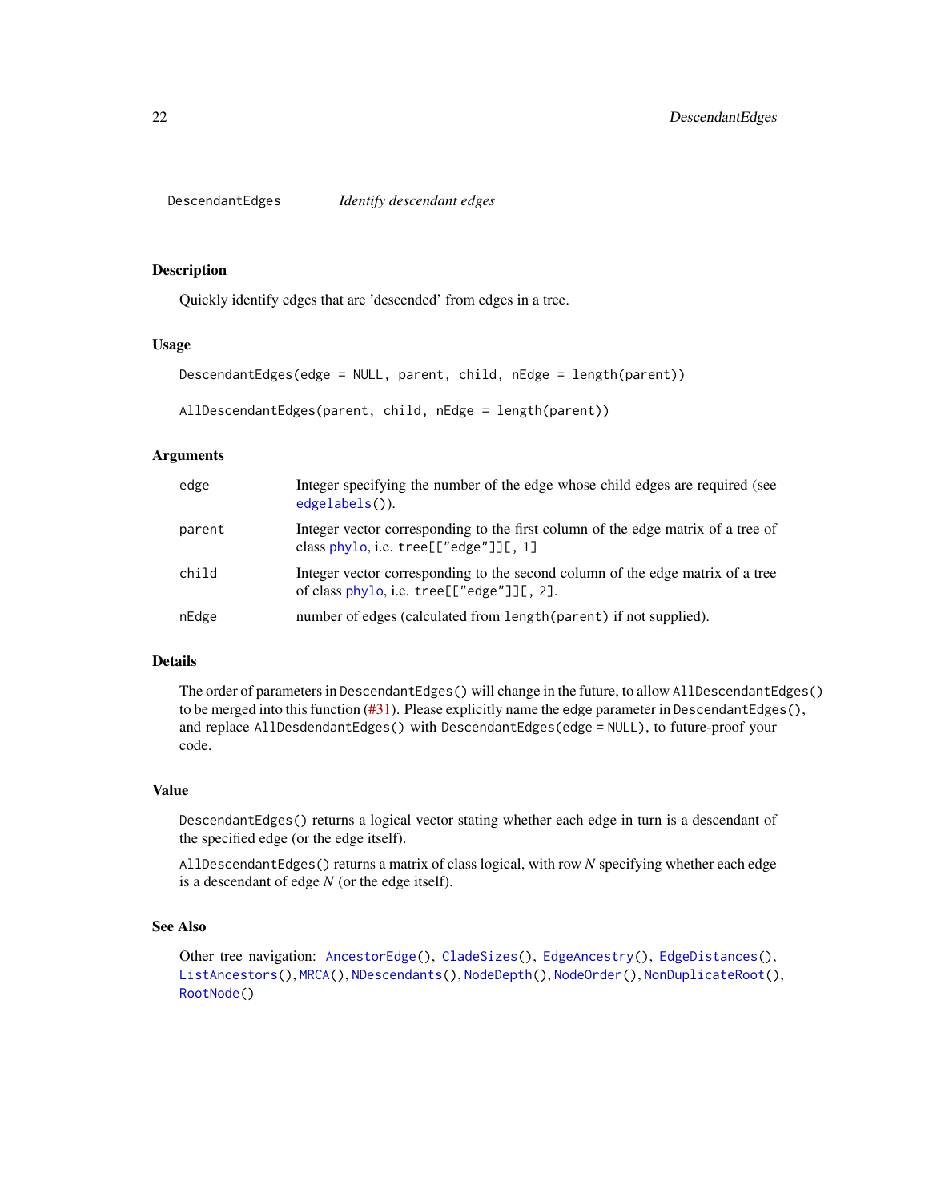## DescendantEdges *Identify descendant edges*

### Description

Quickly identify edges that are 'descended' from edges in a tree.

### Usage

```
DescendantEdges(edge = NULL, parent, child, nEdge = length(parent))

AllDescendantEdges(parent, child, nEdge = length(parent))
```

### Arguments

| | |
|---|---|
| edge | Integer specifying the number of the edge whose child edges are required (see `edgelabels()`). |
| parent | Integer vector corresponding to the first column of the edge matrix of a tree of class phylo, i.e. `tree[["edge"]][, 1]` |
| child | Integer vector corresponding to the second column of the edge matrix of a tree of class phylo, i.e. `tree[["edge"]][, 2]`. |
| nEdge | number of edges (calculated from `length(parent)` if not supplied). |

### Details

The order of parameters in `DescendantEdges()` will change in the future, to allow `AllDescendantEdges()` to be merged into this function (#31). Please explicitly name the edge parameter in `DescendantEdges()`, and replace `AllDesdendantEdges()` with `DescendantEdges(edge = NULL)`, to future-proof your code.

### Value

`DescendantEdges()` returns a logical vector stating whether each edge in turn is a descendant of the specified edge (or the edge itself).

`AllDescendantEdges()` returns a matrix of class logical, with row *N* specifying whether each edge is a descendant of edge *N* (or the edge itself).

### See Also

Other tree navigation: `AncestorEdge()`, `CladeSizes()`, `EdgeAncestry()`, `EdgeDistances()`, `ListAncestors()`, `MRCA()`, `NDescendants()`, `NodeDepth()`, `NodeOrder()`, `NonDuplicateRoot()`, `RootNode()`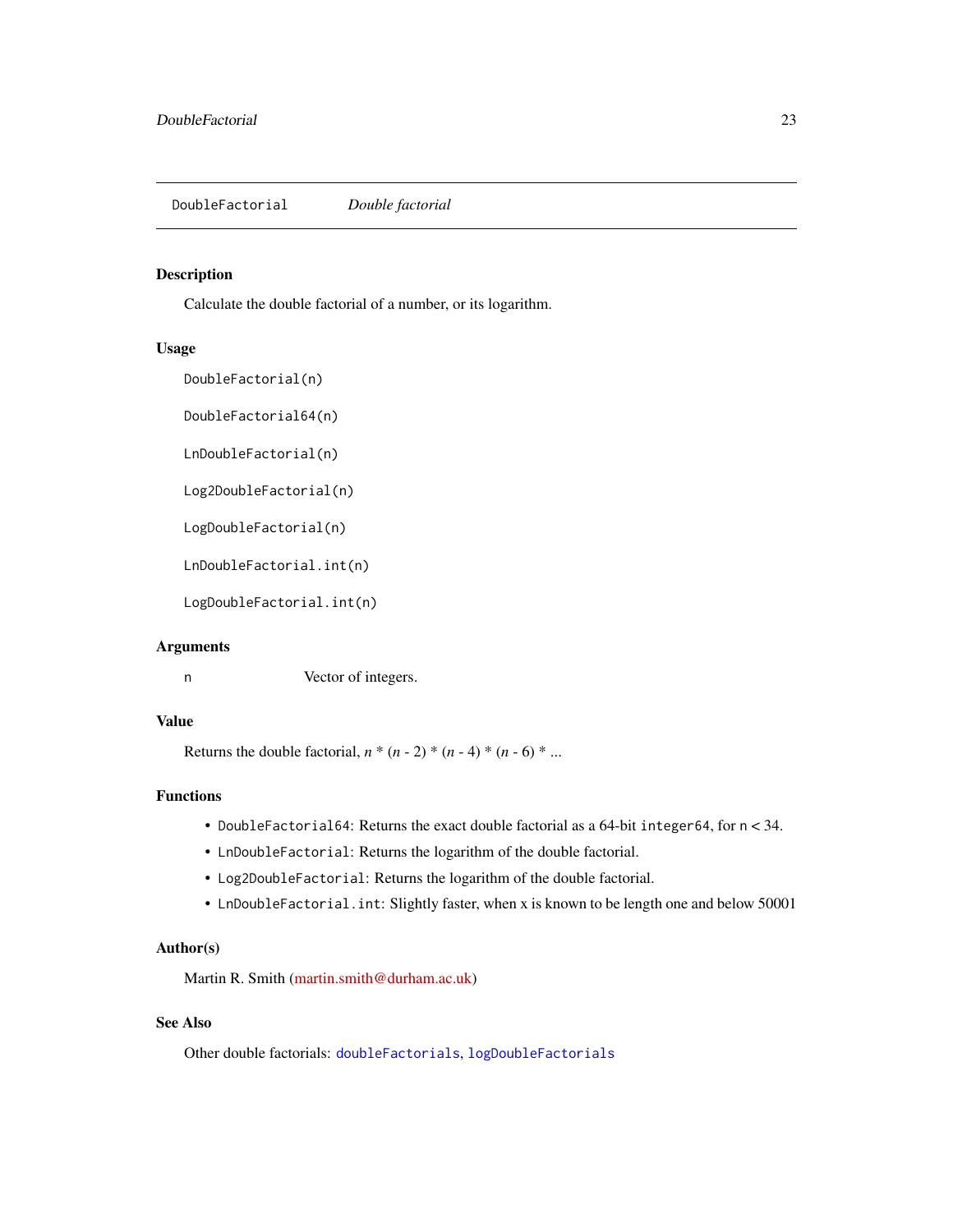## DoubleFactorial *Double factorial*

### Description

Calculate the double factorial of a number, or its logarithm.

### Usage

```
DoubleFactorial(n)

DoubleFactorial64(n)

LnDoubleFactorial(n)

Log2DoubleFactorial(n)

LogDoubleFactorial(n)

LnDoubleFactorial.int(n)

LogDoubleFactorial.int(n)
```

### Arguments

| | |
|---|---|
| n | Vector of integers. |

### Value

Returns the double factorial, *n* * (*n* - 2) * (*n* - 4) * (*n* - 6) * ...

### Functions

- `DoubleFactorial64`: Returns the exact double factorial as a 64-bit `integer64`, for `n` < 34.
- `LnDoubleFactorial`: Returns the logarithm of the double factorial.
- `Log2DoubleFactorial`: Returns the logarithm of the double factorial.
- `LnDoubleFactorial.int`: Slightly faster, when x is known to be length one and below 50001

### Author(s)

Martin R. Smith (martin.smith@durham.ac.uk)

### See Also

Other double factorials: `doubleFactorials`, `logDoubleFactorials`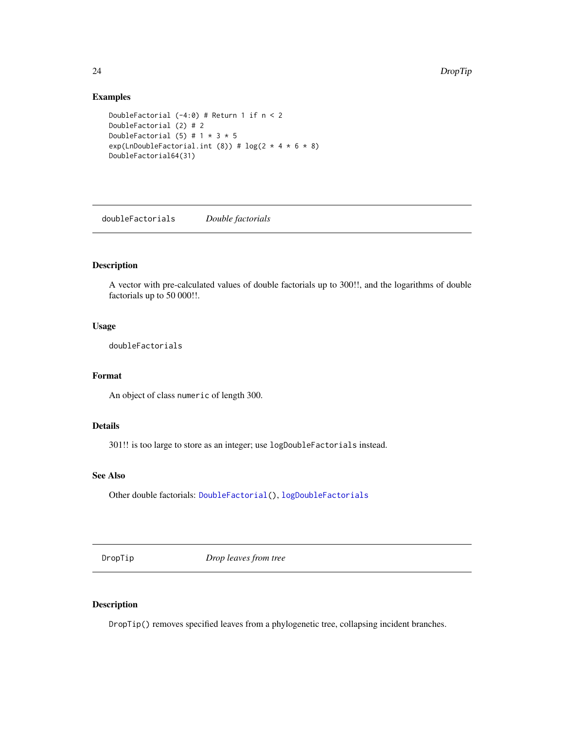### Examples

```
DoubleFactorial (-4:0) # Return 1 if n < 2
DoubleFactorial (2) # 2
DoubleFactorial (5) # 1 * 3 * 5
exp(LnDoubleFactorial.int (8)) # log(2 * 4 * 6 * 8)
DoubleFactorial64(31)
```

---

## doubleFactorials *Double factorials*

### Description

A vector with pre-calculated values of double factorials up to 300!!, and the logarithms of double factorials up to 50 000!!.

### Usage

```
doubleFactorials
```

### Format

An object of class `numeric` of length 300.

### Details

301!! is too large to store as an integer; use `logDoubleFactorials` instead.

### See Also

Other double factorials: `DoubleFactorial()`, `logDoubleFactorials`

---

## DropTip *Drop leaves from tree*

### Description

`DropTip()` removes specified leaves from a phylogenetic tree, collapsing incident branches.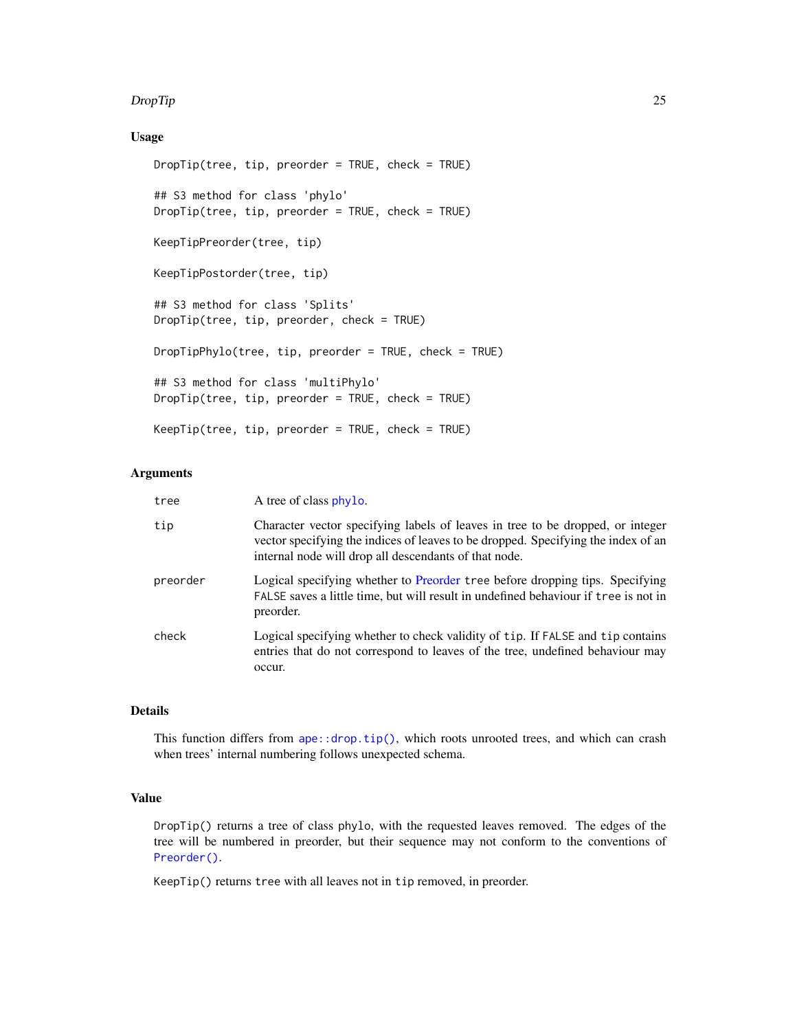### Usage

```
DropTip(tree, tip, preorder = TRUE, check = TRUE)

## S3 method for class 'phylo'
DropTip(tree, tip, preorder = TRUE, check = TRUE)

KeepTipPreorder(tree, tip)

KeepTipPostorder(tree, tip)

## S3 method for class 'Splits'
DropTip(tree, tip, preorder, check = TRUE)

DropTipPhylo(tree, tip, preorder = TRUE, check = TRUE)

## S3 method for class 'multiPhylo'
DropTip(tree, tip, preorder = TRUE, check = TRUE)

KeepTip(tree, tip, preorder = TRUE, check = TRUE)
```

### Arguments

| | |
|---|---|
| `tree` | A tree of class `phylo`. |
| `tip` | Character vector specifying labels of leaves in tree to be dropped, or integer vector specifying the indices of leaves to be dropped. Specifying the index of an internal node will drop all descendants of that node. |
| `preorder` | Logical specifying whether to Preorder `tree` before dropping tips. Specifying `FALSE` saves a little time, but will result in undefined behaviour if `tree` is not in preorder. |
| `check` | Logical specifying whether to check validity of `tip`. If `FALSE` and `tip` contains entries that do not correspond to leaves of the tree, undefined behaviour may occur. |

### Details

This function differs from `ape::drop.tip()`, which roots unrooted trees, and which can crash when trees' internal numbering follows unexpected schema.

### Value

`DropTip()` returns a tree of class `phylo`, with the requested leaves removed. The edges of the tree will be numbered in preorder, but their sequence may not conform to the conventions of `Preorder()`.

`KeepTip()` returns `tree` with all leaves not in `tip` removed, in preorder.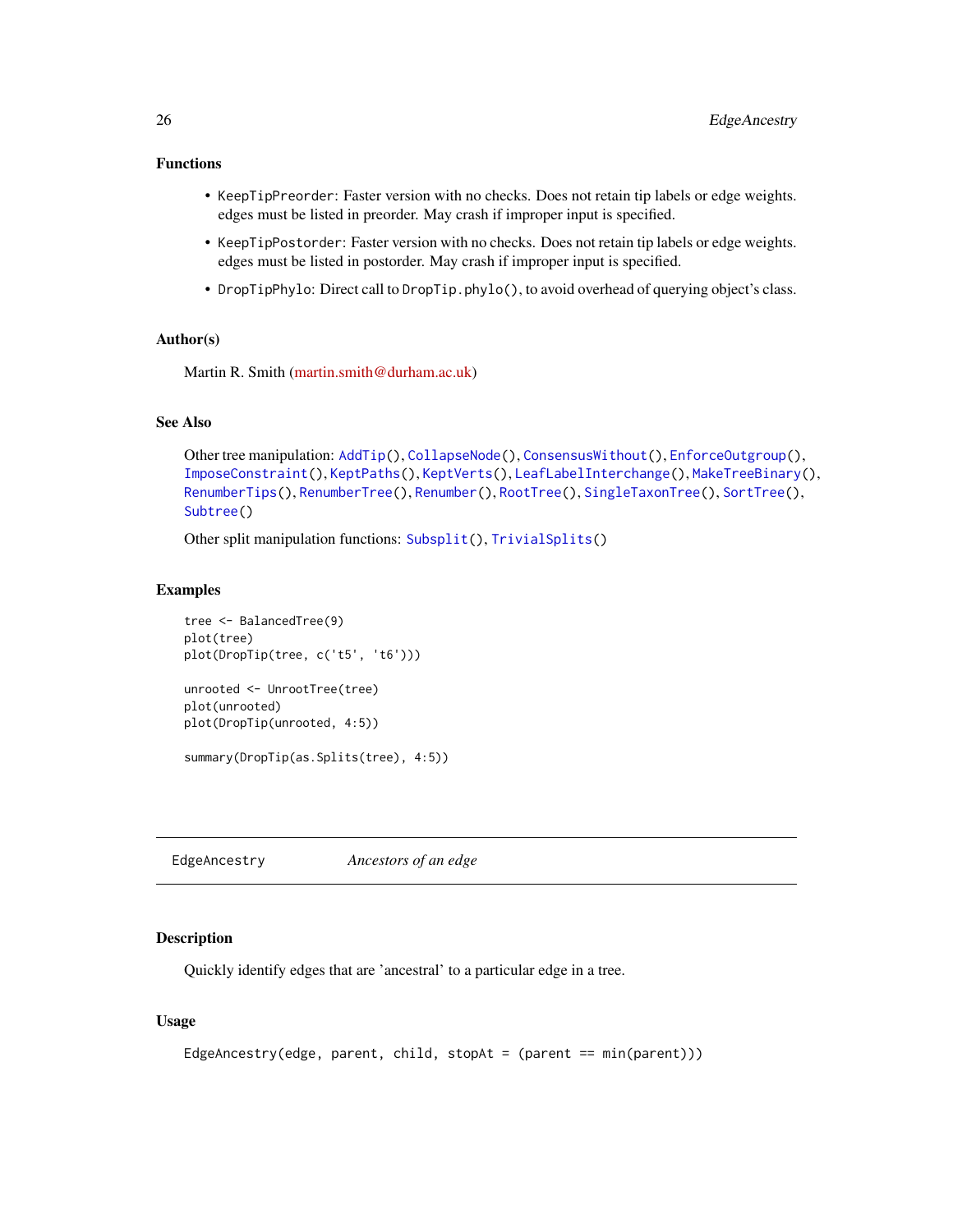### Functions

- `KeepTipPreorder`: Faster version with no checks. Does not retain tip labels or edge weights. edges must be listed in preorder. May crash if improper input is specified.
- `KeepTipPostorder`: Faster version with no checks. Does not retain tip labels or edge weights. edges must be listed in postorder. May crash if improper input is specified.
- `DropTipPhylo`: Direct call to `DropTip.phylo()`, to avoid overhead of querying object's class.

### Author(s)

Martin R. Smith (martin.smith@durham.ac.uk)

### See Also

Other tree manipulation: `AddTip()`, `CollapseNode()`, `ConsensusWithout()`, `EnforceOutgroup()`, `ImposeConstraint()`, `KeptPaths()`, `KeptVerts()`, `LeafLabelInterchange()`, `MakeTreeBinary()`, `RenumberTips()`, `RenumberTree()`, `Renumber()`, `RootTree()`, `SingleTaxonTree()`, `SortTree()`, `Subtree()`

Other split manipulation functions: `Subsplit()`, `TrivialSplits()`

### Examples

```
tree <- BalancedTree(9)
plot(tree)
plot(DropTip(tree, c('t5', 't6')))

unrooted <- UnrootTree(tree)
plot(unrooted)
plot(DropTip(unrooted, 4:5))

summary(DropTip(as.Splits(tree), 4:5))
```

---

## EdgeAncestry *Ancestors of an edge*

### Description

Quickly identify edges that are 'ancestral' to a particular edge in a tree.

### Usage

```
EdgeAncestry(edge, parent, child, stopAt = (parent == min(parent)))
```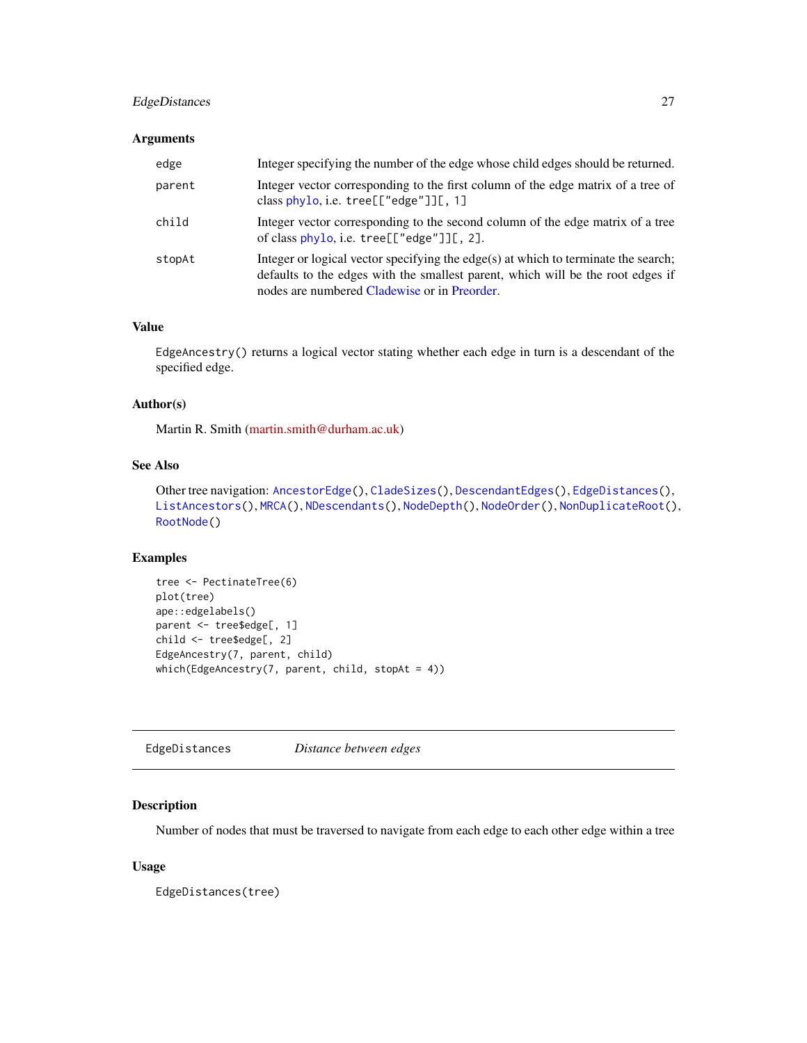### Arguments

| | |
|---|---|
| `edge` | Integer specifying the number of the edge whose child edges should be returned. |
| `parent` | Integer vector corresponding to the first column of the edge matrix of a tree of class phylo, i.e. `tree[["edge"]][, 1]` |
| `child` | Integer vector corresponding to the second column of the edge matrix of a tree of class phylo, i.e. `tree[["edge"]][, 2]`. |
| `stopAt` | Integer or logical vector specifying the edge(s) at which to terminate the search; defaults to the edges with the smallest parent, which will be the root edges if nodes are numbered Cladewise or in Preorder. |

### Value

`EdgeAncestry()` returns a logical vector stating whether each edge in turn is a descendant of the specified edge.

### Author(s)

Martin R. Smith (martin.smith@durham.ac.uk)

### See Also

Other tree navigation: `AncestorEdge()`, `CladeSizes()`, `DescendantEdges()`, `EdgeDistances()`, `ListAncestors()`, `MRCA()`, `NDescendants()`, `NodeDepth()`, `NodeOrder()`, `NonDuplicateRoot()`, `RootNode()`

### Examples

```
tree <- PectinateTree(6)
plot(tree)
ape::edgelabels()
parent <- tree$edge[, 1]
child <- tree$edge[, 2]
EdgeAncestry(7, parent, child)
which(EdgeAncestry(7, parent, child, stopAt = 4))
```

---

## EdgeDistances *Distance between edges*

### Description

Number of nodes that must be traversed to navigate from each edge to each other edge within a tree

### Usage

```
EdgeDistances(tree)
```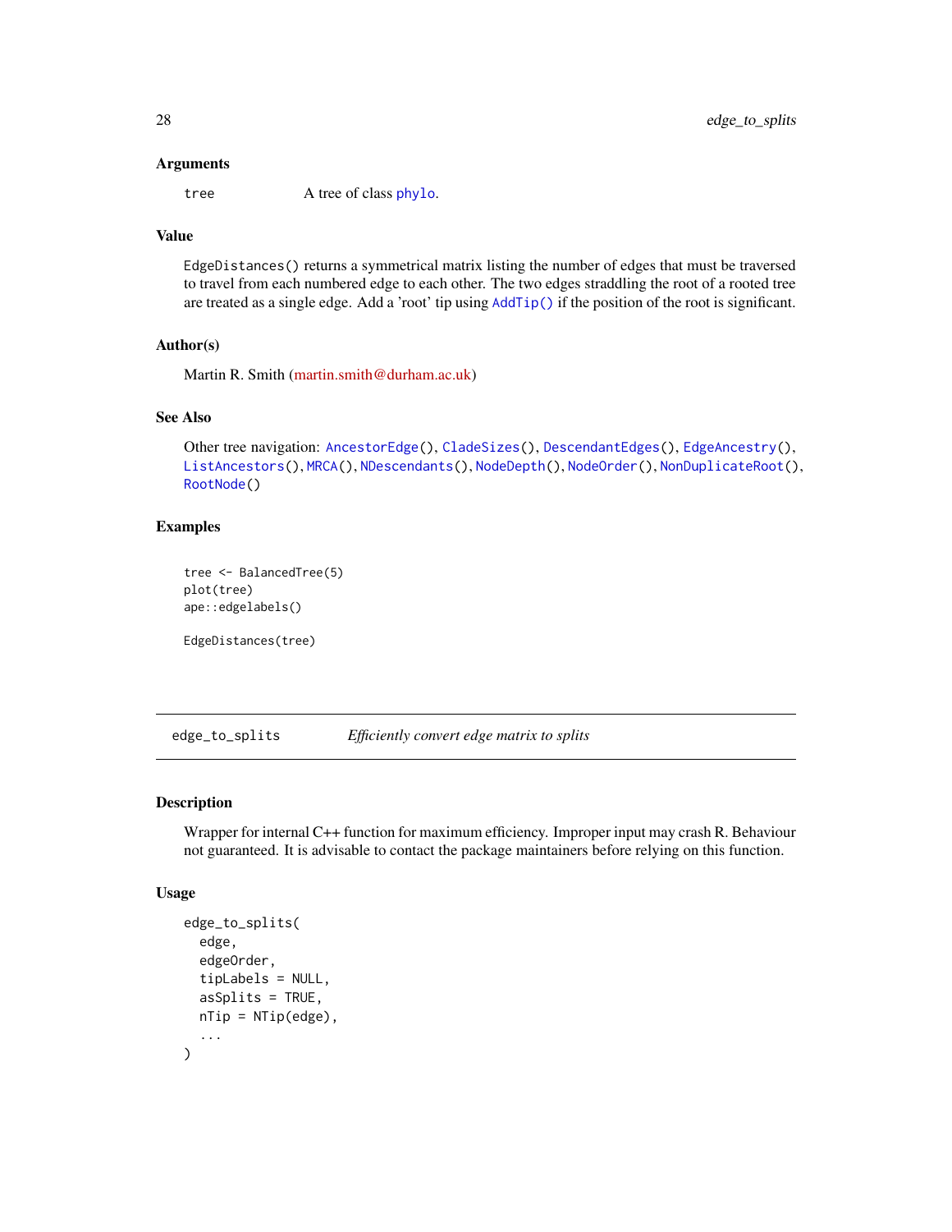### Arguments

`tree` A tree of class `phylo`.

### Value

`EdgeDistances()` returns a symmetrical matrix listing the number of edges that must be traversed to travel from each numbered edge to each other. The two edges straddling the root of a rooted tree are treated as a single edge. Add a 'root' tip using `AddTip()` if the position of the root is significant.

### Author(s)

Martin R. Smith (martin.smith@durham.ac.uk)

### See Also

Other tree navigation: `AncestorEdge()`, `CladeSizes()`, `DescendantEdges()`, `EdgeAncestry()`, `ListAncestors()`, `MRCA()`, `NDescendants()`, `NodeDepth()`, `NodeOrder()`, `NonDuplicateRoot()`, `RootNode()`

### Examples

```
tree <- BalancedTree(5)
plot(tree)
ape::edgelabels()

EdgeDistances(tree)
```

---

## edge_to_splits *Efficiently convert edge matrix to splits*

### Description

Wrapper for internal C++ function for maximum efficiency. Improper input may crash R. Behaviour not guaranteed. It is advisable to contact the package maintainers before relying on this function.

### Usage

```
edge_to_splits(
  edge,
  edgeOrder,
  tipLabels = NULL,
  asSplits = TRUE,
  nTip = NTip(edge),
  ...
)
```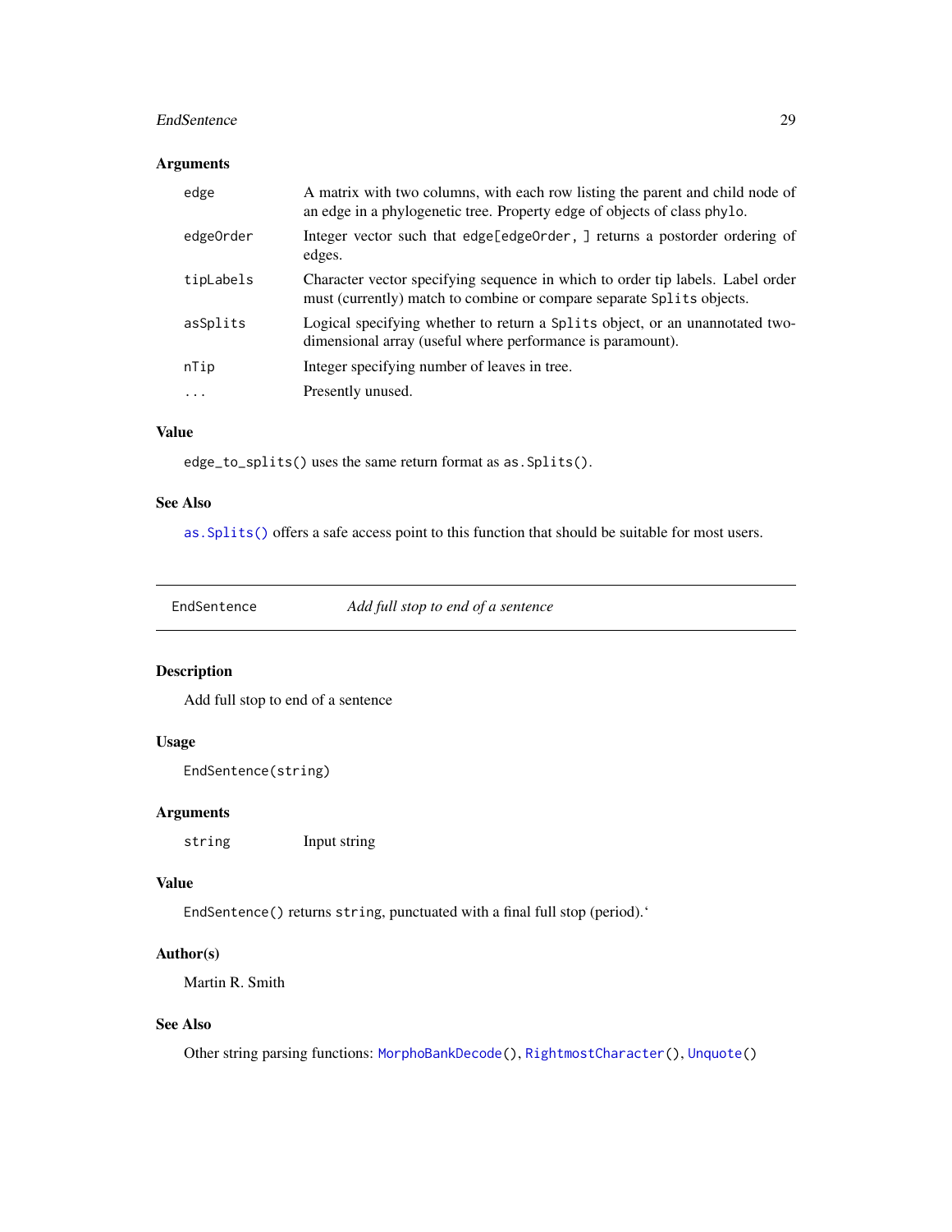### Arguments

| | |
|---|---|
| `edge` | A matrix with two columns, with each row listing the parent and child node of an edge in a phylogenetic tree. Property edge of objects of class `phylo`. |
| `edgeOrder` | Integer vector such that `edge[edgeOrder, ]` returns a postorder ordering of edges. |
| `tipLabels` | Character vector specifying sequence in which to order tip labels. Label order must (currently) match to combine or compare separate `Splits` objects. |
| `asSplits` | Logical specifying whether to return a `Splits` object, or an unannotated two-dimensional array (useful where performance is paramount). |
| `nTip` | Integer specifying number of leaves in tree. |
| `...` | Presently unused. |

### Value

`edge_to_splits()` uses the same return format as `as.Splits()`.

### See Also

`as.Splits()` offers a safe access point to this function that should be suitable for most users.

---

## EndSentence — *Add full stop to end of a sentence*

---

### Description

Add full stop to end of a sentence

### Usage

```
EndSentence(string)
```

### Arguments

| | |
|---|---|
| `string` | Input string |

### Value

`EndSentence()` returns `string`, punctuated with a final full stop (period).‘

### Author(s)

Martin R. Smith

### See Also

Other string parsing functions: `MorphoBankDecode()`, `RightmostCharacter()`, `Unquote()`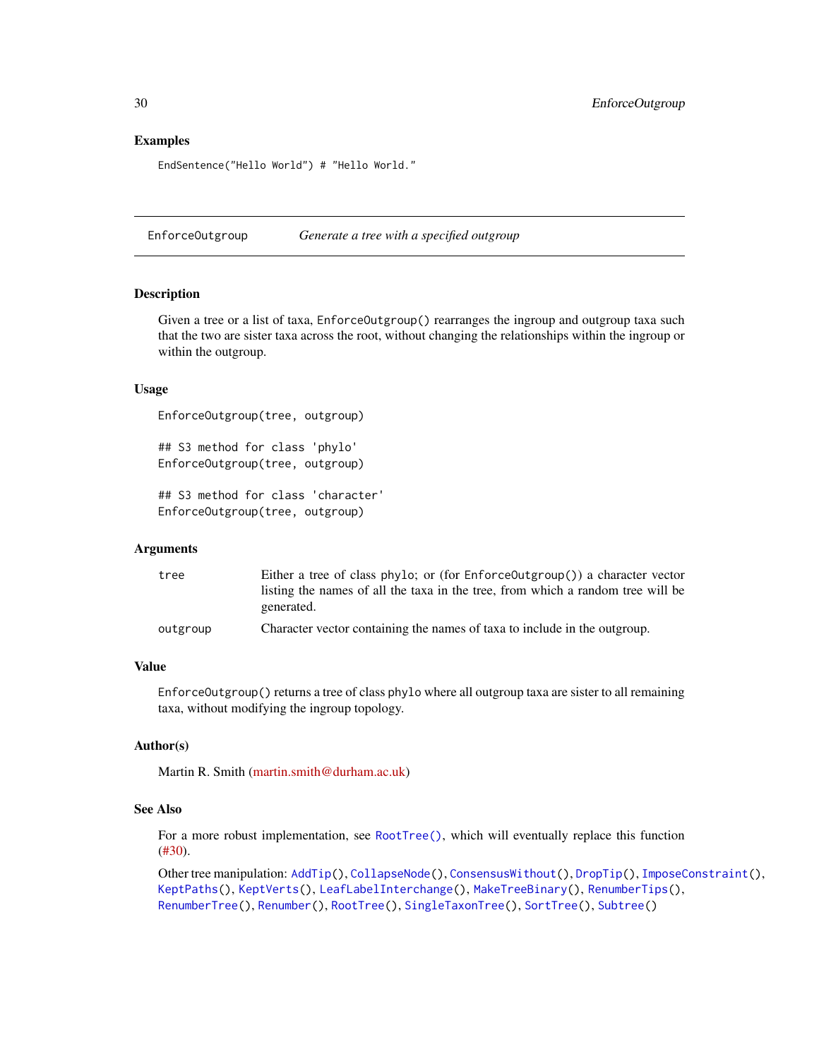### Examples

```
EndSentence("Hello World") # "Hello World."
```

---

## EnforceOutgroup — *Generate a tree with a specified outgroup*

---

### Description

Given a tree or a list of taxa, `EnforceOutgroup()` rearranges the ingroup and outgroup taxa such that the two are sister taxa across the root, without changing the relationships within the ingroup or within the outgroup.

### Usage

```
EnforceOutgroup(tree, outgroup)

## S3 method for class 'phylo'
EnforceOutgroup(tree, outgroup)

## S3 method for class 'character'
EnforceOutgroup(tree, outgroup)
```

### Arguments

| | |
|---|---|
| `tree` | Either a tree of class `phylo`; or (for `EnforceOutgroup()`) a character vector listing the names of all the taxa in the tree, from which a random tree will be generated. |
| `outgroup` | Character vector containing the names of taxa to include in the outgroup. |

### Value

`EnforceOutgroup()` returns a tree of class `phylo` where all outgroup taxa are sister to all remaining taxa, without modifying the ingroup topology.

### Author(s)

Martin R. Smith (martin.smith@durham.ac.uk)

### See Also

For a more robust implementation, see `RootTree()`, which will eventually replace this function (#30).

Other tree manipulation: `AddTip()`, `CollapseNode()`, `ConsensusWithout()`, `DropTip()`, `ImposeConstraint()`, `KeptPaths()`, `KeptVerts()`, `LeafLabelInterchange()`, `MakeTreeBinary()`, `RenumberTips()`, `RenumberTree()`, `Renumber()`, `RootTree()`, `SingleTaxonTree()`, `SortTree()`, `Subtree()`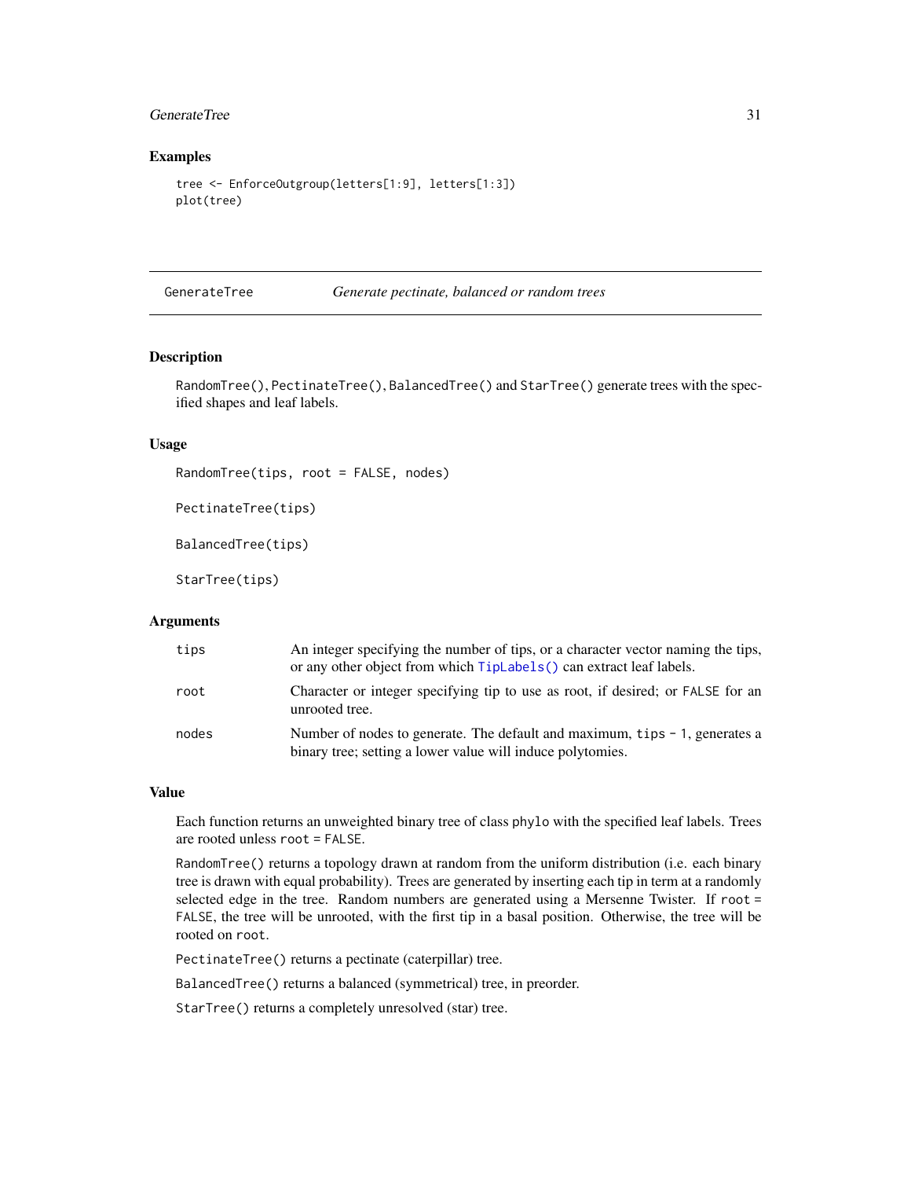## Examples

```
tree <- EnforceOutgroup(letters[1:9], letters[1:3])
plot(tree)
```

---

GenerateTree &nbsp;&nbsp;&nbsp;&nbsp; *Generate pectinate, balanced or random trees*

---

### Description

`RandomTree()`, `PectinateTree()`, `BalancedTree()` and `StarTree()` generate trees with the specified shapes and leaf labels.

### Usage

```
RandomTree(tips, root = FALSE, nodes)

PectinateTree(tips)

BalancedTree(tips)

StarTree(tips)
```

### Arguments

| | |
|---|---|
| `tips` | An integer specifying the number of tips, or a character vector naming the tips, or any other object from which `TipLabels()` can extract leaf labels. |
| `root` | Character or integer specifying tip to use as root, if desired; or `FALSE` for an unrooted tree. |
| `nodes` | Number of nodes to generate. The default and maximum, `tips - 1`, generates a binary tree; setting a lower value will induce polytomies. |

### Value

Each function returns an unweighted binary tree of class `phylo` with the specified leaf labels. Trees are rooted unless `root = FALSE`.

`RandomTree()` returns a topology drawn at random from the uniform distribution (i.e. each binary tree is drawn with equal probability). Trees are generated by inserting each tip in term at a randomly selected edge in the tree. Random numbers are generated using a Mersenne Twister. If `root = FALSE`, the tree will be unrooted, with the first tip in a basal position. Otherwise, the tree will be rooted on `root`.

`PectinateTree()` returns a pectinate (caterpillar) tree.

`BalancedTree()` returns a balanced (symmetrical) tree, in preorder.

`StarTree()` returns a completely unresolved (star) tree.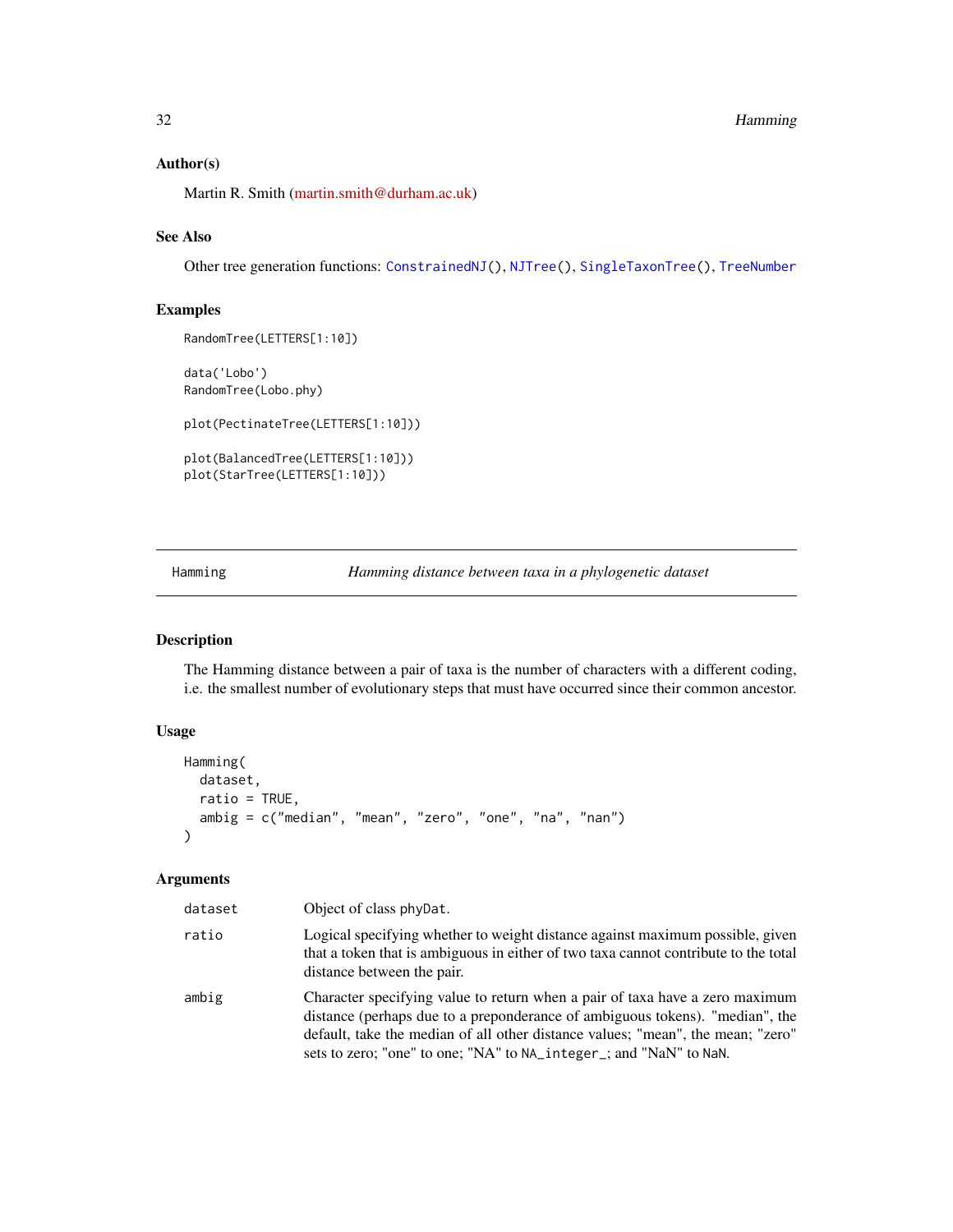### Author(s)

Martin R. Smith (martin.smith@durham.ac.uk)

### See Also

Other tree generation functions: `ConstrainedNJ()`, `NJTree()`, `SingleTaxonTree()`, `TreeNumber`

### Examples

```
RandomTree(LETTERS[1:10])

data('Lobo')
RandomTree(Lobo.phy)

plot(PectinateTree(LETTERS[1:10]))

plot(BalancedTree(LETTERS[1:10]))
plot(StarTree(LETTERS[1:10]))
```

---

## Hamming — *Hamming distance between taxa in a phylogenetic dataset*

---

### Description

The Hamming distance between a pair of taxa is the number of characters with a different coding, i.e. the smallest number of evolutionary steps that must have occurred since their common ancestor.

### Usage

```
Hamming(
  dataset,
  ratio = TRUE,
  ambig = c("median", "mean", "zero", "one", "na", "nan")
)
```

### Arguments

| | |
|---|---|
| `dataset` | Object of class `phyDat`. |
| `ratio` | Logical specifying whether to weight distance against maximum possible, given that a token that is ambiguous in either of two taxa cannot contribute to the total distance between the pair. |
| `ambig` | Character specifying value to return when a pair of taxa have a zero maximum distance (perhaps due to a preponderance of ambiguous tokens). "median", the default, take the median of all other distance values; "mean", the mean; "zero" sets to zero; "one" to one; "NA" to `NA_integer_`; and "NaN" to `NaN`. |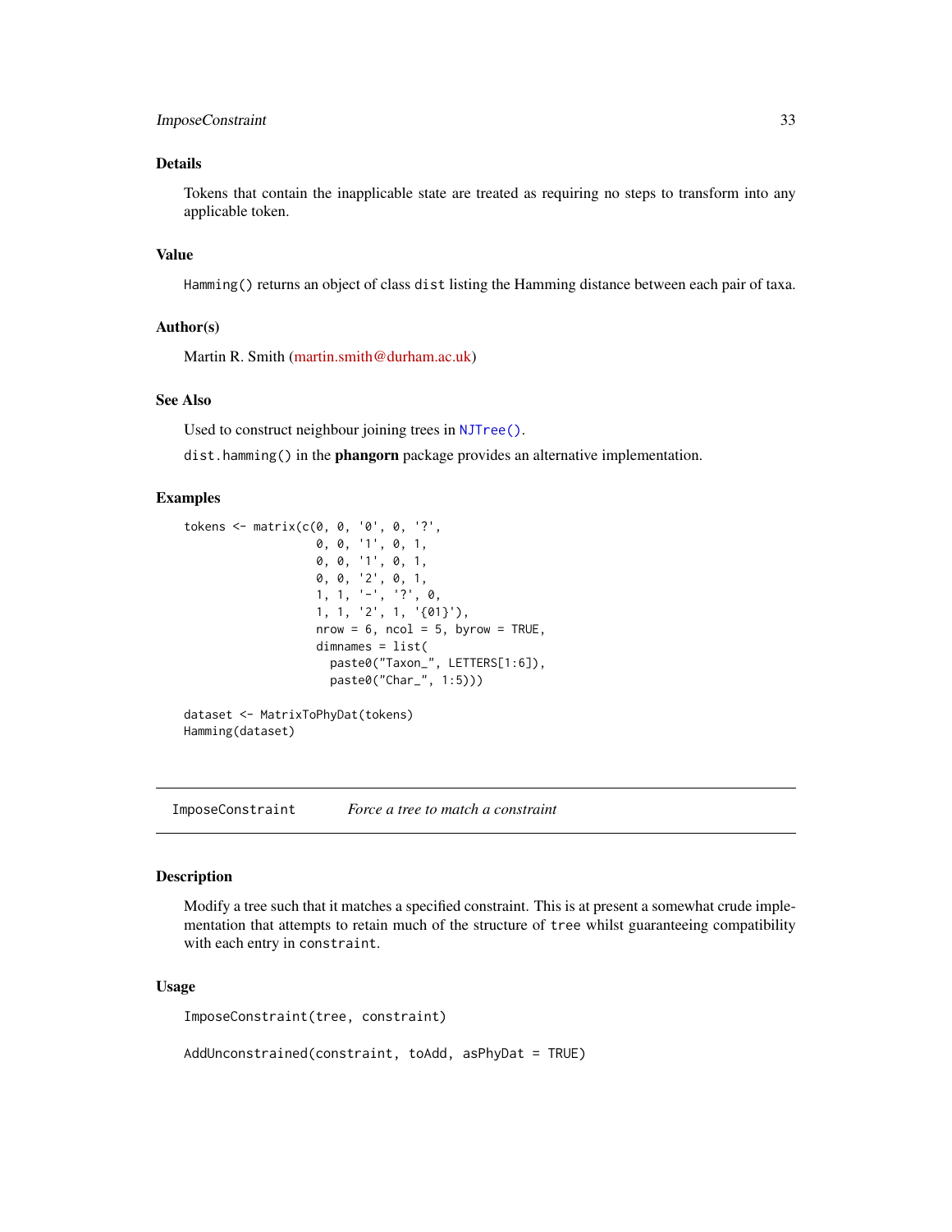## Details

Tokens that contain the inapplicable state are treated as requiring no steps to transform into any applicable token.

## Value

`Hamming()` returns an object of class `dist` listing the Hamming distance between each pair of taxa.

## Author(s)

Martin R. Smith (martin.smith@durham.ac.uk)

## See Also

Used to construct neighbour joining trees in `NJTree()`.

`dist.hamming()` in the **phangorn** package provides an alternative implementation.

## Examples

```
tokens <- matrix(c(0, 0, '0', 0, '?',
                   0, 0, '1', 0, 1,
                   0, 0, '1', 0, 1,
                   0, 0, '2', 0, 1,
                   1, 1, '-', '?', 0,
                   1, 1, '2', 1, '{01}'),
                   nrow = 6, ncol = 5, byrow = TRUE,
                   dimnames = list(
                     paste0("Taxon_", LETTERS[1:6]),
                     paste0("Char_", 1:5)))

dataset <- MatrixToPhyDat(tokens)
Hamming(dataset)
```

---

# ImposeConstraint &nbsp;&nbsp;&nbsp; *Force a tree to match a constraint*

---

## Description

Modify a tree such that it matches a specified constraint. This is at present a somewhat crude implementation that attempts to retain much of the structure of `tree` whilst guaranteeing compatibility with each entry in `constraint`.

## Usage

```
ImposeConstraint(tree, constraint)

AddUnconstrained(constraint, toAdd, asPhyDat = TRUE)
```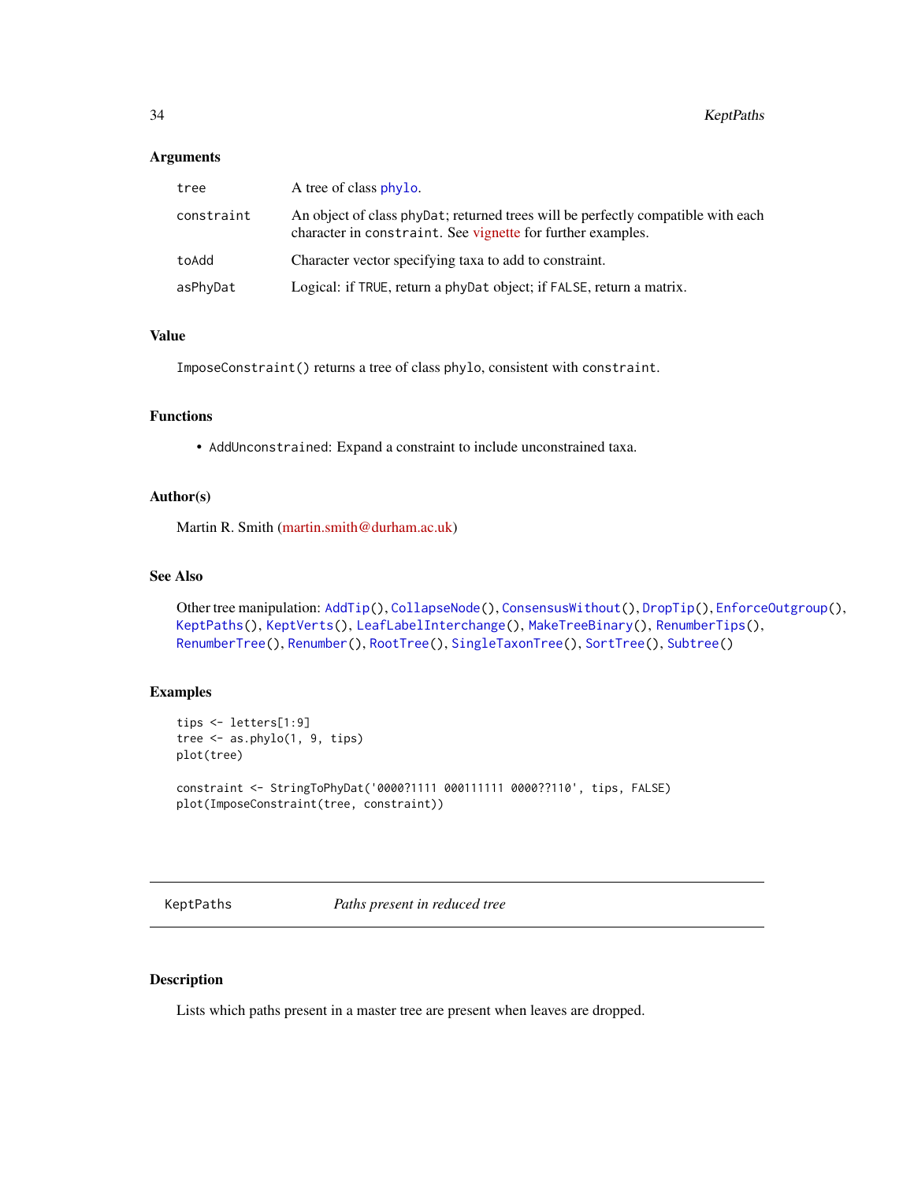### Arguments

| | |
|---|---|
| `tree` | A tree of class `phylo`. |
| `constraint` | An object of class `phyDat`; returned trees will be perfectly compatible with each character in `constraint`. See vignette for further examples. |
| `toAdd` | Character vector specifying taxa to add to constraint. |
| `asPhyDat` | Logical: if `TRUE`, return a `phyDat` object; if `FALSE`, return a matrix. |

### Value

`ImposeConstraint()` returns a tree of class `phylo`, consistent with `constraint`.

### Functions

- `AddUnconstrained`: Expand a constraint to include unconstrained taxa.

### Author(s)

Martin R. Smith (martin.smith@durham.ac.uk)

### See Also

Other tree manipulation: `AddTip()`, `CollapseNode()`, `ConsensusWithout()`, `DropTip()`, `EnforceOutgroup()`, `KeptPaths()`, `KeptVerts()`, `LeafLabelInterchange()`, `MakeTreeBinary()`, `RenumberTips()`, `RenumberTree()`, `Renumber()`, `RootTree()`, `SingleTaxonTree()`, `SortTree()`, `Subtree()`

### Examples

```
tips <- letters[1:9]
tree <- as.phylo(1, 9, tips)
plot(tree)

constraint <- StringToPhyDat('0000?1111 000111111 0000??110', tips, FALSE)
plot(ImposeConstraint(tree, constraint))
```

---

## KeptPaths — *Paths present in reduced tree*

---

### Description

Lists which paths present in a master tree are present when leaves are dropped.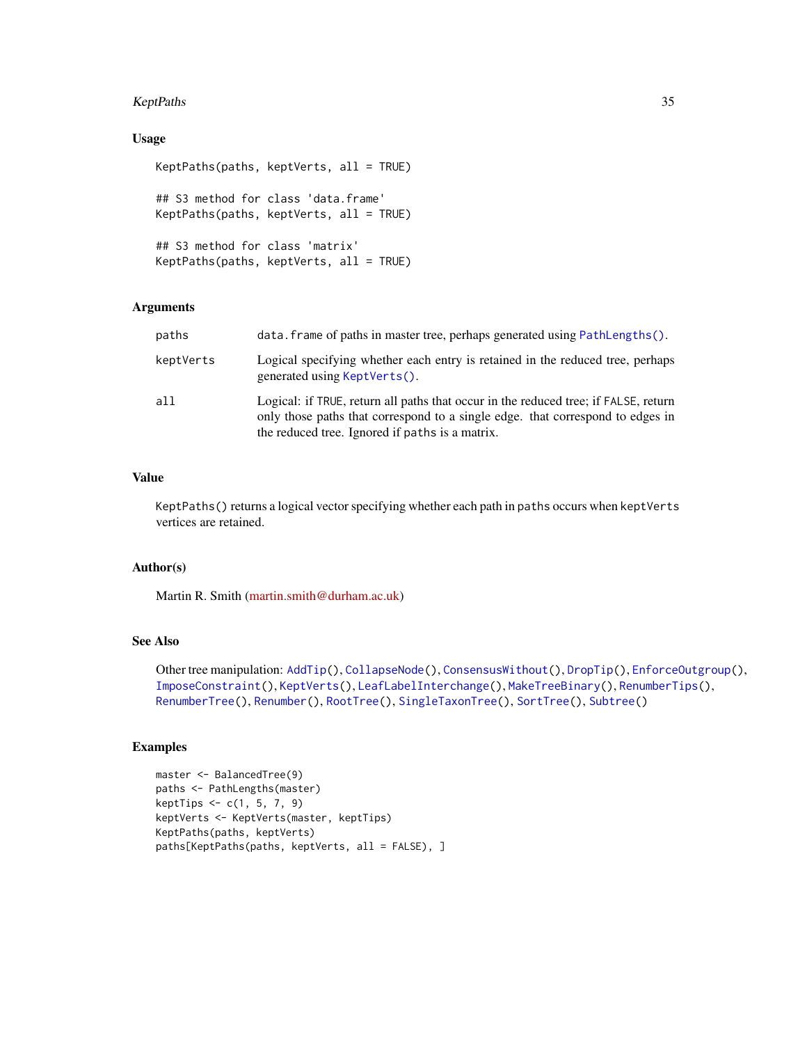## Usage

```
KeptPaths(paths, keptVerts, all = TRUE)

## S3 method for class 'data.frame'
KeptPaths(paths, keptVerts, all = TRUE)

## S3 method for class 'matrix'
KeptPaths(paths, keptVerts, all = TRUE)
```

## Arguments

| | |
|---|---|
| `paths` | `data.frame` of paths in master tree, perhaps generated using `PathLengths()`. |
| `keptVerts` | Logical specifying whether each entry is retained in the reduced tree, perhaps generated using `KeptVerts()`. |
| `all` | Logical: if `TRUE`, return all paths that occur in the reduced tree; if `FALSE`, return only those paths that correspond to a single edge. that correspond to edges in the reduced tree. Ignored if `paths` is a matrix. |

## Value

`KeptPaths()` returns a logical vector specifying whether each path in `paths` occurs when `keptVerts` vertices are retained.

## Author(s)

Martin R. Smith (martin.smith@durham.ac.uk)

## See Also

Other tree manipulation: `AddTip()`, `CollapseNode()`, `ConsensusWithout()`, `DropTip()`, `EnforceOutgroup()`, `ImposeConstraint()`, `KeptVerts()`, `LeafLabelInterchange()`, `MakeTreeBinary()`, `RenumberTips()`, `RenumberTree()`, `Renumber()`, `RootTree()`, `SingleTaxonTree()`, `SortTree()`, `Subtree()`

## Examples

```
master <- BalancedTree(9)
paths <- PathLengths(master)
keptTips <- c(1, 5, 7, 9)
keptVerts <- KeptVerts(master, keptTips)
KeptPaths(paths, keptVerts)
paths[KeptPaths(paths, keptVerts, all = FALSE), ]
```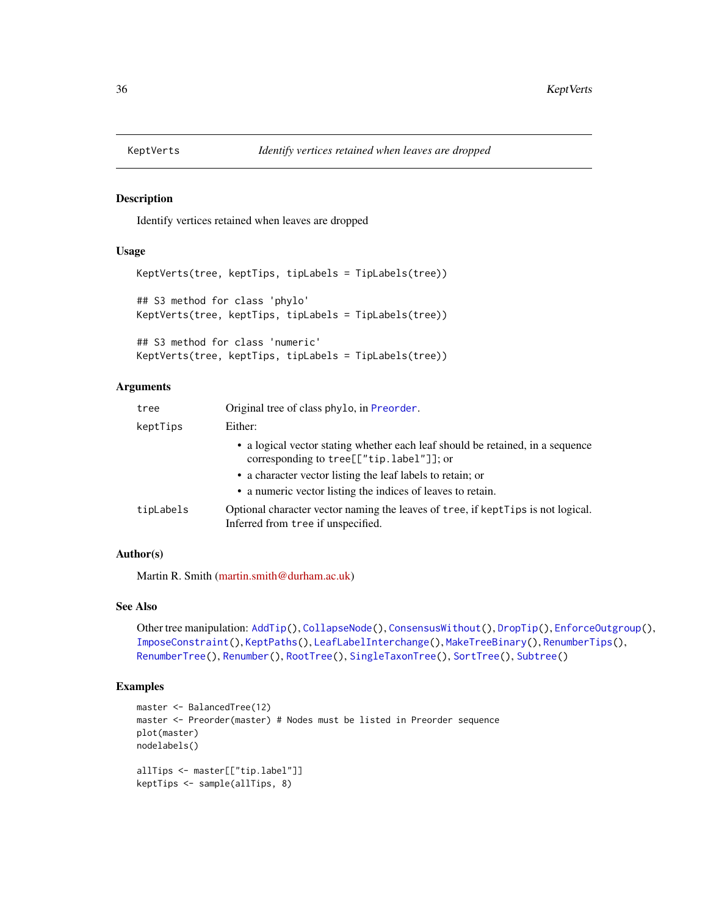# KeptVerts — *Identify vertices retained when leaves are dropped*

## Description

Identify vertices retained when leaves are dropped

## Usage

```
KeptVerts(tree, keptTips, tipLabels = TipLabels(tree))

## S3 method for class 'phylo'
KeptVerts(tree, keptTips, tipLabels = TipLabels(tree))

## S3 method for class 'numeric'
KeptVerts(tree, keptTips, tipLabels = TipLabels(tree))
```

## Arguments

| | |
|---|---|
| `tree` | Original tree of class `phylo`, in `Preorder`. |
| `keptTips` | Either: <br>• a logical vector stating whether each leaf should be retained, in a sequence corresponding to `tree[["tip.label"]]`; or <br>• a character vector listing the leaf labels to retain; or <br>• a numeric vector listing the indices of leaves to retain. |
| `tipLabels` | Optional character vector naming the leaves of `tree`, if `keptTips` is not logical. Inferred from `tree` if unspecified. |

## Author(s)

Martin R. Smith (martin.smith@durham.ac.uk)

## See Also

Other tree manipulation: `AddTip()`, `CollapseNode()`, `ConsensusWithout()`, `DropTip()`, `EnforceOutgroup()`, `ImposeConstraint()`, `KeptPaths()`, `LeafLabelInterchange()`, `MakeTreeBinary()`, `RenumberTips()`, `RenumberTree()`, `Renumber()`, `RootTree()`, `SingleTaxonTree()`, `SortTree()`, `Subtree()`

## Examples

```
master <- BalancedTree(12)
master <- Preorder(master) # Nodes must be listed in Preorder sequence
plot(master)
nodelabels()

allTips <- master[["tip.label"]]
keptTips <- sample(allTips, 8)
```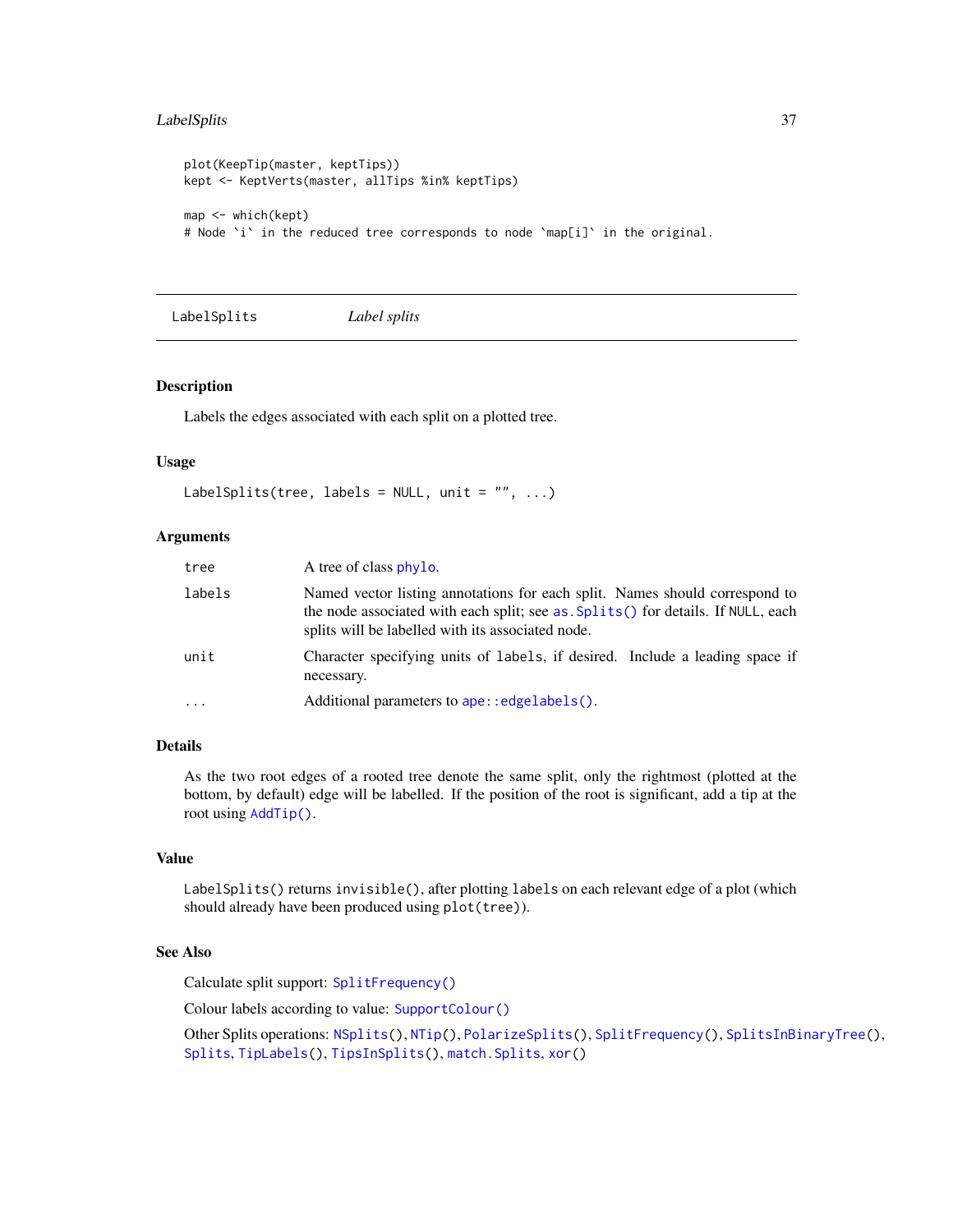```
plot(KeepTip(master, keptTips))
kept <- KeptVerts(master, allTips %in% keptTips)

map <- which(kept)
# Node `i` in the reduced tree corresponds to node `map[i]` in the original.
```

## LabelSplits    *Label splits*

### Description

Labels the edges associated with each split on a plotted tree.

### Usage

```
LabelSplits(tree, labels = NULL, unit = "", ...)
```

### Arguments

| | |
|---|---|
| `tree` | A tree of class `phylo`. |
| `labels` | Named vector listing annotations for each split. Names should correspond to the node associated with each split; see `as.Splits()` for details. If `NULL`, each splits will be labelled with its associated node. |
| `unit` | Character specifying units of `labels`, if desired. Include a leading space if necessary. |
| `...` | Additional parameters to `ape::edgelabels()`. |

### Details

As the two root edges of a rooted tree denote the same split, only the rightmost (plotted at the bottom, by default) edge will be labelled. If the position of the root is significant, add a tip at the root using `AddTip()`.

### Value

`LabelSplits()` returns `invisible()`, after plotting `labels` on each relevant edge of a plot (which should already have been produced using `plot(tree)`).

### See Also

Calculate split support: `SplitFrequency()`

Colour labels according to value: `SupportColour()`

Other Splits operations: `NSplits()`, `NTip()`, `PolarizeSplits()`, `SplitFrequency()`, `SplitsInBinaryTree()`, `Splits`, `TipLabels()`, `TipsInSplits()`, `match.Splits`, `xor()`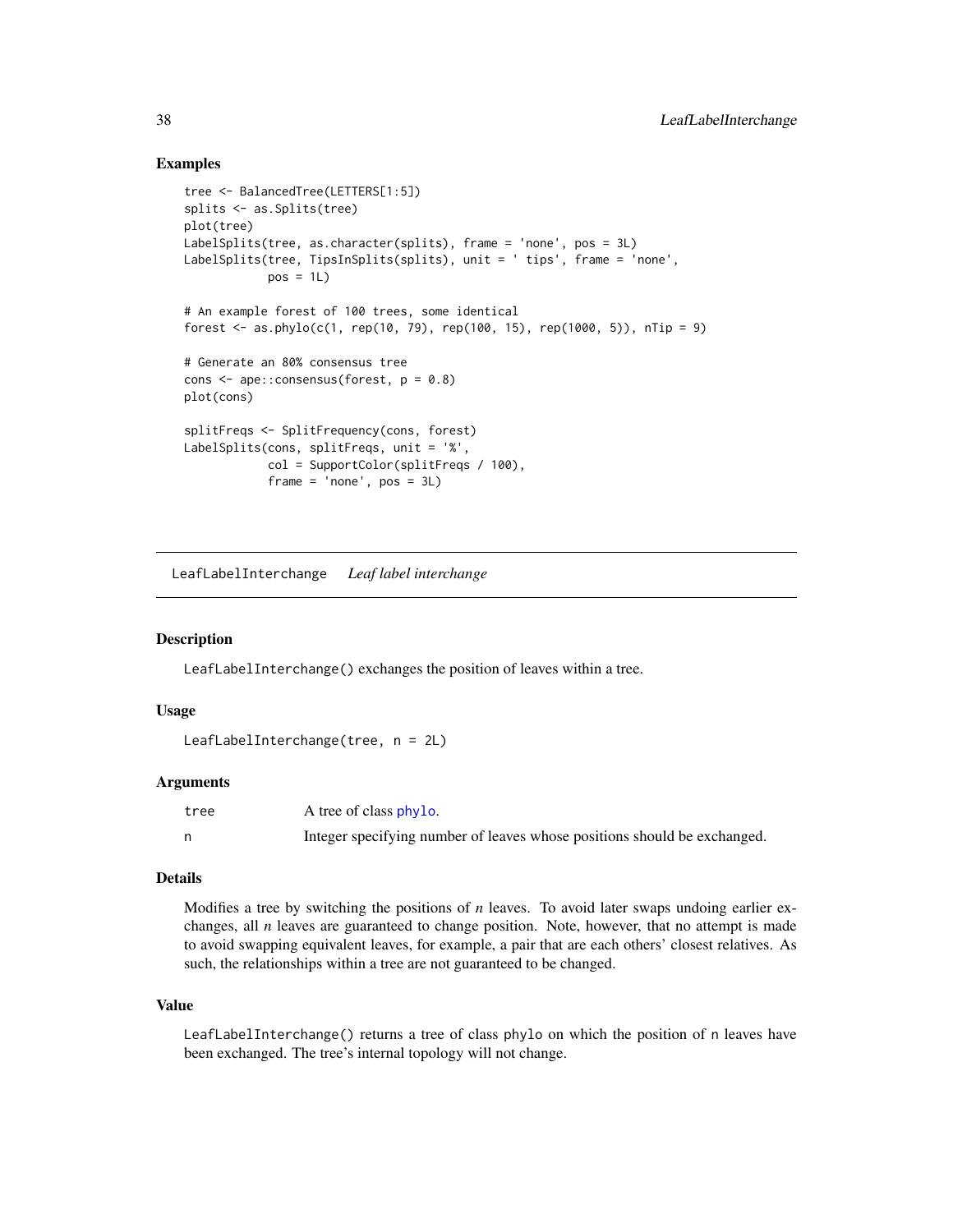## Examples

```
tree <- BalancedTree(LETTERS[1:5])
splits <- as.Splits(tree)
plot(tree)
LabelSplits(tree, as.character(splits), frame = 'none', pos = 3L)
LabelSplits(tree, TipsInSplits(splits), unit = ' tips', frame = 'none',
            pos = 1L)

# An example forest of 100 trees, some identical
forest <- as.phylo(c(1, rep(10, 79), rep(100, 15), rep(1000, 5)), nTip = 9)

# Generate an 80% consensus tree
cons <- ape::consensus(forest, p = 0.8)
plot(cons)

splitFreqs <- SplitFrequency(cons, forest)
LabelSplits(cons, splitFreqs, unit = '%',
            col = SupportColor(splitFreqs / 100),
            frame = 'none', pos = 3L)
```

---

# LeafLabelInterchange *Leaf label interchange*

---

## Description

`LeafLabelInterchange()` exchanges the position of leaves within a tree.

## Usage

```
LeafLabelInterchange(tree, n = 2L)
```

## Arguments

| | |
|---|---|
| tree | A tree of class phylo. |
| n | Integer specifying number of leaves whose positions should be exchanged. |

## Details

Modifies a tree by switching the positions of $n$ leaves. To avoid later swaps undoing earlier exchanges, all $n$ leaves are guaranteed to change position. Note, however, that no attempt is made to avoid swapping equivalent leaves, for example, a pair that are each others' closest relatives. As such, the relationships within a tree are not guaranteed to be changed.

## Value

`LeafLabelInterchange()` returns a tree of class `phylo` on which the position of `n` leaves have been exchanged. The tree's internal topology will not change.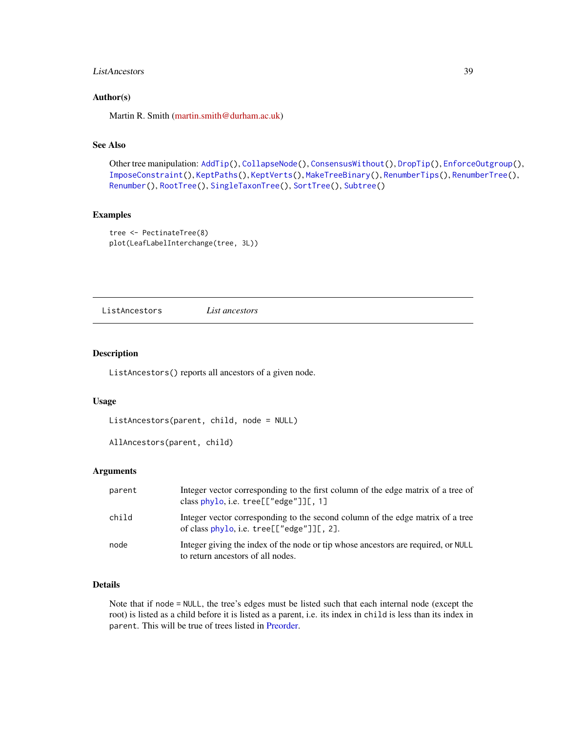### Author(s)

Martin R. Smith (martin.smith@durham.ac.uk)

### See Also

Other tree manipulation: `AddTip()`, `CollapseNode()`, `ConsensusWithout()`, `DropTip()`, `EnforceOutgroup()`, `ImposeConstraint()`, `KeptPaths()`, `KeptVerts()`, `MakeTreeBinary()`, `RenumberTips()`, `RenumberTree()`, `Renumber()`, `RootTree()`, `SingleTaxonTree()`, `SortTree()`, `Subtree()`

### Examples

```
tree <- PectinateTree(8)
plot(LeafLabelInterchange(tree, 3L))
```

---

## ListAncestors &nbsp;&nbsp;&nbsp;&nbsp; *List ancestors*

---

### Description

`ListAncestors()` reports all ancestors of a given node.

### Usage

```
ListAncestors(parent, child, node = NULL)

AllAncestors(parent, child)
```

### Arguments

| | |
|---|---|
| `parent` | Integer vector corresponding to the first column of the edge matrix of a tree of class phylo, i.e. `tree[["edge"]][, 1]` |
| `child` | Integer vector corresponding to the second column of the edge matrix of a tree of class phylo, i.e. `tree[["edge"]][, 2]`. |
| `node` | Integer giving the index of the node or tip whose ancestors are required, or `NULL` to return ancestors of all nodes. |

### Details

Note that if `node = NULL`, the tree's edges must be listed such that each internal node (except the root) is listed as a child before it is listed as a parent, i.e. its index in `child` is less than its index in `parent`. This will be true of trees listed in Preorder.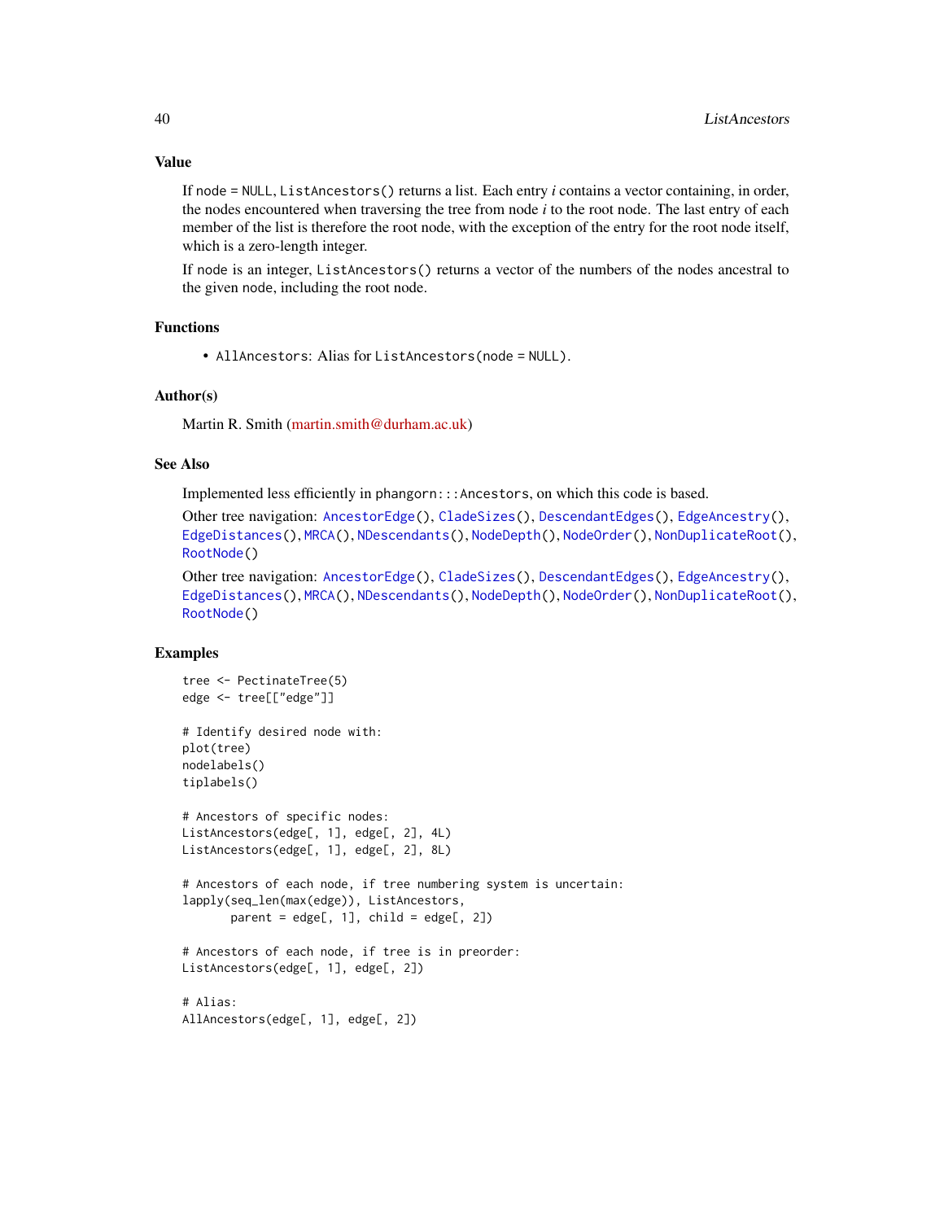### Value

If node = NULL, `ListAncestors()` returns a list. Each entry *i* contains a vector containing, in order, the nodes encountered when traversing the tree from node *i* to the root node. The last entry of each member of the list is therefore the root node, with the exception of the entry for the root node itself, which is a zero-length integer.

If node is an integer, `ListAncestors()` returns a vector of the numbers of the nodes ancestral to the given node, including the root node.

### Functions

- `AllAncestors`: Alias for `ListAncestors(node = NULL)`.

### Author(s)

Martin R. Smith (martin.smith@durham.ac.uk)

### See Also

Implemented less efficiently in `phangorn:::Ancestors`, on which this code is based.

Other tree navigation: `AncestorEdge()`, `CladeSizes()`, `DescendantEdges()`, `EdgeAncestry()`, `EdgeDistances()`, `MRCA()`, `NDescendants()`, `NodeDepth()`, `NodeOrder()`, `NonDuplicateRoot()`, `RootNode()`

Other tree navigation: `AncestorEdge()`, `CladeSizes()`, `DescendantEdges()`, `EdgeAncestry()`, `EdgeDistances()`, `MRCA()`, `NDescendants()`, `NodeDepth()`, `NodeOrder()`, `NonDuplicateRoot()`, `RootNode()`

### Examples

```
tree <- PectinateTree(5)
edge <- tree[["edge"]]

# Identify desired node with:
plot(tree)
nodelabels()
tiplabels()

# Ancestors of specific nodes:
ListAncestors(edge[, 1], edge[, 2], 4L)
ListAncestors(edge[, 1], edge[, 2], 8L)

# Ancestors of each node, if tree numbering system is uncertain:
lapply(seq_len(max(edge)), ListAncestors,
       parent = edge[, 1], child = edge[, 2])

# Ancestors of each node, if tree is in preorder:
ListAncestors(edge[, 1], edge[, 2])

# Alias:
AllAncestors(edge[, 1], edge[, 2])
```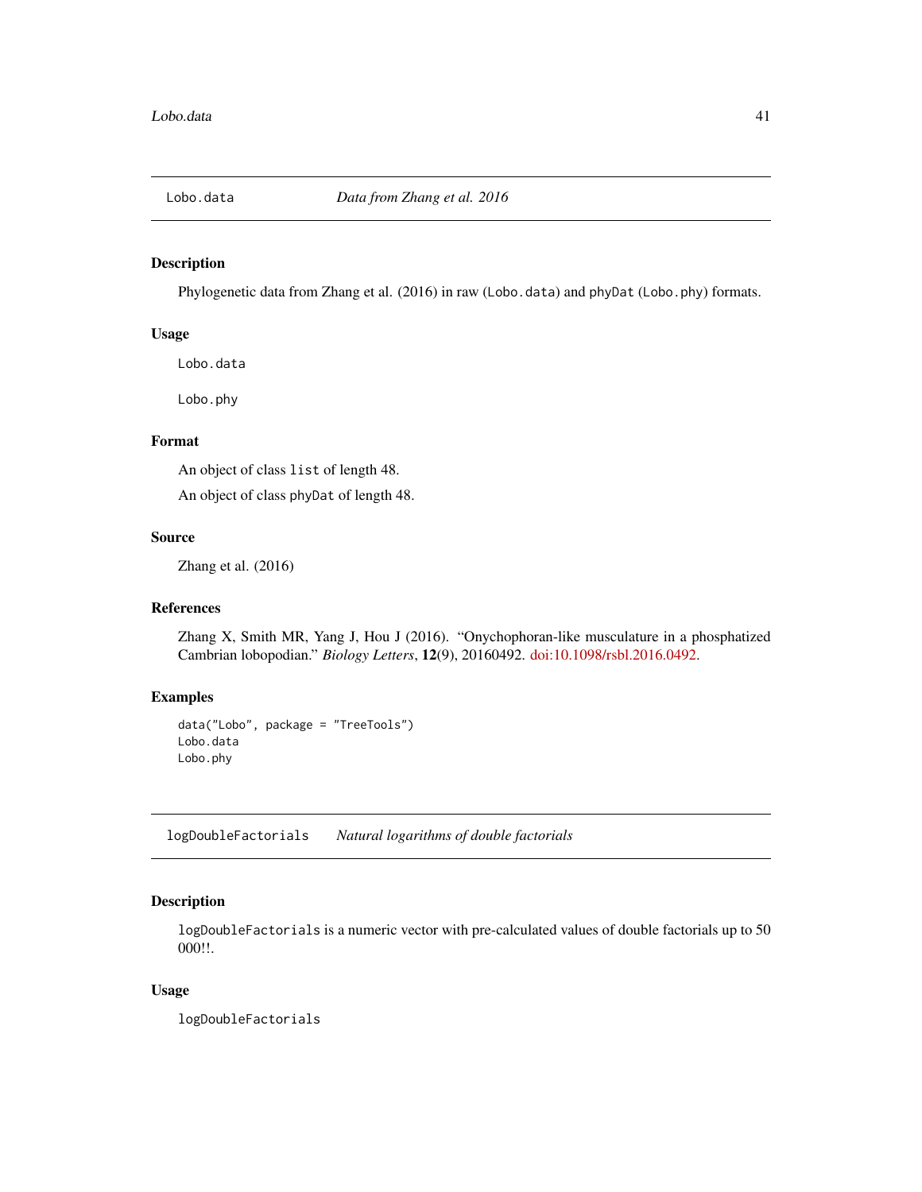## Lobo.data *Data from Zhang et al. 2016*

### Description

Phylogenetic data from Zhang et al. (2016) in raw (`Lobo.data`) and `phyDat` (`Lobo.phy`) formats.

### Usage

```
Lobo.data

Lobo.phy
```

### Format

An object of class `list` of length 48.

An object of class `phyDat` of length 48.

### Source

Zhang et al. (2016)

### References

Zhang X, Smith MR, Yang J, Hou J (2016). "Onychophoran-like musculature in a phosphatized Cambrian lobopodian." *Biology Letters*, **12**(9), 20160492. doi:10.1098/rsbl.2016.0492.

### Examples

```
data("Lobo", package = "TreeTools")
Lobo.data
Lobo.phy
```

## logDoubleFactorials *Natural logarithms of double factorials*

### Description

`logDoubleFactorials` is a numeric vector with pre-calculated values of double factorials up to 50 000!!.

### Usage

```
logDoubleFactorials
```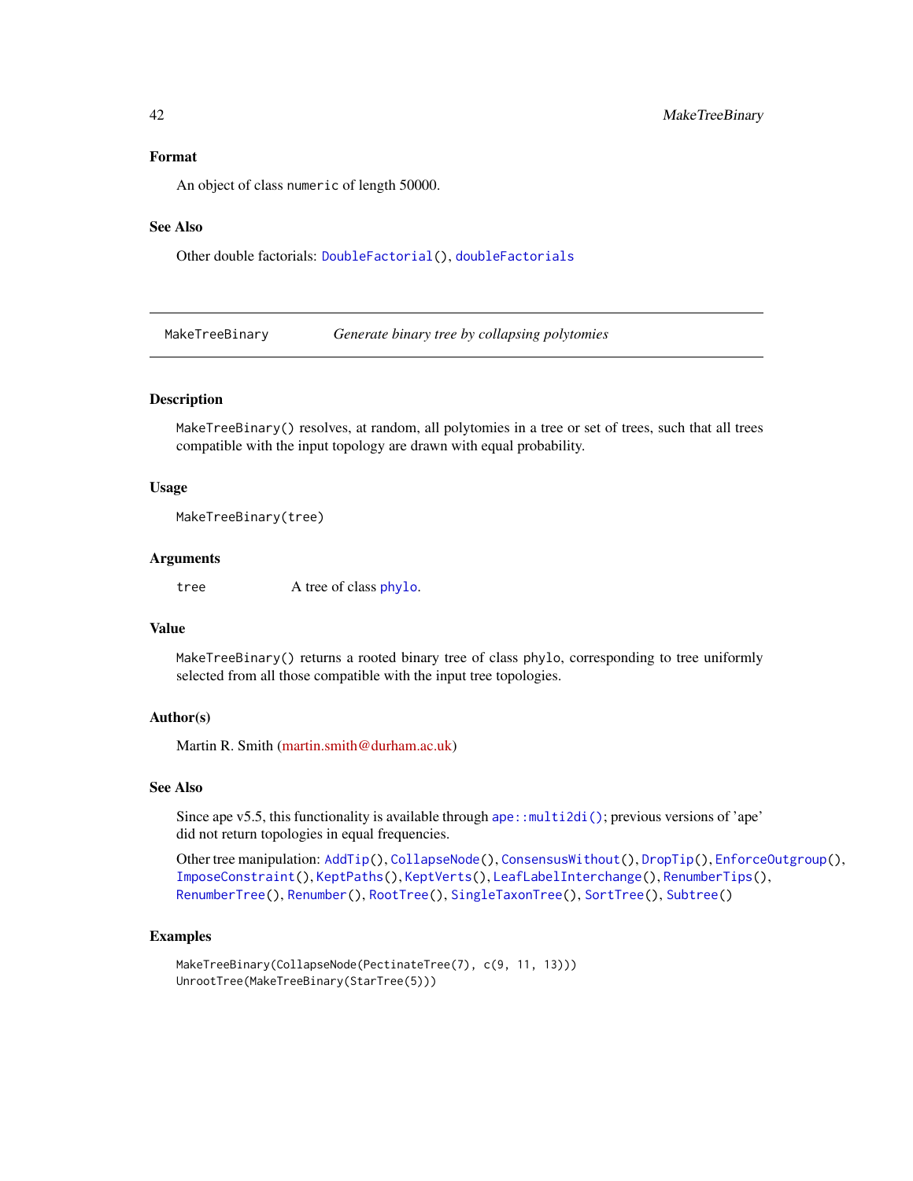### Format

An object of class `numeric` of length 50000.

### See Also

Other double factorials: `DoubleFactorial()`, `doubleFactorials`

---

## MakeTreeBinary — *Generate binary tree by collapsing polytomies*

---

### Description

`MakeTreeBinary()` resolves, at random, all polytomies in a tree or set of trees, such that all trees compatible with the input topology are drawn with equal probability.

### Usage

```
MakeTreeBinary(tree)
```

### Arguments

| | |
|---|---|
| `tree` | A tree of class `phylo`. |

### Value

`MakeTreeBinary()` returns a rooted binary tree of class `phylo`, corresponding to tree uniformly selected from all those compatible with the input tree topologies.

### Author(s)

Martin R. Smith (martin.smith@durham.ac.uk)

### See Also

Since ape v5.5, this functionality is available through `ape::multi2di()`; previous versions of 'ape' did not return topologies in equal frequencies.

Other tree manipulation: `AddTip()`, `CollapseNode()`, `ConsensusWithout()`, `DropTip()`, `EnforceOutgroup()`, `ImposeConstraint()`, `KeptPaths()`, `KeptVerts()`, `LeafLabelInterchange()`, `RenumberTips()`, `RenumberTree()`, `Renumber()`, `RootTree()`, `SingleTaxonTree()`, `SortTree()`, `Subtree()`

### Examples

```
MakeTreeBinary(CollapseNode(PectinateTree(7), c(9, 11, 13)))
UnrootTree(MakeTreeBinary(StarTree(5)))
```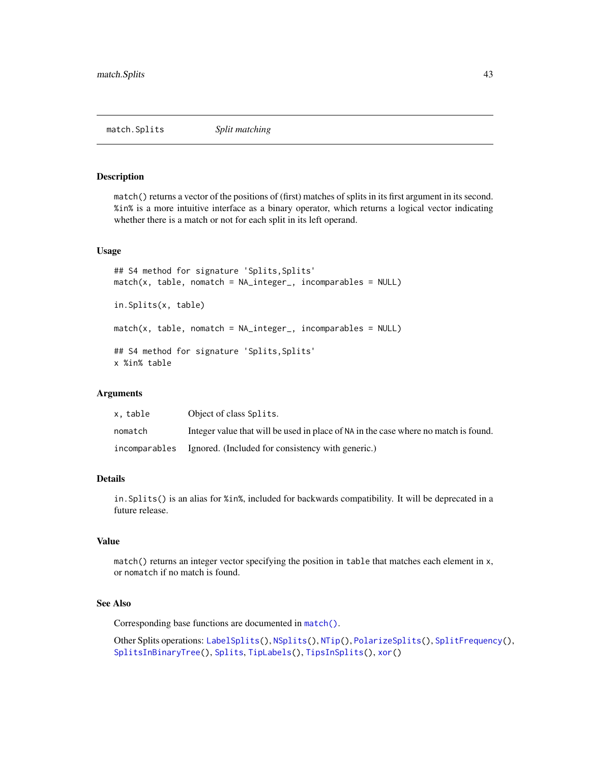## match.Splits &nbsp;&nbsp;&nbsp;&nbsp; *Split matching*

### Description

`match()` returns a vector of the positions of (first) matches of splits in its first argument in its second. `%in%` is a more intuitive interface as a binary operator, which returns a logical vector indicating whether there is a match or not for each split in its left operand.

### Usage

```
## S4 method for signature 'Splits,Splits'
match(x, table, nomatch = NA_integer_, incomparables = NULL)

in.Splits(x, table)

match(x, table, nomatch = NA_integer_, incomparables = NULL)

## S4 method for signature 'Splits,Splits'
x %in% table
```

### Arguments

| | |
|---|---|
| `x, table` | Object of class `Splits`. |
| `nomatch` | Integer value that will be used in place of `NA` in the case where no match is found. |
| `incomparables` | Ignored. (Included for consistency with generic.) |

### Details

`in.Splits()` is an alias for `%in%`, included for backwards compatibility. It will be deprecated in a future release.

### Value

`match()` returns an integer vector specifying the position in `table` that matches each element in `x`, or `nomatch` if no match is found.

### See Also

Corresponding base functions are documented in `match()`.

Other Splits operations: `LabelSplits()`, `NSplits()`, `NTip()`, `PolarizeSplits()`, `SplitFrequency()`, `SplitsInBinaryTree()`, `Splits`, `TipLabels()`, `TipsInSplits()`, `xor()`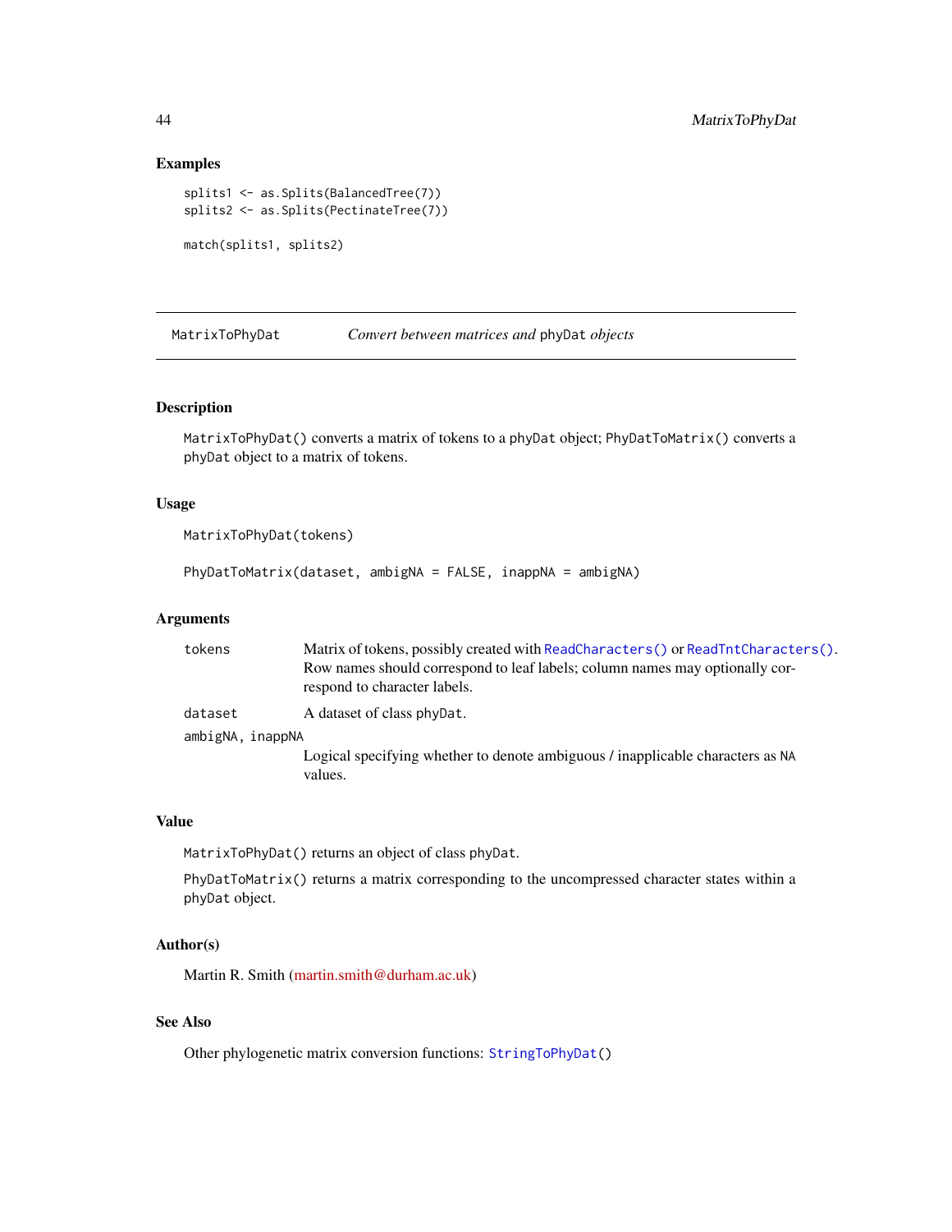## Examples

```
splits1 <- as.Splits(BalancedTree(7))
splits2 <- as.Splits(PectinateTree(7))

match(splits1, splits2)
```

---

# MatrixToPhyDat — *Convert between matrices and* phyDat *objects*

---

## Description

`MatrixToPhyDat()` converts a matrix of tokens to a `phyDat` object; `PhyDatToMatrix()` converts a `phyDat` object to a matrix of tokens.

## Usage

```
MatrixToPhyDat(tokens)

PhyDatToMatrix(dataset, ambigNA = FALSE, inappNA = ambigNA)
```

## Arguments

| | |
|---|---|
| `tokens` | Matrix of tokens, possibly created with `ReadCharacters()` or `ReadTntCharacters()`. Row names should correspond to leaf labels; column names may optionally correspond to character labels. |
| `dataset` | A dataset of class `phyDat`. |
| `ambigNA, inappNA` | Logical specifying whether to denote ambiguous / inapplicable characters as `NA` values. |

## Value

`MatrixToPhyDat()` returns an object of class `phyDat`.

`PhyDatToMatrix()` returns a matrix corresponding to the uncompressed character states within a `phyDat` object.

## Author(s)

Martin R. Smith (martin.smith@durham.ac.uk)

## See Also

Other phylogenetic matrix conversion functions: `StringToPhyDat()`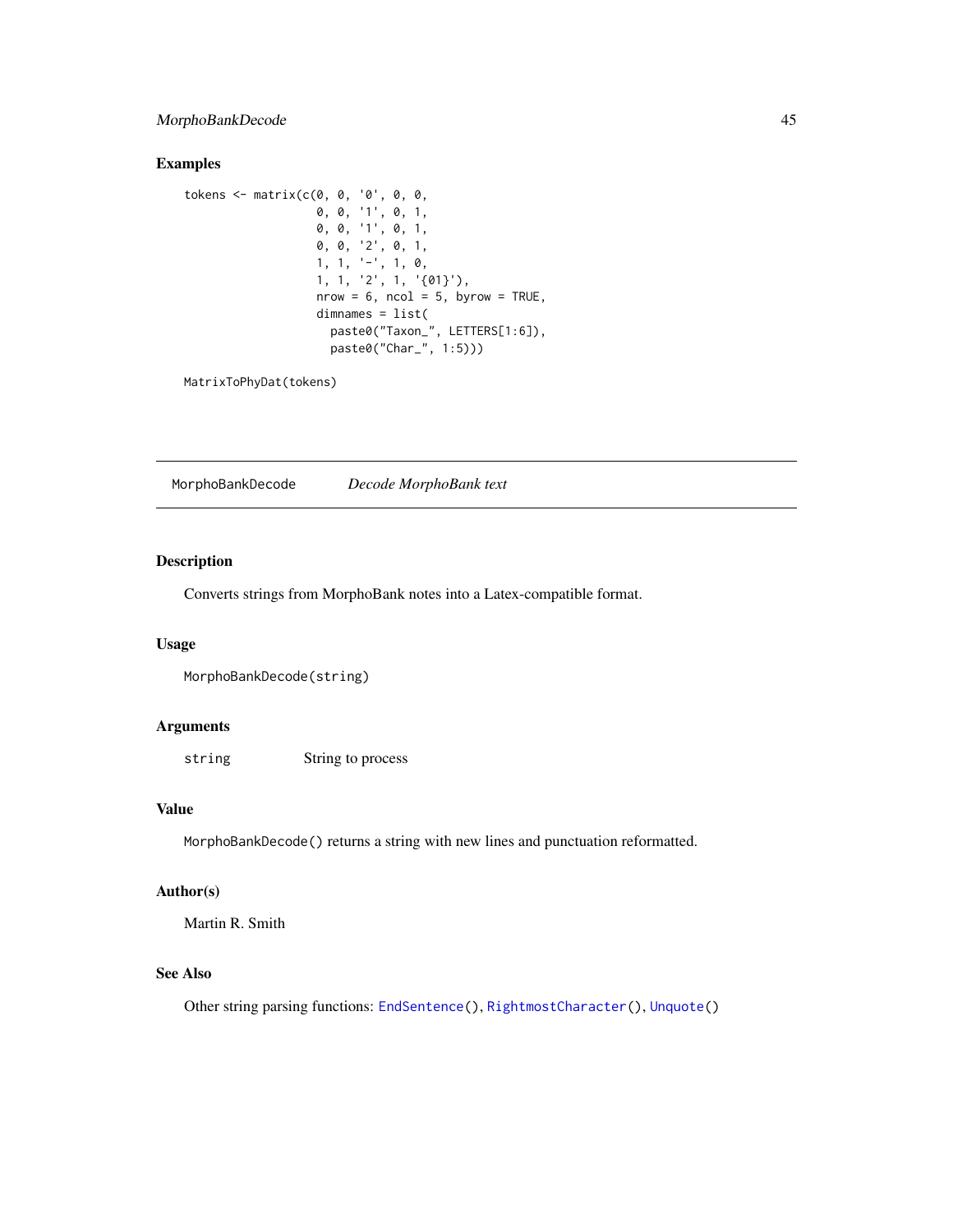## Examples

```
tokens <- matrix(c(0, 0, '0', 0, 0,
                   0, 0, '1', 0, 1,
                   0, 0, '1', 0, 1,
                   0, 0, '2', 0, 1,
                   1, 1, '-', 1, 0,
                   1, 1, '2', 1, '{01}'),
                   nrow = 6, ncol = 5, byrow = TRUE,
                   dimnames = list(
                     paste0("Taxon_", LETTERS[1:6]),
                     paste0("Char_", 1:5)))

MatrixToPhyDat(tokens)
```

---

# MorphoBankDecode    *Decode MorphoBank text*

---

## Description

Converts strings from MorphoBank notes into a Latex-compatible format.

## Usage

```
MorphoBankDecode(string)
```

## Arguments

| | |
|---|---|
| string | String to process |

## Value

`MorphoBankDecode()` returns a string with new lines and punctuation reformatted.

## Author(s)

Martin R. Smith

## See Also

Other string parsing functions: `EndSentence()`, `RightmostCharacter()`, `Unquote()`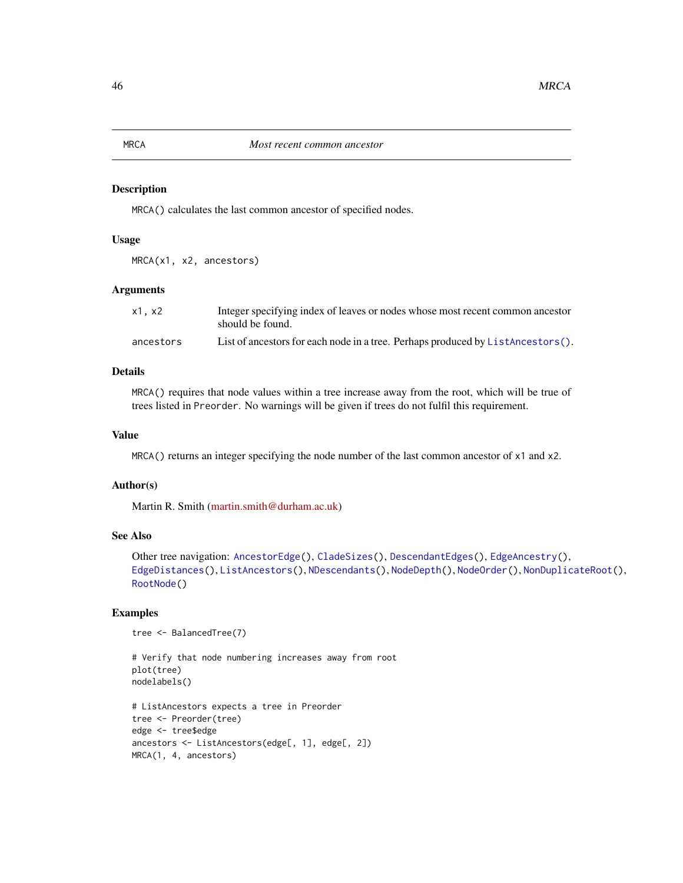# MRCA — *Most recent common ancestor*

## Description

`MRCA()` calculates the last common ancestor of specified nodes.

## Usage

```
MRCA(x1, x2, ancestors)
```

## Arguments

| | |
|---|---|
| `x1, x2` | Integer specifying index of leaves or nodes whose most recent common ancestor should be found. |
| `ancestors` | List of ancestors for each node in a tree. Perhaps produced by `ListAncestors()`. |

## Details

`MRCA()` requires that node values within a tree increase away from the root, which will be true of trees listed in `Preorder`. No warnings will be given if trees do not fulfil this requirement.

## Value

`MRCA()` returns an integer specifying the node number of the last common ancestor of `x1` and `x2`.

## Author(s)

Martin R. Smith (martin.smith@durham.ac.uk)

## See Also

Other tree navigation: `AncestorEdge()`, `CladeSizes()`, `DescendantEdges()`, `EdgeAncestry()`, `EdgeDistances()`, `ListAncestors()`, `NDescendants()`, `NodeDepth()`, `NodeOrder()`, `NonDuplicateRoot()`, `RootNode()`

## Examples

```
tree <- BalancedTree(7)

# Verify that node numbering increases away from root
plot(tree)
nodelabels()

# ListAncestors expects a tree in Preorder
tree <- Preorder(tree)
edge <- tree$edge
ancestors <- ListAncestors(edge[, 1], edge[, 2])
MRCA(1, 4, ancestors)
```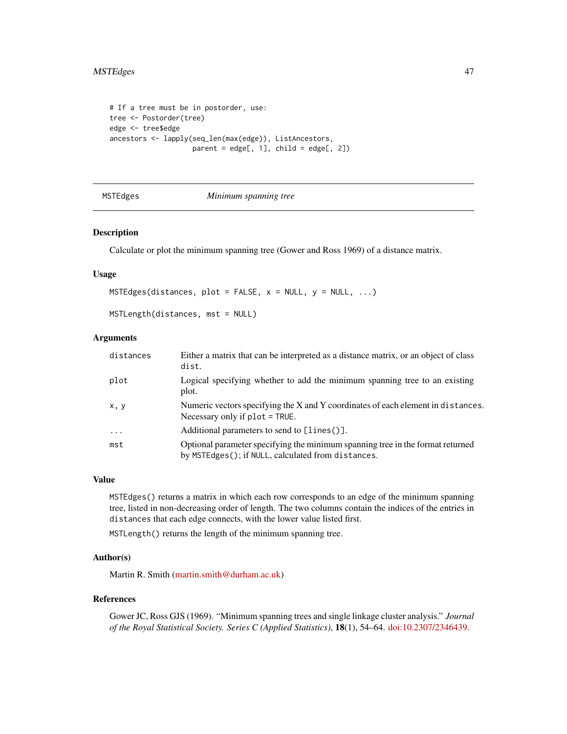```
# If a tree must be in postorder, use:
tree <- Postorder(tree)
edge <- tree$edge
ancestors <- lapply(seq_len(max(edge)), ListAncestors,
                    parent = edge[, 1], child = edge[, 2])
```

## MSTEdges — *Minimum spanning tree*

### Description

Calculate or plot the minimum spanning tree (Gower and Ross 1969) of a distance matrix.

### Usage

```
MSTEdges(distances, plot = FALSE, x = NULL, y = NULL, ...)

MSTLength(distances, mst = NULL)
```

### Arguments

| | |
|---|---|
| `distances` | Either a matrix that can be interpreted as a distance matrix, or an object of class `dist`. |
| `plot` | Logical specifying whether to add the minimum spanning tree to an existing plot. |
| `x, y` | Numeric vectors specifying the X and Y coordinates of each element in `distances`. Necessary only if `plot = TRUE`. |
| `...` | Additional parameters to send to `[lines()]`. |
| `mst` | Optional parameter specifying the minimum spanning tree in the format returned by `MSTEdges()`; if `NULL`, calculated from `distances`. |

### Value

`MSTEdges()` returns a matrix in which each row corresponds to an edge of the minimum spanning tree, listed in non-decreasing order of length. The two columns contain the indices of the entries in `distances` that each edge connects, with the lower value listed first.

`MSTLength()` returns the length of the minimum spanning tree.

### Author(s)

Martin R. Smith (martin.smith@durham.ac.uk)

### References

Gower JC, Ross GJS (1969). "Minimum spanning trees and single linkage cluster analysis." *Journal of the Royal Statistical Society. Series C (Applied Statistics)*, **18**(1), 54–64. doi:10.2307/2346439.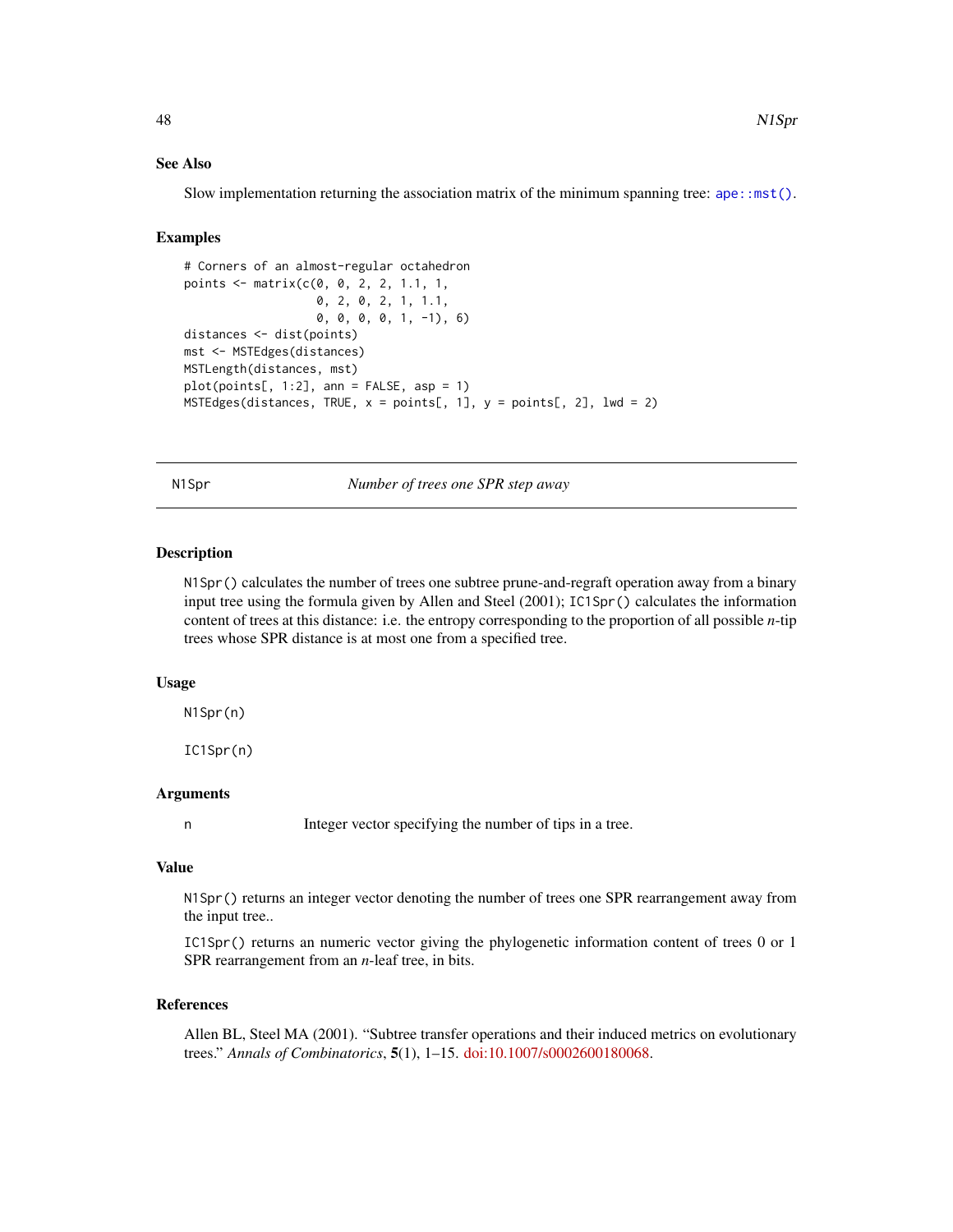### See Also

Slow implementation returning the association matrix of the minimum spanning tree: `ape::mst()`.

### Examples

```
# Corners of an almost-regular octahedron
points <- matrix(c(0, 0, 2, 2, 1.1, 1,
                   0, 2, 0, 2, 1, 1.1,
                   0, 0, 0, 0, 1, -1), 6)
distances <- dist(points)
mst <- MSTEdges(distances)
MSTLength(distances, mst)
plot(points[, 1:2], ann = FALSE, asp = 1)
MSTEdges(distances, TRUE, x = points[, 1], y = points[, 2], lwd = 2)
```

---

## N1Spr — *Number of trees one SPR step away*

### Description

`N1Spr()` calculates the number of trees one subtree prune-and-regraft operation away from a binary input tree using the formula given by Allen and Steel (2001); `IC1Spr()` calculates the information content of trees at this distance: i.e. the entropy corresponding to the proportion of all possible $n$-tip trees whose SPR distance is at most one from a specified tree.

### Usage

```
N1Spr(n)

IC1Spr(n)
```

### Arguments

| | |
|---|---|
| n | Integer vector specifying the number of tips in a tree. |

### Value

`N1Spr()` returns an integer vector denoting the number of trees one SPR rearrangement away from the input tree..

`IC1Spr()` returns an numeric vector giving the phylogenetic information content of trees 0 or 1 SPR rearrangement from an $n$-leaf tree, in bits.

### References

Allen BL, Steel MA (2001). "Subtree transfer operations and their induced metrics on evolutionary trees." *Annals of Combinatorics*, **5**(1), 1–15. doi:10.1007/s0002600180068.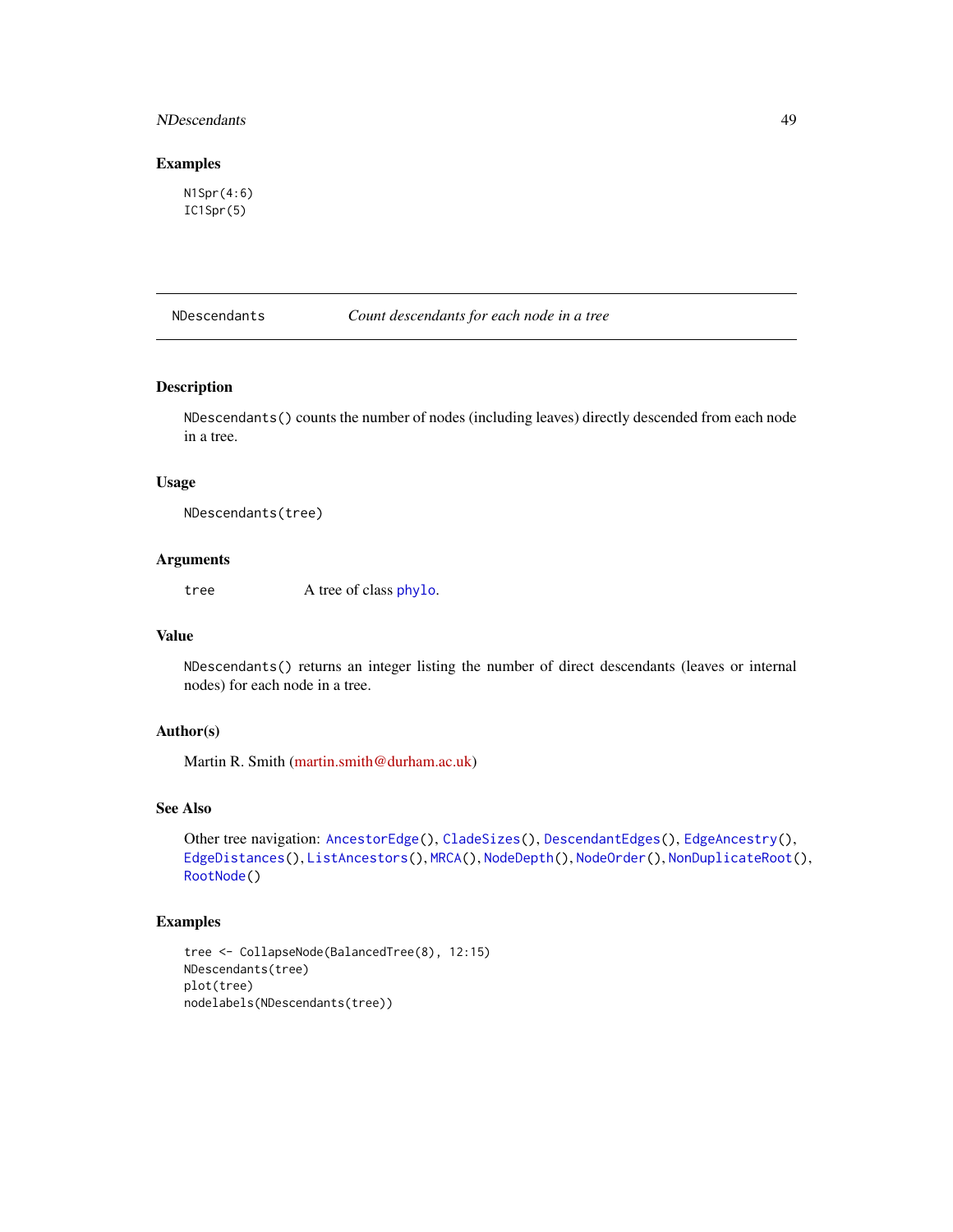## Examples

```
N1Spr(4:6)
IC1Spr(5)
```

---

# NDescendants — *Count descendants for each node in a tree*

---

## Description

`NDescendants()` counts the number of nodes (including leaves) directly descended from each node in a tree.

## Usage

```
NDescendants(tree)
```

## Arguments

| | |
|---|---|
| `tree` | A tree of class `phylo`. |

## Value

`NDescendants()` returns an integer listing the number of direct descendants (leaves or internal nodes) for each node in a tree.

## Author(s)

Martin R. Smith (martin.smith@durham.ac.uk)

## See Also

Other tree navigation: `AncestorEdge()`, `CladeSizes()`, `DescendantEdges()`, `EdgeAncestry()`, `EdgeDistances()`, `ListAncestors()`, `MRCA()`, `NodeDepth()`, `NodeOrder()`, `NonDuplicateRoot()`, `RootNode()`

## Examples

```
tree <- CollapseNode(BalancedTree(8), 12:15)
NDescendants(tree)
plot(tree)
nodelabels(NDescendants(tree))
```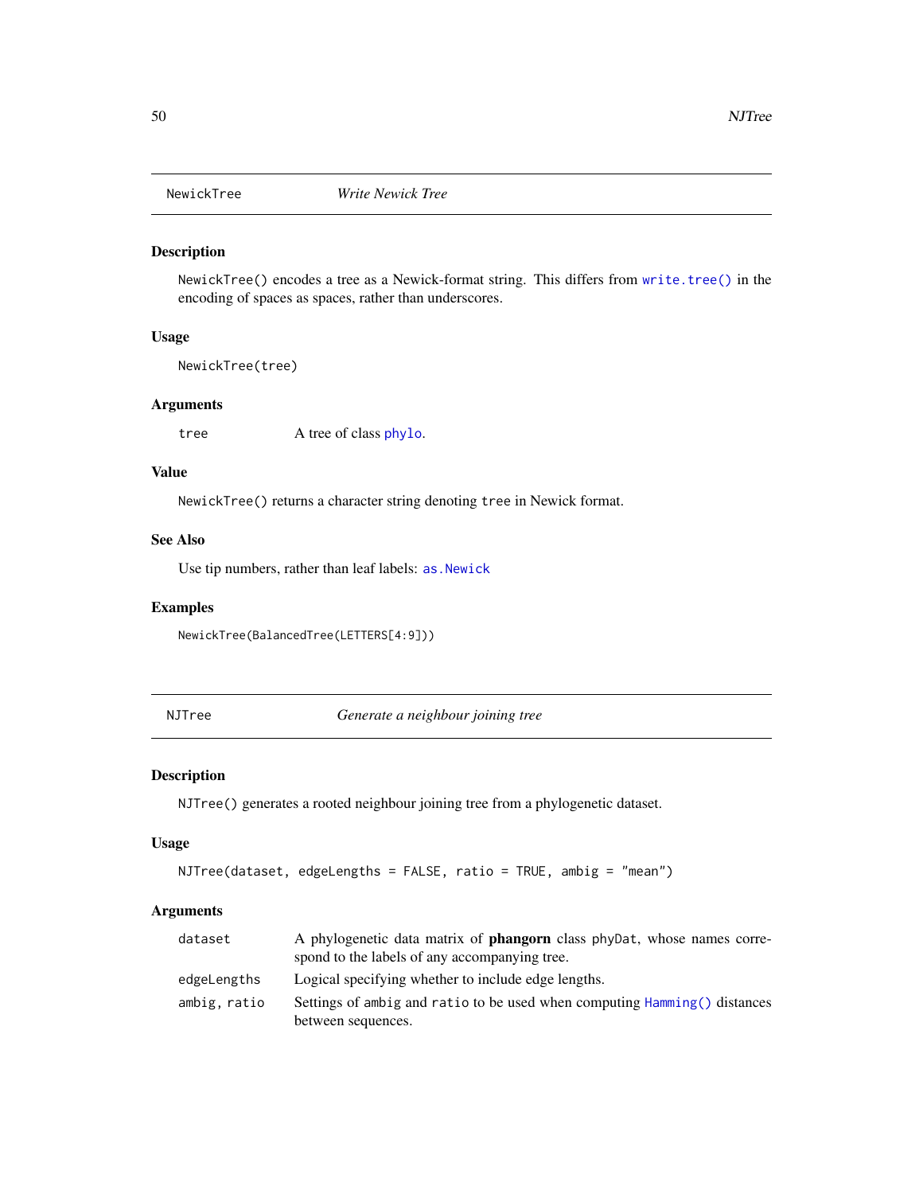## NewickTree *Write Newick Tree*

### Description

`NewickTree()` encodes a tree as a Newick-format string. This differs from `write.tree()` in the encoding of spaces as spaces, rather than underscores.

### Usage

```
NewickTree(tree)
```

### Arguments

| | |
|---|---|
| `tree` | A tree of class `phylo`. |

### Value

`NewickTree()` returns a character string denoting `tree` in Newick format.

### See Also

Use tip numbers, rather than leaf labels: `as.Newick`

### Examples

```
NewickTree(BalancedTree(LETTERS[4:9]))
```

## NJTree *Generate a neighbour joining tree*

### Description

`NJTree()` generates a rooted neighbour joining tree from a phylogenetic dataset.

### Usage

```
NJTree(dataset, edgeLengths = FALSE, ratio = TRUE, ambig = "mean")
```

### Arguments

| | |
|---|---|
| `dataset` | A phylogenetic data matrix of **phangorn** class `phyDat`, whose names correspond to the labels of any accompanying tree. |
| `edgeLengths` | Logical specifying whether to include edge lengths. |
| `ambig, ratio` | Settings of `ambig` and `ratio` to be used when computing `Hamming()` distances between sequences. |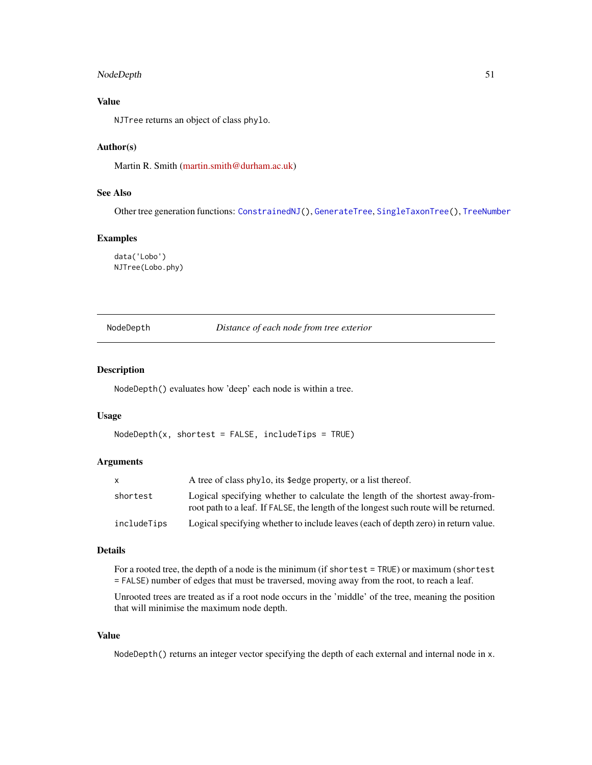### Value

`NJTree` returns an object of class `phylo`.

### Author(s)

Martin R. Smith (martin.smith@durham.ac.uk)

### See Also

Other tree generation functions: `ConstrainedNJ()`, `GenerateTree`, `SingleTaxonTree()`, `TreeNumber`

### Examples

```
data('Lobo')
NJTree(Lobo.phy)
```

---

## NodeDepth — *Distance of each node from tree exterior*

---

### Description

`NodeDepth()` evaluates how 'deep' each node is within a tree.

### Usage

```
NodeDepth(x, shortest = FALSE, includeTips = TRUE)
```

### Arguments

| | |
|---|---|
| `x` | A tree of class `phylo`, its `$edge` property, or a list thereof. |
| `shortest` | Logical specifying whether to calculate the length of the shortest away-from-root path to a leaf. If `FALSE`, the length of the longest such route will be returned. |
| `includeTips` | Logical specifying whether to include leaves (each of depth zero) in return value. |

### Details

For a rooted tree, the depth of a node is the minimum (if `shortest = TRUE`) or maximum (`shortest = FALSE`) number of edges that must be traversed, moving away from the root, to reach a leaf.

Unrooted trees are treated as if a root node occurs in the 'middle' of the tree, meaning the position that will minimise the maximum node depth.

### Value

`NodeDepth()` returns an integer vector specifying the depth of each external and internal node in `x`.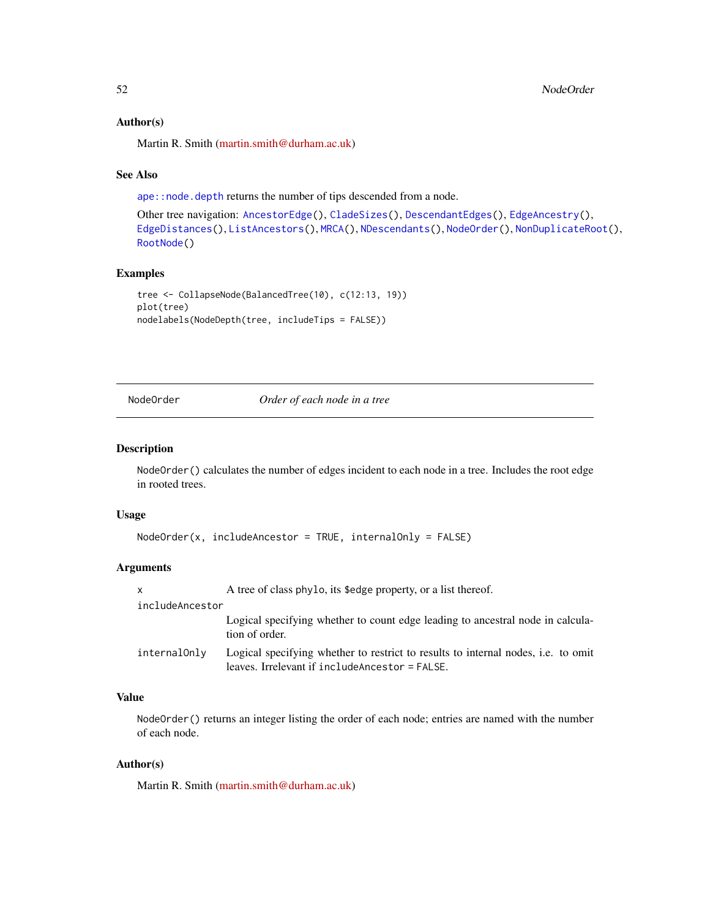### Author(s)

Martin R. Smith (martin.smith@durham.ac.uk)

### See Also

`ape::node.depth` returns the number of tips descended from a node.

Other tree navigation: `AncestorEdge()`, `CladeSizes()`, `DescendantEdges()`, `EdgeAncestry()`, `EdgeDistances()`, `ListAncestors()`, `MRCA()`, `NDescendants()`, `NodeOrder()`, `NonDuplicateRoot()`, `RootNode()`

### Examples

```
tree <- CollapseNode(BalancedTree(10), c(12:13, 19))
plot(tree)
nodelabels(NodeDepth(tree, includeTips = FALSE))
```

---

## NodeOrder *Order of each node in a tree*

---

### Description

`NodeOrder()` calculates the number of edges incident to each node in a tree. Includes the root edge in rooted trees.

### Usage

```
NodeOrder(x, includeAncestor = TRUE, internalOnly = FALSE)
```

### Arguments

| | |
|---|---|
| `x` | A tree of class `phylo`, its `$edge` property, or a list thereof. |
| `includeAncestor` | Logical specifying whether to count edge leading to ancestral node in calculation of order. |
| `internalOnly` | Logical specifying whether to restrict to results to internal nodes, i.e. to omit leaves. Irrelevant if `includeAncestor = FALSE`. |

### Value

`NodeOrder()` returns an integer listing the order of each node; entries are named with the number of each node.

### Author(s)

Martin R. Smith (martin.smith@durham.ac.uk)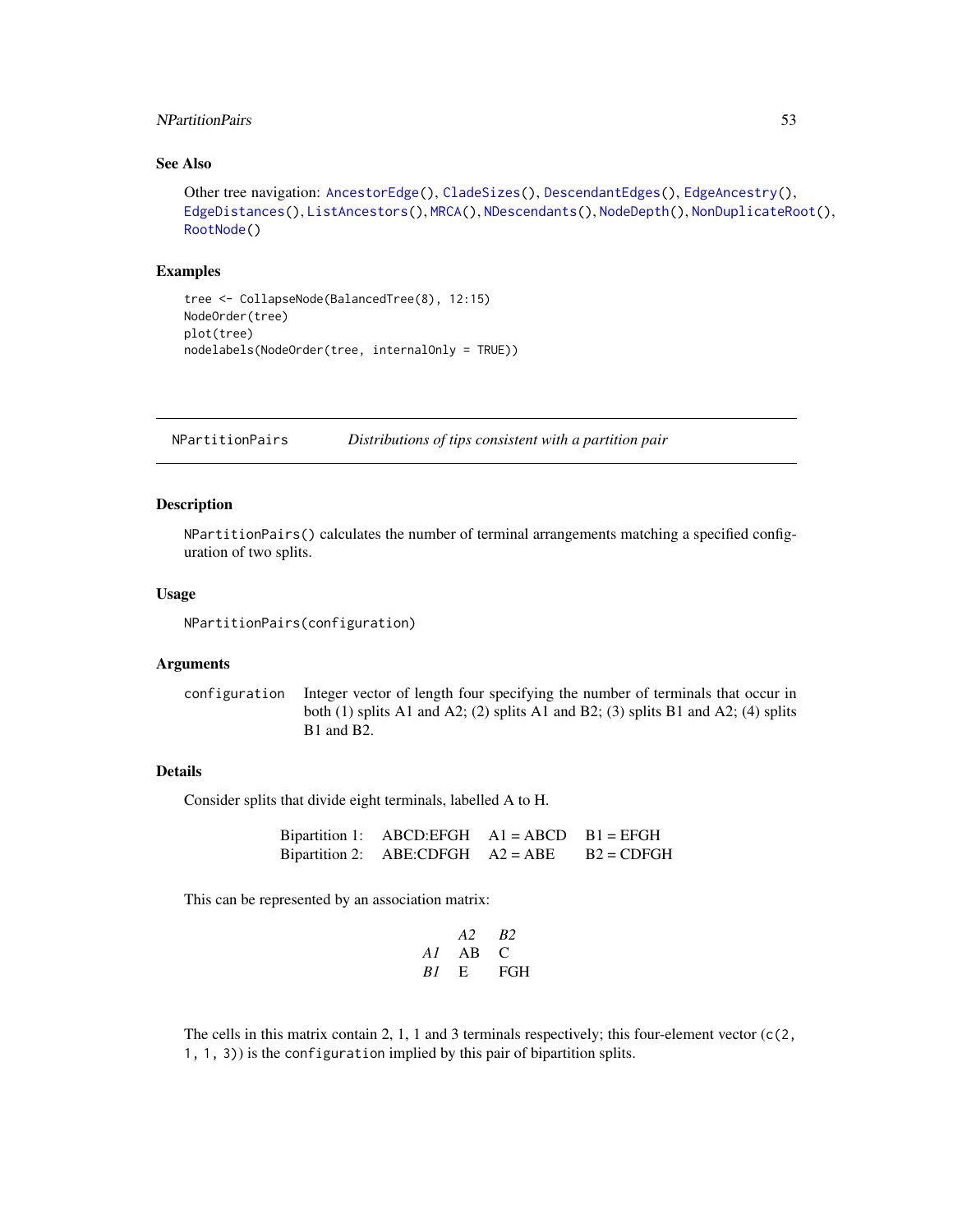## See Also

Other tree navigation: AncestorEdge(), CladeSizes(), DescendantEdges(), EdgeAncestry(), EdgeDistances(), ListAncestors(), MRCA(), NDescendants(), NodeDepth(), NonDuplicateRoot(), RootNode()

## Examples

```
tree <- CollapseNode(BalancedTree(8), 12:15)
NodeOrder(tree)
plot(tree)
nodelabels(NodeOrder(tree, internalOnly = TRUE))
```

---

# NPartitionPairs — *Distributions of tips consistent with a partition pair*

## Description

NPartitionPairs() calculates the number of terminal arrangements matching a specified configuration of two splits.

## Usage

```
NPartitionPairs(configuration)
```

## Arguments

configuration — Integer vector of length four specifying the number of terminals that occur in both (1) splits A1 and A2; (2) splits A1 and B2; (3) splits B1 and A2; (4) splits B1 and B2.

## Details

Consider splits that divide eight terminals, labelled A to H.

| | | | |
|---|---|---|---|
| Bipartition 1: | ABCD:EFGH | A1 = ABCD | B1 = EFGH |
| Bipartition 2: | ABE:CDFGH | A2 = ABE | B2 = CDFGH |

This can be represented by an association matrix:

| | *A2* | *B2* |
|---|---|---|
| *A1* | AB | C |
| *B1* | E | FGH |

The cells in this matrix contain 2, 1, 1 and 3 terminals respectively; this four-element vector (`c(2, 1, 1, 3)`) is the `configuration` implied by this pair of bipartition splits.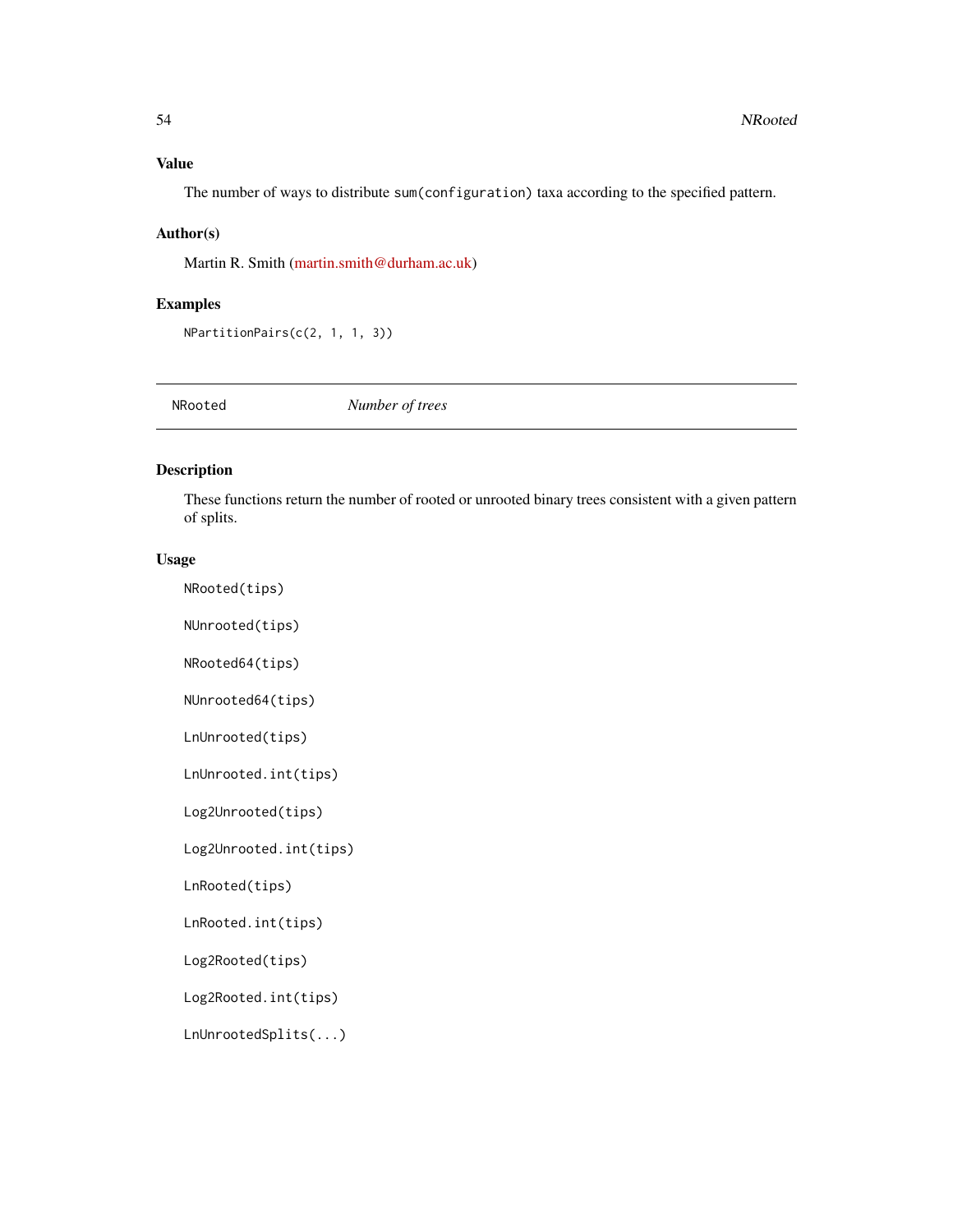### Value

The number of ways to distribute `sum(configuration)` taxa according to the specified pattern.

### Author(s)

Martin R. Smith (martin.smith@durham.ac.uk)

### Examples

```
NPartitionPairs(c(2, 1, 1, 3))
```

## NRooted *Number of trees*

### Description

These functions return the number of rooted or unrooted binary trees consistent with a given pattern of splits.

### Usage

```
NRooted(tips)

NUnrooted(tips)

NRooted64(tips)

NUnrooted64(tips)

LnUnrooted(tips)

LnUnrooted.int(tips)

Log2Unrooted(tips)

Log2Unrooted.int(tips)

LnRooted(tips)

LnRooted.int(tips)

Log2Rooted(tips)

Log2Rooted.int(tips)

LnUnrootedSplits(...)
```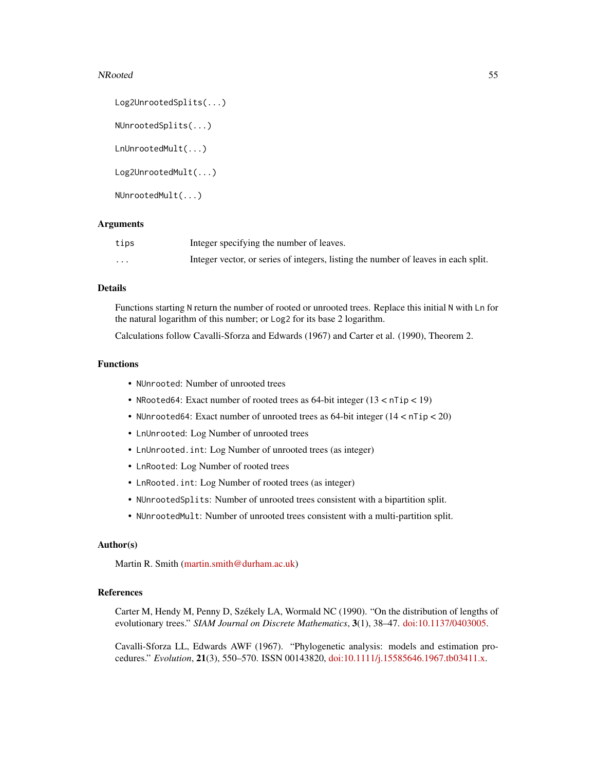```
Log2UnrootedSplits(...)

NUnrootedSplits(...)

LnUnrootedMult(...)

Log2UnrootedMult(...)

NUnrootedMult(...)
```

## Arguments

| | |
|---|---|
| `tips` | Integer specifying the number of leaves. |
| `...` | Integer vector, or series of integers, listing the number of leaves in each split. |

## Details

Functions starting `N` return the number of rooted or unrooted trees. Replace this initial `N` with `Ln` for the natural logarithm of this number; or `Log2` for its base 2 logarithm.

Calculations follow Cavalli-Sforza and Edwards (1967) and Carter et al. (1990), Theorem 2.

## Functions

- `NUnrooted`: Number of unrooted trees
- `NRooted64`: Exact number of rooted trees as 64-bit integer (13 < `nTip` < 19)
- `NUnrooted64`: Exact number of unrooted trees as 64-bit integer (14 < `nTip` < 20)
- `LnUnrooted`: Log Number of unrooted trees
- `LnUnrooted.int`: Log Number of unrooted trees (as integer)
- `LnRooted`: Log Number of rooted trees
- `LnRooted.int`: Log Number of rooted trees (as integer)
- `NUnrootedSplits`: Number of unrooted trees consistent with a bipartition split.
- `NUnrootedMult`: Number of unrooted trees consistent with a multi-partition split.

## Author(s)

Martin R. Smith (martin.smith@durham.ac.uk)

## References

Carter M, Hendy M, Penny D, Székely LA, Wormald NC (1990). "On the distribution of lengths of evolutionary trees." *SIAM Journal on Discrete Mathematics*, **3**(1), 38–47. doi:10.1137/0403005.

Cavalli-Sforza LL, Edwards AWF (1967). "Phylogenetic analysis: models and estimation procedures." *Evolution*, **21**(3), 550–570. ISSN 00143820, doi:10.1111/j.15585646.1967.tb03411.x.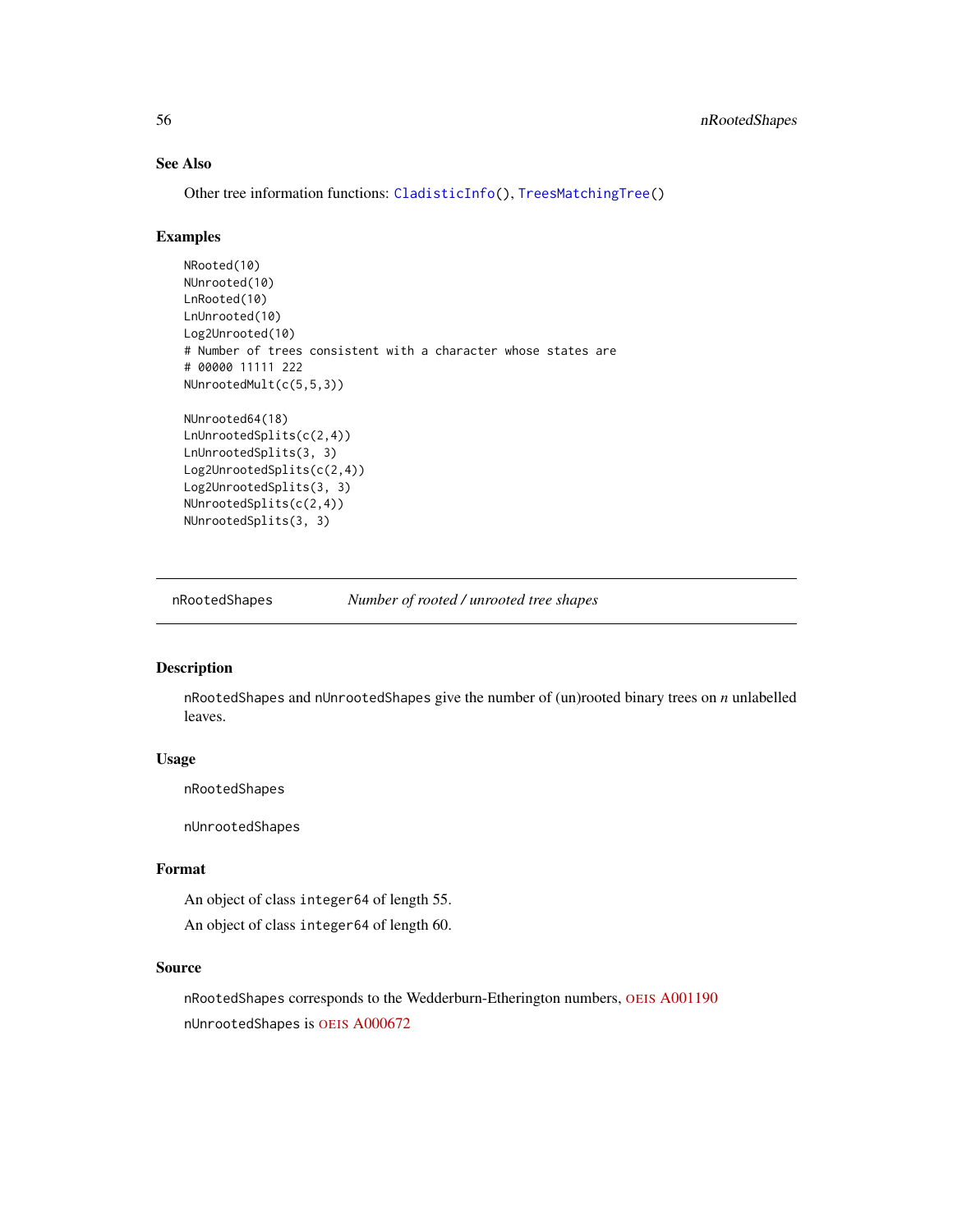### See Also

Other tree information functions: `CladisticInfo()`, `TreesMatchingTree()`

### Examples

```
NRooted(10)
NUnrooted(10)
LnRooted(10)
LnUnrooted(10)
Log2Unrooted(10)
# Number of trees consistent with a character whose states are
# 00000 11111 222
NUnrootedMult(c(5,5,3))

NUnrooted64(18)
LnUnrootedSplits(c(2,4))
LnUnrootedSplits(3, 3)
Log2UnrootedSplits(c(2,4))
Log2UnrootedSplits(3, 3)
NUnrootedSplits(c(2,4))
NUnrootedSplits(3, 3)
```

---

## nRootedShapes — *Number of rooted / unrooted tree shapes*

### Description

`nRootedShapes` and `nUnrootedShapes` give the number of (un)rooted binary trees on *n* unlabelled leaves.

### Usage

```
nRootedShapes

nUnrootedShapes
```

### Format

An object of class `integer64` of length 55.

An object of class `integer64` of length 60.

### Source

`nRootedShapes` corresponds to the Wedderburn-Etherington numbers, OEIS A001190

`nUnrootedShapes` is OEIS A000672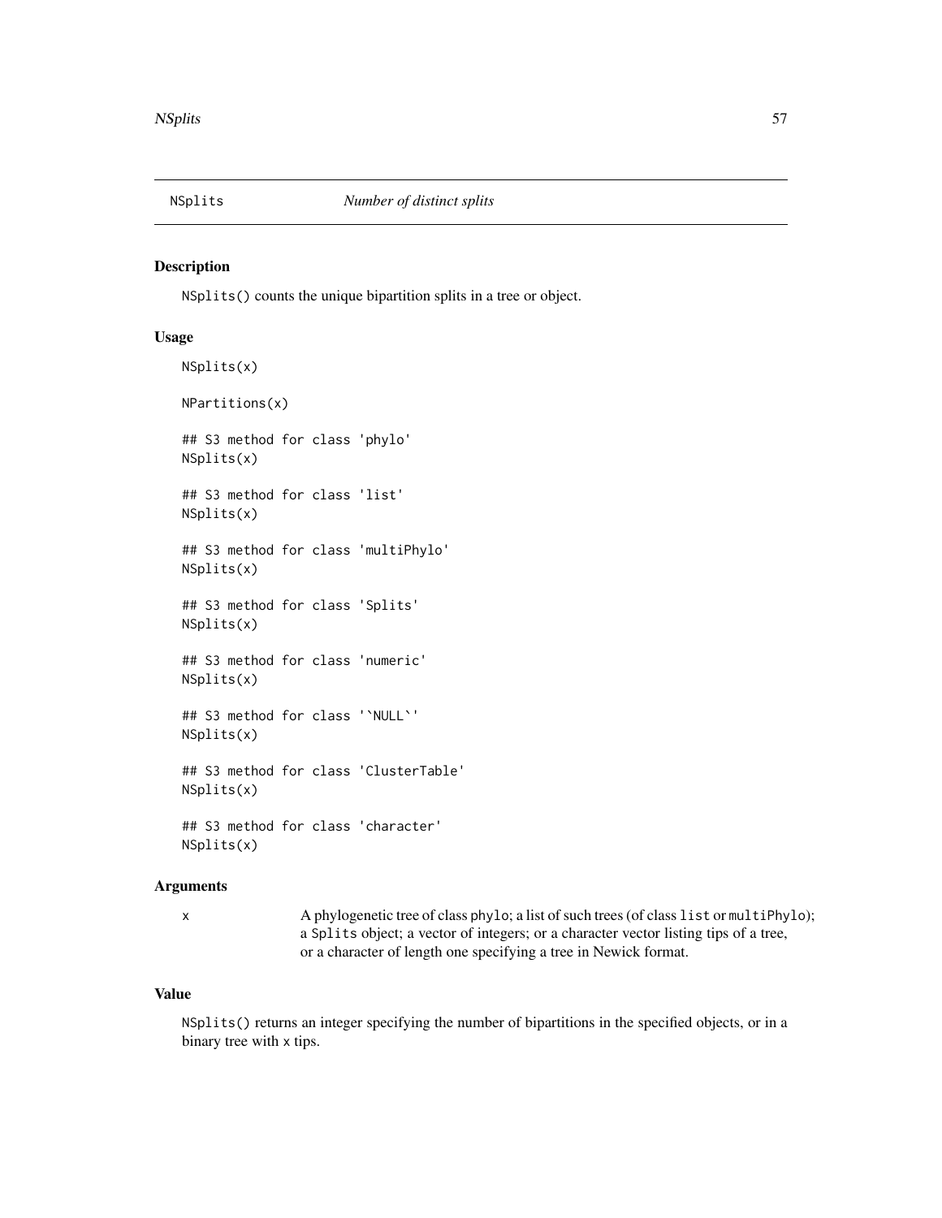# NSplits *Number of distinct splits*

## Description

`NSplits()` counts the unique bipartition splits in a tree or object.

## Usage

```
NSplits(x)

NPartitions(x)

## S3 method for class 'phylo'
NSplits(x)

## S3 method for class 'list'
NSplits(x)

## S3 method for class 'multiPhylo'
NSplits(x)

## S3 method for class 'Splits'
NSplits(x)

## S3 method for class 'numeric'
NSplits(x)

## S3 method for class '`NULL`'
NSplits(x)

## S3 method for class 'ClusterTable'
NSplits(x)

## S3 method for class 'character'
NSplits(x)
```

## Arguments

| | |
|---|---|
| `x` | A phylogenetic tree of class `phylo`; a list of such trees (of class `list` or `multiPhylo`); a `Splits` object; a vector of integers; or a character vector listing tips of a tree, or a character of length one specifying a tree in Newick format. |

## Value

`NSplits()` returns an integer specifying the number of bipartitions in the specified objects, or in a binary tree with `x` tips.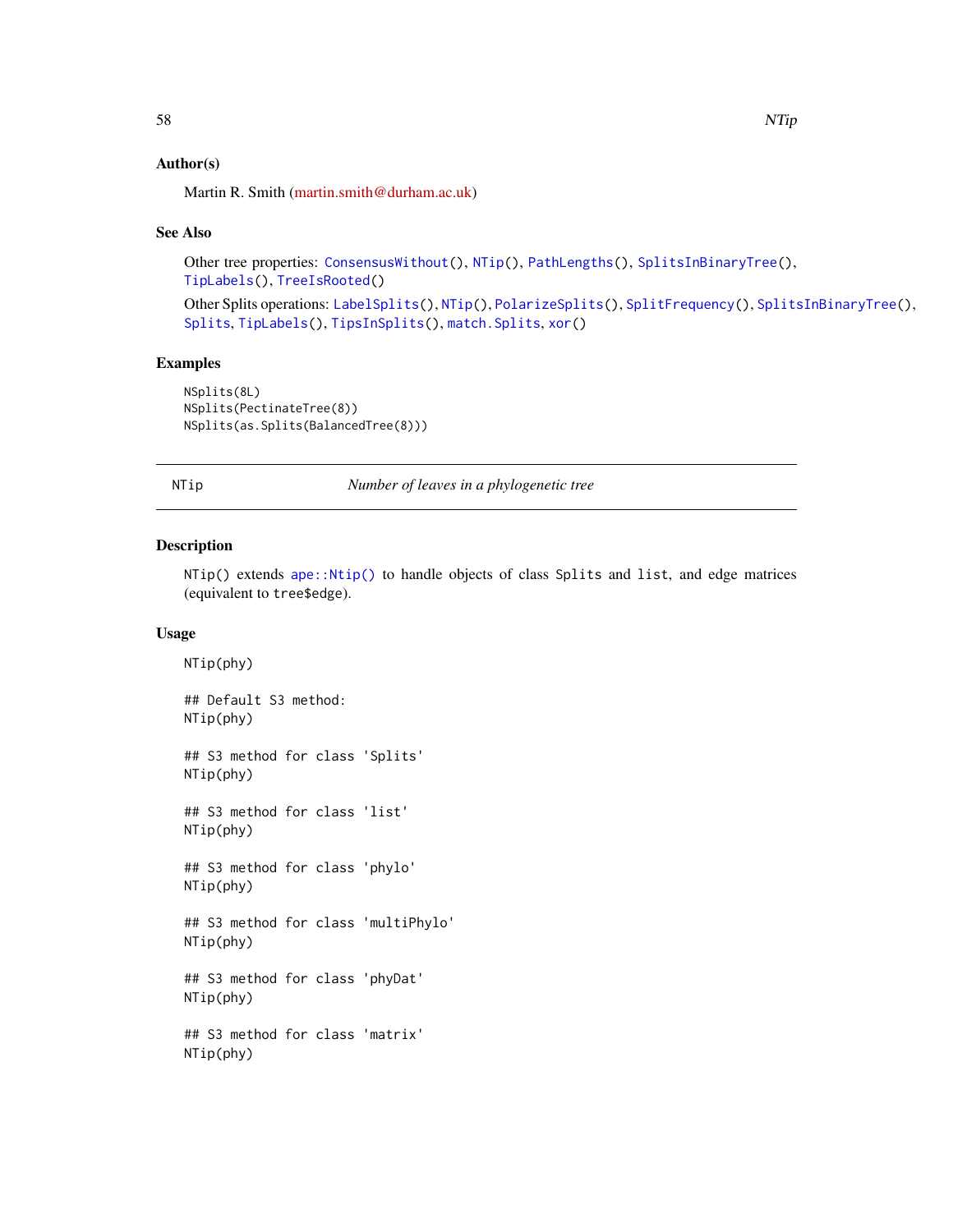### Author(s)

Martin R. Smith (martin.smith@durham.ac.uk)

### See Also

Other tree properties: `ConsensusWithout()`, `NTip()`, `PathLengths()`, `SplitsInBinaryTree()`, `TipLabels()`, `TreeIsRooted()`

Other Splits operations: `LabelSplits()`, `NTip()`, `PolarizeSplits()`, `SplitFrequency()`, `SplitsInBinaryTree()`, `Splits`, `TipLabels()`, `TipsInSplits()`, `match.Splits`, `xor()`

### Examples

```
NSplits(8L)
NSplits(PectinateTree(8))
NSplits(as.Splits(BalancedTree(8)))
```

---

## NTip — *Number of leaves in a phylogenetic tree*

---

### Description

`NTip()` extends `ape::Ntip()` to handle objects of class `Splits` and `list`, and edge matrices (equivalent to `tree$edge`).

### Usage

```
NTip(phy)

## Default S3 method:
NTip(phy)

## S3 method for class 'Splits'
NTip(phy)

## S3 method for class 'list'
NTip(phy)

## S3 method for class 'phylo'
NTip(phy)

## S3 method for class 'multiPhylo'
NTip(phy)

## S3 method for class 'phyDat'
NTip(phy)

## S3 method for class 'matrix'
NTip(phy)
```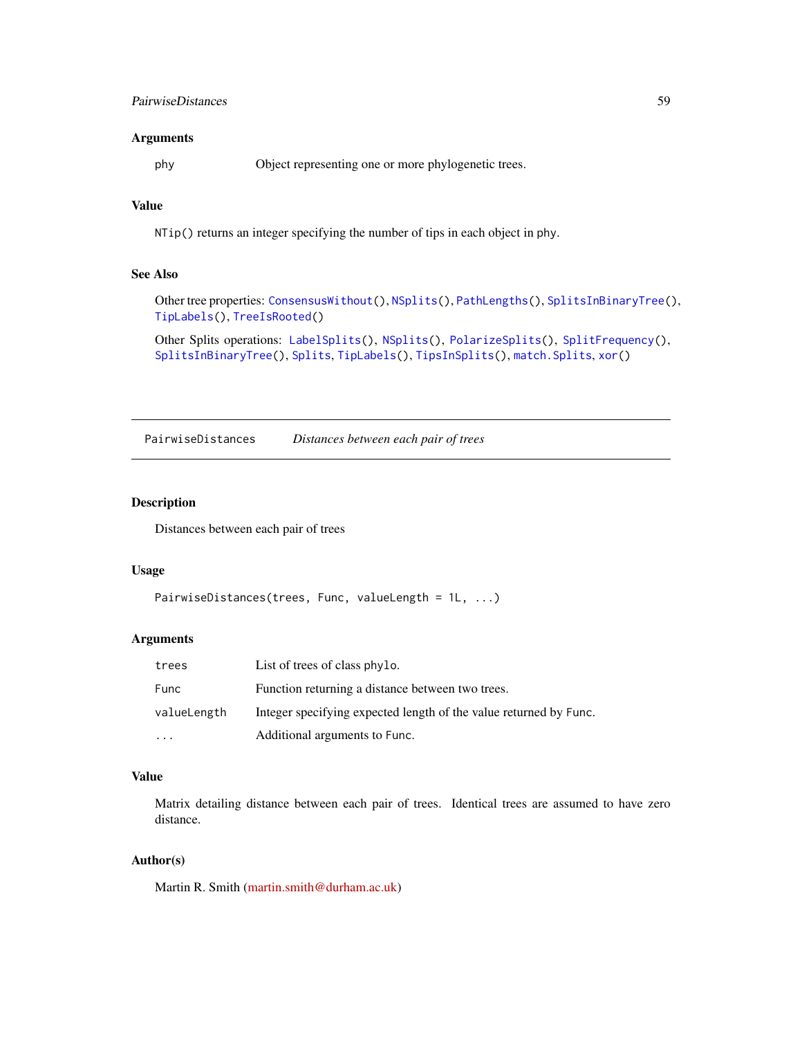### Arguments

| | |
|---|---|
| `phy` | Object representing one or more phylogenetic trees. |

### Value

`NTip()` returns an integer specifying the number of tips in each object in `phy`.

### See Also

Other tree properties: `ConsensusWithout()`, `NSplits()`, `PathLengths()`, `SplitsInBinaryTree()`, `TipLabels()`, `TreeIsRooted()`

Other Splits operations: `LabelSplits()`, `NSplits()`, `PolarizeSplits()`, `SplitFrequency()`, `SplitsInBinaryTree()`, `Splits`, `TipLabels()`, `TipsInSplits()`, `match.Splits`, `xor()`

---

## `PairwiseDistances` *Distances between each pair of trees*

### Description

Distances between each pair of trees

### Usage

```
PairwiseDistances(trees, Func, valueLength = 1L, ...)
```

### Arguments

| | |
|---|---|
| `trees` | List of trees of class `phylo`. |
| `Func` | Function returning a distance between two trees. |
| `valueLength` | Integer specifying expected length of the value returned by `Func`. |
| `...` | Additional arguments to `Func`. |

### Value

Matrix detailing distance between each pair of trees. Identical trees are assumed to have zero distance.

### Author(s)

Martin R. Smith (martin.smith@durham.ac.uk)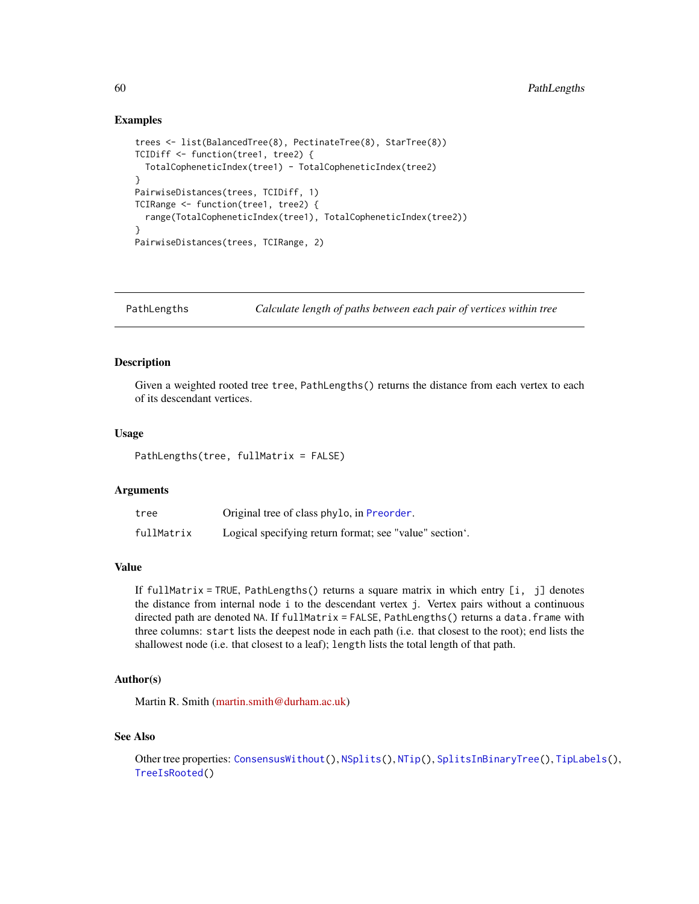## Examples

```
trees <- list(BalancedTree(8), PectinateTree(8), StarTree(8))
TCIDiff <- function(tree1, tree2) {
  TotalCopheneticIndex(tree1) - TotalCopheneticIndex(tree2)
}
PairwiseDistances(trees, TCIDiff, 1)
TCIRange <- function(tree1, tree2) {
  range(TotalCopheneticIndex(tree1), TotalCopheneticIndex(tree2))
}
PairwiseDistances(trees, TCIRange, 2)
```

---

# PathLengths — *Calculate length of paths between each pair of vertices within tree*

---

## Description

Given a weighted rooted tree `tree`, `PathLengths()` returns the distance from each vertex to each of its descendant vertices.

## Usage

```
PathLengths(tree, fullMatrix = FALSE)
```

## Arguments

| | |
|---|---|
| `tree` | Original tree of class `phylo`, in Preorder. |
| `fullMatrix` | Logical specifying return format; see "value" section‘. |

## Value

If `fullMatrix = TRUE`, `PathLengths()` returns a square matrix in which entry `[i, j]` denotes the distance from internal node `i` to the descendant vertex `j`. Vertex pairs without a continuous directed path are denoted `NA`. If `fullMatrix = FALSE`, `PathLengths()` returns a `data.frame` with three columns: `start` lists the deepest node in each path (i.e. that closest to the root); end lists the shallowest node (i.e. that closest to a leaf); `length` lists the total length of that path.

## Author(s)

Martin R. Smith (martin.smith@durham.ac.uk)

## See Also

Other tree properties: `ConsensusWithout()`, `NSplits()`, `NTip()`, `SplitsInBinaryTree()`, `TipLabels()`, `TreeIsRooted()`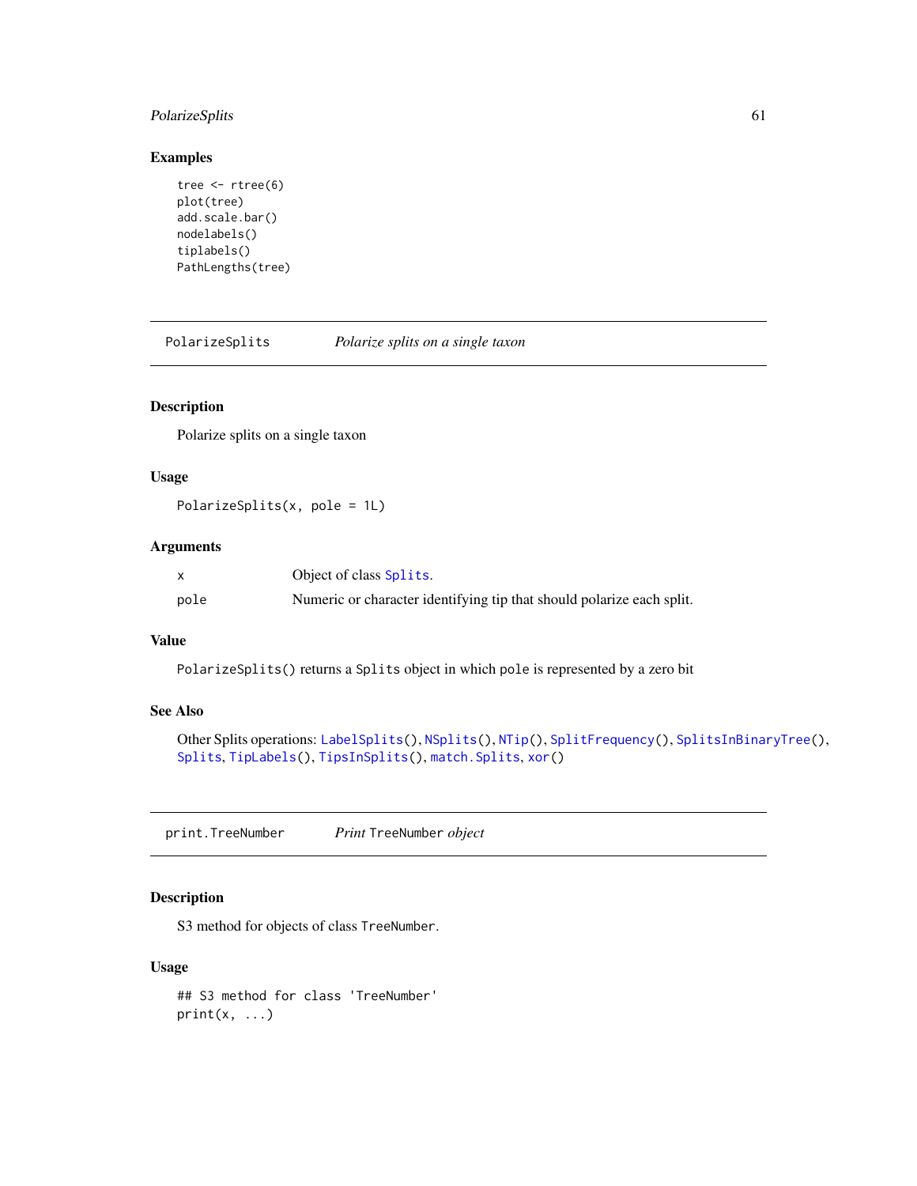### Examples

```
tree <- rtree(6)
plot(tree)
add.scale.bar()
nodelabels()
tiplabels()
PathLengths(tree)
```

---

## PolarizeSplits &nbsp;&nbsp;&nbsp;&nbsp; *Polarize splits on a single taxon*

### Description

Polarize splits on a single taxon

### Usage

```
PolarizeSplits(x, pole = 1L)
```

### Arguments

| | |
|---|---|
| x | Object of class `Splits`. |
| pole | Numeric or character identifying tip that should polarize each split. |

### Value

`PolarizeSplits()` returns a `Splits` object in which `pole` is represented by a zero bit

### See Also

Other Splits operations: `LabelSplits()`, `NSplits()`, `NTip()`, `SplitFrequency()`, `SplitsInBinaryTree()`, `Splits`, `TipLabels()`, `TipsInSplits()`, `match.Splits`, `xor()`

---

## print.TreeNumber &nbsp;&nbsp;&nbsp;&nbsp; *Print* `TreeNumber` *object*

### Description

S3 method for objects of class `TreeNumber`.

### Usage

```
## S3 method for class 'TreeNumber'
print(x, ...)
```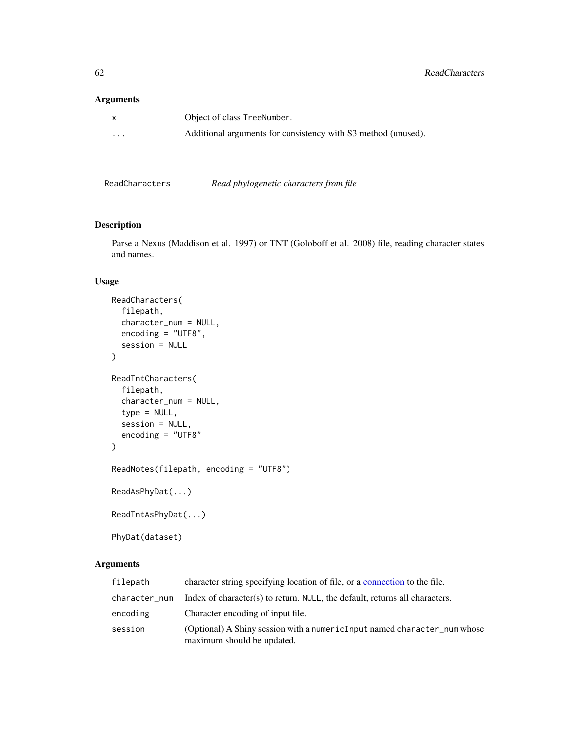## Arguments

| | |
|---|---|
| x | Object of class TreeNumber. |
| ... | Additional arguments for consistency with S3 method (unused). |

---

## ReadCharacters — *Read phylogenetic characters from file*

### Description

Parse a Nexus (Maddison et al. 1997) or TNT (Goloboff et al. 2008) file, reading character states and names.

### Usage

```
ReadCharacters(
  filepath,
  character_num = NULL,
  encoding = "UTF8",
  session = NULL
)

ReadTntCharacters(
  filepath,
  character_num = NULL,
  type = NULL,
  session = NULL,
  encoding = "UTF8"
)

ReadNotes(filepath, encoding = "UTF8")

ReadAsPhyDat(...)

ReadTntAsPhyDat(...)

PhyDat(dataset)
```

### Arguments

| | |
|---|---|
| filepath | character string specifying location of file, or a connection to the file. |
| character_num | Index of character(s) to return. NULL, the default, returns all characters. |
| encoding | Character encoding of input file. |
| session | (Optional) A Shiny session with a numericInput named character_num whose maximum should be updated. |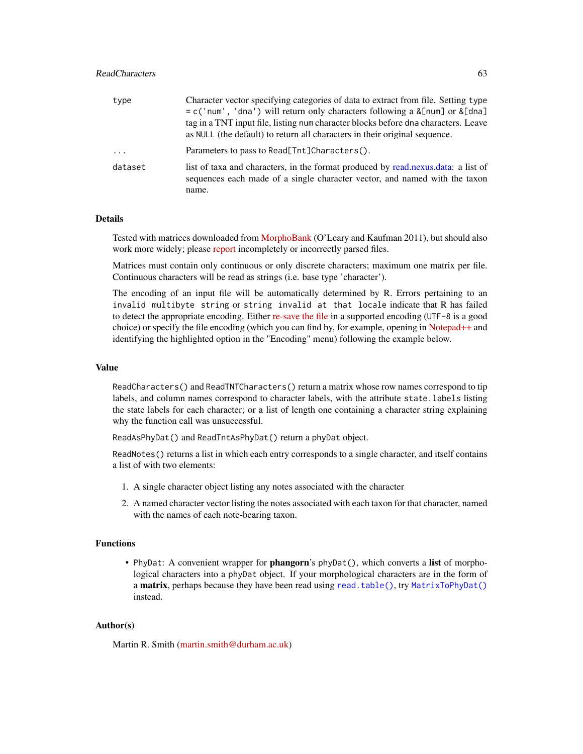| | |
|---|---|
| `type` | Character vector specifying categories of data to extract from file. Setting `type = c('num', 'dna')` will return only characters following a `&[num]` or `&[dna]` tag in a TNT input file, listing `num` character blocks before `dna` characters. Leave as `NULL` (the default) to return all characters in their original sequence. |
| `...` | Parameters to pass to `Read[Tnt]Characters()`. |
| `dataset` | list of taxa and characters, in the format produced by read.nexus.data: a list of sequences each made of a single character vector, and named with the taxon name. |

### Details

Tested with matrices downloaded from MorphoBank (O'Leary and Kaufman 2011), but should also work more widely; please report incompletely or incorrectly parsed files.

Matrices must contain only continuous or only discrete characters; maximum one matrix per file. Continuous characters will be read as strings (i.e. base type 'character').

The encoding of an input file will be automatically determined by R. Errors pertaining to an `invalid multibyte string` or `string invalid at that locale` indicate that R has failed to detect the appropriate encoding. Either re-save the file in a supported encoding (`UTF-8` is a good choice) or specify the file encoding (which you can find by, for example, opening in Notepad++ and identifying the highlighted option in the "Encoding" menu) following the example below.

### Value

`ReadCharacters()` and `ReadTNTCharacters()` return a matrix whose row names correspond to tip labels, and column names correspond to character labels, with the attribute `state.labels` listing the state labels for each character; or a list of length one containing a character string explaining why the function call was unsuccessful.

`ReadAsPhyDat()` and `ReadTntAsPhyDat()` return a `phyDat` object.

`ReadNotes()` returns a list in which each entry corresponds to a single character, and itself contains a list of with two elements:

1. A single character object listing any notes associated with the character
2. A named character vector listing the notes associated with each taxon for that character, named with the names of each note-bearing taxon.

### Functions

- `PhyDat`: A convenient wrapper for **phangorn**'s `phyDat()`, which converts a **list** of morphological characters into a `phyDat` object. If your morphological characters are in the form of a **matrix**, perhaps because they have been read using `read.table()`, try `MatrixToPhyDat()` instead.

### Author(s)

Martin R. Smith (martin.smith@durham.ac.uk)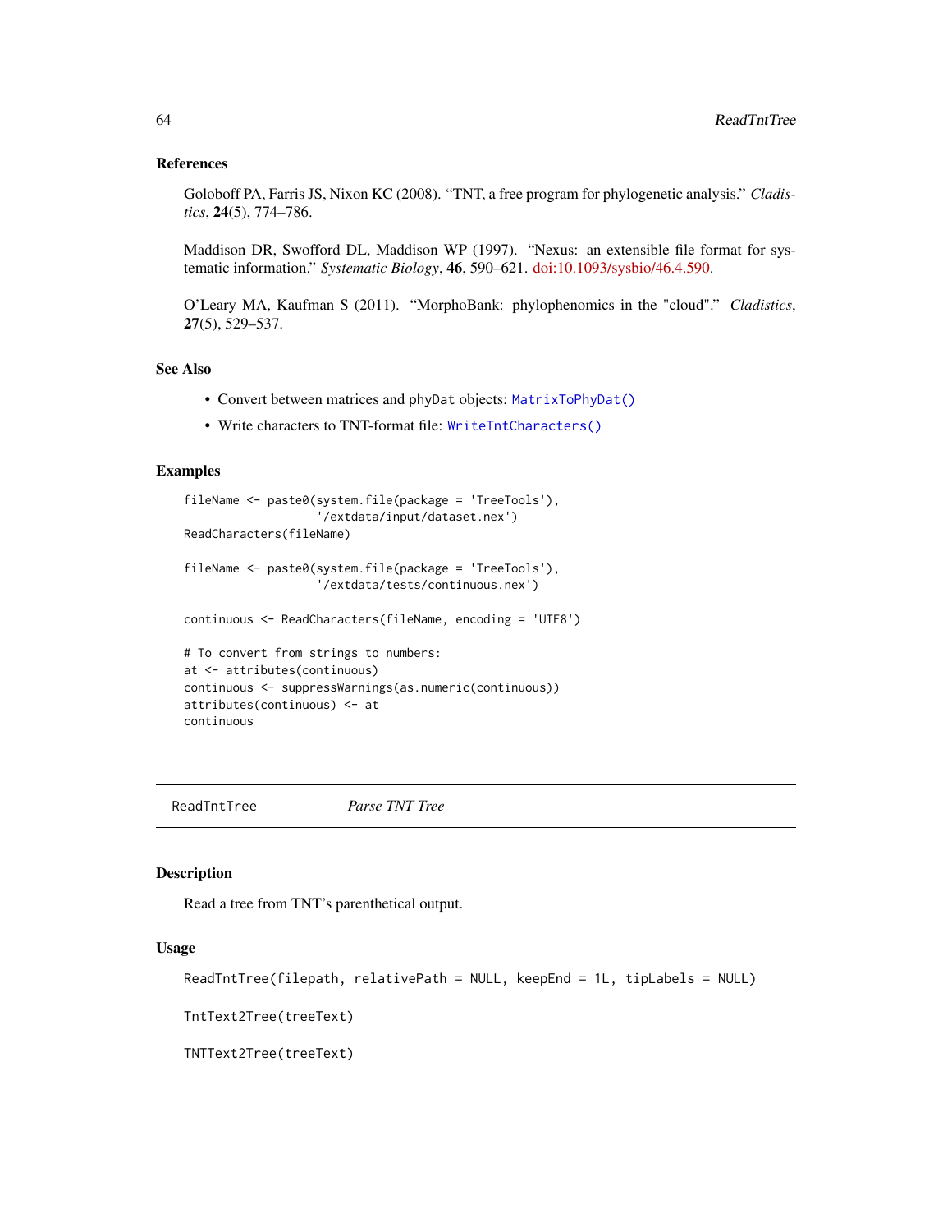### References

Goloboff PA, Farris JS, Nixon KC (2008). "TNT, a free program for phylogenetic analysis." *Cladistics*, **24**(5), 774–786.

Maddison DR, Swofford DL, Maddison WP (1997). "Nexus: an extensible file format for systematic information." *Systematic Biology*, **46**, 590–621. doi:10.1093/sysbio/46.4.590.

O'Leary MA, Kaufman S (2011). "MorphoBank: phylophenomics in the "cloud"." *Cladistics*, **27**(5), 529–537.

### See Also

- Convert between matrices and phyDat objects: `MatrixToPhyDat()`
- Write characters to TNT-format file: `WriteTntCharacters()`

### Examples

```
fileName <- paste0(system.file(package = 'TreeTools'),
                   '/extdata/input/dataset.nex')
ReadCharacters(fileName)

fileName <- paste0(system.file(package = 'TreeTools'),
                   '/extdata/tests/continuous.nex')

continuous <- ReadCharacters(fileName, encoding = 'UTF8')

# To convert from strings to numbers:
at <- attributes(continuous)
continuous <- suppressWarnings(as.numeric(continuous))
attributes(continuous) <- at
continuous
```

---

## ReadTntTree — *Parse TNT Tree*

### Description

Read a tree from TNT's parenthetical output.

### Usage

```
ReadTntTree(filepath, relativePath = NULL, keepEnd = 1L, tipLabels = NULL)

TntText2Tree(treeText)

TNTText2Tree(treeText)
```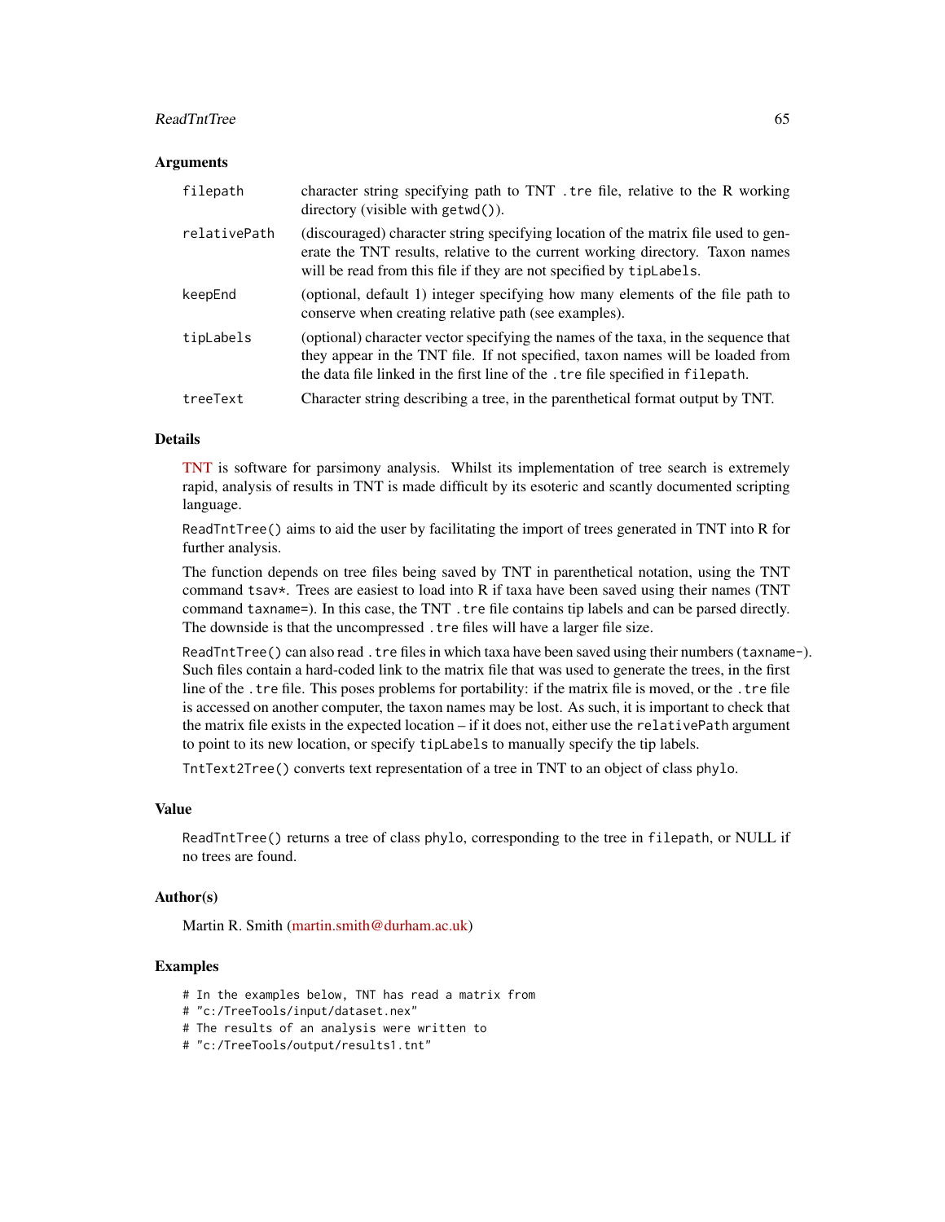## Arguments

| | |
|---|---|
| `filepath` | character string specifying path to TNT `.tre` file, relative to the R working directory (visible with `getwd()`). |
| `relativePath` | (discouraged) character string specifying location of the matrix file used to generate the TNT results, relative to the current working directory. Taxon names will be read from this file if they are not specified by `tipLabels`. |
| `keepEnd` | (optional, default 1) integer specifying how many elements of the file path to conserve when creating relative path (see examples). |
| `tipLabels` | (optional) character vector specifying the names of the taxa, in the sequence that they appear in the TNT file. If not specified, taxon names will be loaded from the data file linked in the first line of the `.tre` file specified in `filepath`. |
| `treeText` | Character string describing a tree, in the parenthetical format output by TNT. |

## Details

TNT is software for parsimony analysis. Whilst its implementation of tree search is extremely rapid, analysis of results in TNT is made difficult by its esoteric and scantly documented scripting language.

`ReadTntTree()` aims to aid the user by facilitating the import of trees generated in TNT into R for further analysis.

The function depends on tree files being saved by TNT in parenthetical notation, using the TNT command `tsav*`. Trees are easiest to load into R if taxa have been saved using their names (TNT command `taxname=`). In this case, the TNT `.tre` file contains tip labels and can be parsed directly. The downside is that the uncompressed `.tre` files will have a larger file size.

`ReadTntTree()` can also read `.tre` files in which taxa have been saved using their numbers (`taxname-`). Such files contain a hard-coded link to the matrix file that was used to generate the trees, in the first line of the `.tre` file. This poses problems for portability: if the matrix file is moved, or the `.tre` file is accessed on another computer, the taxon names may be lost. As such, it is important to check that the matrix file exists in the expected location – if it does not, either use the `relativePath` argument to point to its new location, or specify `tipLabels` to manually specify the tip labels.

`TntText2Tree()` converts text representation of a tree in TNT to an object of class `phylo`.

## Value

`ReadTntTree()` returns a tree of class `phylo`, corresponding to the tree in `filepath`, or NULL if no trees are found.

## Author(s)

Martin R. Smith (martin.smith@durham.ac.uk)

## Examples

```
# In the examples below, TNT has read a matrix from
# "c:/TreeTools/input/dataset.nex"
# The results of an analysis were written to
# "c:/TreeTools/output/results1.tnt"
```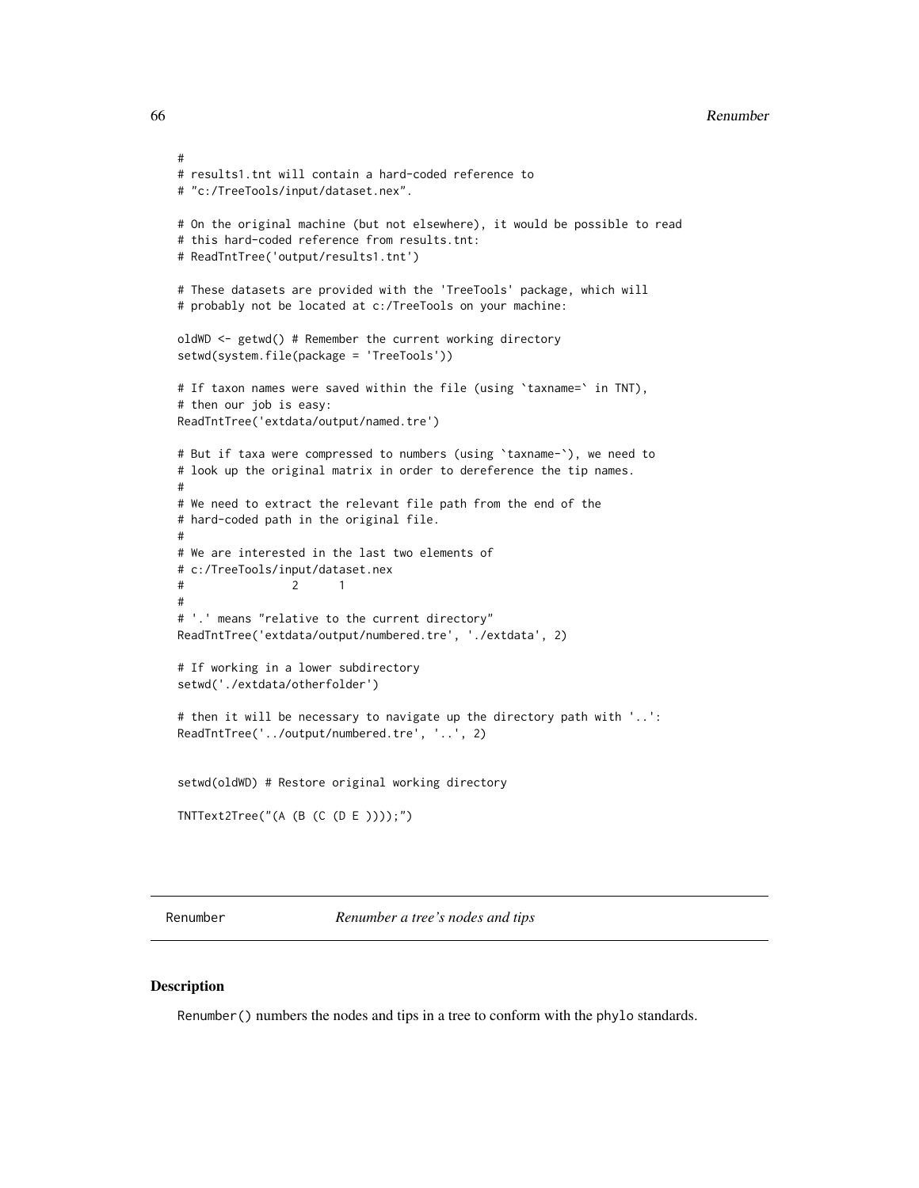```
#
# results1.tnt will contain a hard-coded reference to
# "c:/TreeTools/input/dataset.nex".

# On the original machine (but not elsewhere), it would be possible to read
# this hard-coded reference from results.tnt:
# ReadTntTree('output/results1.tnt')

# These datasets are provided with the 'TreeTools' package, which will
# probably not be located at c:/TreeTools on your machine:

oldWD <- getwd() # Remember the current working directory
setwd(system.file(package = 'TreeTools'))

# If taxon names were saved within the file (using `taxname=` in TNT),
# then our job is easy:
ReadTntTree('extdata/output/named.tre')

# But if taxa were compressed to numbers (using `taxname-`), we need to
# look up the original matrix in order to dereference the tip names.
#
# We need to extract the relevant file path from the end of the
# hard-coded path in the original file.
#
# We are interested in the last two elements of
# c:/TreeTools/input/dataset.nex
#                2      1
#
# '.' means "relative to the current directory"
ReadTntTree('extdata/output/numbered.tre', './extdata', 2)

# If working in a lower subdirectory
setwd('./extdata/otherfolder')

# then it will be necessary to navigate up the directory path with '..':
ReadTntTree('../output/numbered.tre', '..', 2)


setwd(oldWD) # Restore original working directory

TNTText2Tree("(A (B (C (D E ))));")
```

## Renumber — *Renumber a tree's nodes and tips*

### Description

`Renumber()` numbers the nodes and tips in a tree to conform with the `phylo` standards.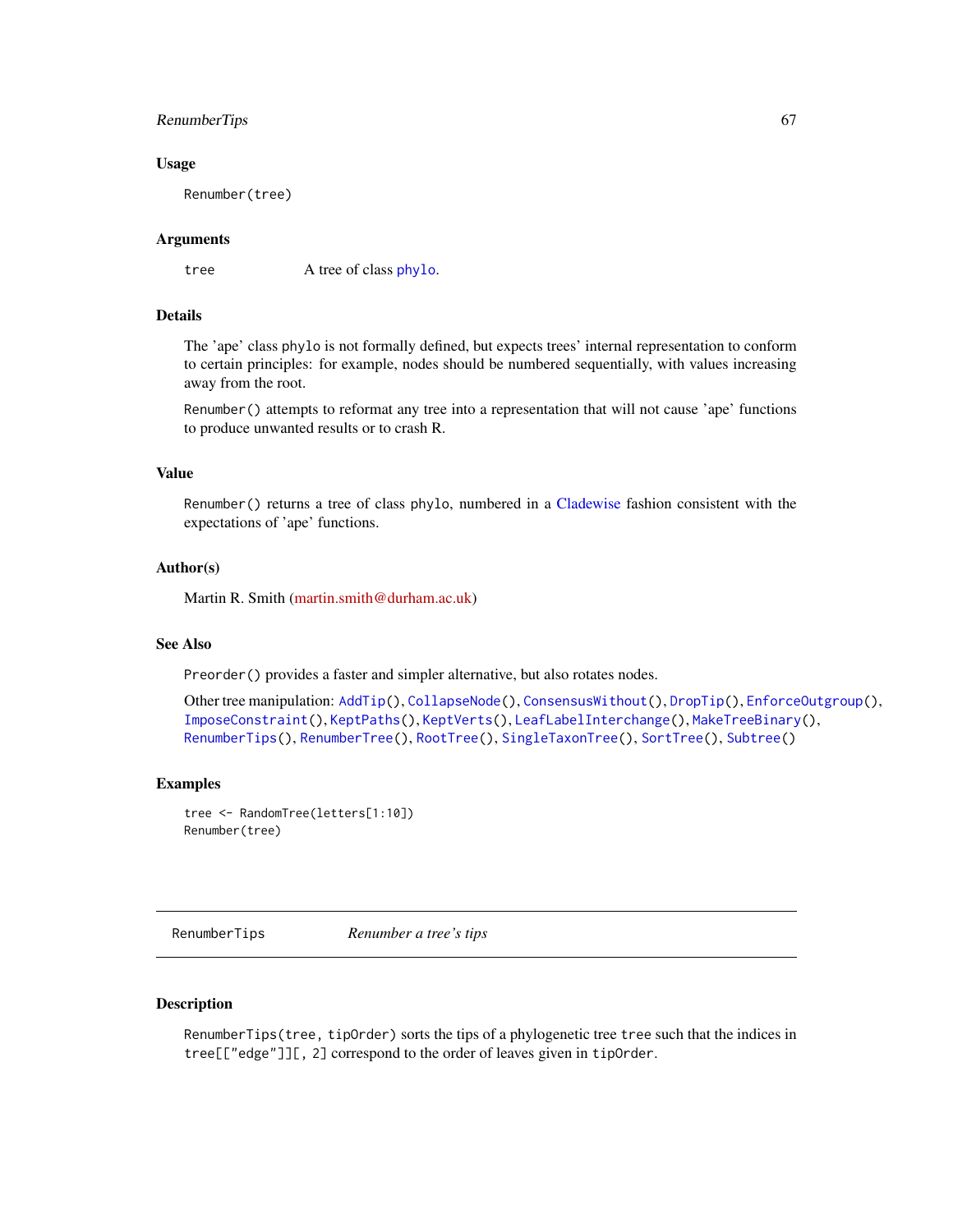### Usage

```
Renumber(tree)
```

### Arguments

| | |
|---|---|
| `tree` | A tree of class `phylo`. |

### Details

The 'ape' class `phylo` is not formally defined, but expects trees' internal representation to conform to certain principles: for example, nodes should be numbered sequentially, with values increasing away from the root.

`Renumber()` attempts to reformat any tree into a representation that will not cause 'ape' functions to produce unwanted results or to crash R.

### Value

`Renumber()` returns a tree of class `phylo`, numbered in a Cladewise fashion consistent with the expectations of 'ape' functions.

### Author(s)

Martin R. Smith (martin.smith@durham.ac.uk)

### See Also

`Preorder()` provides a faster and simpler alternative, but also rotates nodes.

Other tree manipulation: `AddTip()`, `CollapseNode()`, `ConsensusWithout()`, `DropTip()`, `EnforceOutgroup()`, `ImposeConstraint()`, `KeptPaths()`, `KeptVerts()`, `LeafLabelInterchange()`, `MakeTreeBinary()`, `RenumberTips()`, `RenumberTree()`, `RootTree()`, `SingleTaxonTree()`, `SortTree()`, `Subtree()`

### Examples

```
tree <- RandomTree(letters[1:10])
Renumber(tree)
```

---

## RenumberTips — *Renumber a tree's tips*

### Description

`RenumberTips(tree, tipOrder)` sorts the tips of a phylogenetic tree `tree` such that the indices in `tree[["edge"]][, 2]` correspond to the order of leaves given in `tipOrder`.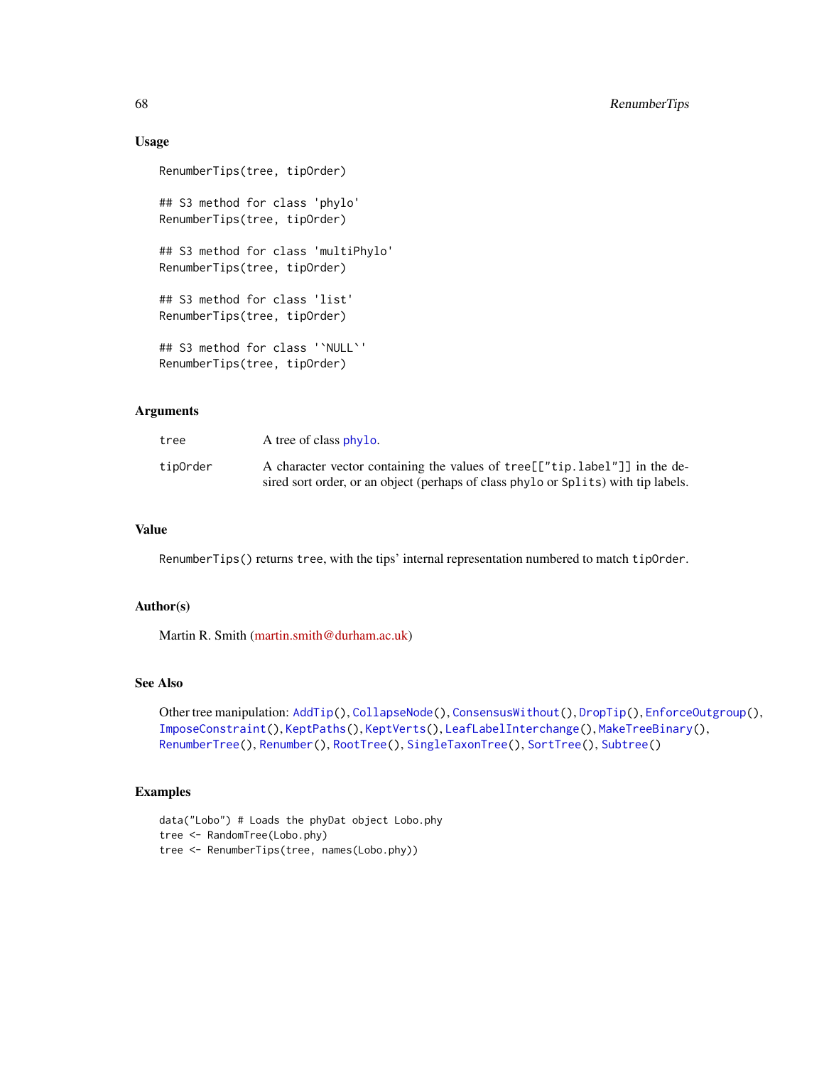### Usage

```
RenumberTips(tree, tipOrder)

## S3 method for class 'phylo'
RenumberTips(tree, tipOrder)

## S3 method for class 'multiPhylo'
RenumberTips(tree, tipOrder)

## S3 method for class 'list'
RenumberTips(tree, tipOrder)

## S3 method for class '`NULL`'
RenumberTips(tree, tipOrder)
```

### Arguments

| | |
|---|---|
| `tree` | A tree of class `phylo`. |
| `tipOrder` | A character vector containing the values of `tree[["tip.label"]]` in the desired sort order, or an object (perhaps of class `phylo` or `Splits`) with tip labels. |

### Value

`RenumberTips()` returns `tree`, with the tips' internal representation numbered to match `tipOrder`.

### Author(s)

Martin R. Smith (martin.smith@durham.ac.uk)

### See Also

Other tree manipulation: `AddTip()`, `CollapseNode()`, `ConsensusWithout()`, `DropTip()`, `EnforceOutgroup()`, `ImposeConstraint()`, `KeptPaths()`, `KeptVerts()`, `LeafLabelInterchange()`, `MakeTreeBinary()`, `RenumberTree()`, `Renumber()`, `RootTree()`, `SingleTaxonTree()`, `SortTree()`, `Subtree()`

### Examples

```
data("Lobo") # Loads the phyDat object Lobo.phy
tree <- RandomTree(Lobo.phy)
tree <- RenumberTips(tree, names(Lobo.phy))
```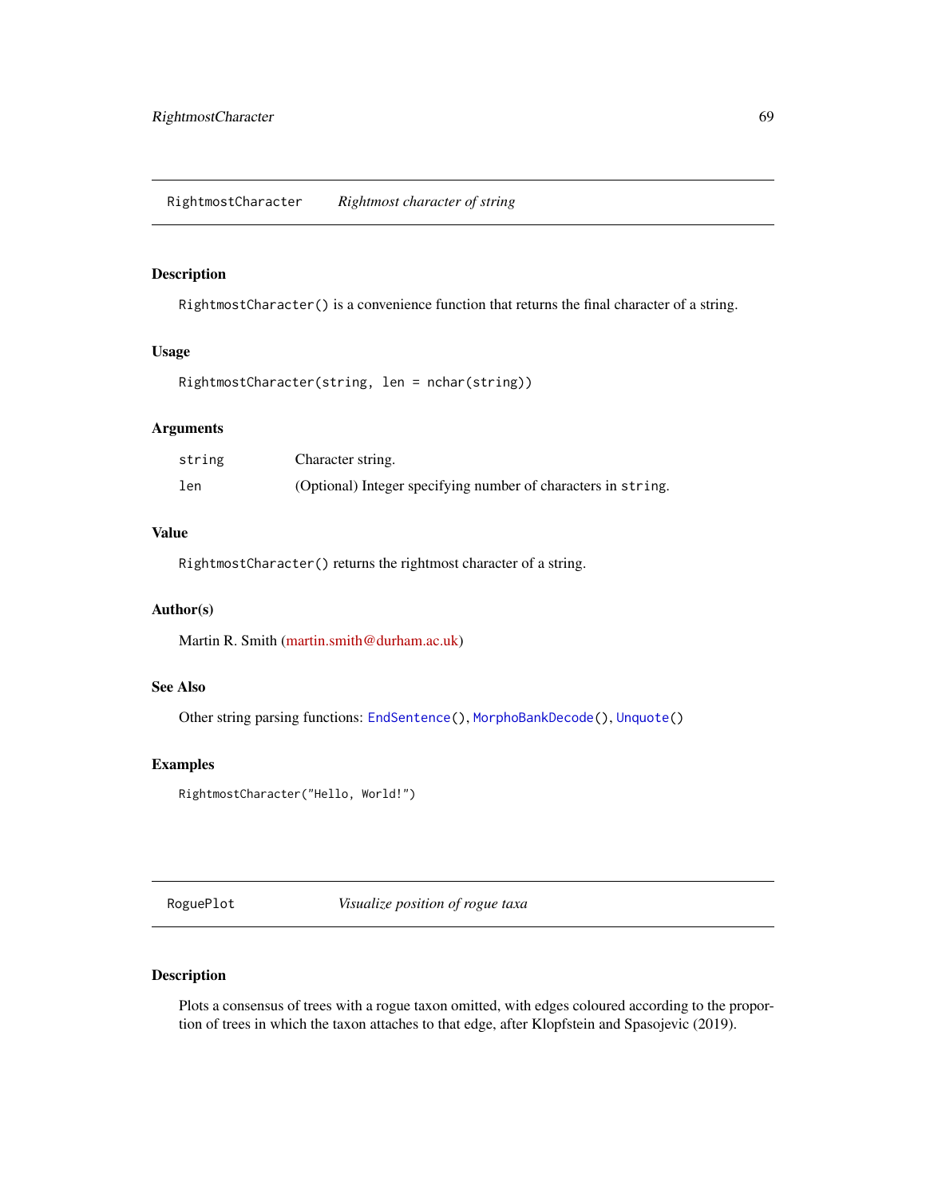## RightmostCharacter *Rightmost character of string*

### Description

`RightmostCharacter()` is a convenience function that returns the final character of a string.

### Usage

```
RightmostCharacter(string, len = nchar(string))
```

### Arguments

| | |
|---|---|
| `string` | Character string. |
| `len` | (Optional) Integer specifying number of characters in `string`. |

### Value

`RightmostCharacter()` returns the rightmost character of a string.

### Author(s)

Martin R. Smith (martin.smith@durham.ac.uk)

### See Also

Other string parsing functions: `EndSentence()`, `MorphoBankDecode()`, `Unquote()`

### Examples

```
RightmostCharacter("Hello, World!")
```

## RoguePlot *Visualize position of rogue taxa*

### Description

Plots a consensus of trees with a rogue taxon omitted, with edges coloured according to the proportion of trees in which the taxon attaches to that edge, after Klopfstein and Spasojevic (2019).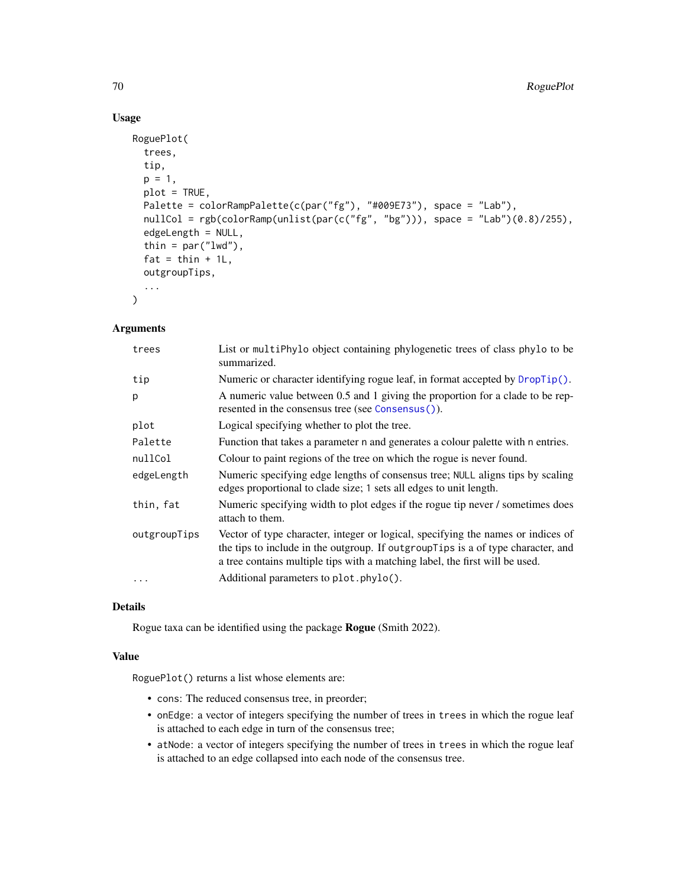### Usage

```
RoguePlot(
  trees,
  tip,
  p = 1,
  plot = TRUE,
  Palette = colorRampPalette(c(par("fg"), "#009E73"), space = "Lab"),
  nullCol = rgb(colorRamp(unlist(par(c("fg", "bg"))), space = "Lab")(0.8)/255),
  edgeLength = NULL,
  thin = par("lwd"),
  fat = thin + 1L,
  outgroupTips,
  ...
)
```

### Arguments

| Argument | Description |
|---|---|
| `trees` | List or `multiPhylo` object containing phylogenetic trees of class `phylo` to be summarized. |
| `tip` | Numeric or character identifying rogue leaf, in format accepted by `DropTip()`. |
| `p` | A numeric value between 0.5 and 1 giving the proportion for a clade to be represented in the consensus tree (see `Consensus()`). |
| `plot` | Logical specifying whether to plot the tree. |
| `Palette` | Function that takes a parameter `n` and generates a colour palette with `n` entries. |
| `nullCol` | Colour to paint regions of the tree on which the rogue is never found. |
| `edgeLength` | Numeric specifying edge lengths of consensus tree; `NULL` aligns tips by scaling edges proportional to clade size; `1` sets all edges to unit length. |
| `thin, fat` | Numeric specifying width to plot edges if the rogue tip never / sometimes does attach to them. |
| `outgroupTips` | Vector of type character, integer or logical, specifying the names or indices of the tips to include in the outgroup. If `outgroupTips` is a of type character, and a tree contains multiple tips with a matching label, the first will be used. |
| `...` | Additional parameters to `plot.phylo()`. |

### Details

Rogue taxa can be identified using the package **Rogue** (Smith 2022).

### Value

`RoguePlot()` returns a list whose elements are:

- `cons`: The reduced consensus tree, in preorder;
- `onEdge`: a vector of integers specifying the number of trees in `trees` in which the rogue leaf is attached to each edge in turn of the consensus tree;
- `atNode`: a vector of integers specifying the number of trees in `trees` in which the rogue leaf is attached to an edge collapsed into each node of the consensus tree.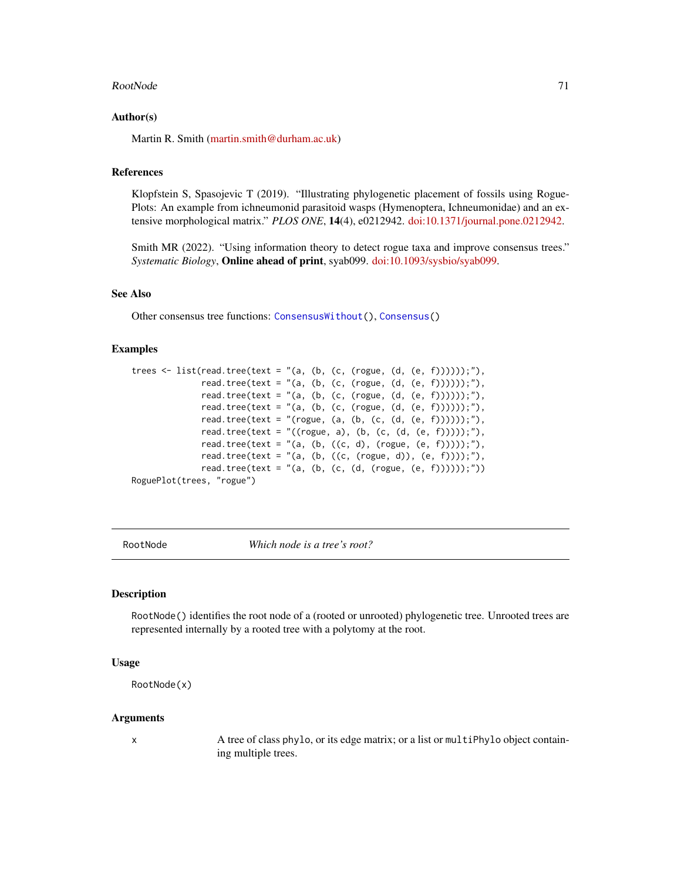### Author(s)

Martin R. Smith (martin.smith@durham.ac.uk)

### References

Klopfstein S, Spasojevic T (2019). "Illustrating phylogenetic placement of fossils using RoguePlots: An example from ichneumonid parasitoid wasps (Hymenoptera, Ichneumonidae) and an extensive morphological matrix." *PLOS ONE*, **14**(4), e0212942. doi:10.1371/journal.pone.0212942.

Smith MR (2022). "Using information theory to detect rogue taxa and improve consensus trees." *Systematic Biology*, **Online ahead of print**, syab099. doi:10.1093/sysbio/syab099.

### See Also

Other consensus tree functions: `ConsensusWithout()`, `Consensus()`

### Examples

```
trees <- list(read.tree(text = "(a, (b, (c, (rogue, (d, (e, f))))));"),
              read.tree(text = "(a, (b, (c, (rogue, (d, (e, f))))));"),
              read.tree(text = "(a, (b, (c, (rogue, (d, (e, f))))));"),
              read.tree(text = "(a, (b, (c, (rogue, (d, (e, f))))));"),
              read.tree(text = "(rogue, (a, (b, (c, (d, (e, f))))));"),
              read.tree(text = "((rogue, a), (b, (c, (d, (e, f)))));"),
              read.tree(text = "(a, (b, ((c, d), (rogue, (e, f)))));"),
              read.tree(text = "(a, (b, ((c, (rogue, d)), (e, f))));"),
              read.tree(text = "(a, (b, (c, (d, (rogue, (e, f))))));"))
RoguePlot(trees, "rogue")
```

---

## RootNode — *Which node is a tree's root?*

### Description

`RootNode()` identifies the root node of a (rooted or unrooted) phylogenetic tree. Unrooted trees are represented internally by a rooted tree with a polytomy at the root.

### Usage

```
RootNode(x)
```

### Arguments

| | |
|---|---|
| `x` | A tree of class `phylo`, or its edge matrix; or a list or `multiPhylo` object containing multiple trees. |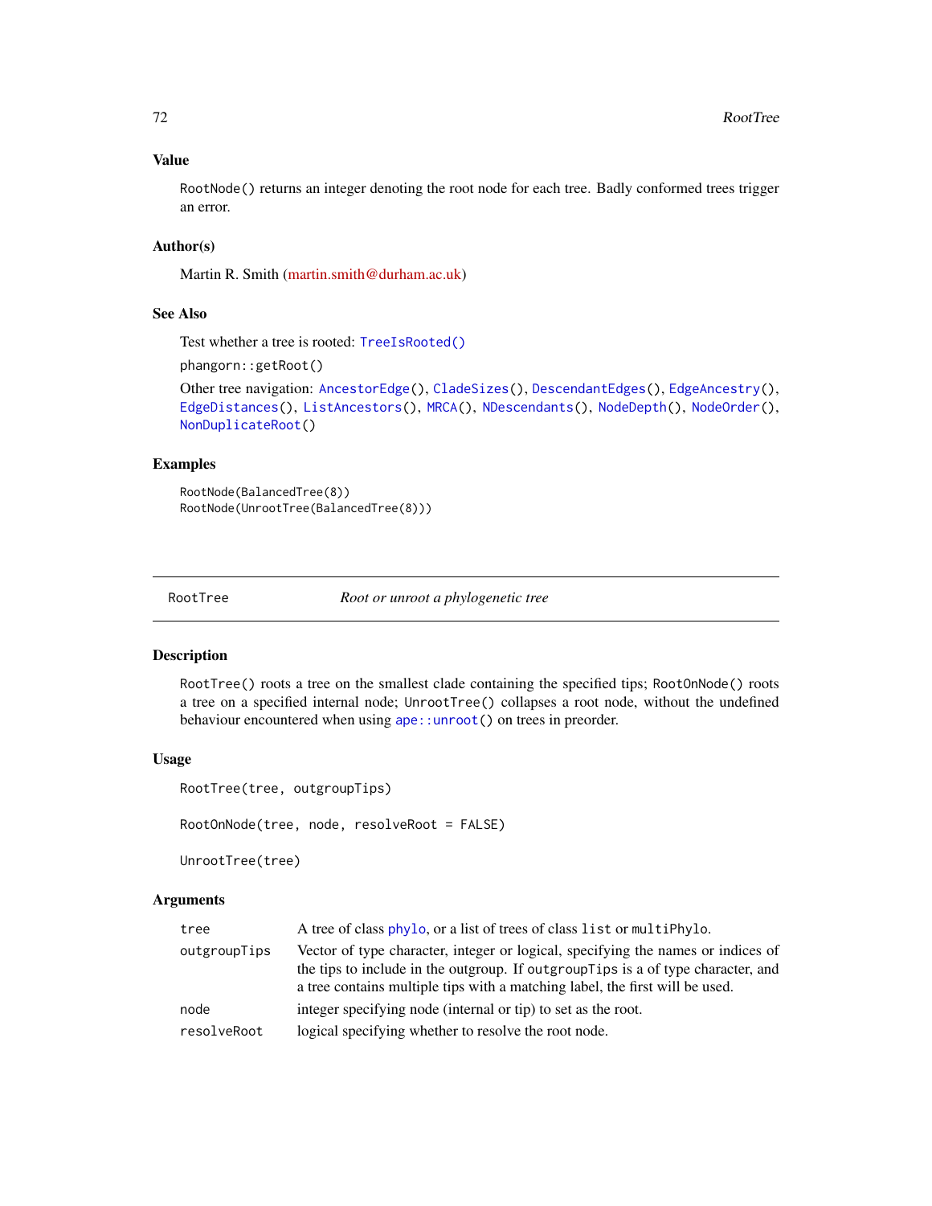### Value

RootNode() returns an integer denoting the root node for each tree. Badly conformed trees trigger an error.

### Author(s)

Martin R. Smith (martin.smith@durham.ac.uk)

### See Also

Test whether a tree is rooted: TreeIsRooted()

phangorn::getRoot()

Other tree navigation: AncestorEdge(), CladeSizes(), DescendantEdges(), EdgeAncestry(), EdgeDistances(), ListAncestors(), MRCA(), NDescendants(), NodeDepth(), NodeOrder(), NonDuplicateRoot()

### Examples

```
RootNode(BalancedTree(8))
RootNode(UnrootTree(BalancedTree(8)))
```

---

## RootTree — *Root or unroot a phylogenetic tree*

### Description

RootTree() roots a tree on the smallest clade containing the specified tips; RootOnNode() roots a tree on a specified internal node; UnrootTree() collapses a root node, without the undefined behaviour encountered when using ape::unroot() on trees in preorder.

### Usage

```
RootTree(tree, outgroupTips)

RootOnNode(tree, node, resolveRoot = FALSE)

UnrootTree(tree)
```

### Arguments

| | |
|---|---|
| tree | A tree of class phylo, or a list of trees of class list or multiPhylo. |
| outgroupTips | Vector of type character, integer or logical, specifying the names or indices of the tips to include in the outgroup. If outgroupTips is a of type character, and a tree contains multiple tips with a matching label, the first will be used. |
| node | integer specifying node (internal or tip) to set as the root. |
| resolveRoot | logical specifying whether to resolve the root node. |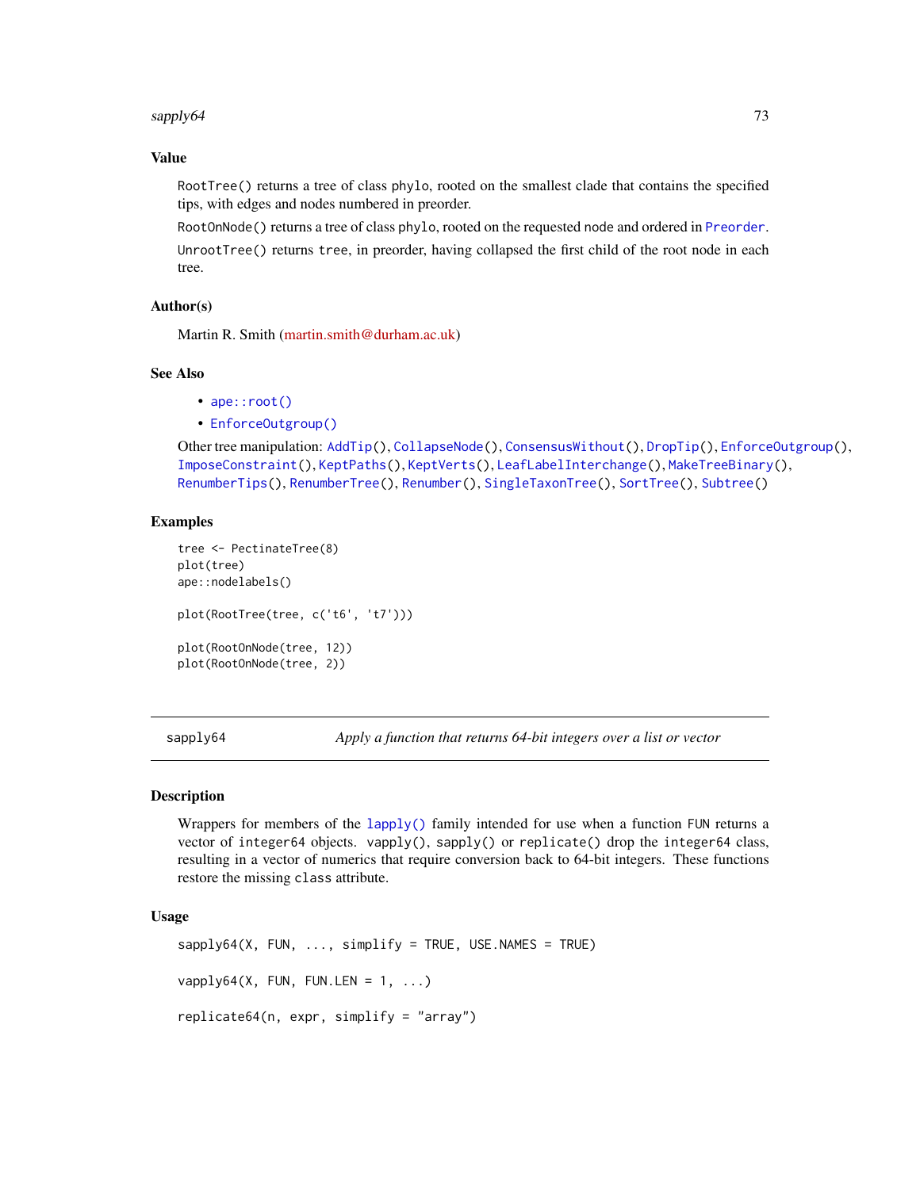### Value

RootTree() returns a tree of class phylo, rooted on the smallest clade that contains the specified tips, with edges and nodes numbered in preorder.

RootOnNode() returns a tree of class phylo, rooted on the requested node and ordered in Preorder.

UnrootTree() returns tree, in preorder, having collapsed the first child of the root node in each tree.

### Author(s)

Martin R. Smith (martin.smith@durham.ac.uk)

### See Also

- ape::root()
- EnforceOutgroup()

Other tree manipulation: AddTip(), CollapseNode(), ConsensusWithout(), DropTip(), EnforceOutgroup(), ImposeConstraint(), KeptPaths(), KeptVerts(), LeafLabelInterchange(), MakeTreeBinary(), RenumberTips(), RenumberTree(), Renumber(), SingleTaxonTree(), SortTree(), Subtree()

### Examples

```
tree <- PectinateTree(8)
plot(tree)
ape::nodelabels()

plot(RootTree(tree, c('t6', 't7')))

plot(RootOnNode(tree, 12))
plot(RootOnNode(tree, 2))
```

---

## sapply64 — *Apply a function that returns 64-bit integers over a list or vector*

### Description

Wrappers for members of the lapply() family intended for use when a function FUN returns a vector of integer64 objects. vapply(), sapply() or replicate() drop the integer64 class, resulting in a vector of numerics that require conversion back to 64-bit integers. These functions restore the missing class attribute.

### Usage

```
sapply64(X, FUN, ..., simplify = TRUE, USE.NAMES = TRUE)

vapply64(X, FUN, FUN.LEN = 1, ...)

replicate64(n, expr, simplify = "array")
```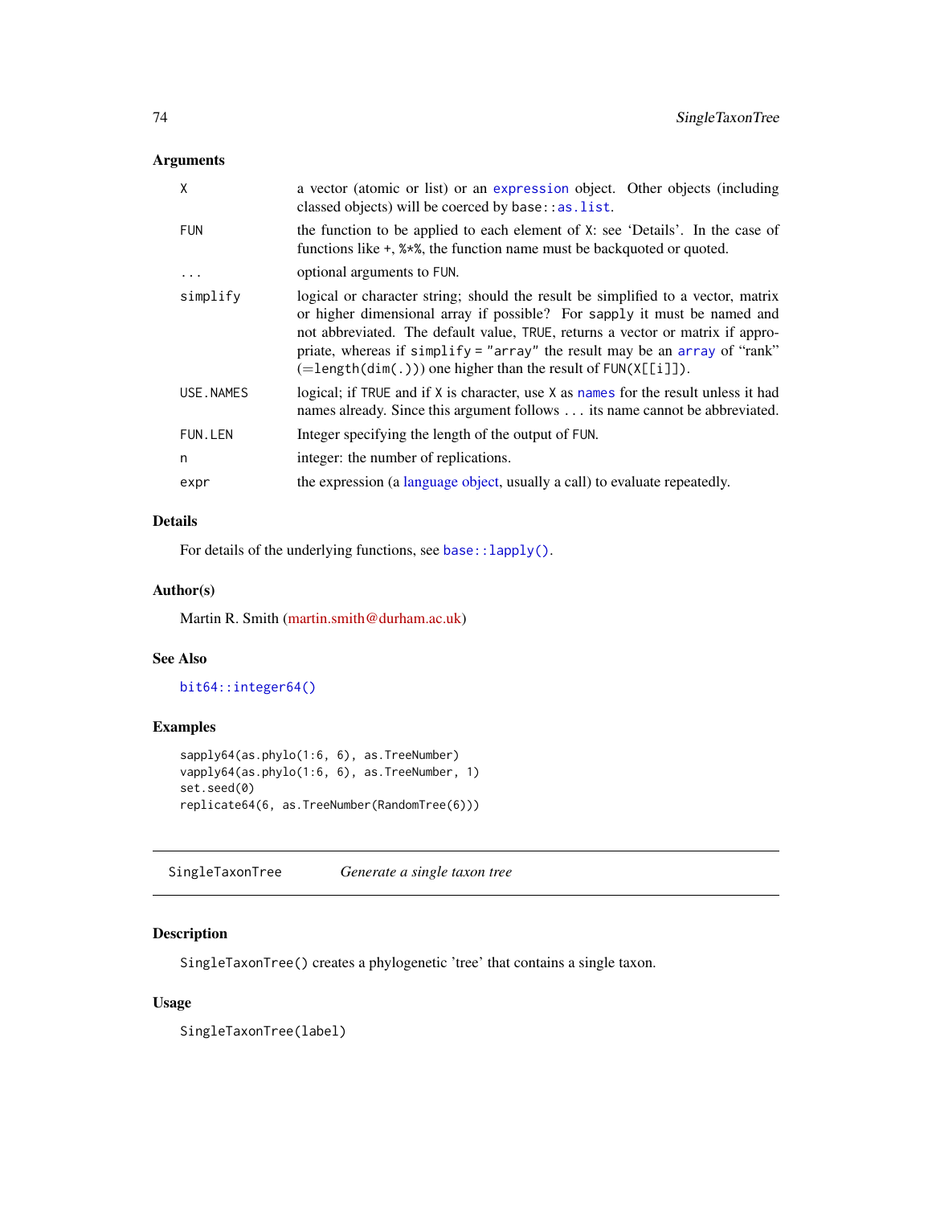### Arguments

| | |
|---|---|
| `X` | a vector (atomic or list) or an `expression` object. Other objects (including classed objects) will be coerced by `base::as.list`. |
| `FUN` | the function to be applied to each element of `X`: see 'Details'. In the case of functions like `+`, `%*%`, the function name must be backquoted or quoted. |
| `...` | optional arguments to `FUN`. |
| `simplify` | logical or character string; should the result be simplified to a vector, matrix or higher dimensional array if possible? For `sapply` it must be named and not abbreviated. The default value, `TRUE`, returns a vector or matrix if appropriate, whereas if `simplify = "array"` the result may be an `array` of "rank" (=`length(dim(.))`) one higher than the result of `FUN(X[[i]])`. |
| `USE.NAMES` | logical; if `TRUE` and if `X` is character, use `X` as `names` for the result unless it had names already. Since this argument follows `...` its name cannot be abbreviated. |
| `FUN.LEN` | Integer specifying the length of the output of `FUN`. |
| `n` | integer: the number of replications. |
| `expr` | the expression (a language object, usually a call) to evaluate repeatedly. |

### Details

For details of the underlying functions, see `base::lapply()`.

### Author(s)

Martin R. Smith (martin.smith@durham.ac.uk)

### See Also

`bit64::integer64()`

### Examples

```
sapply64(as.phylo(1:6, 6), as.TreeNumber)
vapply64(as.phylo(1:6, 6), as.TreeNumber, 1)
set.seed(0)
replicate64(6, as.TreeNumber(RandomTree(6)))
```

---

## SingleTaxonTree *Generate a single taxon tree*

---

### Description

`SingleTaxonTree()` creates a phylogenetic 'tree' that contains a single taxon.

### Usage

```
SingleTaxonTree(label)
```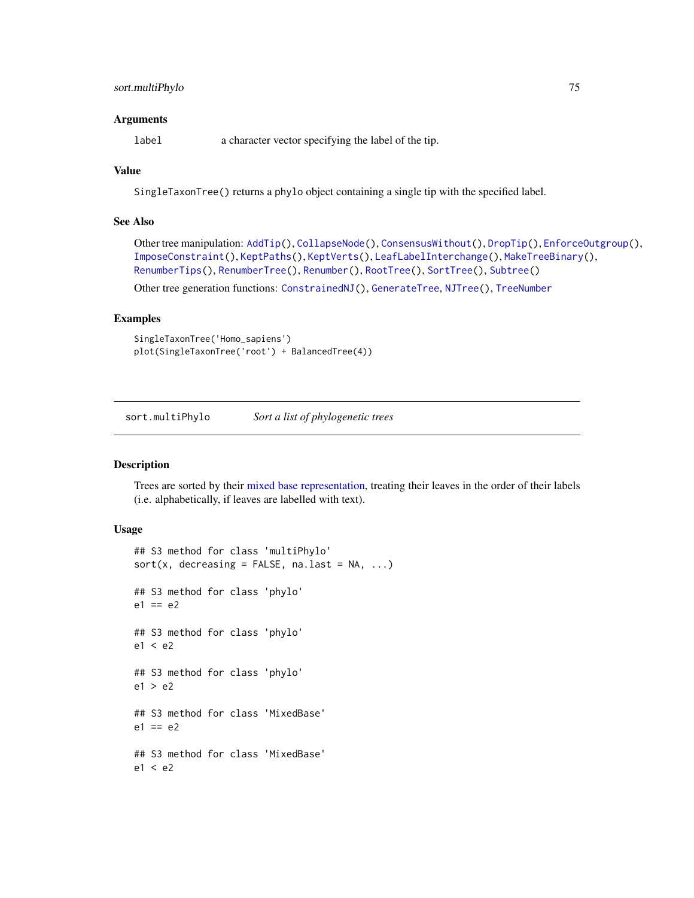### Arguments

`label` a character vector specifying the label of the tip.

### Value

`SingleTaxonTree()` returns a `phylo` object containing a single tip with the specified label.

### See Also

Other tree manipulation: `AddTip()`, `CollapseNode()`, `ConsensusWithout()`, `DropTip()`, `EnforceOutgroup()`, `ImposeConstraint()`, `KeptPaths()`, `KeptVerts()`, `LeafLabelInterchange()`, `MakeTreeBinary()`, `RenumberTips()`, `RenumberTree()`, `Renumber()`, `RootTree()`, `SortTree()`, `Subtree()`

Other tree generation functions: `ConstrainedNJ()`, `GenerateTree`, `NJTree()`, `TreeNumber`

### Examples

```
SingleTaxonTree('Homo_sapiens')
plot(SingleTaxonTree('root') + BalancedTree(4))
```

---

## sort.multiPhylo *Sort a list of phylogenetic trees*

### Description

Trees are sorted by their mixed base representation, treating their leaves in the order of their labels (i.e. alphabetically, if leaves are labelled with text).

### Usage

```
## S3 method for class 'multiPhylo'
sort(x, decreasing = FALSE, na.last = NA, ...)

## S3 method for class 'phylo'
e1 == e2

## S3 method for class 'phylo'
e1 < e2

## S3 method for class 'phylo'
e1 > e2

## S3 method for class 'MixedBase'
e1 == e2

## S3 method for class 'MixedBase'
e1 < e2
```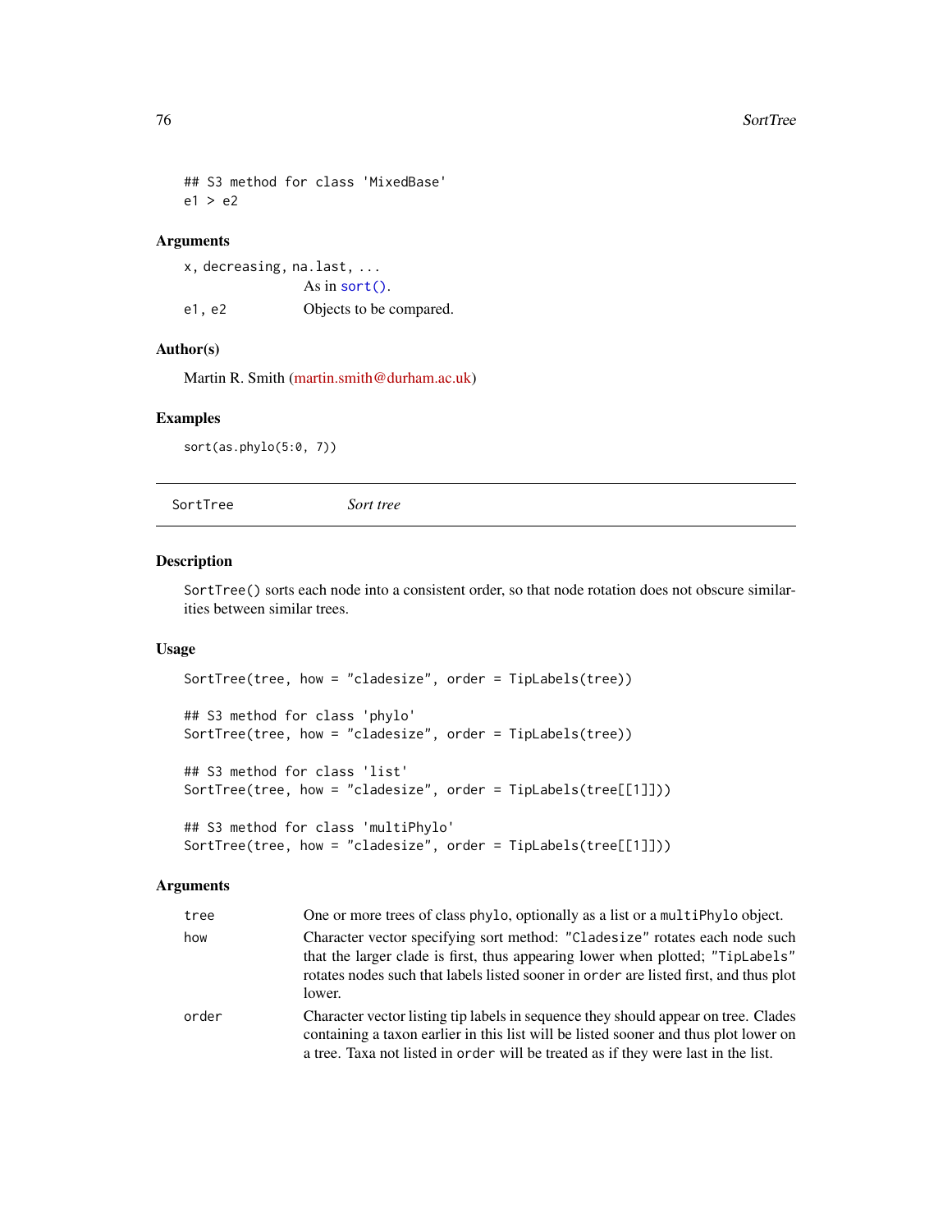```
## S3 method for class 'MixedBase'
e1 > e2
```

### Arguments

| | |
|---|---|
| `x, decreasing, na.last, ...` | As in `sort()`. |
| `e1, e2` | Objects to be compared. |

### Author(s)

Martin R. Smith (martin.smith@durham.ac.uk)

### Examples

```
sort(as.phylo(5:0, 7))
```

---

## SortTree — *Sort tree*

### Description

`SortTree()` sorts each node into a consistent order, so that node rotation does not obscure similarities between similar trees.

### Usage

```
SortTree(tree, how = "cladesize", order = TipLabels(tree))

## S3 method for class 'phylo'
SortTree(tree, how = "cladesize", order = TipLabels(tree))

## S3 method for class 'list'
SortTree(tree, how = "cladesize", order = TipLabels(tree[[1]]))

## S3 method for class 'multiPhylo'
SortTree(tree, how = "cladesize", order = TipLabels(tree[[1]]))
```

### Arguments

| | |
|---|---|
| `tree` | One or more trees of class `phylo`, optionally as a list or a `multiPhylo` object. |
| `how` | Character vector specifying sort method: `"Cladesize"` rotates each node such that the larger clade is first, thus appearing lower when plotted; `"TipLabels"` rotates nodes such that labels listed sooner in `order` are listed first, and thus plot lower. |
| `order` | Character vector listing tip labels in sequence they should appear on tree. Clades containing a taxon earlier in this list will be listed sooner and thus plot lower on a tree. Taxa not listed in `order` will be treated as if they were last in the list. |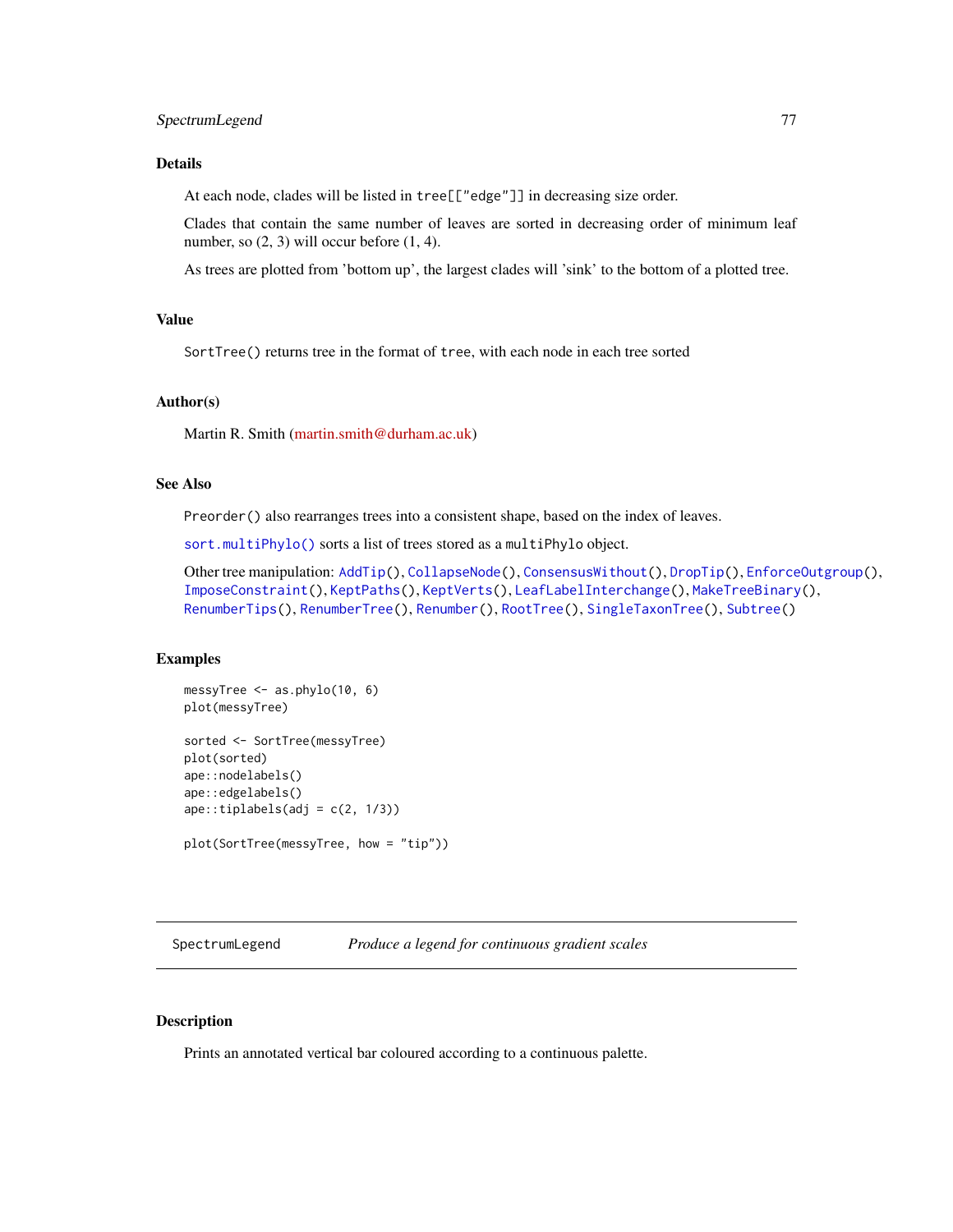### Details

At each node, clades will be listed in tree[["edge"]] in decreasing size order.

Clades that contain the same number of leaves are sorted in decreasing order of minimum leaf number, so (2, 3) will occur before (1, 4).

As trees are plotted from 'bottom up', the largest clades will 'sink' to the bottom of a plotted tree.

### Value

SortTree() returns tree in the format of tree, with each node in each tree sorted

### Author(s)

Martin R. Smith (martin.smith@durham.ac.uk)

### See Also

Preorder() also rearranges trees into a consistent shape, based on the index of leaves.

sort.multiPhylo() sorts a list of trees stored as a multiPhylo object.

Other tree manipulation: AddTip(), CollapseNode(), ConsensusWithout(), DropTip(), EnforceOutgroup(), ImposeConstraint(), KeptPaths(), KeptVerts(), LeafLabelInterchange(), MakeTreeBinary(), RenumberTips(), RenumberTree(), Renumber(), RootTree(), SingleTaxonTree(), Subtree()

### Examples

```
messyTree <- as.phylo(10, 6)
plot(messyTree)

sorted <- SortTree(messyTree)
plot(sorted)
ape::nodelabels()
ape::edgelabels()
ape::tiplabels(adj = c(2, 1/3))

plot(SortTree(messyTree, how = "tip"))
```

---

## SpectrumLegend *Produce a legend for continuous gradient scales*

### Description

Prints an annotated vertical bar coloured according to a continuous palette.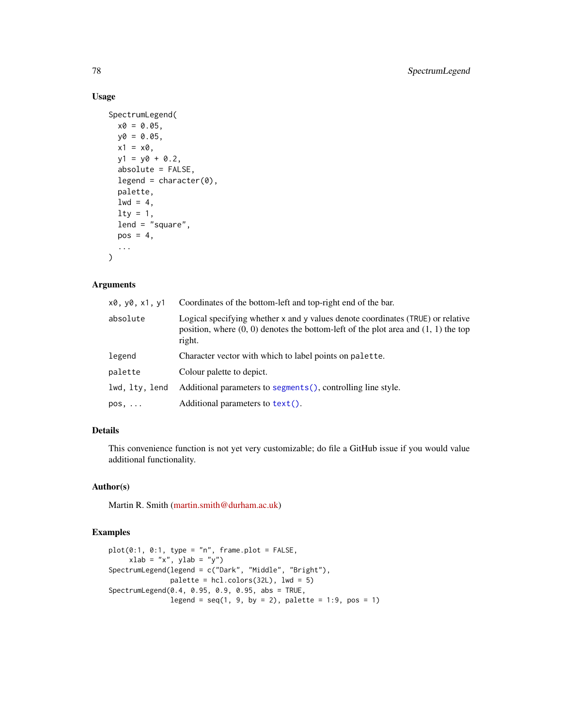### Usage

```
SpectrumLegend(
  x0 = 0.05,
  y0 = 0.05,
  x1 = x0,
  y1 = y0 + 0.2,
  absolute = FALSE,
  legend = character(0),
  palette,
  lwd = 4,
  lty = 1,
  lend = "square",
  pos = 4,
  ...
)
```

### Arguments

| | |
|---|---|
| `x0, y0, x1, y1` | Coordinates of the bottom-left and top-right end of the bar. |
| `absolute` | Logical specifying whether `x` and `y` values denote coordinates (`TRUE`) or relative position, where (0, 0) denotes the bottom-left of the plot area and (1, 1) the top right. |
| `legend` | Character vector with which to label points on `palette`. |
| `palette` | Colour palette to depict. |
| `lwd, lty, lend` | Additional parameters to `segments()`, controlling line style. |
| `pos, ...` | Additional parameters to `text()`. |

### Details

This convenience function is not yet very customizable; do file a GitHub issue if you would value additional functionality.

### Author(s)

Martin R. Smith (martin.smith@durham.ac.uk)

### Examples

```
plot(0:1, 0:1, type = "n", frame.plot = FALSE,
     xlab = "x", ylab = "y")
SpectrumLegend(legend = c("Dark", "Middle", "Bright"),
               palette = hcl.colors(32L), lwd = 5)
SpectrumLegend(0.4, 0.95, 0.9, 0.95, abs = TRUE,
               legend = seq(1, 9, by = 2), palette = 1:9, pos = 1)
```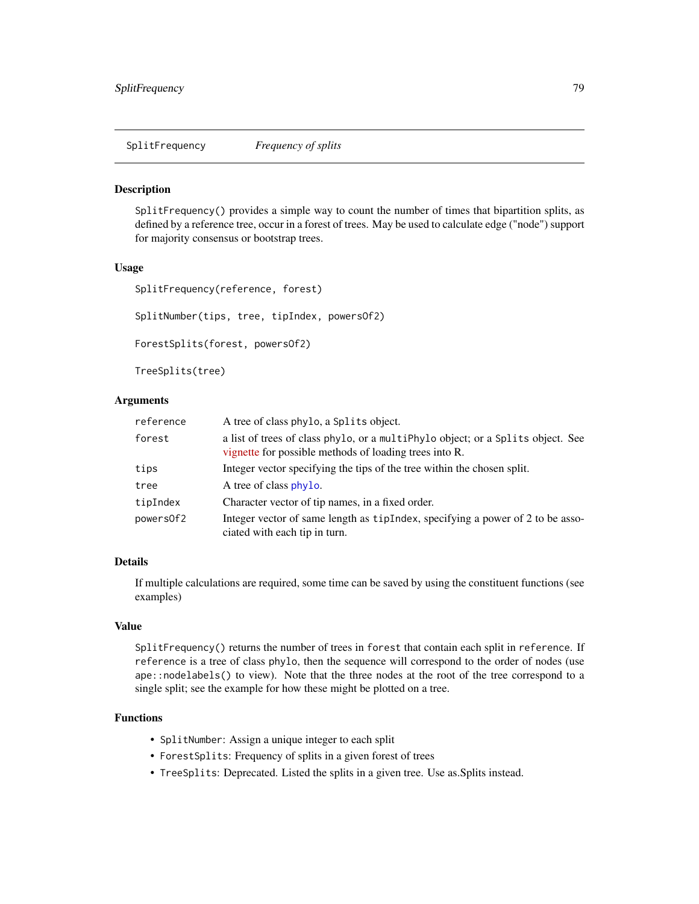## SplitFrequency — *Frequency of splits*

### Description

`SplitFrequency()` provides a simple way to count the number of times that bipartition splits, as defined by a reference tree, occur in a forest of trees. May be used to calculate edge ("node") support for majority consensus or bootstrap trees.

### Usage

```
SplitFrequency(reference, forest)

SplitNumber(tips, tree, tipIndex, powersOf2)

ForestSplits(forest, powersOf2)

TreeSplits(tree)
```

### Arguments

| | |
|---|---|
| `reference` | A tree of class `phylo`, a `Splits` object. |
| `forest` | a list of trees of class `phylo`, or a `multiPhylo` object; or a `Splits` object. See vignette for possible methods of loading trees into R. |
| `tips` | Integer vector specifying the tips of the tree within the chosen split. |
| `tree` | A tree of class `phylo`. |
| `tipIndex` | Character vector of tip names, in a fixed order. |
| `powersOf2` | Integer vector of same length as `tipIndex`, specifying a power of 2 to be associated with each tip in turn. |

### Details

If multiple calculations are required, some time can be saved by using the constituent functions (see examples)

### Value

`SplitFrequency()` returns the number of trees in `forest` that contain each split in `reference`. If `reference` is a tree of class `phylo`, then the sequence will correspond to the order of nodes (use `ape::nodelabels()` to view). Note that the three nodes at the root of the tree correspond to a single split; see the example for how these might be plotted on a tree.

### Functions

- `SplitNumber`: Assign a unique integer to each split
- `ForestSplits`: Frequency of splits in a given forest of trees
- `TreeSplits`: Deprecated. Listed the splits in a given tree. Use as.Splits instead.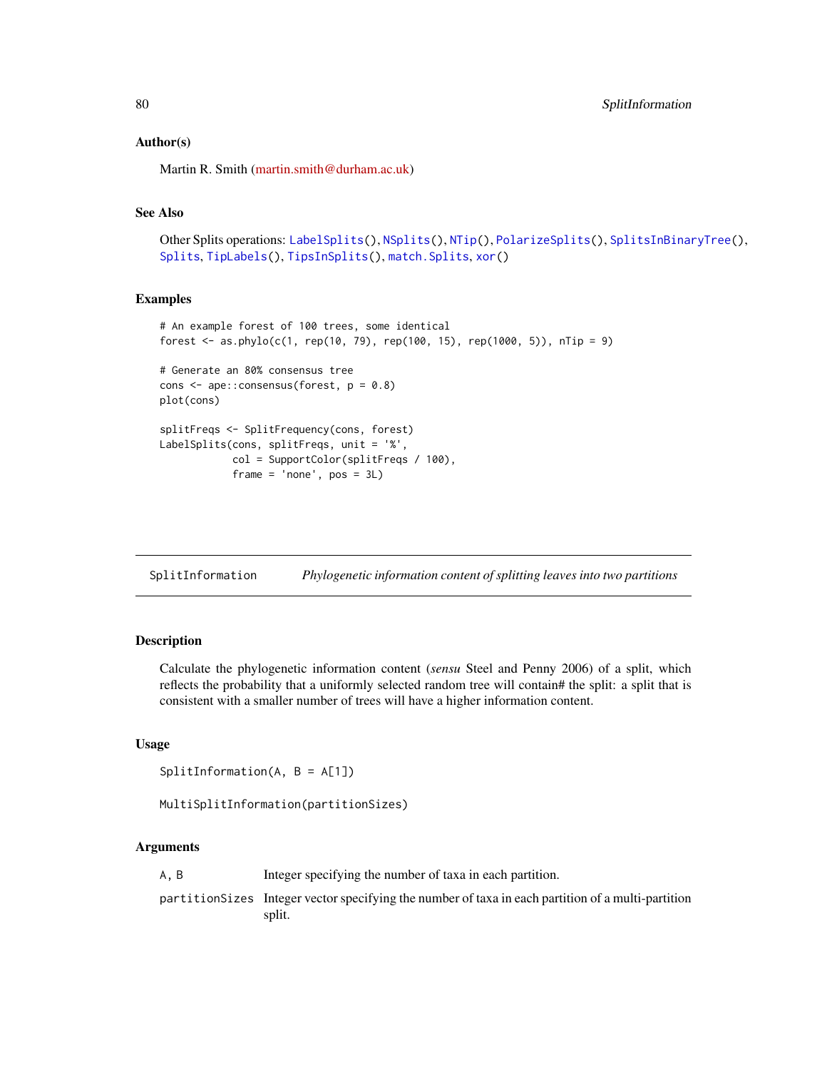### Author(s)

Martin R. Smith (martin.smith@durham.ac.uk)

### See Also

Other Splits operations: LabelSplits(), NSplits(), NTip(), PolarizeSplits(), SplitsInBinaryTree(), Splits, TipLabels(), TipsInSplits(), match.Splits, xor()

### Examples

```
# An example forest of 100 trees, some identical
forest <- as.phylo(c(1, rep(10, 79), rep(100, 15), rep(1000, 5)), nTip = 9)

# Generate an 80% consensus tree
cons <- ape::consensus(forest, p = 0.8)
plot(cons)

splitFreqs <- SplitFrequency(cons, forest)
LabelSplits(cons, splitFreqs, unit = '%',
            col = SupportColor(splitFreqs / 100),
            frame = 'none', pos = 3L)
```

---

## SplitInformation — *Phylogenetic information content of splitting leaves into two partitions*

---

### Description

Calculate the phylogenetic information content (*sensu* Steel and Penny 2006) of a split, which reflects the probability that a uniformly selected random tree will contain# the split: a split that is consistent with a smaller number of trees will have a higher information content.

### Usage

```
SplitInformation(A, B = A[1])

MultiSplitInformation(partitionSizes)
```

### Arguments

| | |
|---|---|
| A, B | Integer specifying the number of taxa in each partition. |
| partitionSizes | Integer vector specifying the number of taxa in each partition of a multi-partition split. |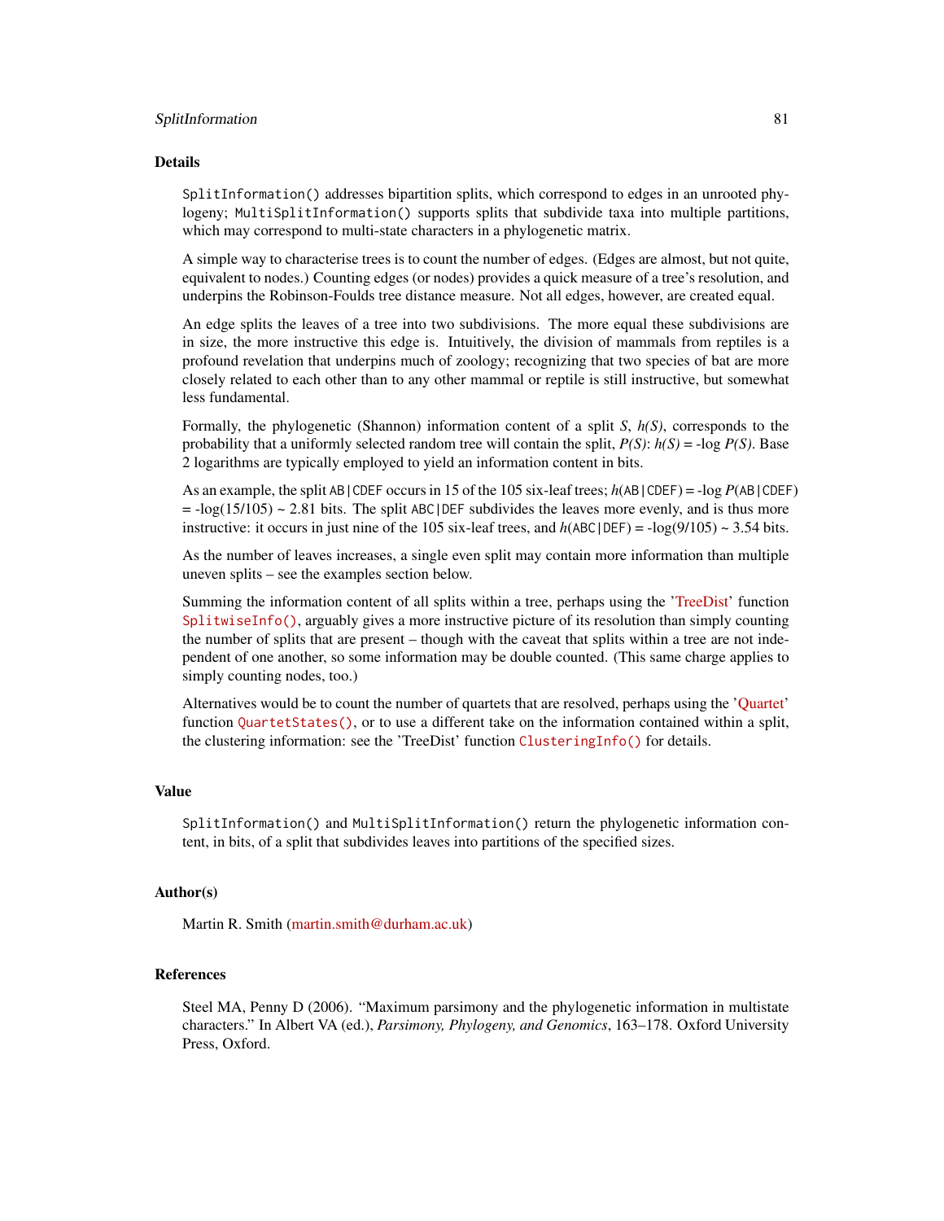## Details

`SplitInformation()` addresses bipartition splits, which correspond to edges in an unrooted phylogeny; `MultiSplitInformation()` supports splits that subdivide taxa into multiple partitions, which may correspond to multi-state characters in a phylogenetic matrix.

A simple way to characterise trees is to count the number of edges. (Edges are almost, but not quite, equivalent to nodes.) Counting edges (or nodes) provides a quick measure of a tree's resolution, and underpins the Robinson-Foulds tree distance measure. Not all edges, however, are created equal.

An edge splits the leaves of a tree into two subdivisions. The more equal these subdivisions are in size, the more instructive this edge is. Intuitively, the division of mammals from reptiles is a profound revelation that underpins much of zoology; recognizing that two species of bat are more closely related to each other than to any other mammal or reptile is still instructive, but somewhat less fundamental.

Formally, the phylogenetic (Shannon) information content of a split *S*, *h(S)*, corresponds to the probability that a uniformly selected random tree will contain the split, *P(S)*: *h(S)* = -log *P(S)*. Base 2 logarithms are typically employed to yield an information content in bits.

As an example, the split `AB|CDEF` occurs in 15 of the 105 six-leaf trees; *h*(`AB|CDEF`) = -log *P*(`AB|CDEF`) = -log(15/105) ~ 2.81 bits. The split `ABC|DEF` subdivides the leaves more evenly, and is thus more instructive: it occurs in just nine of the 105 six-leaf trees, and *h*(`ABC|DEF`) = -log(9/105) ~ 3.54 bits.

As the number of leaves increases, a single even split may contain more information than multiple uneven splits – see the examples section below.

Summing the information content of all splits within a tree, perhaps using the 'TreeDist' function `SplitwiseInfo()`, arguably gives a more instructive picture of its resolution than simply counting the number of splits that are present – though with the caveat that splits within a tree are not independent of one another, so some information may be double counted. (This same charge applies to simply counting nodes, too.)

Alternatives would be to count the number of quartets that are resolved, perhaps using the 'Quartet' function `QuartetStates()`, or to use a different take on the information contained within a split, the clustering information: see the 'TreeDist' function `ClusteringInfo()` for details.

## Value

`SplitInformation()` and `MultiSplitInformation()` return the phylogenetic information content, in bits, of a split that subdivides leaves into partitions of the specified sizes.

## Author(s)

Martin R. Smith (martin.smith@durham.ac.uk)

## References

Steel MA, Penny D (2006). "Maximum parsimony and the phylogenetic information in multistate characters." In Albert VA (ed.), *Parsimony, Phylogeny, and Genomics*, 163–178. Oxford University Press, Oxford.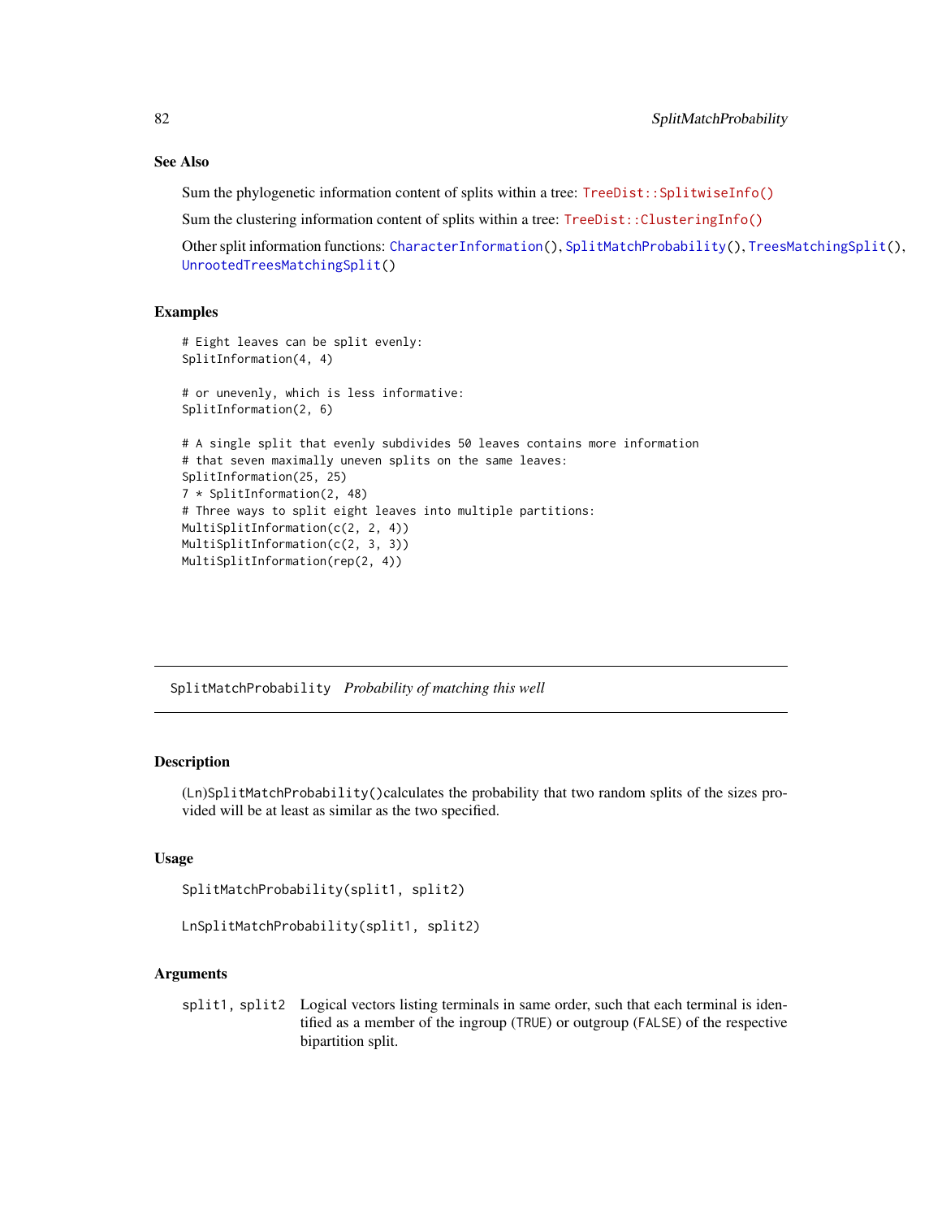### See Also

Sum the phylogenetic information content of splits within a tree: `TreeDist::SplitwiseInfo()`

Sum the clustering information content of splits within a tree: `TreeDist::ClusteringInfo()`

Other split information functions: `CharacterInformation()`, `SplitMatchProbability()`, `TreesMatchingSplit()`, `UnrootedTreesMatchingSplit()`

### Examples

```
# Eight leaves can be split evenly:
SplitInformation(4, 4)

# or unevenly, which is less informative:
SplitInformation(2, 6)

# A single split that evenly subdivides 50 leaves contains more information
# that seven maximally uneven splits on the same leaves:
SplitInformation(25, 25)
7 * SplitInformation(2, 48)
# Three ways to split eight leaves into multiple partitions:
MultiSplitInformation(c(2, 2, 4))
MultiSplitInformation(c(2, 3, 3))
MultiSplitInformation(rep(2, 4))
```

---

## SplitMatchProbability *Probability of matching this well*

### Description

(Ln)`SplitMatchProbability()`calculates the probability that two random splits of the sizes provided will be at least as similar as the two specified.

### Usage

```
SplitMatchProbability(split1, split2)

LnSplitMatchProbability(split1, split2)
```

### Arguments

| | |
|---|---|
| `split1, split2` | Logical vectors listing terminals in same order, such that each terminal is identified as a member of the ingroup (`TRUE`) or outgroup (`FALSE`) of the respective bipartition split. |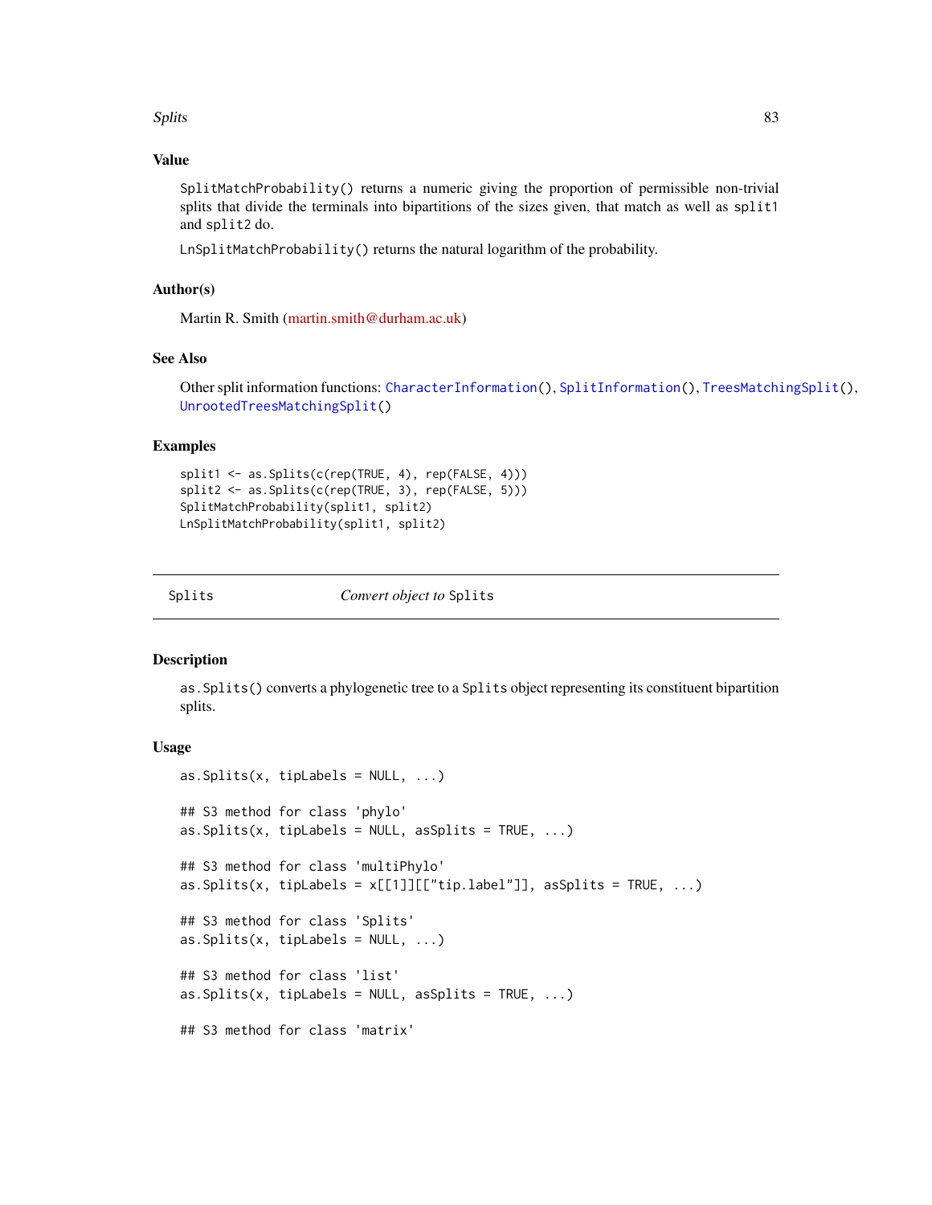### Value

`SplitMatchProbability()` returns a numeric giving the proportion of permissible non-trivial splits that divide the terminals into bipartitions of the sizes given, that match as well as `split1` and `split2` do.

`LnSplitMatchProbability()` returns the natural logarithm of the probability.

### Author(s)

Martin R. Smith (martin.smith@durham.ac.uk)

### See Also

Other split information functions: `CharacterInformation()`, `SplitInformation()`, `TreesMatchingSplit()`, `UnrootedTreesMatchingSplit()`

### Examples

```
split1 <- as.Splits(c(rep(TRUE, 4), rep(FALSE, 4)))
split2 <- as.Splits(c(rep(TRUE, 3), rep(FALSE, 5)))
SplitMatchProbability(split1, split2)
LnSplitMatchProbability(split1, split2)
```

---

## Splits — *Convert object to* Splits

---

### Description

`as.Splits()` converts a phylogenetic tree to a `Splits` object representing its constituent bipartition splits.

### Usage

```
as.Splits(x, tipLabels = NULL, ...)

## S3 method for class 'phylo'
as.Splits(x, tipLabels = NULL, asSplits = TRUE, ...)

## S3 method for class 'multiPhylo'
as.Splits(x, tipLabels = x[[1]][["tip.label"]], asSplits = TRUE, ...)

## S3 method for class 'Splits'
as.Splits(x, tipLabels = NULL, ...)

## S3 method for class 'list'
as.Splits(x, tipLabels = NULL, asSplits = TRUE, ...)

## S3 method for class 'matrix'
```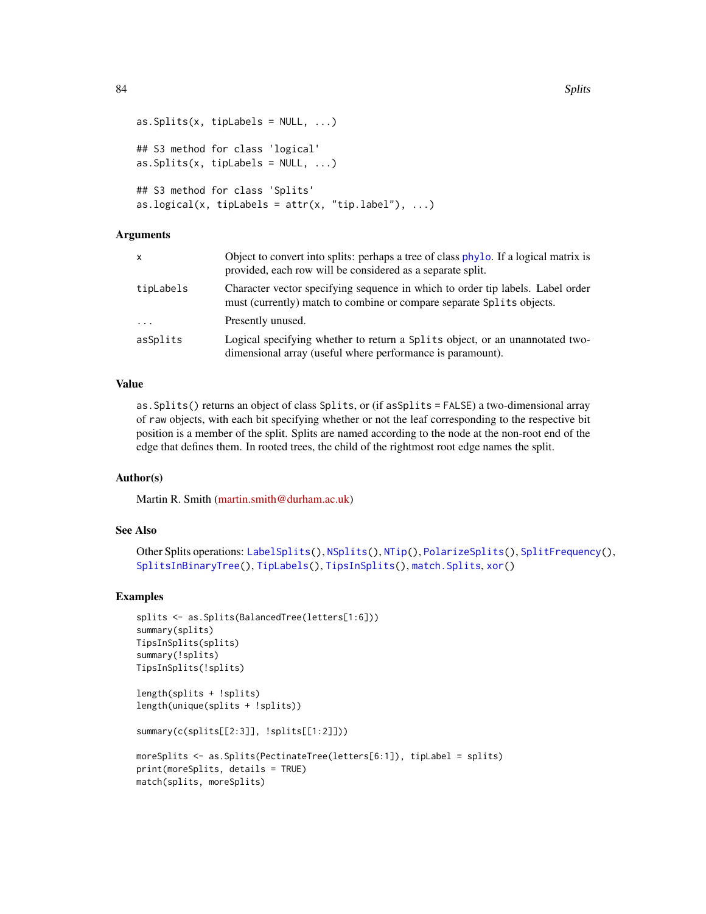```
as.Splits(x, tipLabels = NULL, ...)

## S3 method for class 'logical'
as.Splits(x, tipLabels = NULL, ...)

## S3 method for class 'Splits'
as.logical(x, tipLabels = attr(x, "tip.label"), ...)
```

### Arguments

| | |
|---|---|
| `x` | Object to convert into splits: perhaps a tree of class `phylo`. If a logical matrix is provided, each row will be considered as a separate split. |
| `tipLabels` | Character vector specifying sequence in which to order tip labels. Label order must (currently) match to combine or compare separate `Splits` objects. |
| `...` | Presently unused. |
| `asSplits` | Logical specifying whether to return a `Splits` object, or an unannotated two-dimensional array (useful where performance is paramount). |

### Value

`as.Splits()` returns an object of class `Splits`, or (if `asSplits = FALSE`) a two-dimensional array of `raw` objects, with each bit specifying whether or not the leaf corresponding to the respective bit position is a member of the split. Splits are named according to the node at the non-root end of the edge that defines them. In rooted trees, the child of the rightmost root edge names the split.

### Author(s)

Martin R. Smith (martin.smith@durham.ac.uk)

### See Also

Other Splits operations: `LabelSplits()`, `NSplits()`, `NTip()`, `PolarizeSplits()`, `SplitFrequency()`, `SplitsInBinaryTree()`, `TipLabels()`, `TipsInSplits()`, `match.Splits`, `xor()`

### Examples

```
splits <- as.Splits(BalancedTree(letters[1:6]))
summary(splits)
TipsInSplits(splits)
summary(!splits)
TipsInSplits(!splits)

length(splits + !splits)
length(unique(splits + !splits))

summary(c(splits[[2:3]], !splits[[1:2]]))

moreSplits <- as.Splits(PectinateTree(letters[6:1]), tipLabel = splits)
print(moreSplits, details = TRUE)
match(splits, moreSplits)
```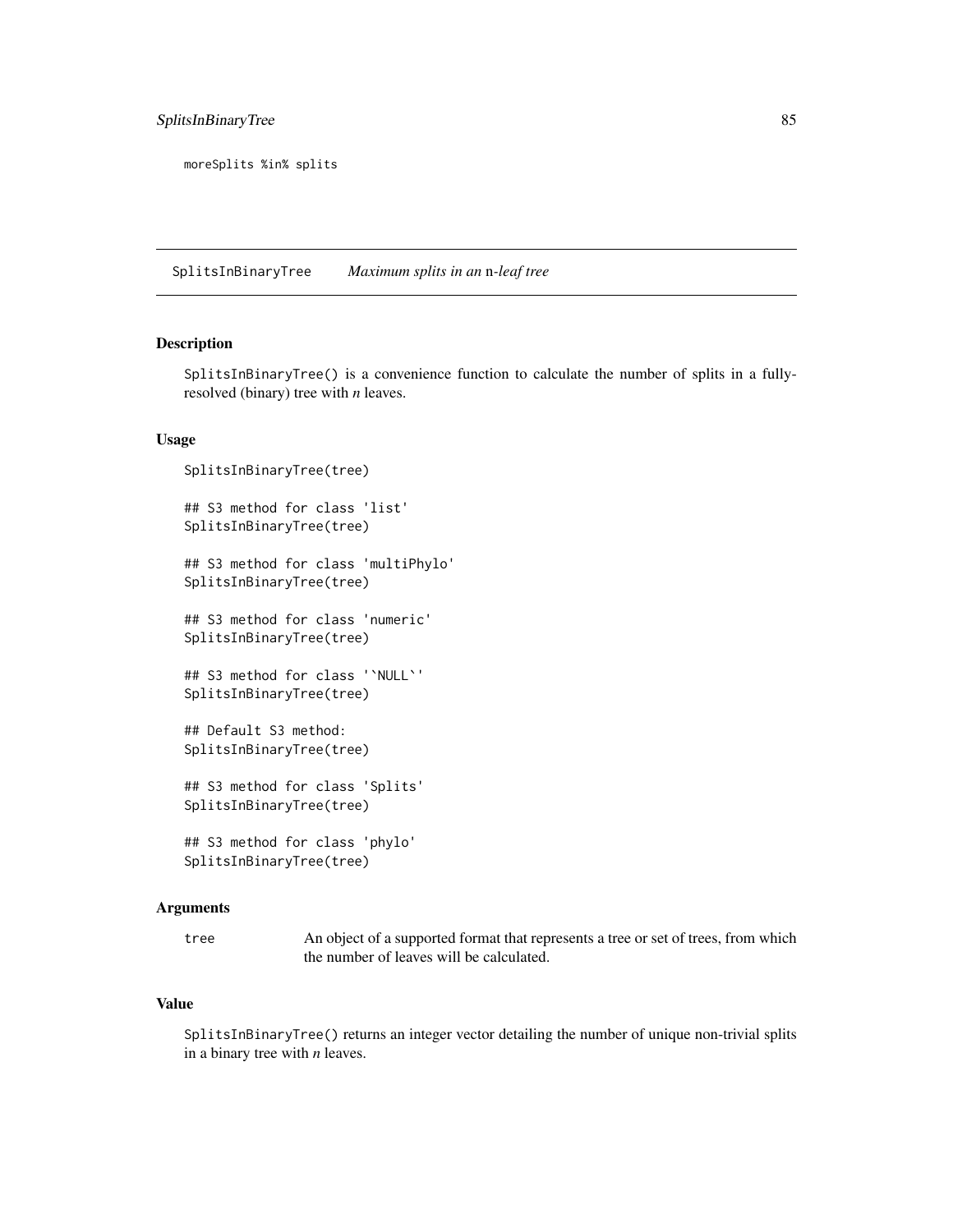```
moreSplits %in% splits
```

## SplitsInBinaryTree    *Maximum splits in an n-leaf tree*

### Description

SplitsInBinaryTree() is a convenience function to calculate the number of splits in a fully-resolved (binary) tree with *n* leaves.

### Usage

```
SplitsInBinaryTree(tree)

## S3 method for class 'list'
SplitsInBinaryTree(tree)

## S3 method for class 'multiPhylo'
SplitsInBinaryTree(tree)

## S3 method for class 'numeric'
SplitsInBinaryTree(tree)

## S3 method for class '`NULL`'
SplitsInBinaryTree(tree)

## Default S3 method:
SplitsInBinaryTree(tree)

## S3 method for class 'Splits'
SplitsInBinaryTree(tree)

## S3 method for class 'phylo'
SplitsInBinaryTree(tree)
```

### Arguments

| | |
|---|---|
| tree | An object of a supported format that represents a tree or set of trees, from which the number of leaves will be calculated. |

### Value

SplitsInBinaryTree() returns an integer vector detailing the number of unique non-trivial splits in a binary tree with *n* leaves.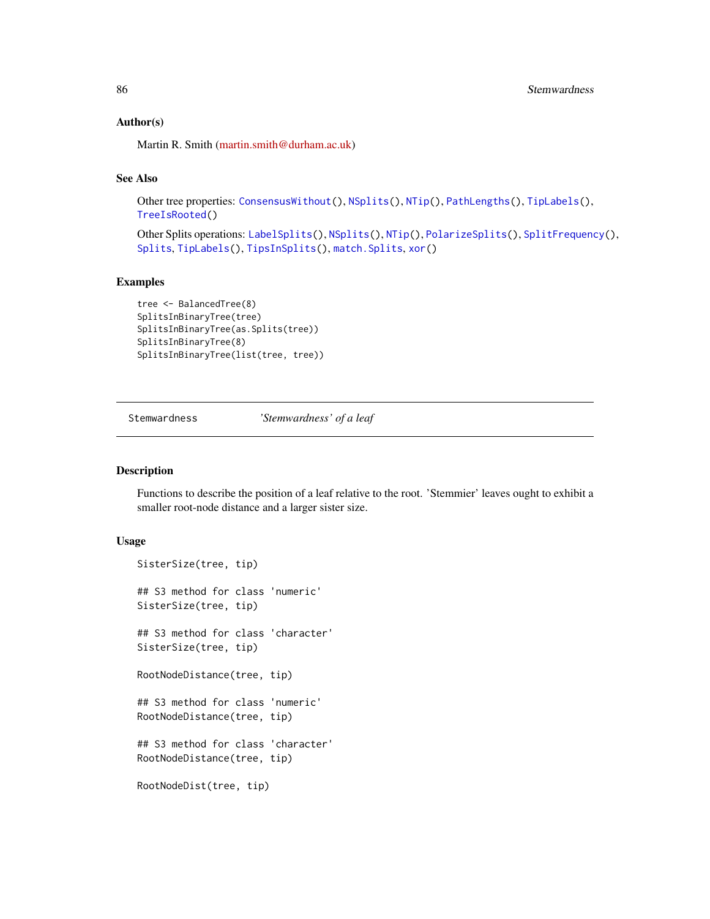### Author(s)

Martin R. Smith (martin.smith@durham.ac.uk)

### See Also

Other tree properties: `ConsensusWithout()`, `NSplits()`, `NTip()`, `PathLengths()`, `TipLabels()`, `TreeIsRooted()`

Other Splits operations: `LabelSplits()`, `NSplits()`, `NTip()`, `PolarizeSplits()`, `SplitFrequency()`, `Splits`, `TipLabels()`, `TipsInSplits()`, `match.Splits`, `xor()`

### Examples

```
tree <- BalancedTree(8)
SplitsInBinaryTree(tree)
SplitsInBinaryTree(as.Splits(tree))
SplitsInBinaryTree(8)
SplitsInBinaryTree(list(tree, tree))
```

---

## Stemwardness    *'Stemwardness' of a leaf*

---

### Description

Functions to describe the position of a leaf relative to the root. 'Stemmier' leaves ought to exhibit a smaller root-node distance and a larger sister size.

### Usage

```
SisterSize(tree, tip)

## S3 method for class 'numeric'
SisterSize(tree, tip)

## S3 method for class 'character'
SisterSize(tree, tip)

RootNodeDistance(tree, tip)

## S3 method for class 'numeric'
RootNodeDistance(tree, tip)

## S3 method for class 'character'
RootNodeDistance(tree, tip)

RootNodeDist(tree, tip)
```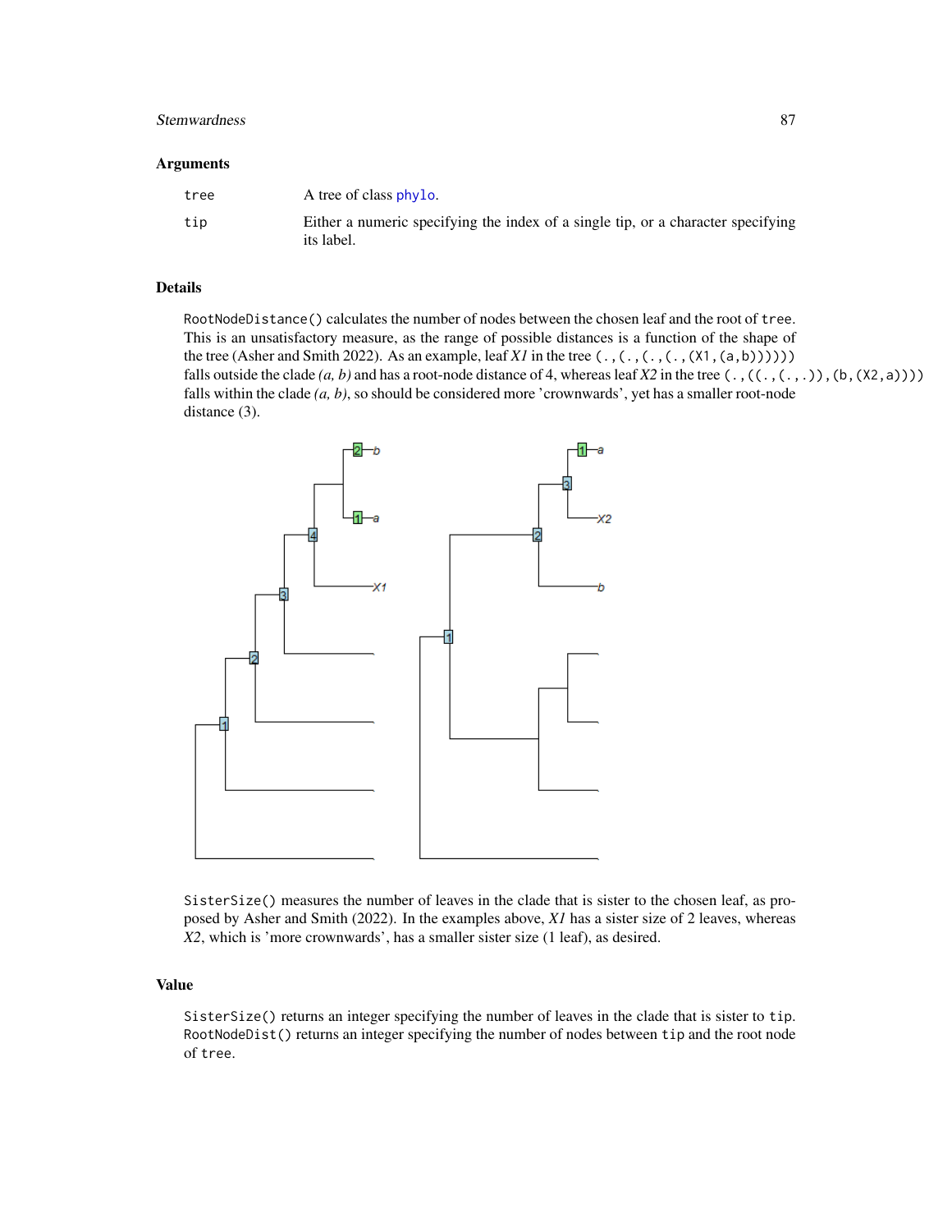## Arguments

| | |
|---|---|
| `tree` | A tree of class `phylo`. |
| `tip` | Either a numeric specifying the index of a single tip, or a character specifying its label. |

## Details

`RootNodeDistance()` calculates the number of nodes between the chosen leaf and the root of `tree`. This is an unsatisfactory measure, as the range of possible distances is a function of the shape of the tree (Asher and Smith 2022). As an example, leaf *X1* in the tree `(.,(.,(.,(.,(X1,(a,b))))))` falls outside the clade *(a, b)* and has a root-node distance of 4, whereas leaf *X2* in the tree `(.,((.,(.,.)),(b,(X2,a))))` falls within the clade *(a, b)*, so should be considered more 'crownwards', yet has a smaller root-node distance (3).

`SisterSize()` measures the number of leaves in the clade that is sister to the chosen leaf, as proposed by Asher and Smith (2022). In the examples above, *X1* has a sister size of 2 leaves, whereas *X2*, which is 'more crownwards', has a smaller sister size (1 leaf), as desired.

## Value

`SisterSize()` returns an integer specifying the number of leaves in the clade that is sister to `tip`. `RootNodeDist()` returns an integer specifying the number of nodes between `tip` and the root node of `tree`.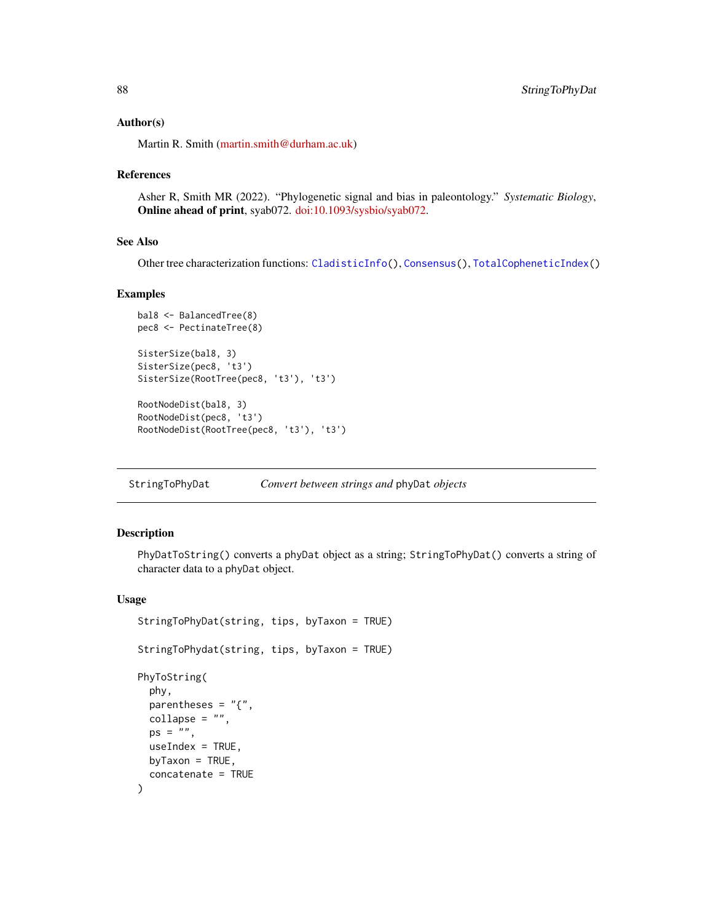### Author(s)

Martin R. Smith (martin.smith@durham.ac.uk)

### References

Asher R, Smith MR (2022). “Phylogenetic signal and bias in paleontology.” *Systematic Biology*, **Online ahead of print**, syab072. doi:10.1093/sysbio/syab072.

### See Also

Other tree characterization functions: `CladisticInfo()`, `Consensus()`, `TotalCopheneticIndex()`

### Examples

```
bal8 <- BalancedTree(8)
pec8 <- PectinateTree(8)

SisterSize(bal8, 3)
SisterSize(pec8, 't3')
SisterSize(RootTree(pec8, 't3'), 't3')

RootNodeDist(bal8, 3)
RootNodeDist(pec8, 't3')
RootNodeDist(RootTree(pec8, 't3'), 't3')
```

---

## StringToPhyDat — *Convert between strings and* `phyDat` *objects*

---

### Description

`PhyDatToString()` converts a `phyDat` object as a string; `StringToPhyDat()` converts a string of character data to a `phyDat` object.

### Usage

```
StringToPhyDat(string, tips, byTaxon = TRUE)

StringToPhydat(string, tips, byTaxon = TRUE)

PhyToString(
  phy,
  parentheses = "{",
  collapse = "",
  ps = "",
  useIndex = TRUE,
  byTaxon = TRUE,
  concatenate = TRUE
)
```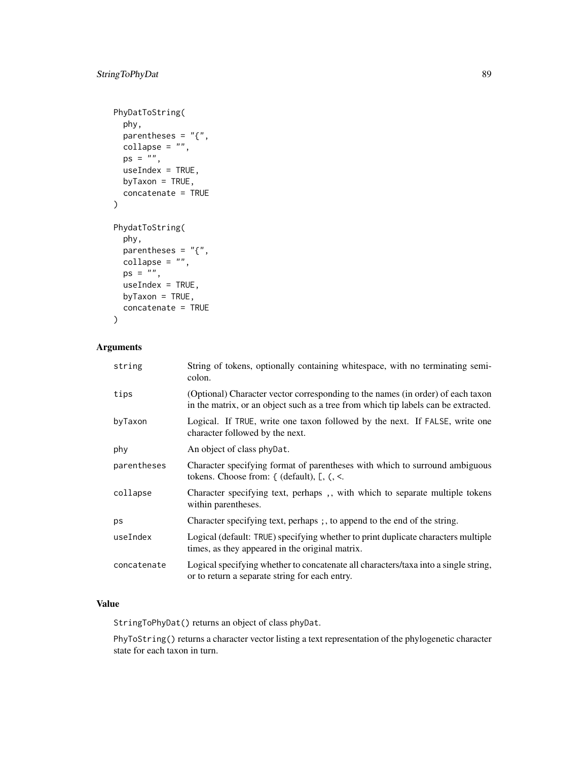```
PhyDatToString(
  phy,
  parentheses = "{",
  collapse = "",
  ps = "",
  useIndex = TRUE,
  byTaxon = TRUE,
  concatenate = TRUE
)

PhydatToString(
  phy,
  parentheses = "{",
  collapse = "",
  ps = "",
  useIndex = TRUE,
  byTaxon = TRUE,
  concatenate = TRUE
)
```

## Arguments

| | |
|---|---|
| `string` | String of tokens, optionally containing whitespace, with no terminating semi-colon. |
| `tips` | (Optional) Character vector corresponding to the names (in order) of each taxon in the matrix, or an object such as a tree from which tip labels can be extracted. |
| `byTaxon` | Logical. If TRUE, write one taxon followed by the next. If FALSE, write one character followed by the next. |
| `phy` | An object of class phyDat. |
| `parentheses` | Character specifying format of parentheses with which to surround ambiguous tokens. Choose from: { (default), [, (, <. |
| `collapse` | Character specifying text, perhaps ,, with which to separate multiple tokens within parentheses. |
| `ps` | Character specifying text, perhaps ;, to append to the end of the string. |
| `useIndex` | Logical (default: TRUE) specifying whether to print duplicate characters multiple times, as they appeared in the original matrix. |
| `concatenate` | Logical specifying whether to concatenate all characters/taxa into a single string, or to return a separate string for each entry. |

## Value

`StringToPhyDat()` returns an object of class phyDat.

`PhyToString()` returns a character vector listing a text representation of the phylogenetic character state for each taxon in turn.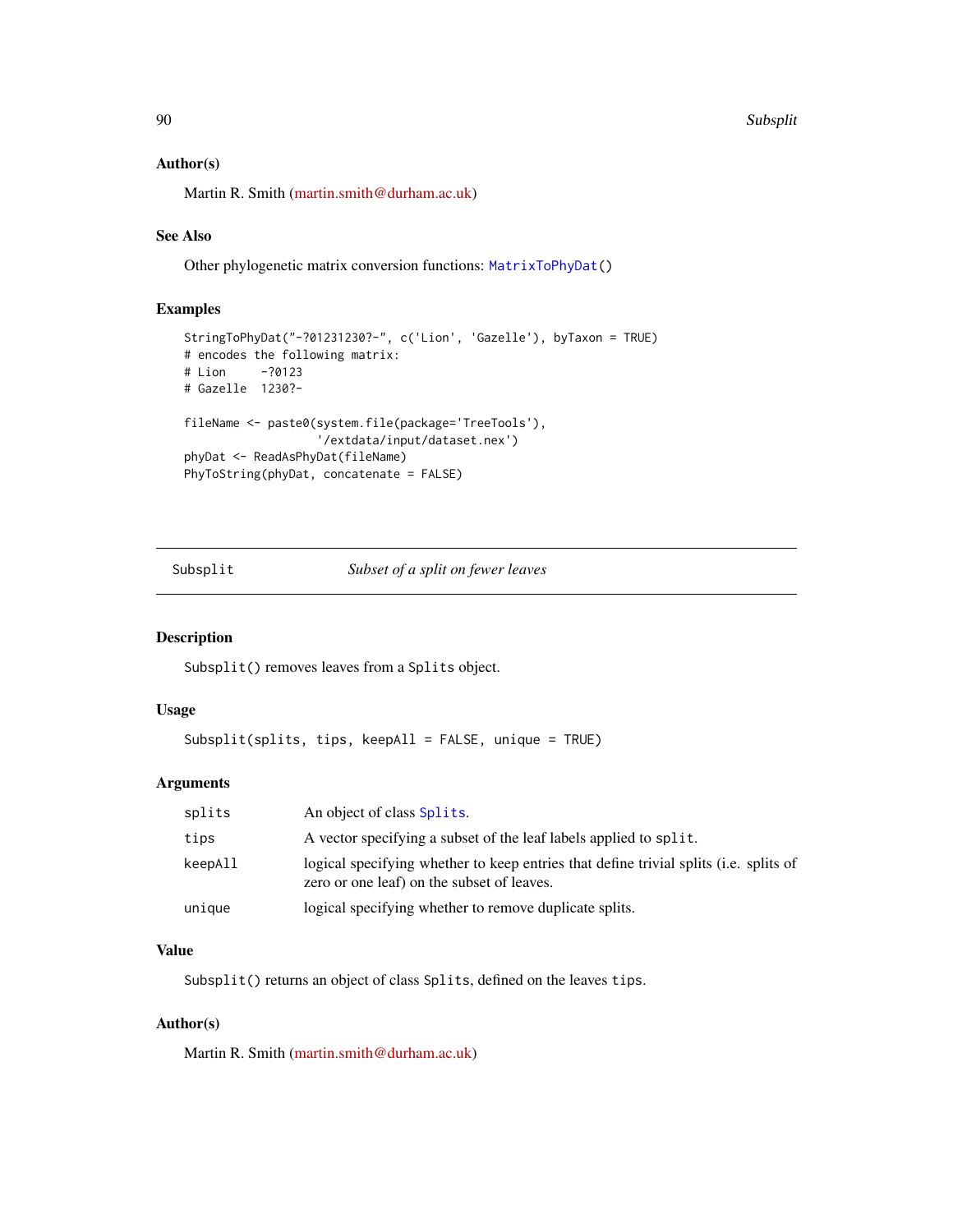### Author(s)

Martin R. Smith (martin.smith@durham.ac.uk)

### See Also

Other phylogenetic matrix conversion functions: `MatrixToPhyDat()`

### Examples

```
StringToPhyDat("-?01231230?-", c('Lion', 'Gazelle'), byTaxon = TRUE)
# encodes the following matrix:
# Lion     -?0123
# Gazelle  1230?-

fileName <- paste0(system.file(package='TreeTools'),
                   '/extdata/input/dataset.nex')
phyDat <- ReadAsPhyDat(fileName)
PhyToString(phyDat, concatenate = FALSE)
```

---

## Subsplit — *Subset of a split on fewer leaves*

### Description

`Subsplit()` removes leaves from a `Splits` object.

### Usage

```
Subsplit(splits, tips, keepAll = FALSE, unique = TRUE)
```

### Arguments

| | |
|---|---|
| `splits` | An object of class `Splits`. |
| `tips` | A vector specifying a subset of the leaf labels applied to `split`. |
| `keepAll` | logical specifying whether to keep entries that define trivial splits (i.e. splits of zero or one leaf) on the subset of leaves. |
| `unique` | logical specifying whether to remove duplicate splits. |

### Value

`Subsplit()` returns an object of class `Splits`, defined on the leaves `tips`.

### Author(s)

Martin R. Smith (martin.smith@durham.ac.uk)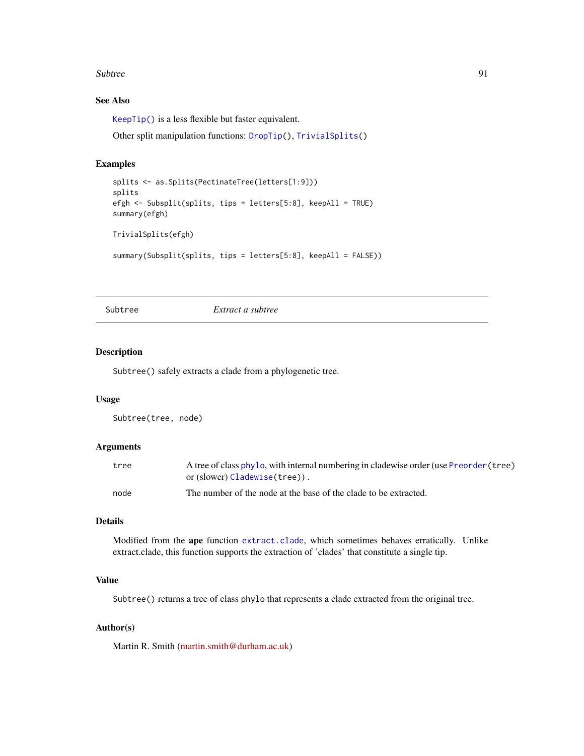### See Also

`KeepTip()` is a less flexible but faster equivalent.

Other split manipulation functions: `DropTip()`, `TrivialSplits()`

### Examples

```
splits <- as.Splits(PectinateTree(letters[1:9]))
splits
efgh <- Subsplit(splits, tips = letters[5:8], keepAll = TRUE)
summary(efgh)

TrivialSplits(efgh)

summary(Subsplit(splits, tips = letters[5:8], keepAll = FALSE))
```

---

## Subtree &emsp; *Extract a subtree*

---

### Description

`Subtree()` safely extracts a clade from a phylogenetic tree.

### Usage

```
Subtree(tree, node)
```

### Arguments

| | |
|---|---|
| `tree` | A tree of class `phylo`, with internal numbering in cladewise order (use `Preorder(tree)` or (slower) `Cladewise(tree)`) . |
| `node` | The number of the node at the base of the clade to be extracted. |

### Details

Modified from the **ape** function `extract.clade`, which sometimes behaves erratically. Unlike extract.clade, this function supports the extraction of 'clades' that constitute a single tip.

### Value

`Subtree()` returns a tree of class `phylo` that represents a clade extracted from the original tree.

### Author(s)

Martin R. Smith (martin.smith@durham.ac.uk)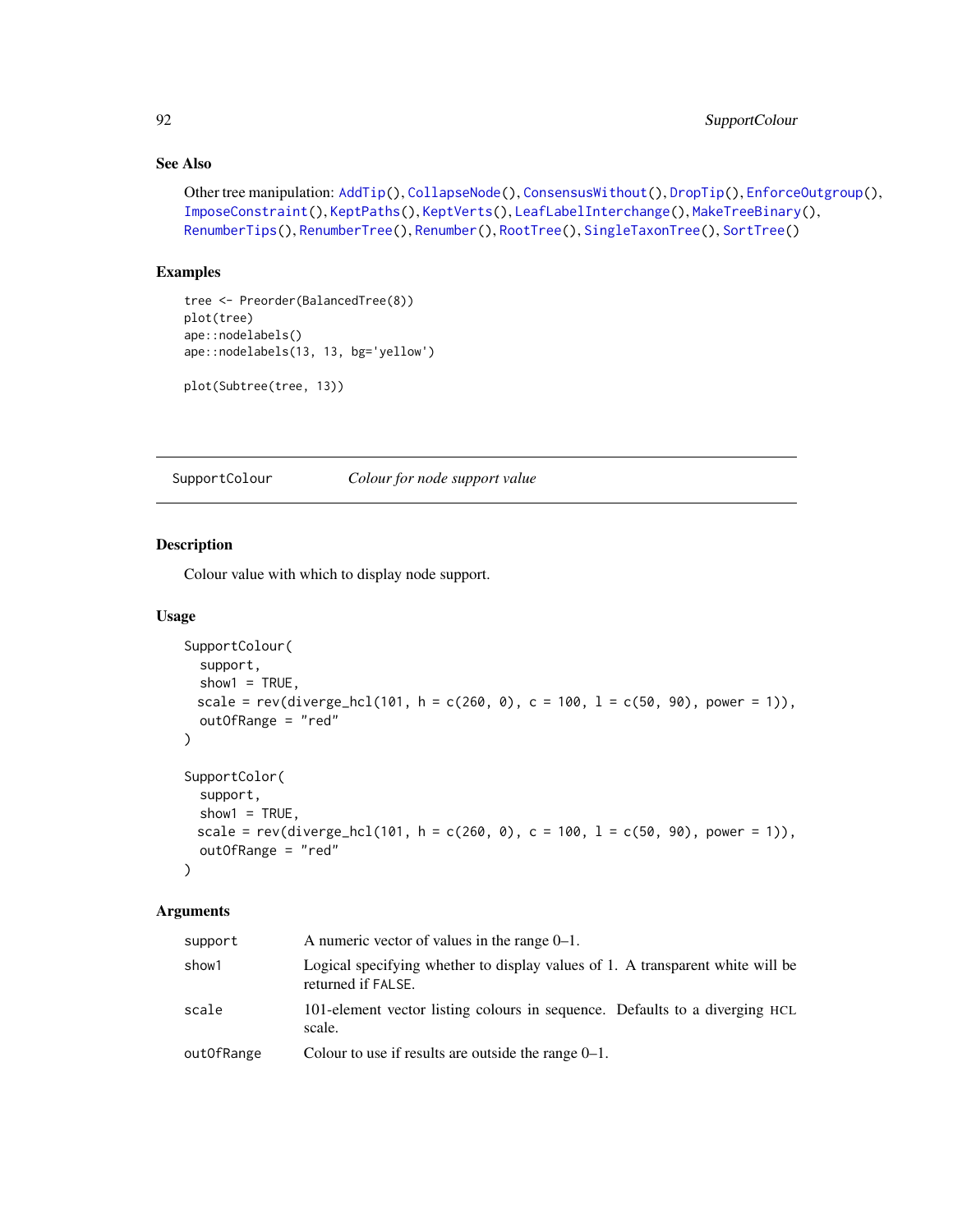## See Also

Other tree manipulation: AddTip(), CollapseNode(), ConsensusWithout(), DropTip(), EnforceOutgroup(), ImposeConstraint(), KeptPaths(), KeptVerts(), LeafLabelInterchange(), MakeTreeBinary(), RenumberTips(), RenumberTree(), Renumber(), RootTree(), SingleTaxonTree(), SortTree()

## Examples

```
tree <- Preorder(BalancedTree(8))
plot(tree)
ape::nodelabels()
ape::nodelabels(13, 13, bg='yellow')

plot(Subtree(tree, 13))
```

---

# SupportColour *Colour for node support value*

---

## Description

Colour value with which to display node support.

## Usage

```
SupportColour(
  support,
  show1 = TRUE,
  scale = rev(diverge_hcl(101, h = c(260, 0), c = 100, l = c(50, 90), power = 1)),
  outOfRange = "red"
)

SupportColor(
  support,
  show1 = TRUE,
  scale = rev(diverge_hcl(101, h = c(260, 0), c = 100, l = c(50, 90), power = 1)),
  outOfRange = "red"
)
```

## Arguments

| | |
|---|---|
| support | A numeric vector of values in the range 0–1. |
| show1 | Logical specifying whether to display values of 1. A transparent white will be returned if FALSE. |
| scale | 101-element vector listing colours in sequence. Defaults to a diverging HCL scale. |
| outOfRange | Colour to use if results are outside the range 0–1. |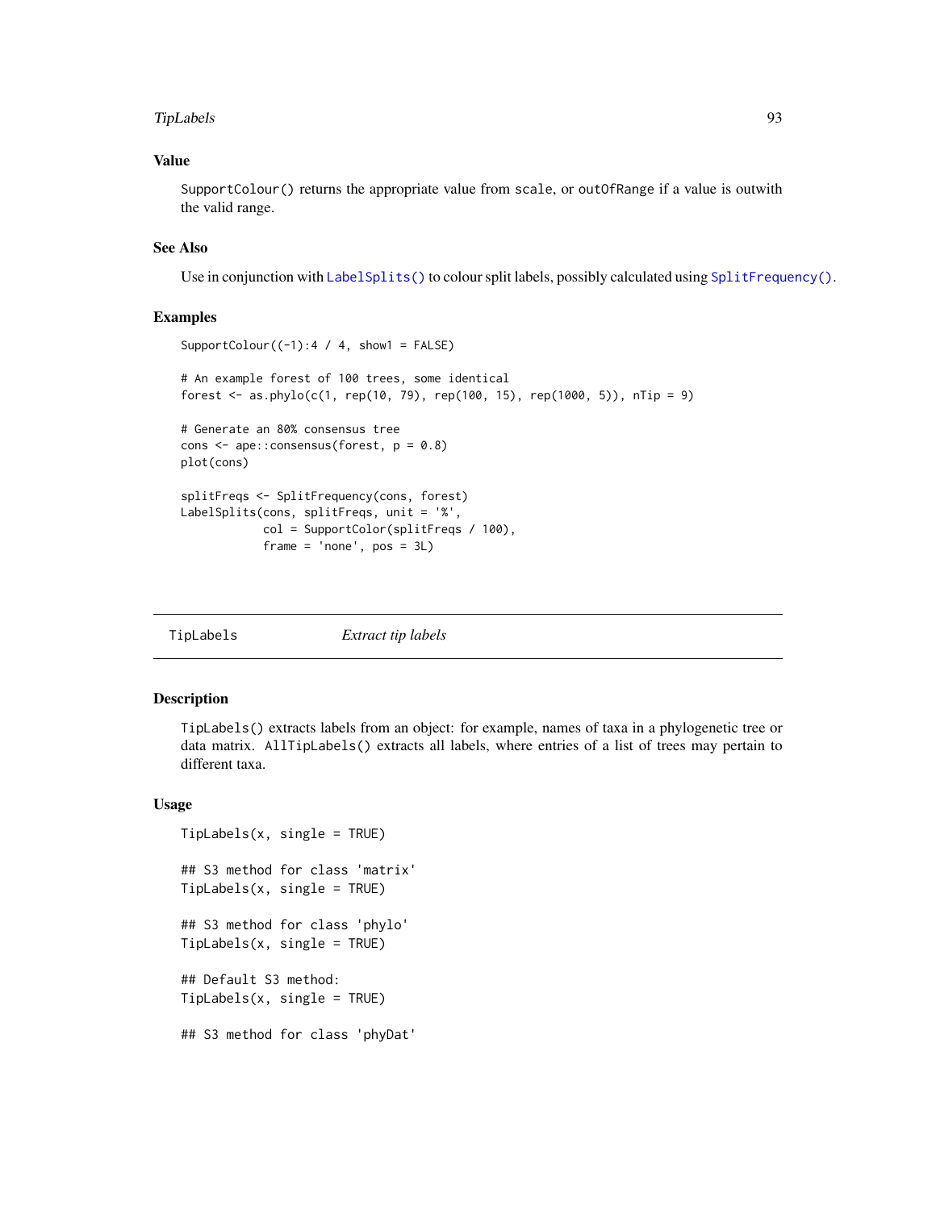### Value

`SupportColour()` returns the appropriate value from `scale`, or `outOfRange` if a value is outwith the valid range.

### See Also

Use in conjunction with `LabelSplits()` to colour split labels, possibly calculated using `SplitFrequency()`.

### Examples

```
SupportColour((-1):4 / 4, show1 = FALSE)

# An example forest of 100 trees, some identical
forest <- as.phylo(c(1, rep(10, 79), rep(100, 15), rep(1000, 5)), nTip = 9)

# Generate an 80% consensus tree
cons <- ape::consensus(forest, p = 0.8)
plot(cons)

splitFreqs <- SplitFrequency(cons, forest)
LabelSplits(cons, splitFreqs, unit = '%',
            col = SupportColor(splitFreqs / 100),
            frame = 'none', pos = 3L)
```

---

## TipLabels — *Extract tip labels*

### Description

`TipLabels()` extracts labels from an object: for example, names of taxa in a phylogenetic tree or data matrix. `AllTipLabels()` extracts all labels, where entries of a list of trees may pertain to different taxa.

### Usage

```
TipLabels(x, single = TRUE)

## S3 method for class 'matrix'
TipLabels(x, single = TRUE)

## S3 method for class 'phylo'
TipLabels(x, single = TRUE)

## Default S3 method:
TipLabels(x, single = TRUE)

## S3 method for class 'phyDat'
```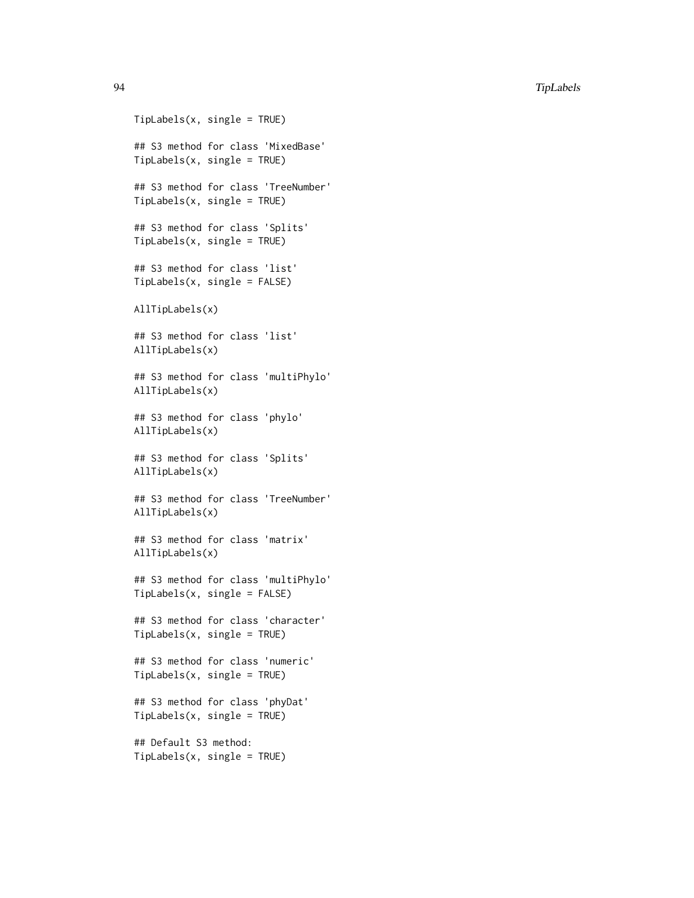```
TipLabels(x, single = TRUE)

## S3 method for class 'MixedBase'
TipLabels(x, single = TRUE)

## S3 method for class 'TreeNumber'
TipLabels(x, single = TRUE)

## S3 method for class 'Splits'
TipLabels(x, single = TRUE)

## S3 method for class 'list'
TipLabels(x, single = FALSE)

AllTipLabels(x)

## S3 method for class 'list'
AllTipLabels(x)

## S3 method for class 'multiPhylo'
AllTipLabels(x)

## S3 method for class 'phylo'
AllTipLabels(x)

## S3 method for class 'Splits'
AllTipLabels(x)

## S3 method for class 'TreeNumber'
AllTipLabels(x)

## S3 method for class 'matrix'
AllTipLabels(x)

## S3 method for class 'multiPhylo'
TipLabels(x, single = FALSE)

## S3 method for class 'character'
TipLabels(x, single = TRUE)

## S3 method for class 'numeric'
TipLabels(x, single = TRUE)

## S3 method for class 'phyDat'
TipLabels(x, single = TRUE)

## Default S3 method:
TipLabels(x, single = TRUE)
```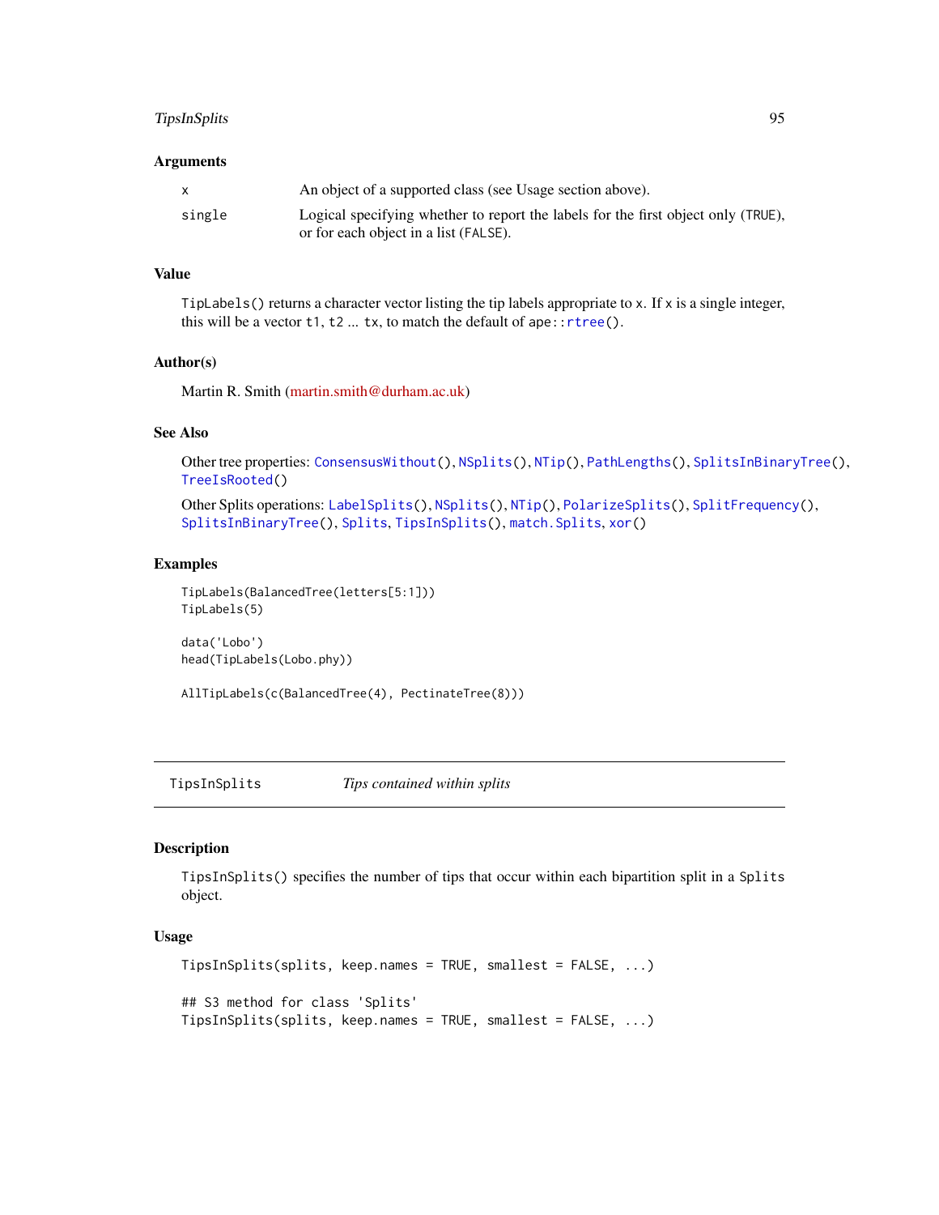### Arguments

| | |
|---|---|
| `x` | An object of a supported class (see Usage section above). |
| `single` | Logical specifying whether to report the labels for the first object only (`TRUE`), or for each object in a list (`FALSE`). |

### Value

`TipLabels()` returns a character vector listing the tip labels appropriate to `x`. If `x` is a single integer, this will be a vector `t1`, `t2` ... `tx`, to match the default of `ape::rtree()`.

### Author(s)

Martin R. Smith (martin.smith@durham.ac.uk)

### See Also

Other tree properties: `ConsensusWithout()`, `NSplits()`, `NTip()`, `PathLengths()`, `SplitsInBinaryTree()`, `TreeIsRooted()`

Other Splits operations: `LabelSplits()`, `NSplits()`, `NTip()`, `PolarizeSplits()`, `SplitFrequency()`, `SplitsInBinaryTree()`, `Splits`, `TipsInSplits()`, `match.Splits`, `xor()`

### Examples

```
TipLabels(BalancedTree(letters[5:1]))
TipLabels(5)

data('Lobo')
head(TipLabels(Lobo.phy))

AllTipLabels(c(BalancedTree(4), PectinateTree(8)))
```

---

## TipsInSplits — *Tips contained within splits*

---

### Description

`TipsInSplits()` specifies the number of tips that occur within each bipartition split in a `Splits` object.

### Usage

```
TipsInSplits(splits, keep.names = TRUE, smallest = FALSE, ...)

## S3 method for class 'Splits'
TipsInSplits(splits, keep.names = TRUE, smallest = FALSE, ...)
```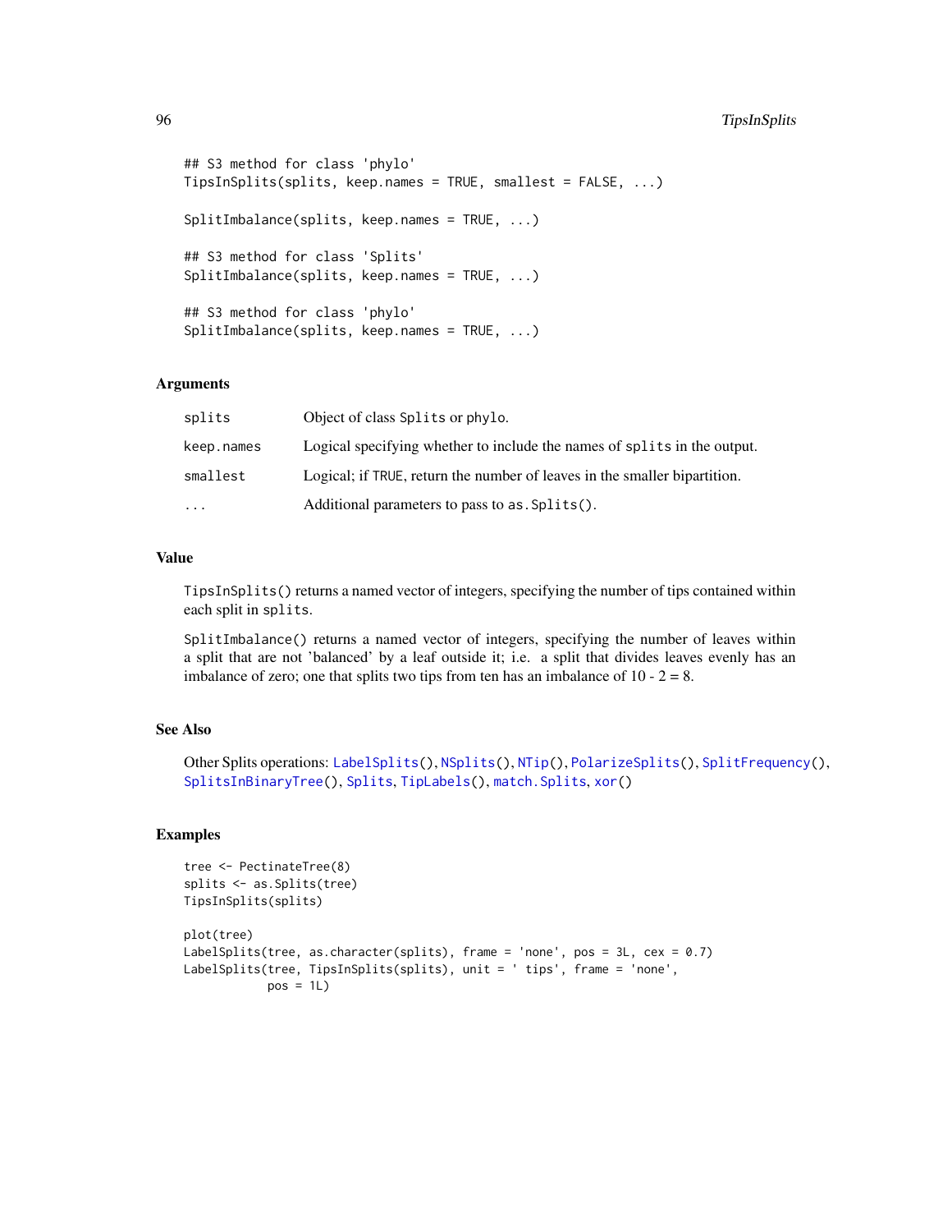```
## S3 method for class 'phylo'
TipsInSplits(splits, keep.names = TRUE, smallest = FALSE, ...)

SplitImbalance(splits, keep.names = TRUE, ...)

## S3 method for class 'Splits'
SplitImbalance(splits, keep.names = TRUE, ...)

## S3 method for class 'phylo'
SplitImbalance(splits, keep.names = TRUE, ...)
```

## Arguments

| | |
|---|---|
| `splits` | Object of class `Splits` or `phylo`. |
| `keep.names` | Logical specifying whether to include the names of `splits` in the output. |
| `smallest` | Logical; if `TRUE`, return the number of leaves in the smaller bipartition. |
| `...` | Additional parameters to pass to `as.Splits()`. |

## Value

`TipsInSplits()` returns a named vector of integers, specifying the number of tips contained within each split in `splits`.

`SplitImbalance()` returns a named vector of integers, specifying the number of leaves within a split that are not 'balanced' by a leaf outside it; i.e. a split that divides leaves evenly has an imbalance of zero; one that splits two tips from ten has an imbalance of 10 - 2 = 8.

## See Also

Other Splits operations: `LabelSplits()`, `NSplits()`, `NTip()`, `PolarizeSplits()`, `SplitFrequency()`, `SplitsInBinaryTree()`, `Splits`, `TipLabels()`, `match.Splits`, `xor()`

## Examples

```
tree <- PectinateTree(8)
splits <- as.Splits(tree)
TipsInSplits(splits)

plot(tree)
LabelSplits(tree, as.character(splits), frame = 'none', pos = 3L, cex = 0.7)
LabelSplits(tree, TipsInSplits(splits), unit = ' tips', frame = 'none',
            pos = 1L)
```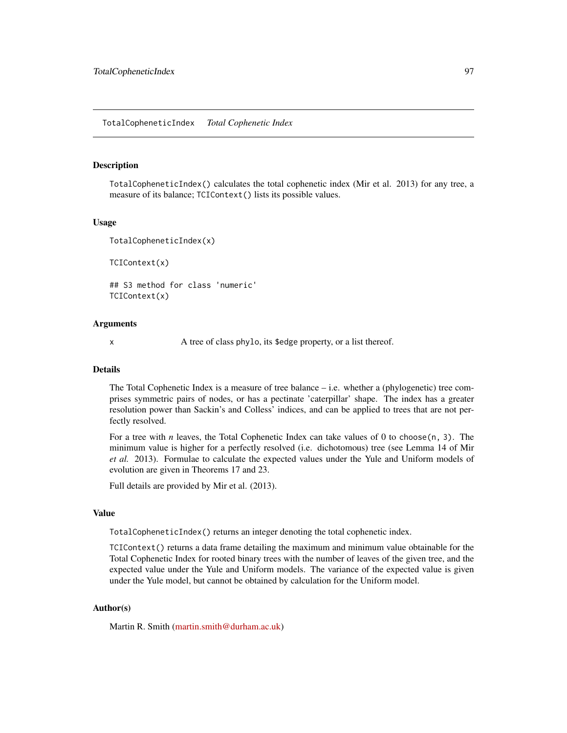## TotalCopheneticIndex    *Total Cophenetic Index*

### Description

`TotalCopheneticIndex()` calculates the total cophenetic index (Mir et al. 2013) for any tree, a measure of its balance; `TCIContext()` lists its possible values.

### Usage

```
TotalCopheneticIndex(x)

TCIContext(x)

## S3 method for class 'numeric'
TCIContext(x)
```

### Arguments

| | |
|---|---|
| x | A tree of class `phylo`, its `$edge` property, or a list thereof. |

### Details

The Total Cophenetic Index is a measure of tree balance – i.e. whether a (phylogenetic) tree comprises symmetric pairs of nodes, or has a pectinate 'caterpillar' shape. The index has a greater resolution power than Sackin's and Colless' indices, and can be applied to trees that are not perfectly resolved.

For a tree with $n$ leaves, the Total Cophenetic Index can take values of 0 to `choose(n, 3)`. The minimum value is higher for a perfectly resolved (i.e. dichotomous) tree (see Lemma 14 of Mir *et al.* 2013). Formulae to calculate the expected values under the Yule and Uniform models of evolution are given in Theorems 17 and 23.

Full details are provided by Mir et al. (2013).

### Value

`TotalCopheneticIndex()` returns an integer denoting the total cophenetic index.

`TCIContext()` returns a data frame detailing the maximum and minimum value obtainable for the Total Cophenetic Index for rooted binary trees with the number of leaves of the given tree, and the expected value under the Yule and Uniform models. The variance of the expected value is given under the Yule model, but cannot be obtained by calculation for the Uniform model.

### Author(s)

Martin R. Smith (martin.smith@durham.ac.uk)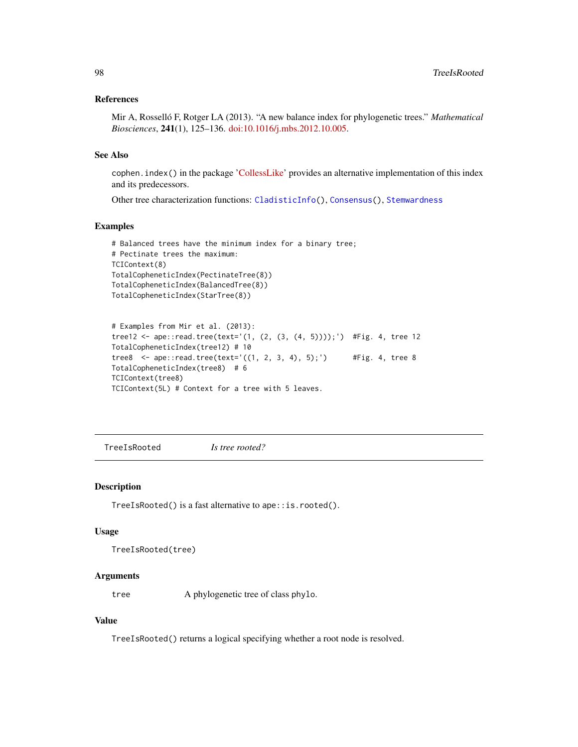### References

Mir A, Rosselló F, Rotger LA (2013). "A new balance index for phylogenetic trees." *Mathematical Biosciences*, **241**(1), 125–136. doi:10.1016/j.mbs.2012.10.005.

### See Also

`cophen.index()` in the package 'CollessLike' provides an alternative implementation of this index and its predecessors.

Other tree characterization functions: `CladisticInfo()`, `Consensus()`, `Stemwardness`

### Examples

```
# Balanced trees have the minimum index for a binary tree;
# Pectinate trees the maximum:
TCIContext(8)
TotalCopheneticIndex(PectinateTree(8))
TotalCopheneticIndex(BalancedTree(8))
TotalCopheneticIndex(StarTree(8))


# Examples from Mir et al. (2013):
tree12 <- ape::read.tree(text='(1, (2, (3, (4, 5))));')  #Fig. 4, tree 12
TotalCopheneticIndex(tree12) # 10
tree8  <- ape::read.tree(text='((1, 2, 3, 4), 5);')      #Fig. 4, tree 8
TotalCopheneticIndex(tree8)  # 6
TCIContext(tree8)
TCIContext(5L) # Context for a tree with 5 leaves.
```

---

## TreeIsRooted *Is tree rooted?*

### Description

`TreeIsRooted()` is a fast alternative to `ape::is.rooted()`.

### Usage

```
TreeIsRooted(tree)
```

### Arguments

| | |
|---|---|
| `tree` | A phylogenetic tree of class `phylo`. |

### Value

`TreeIsRooted()` returns a logical specifying whether a root node is resolved.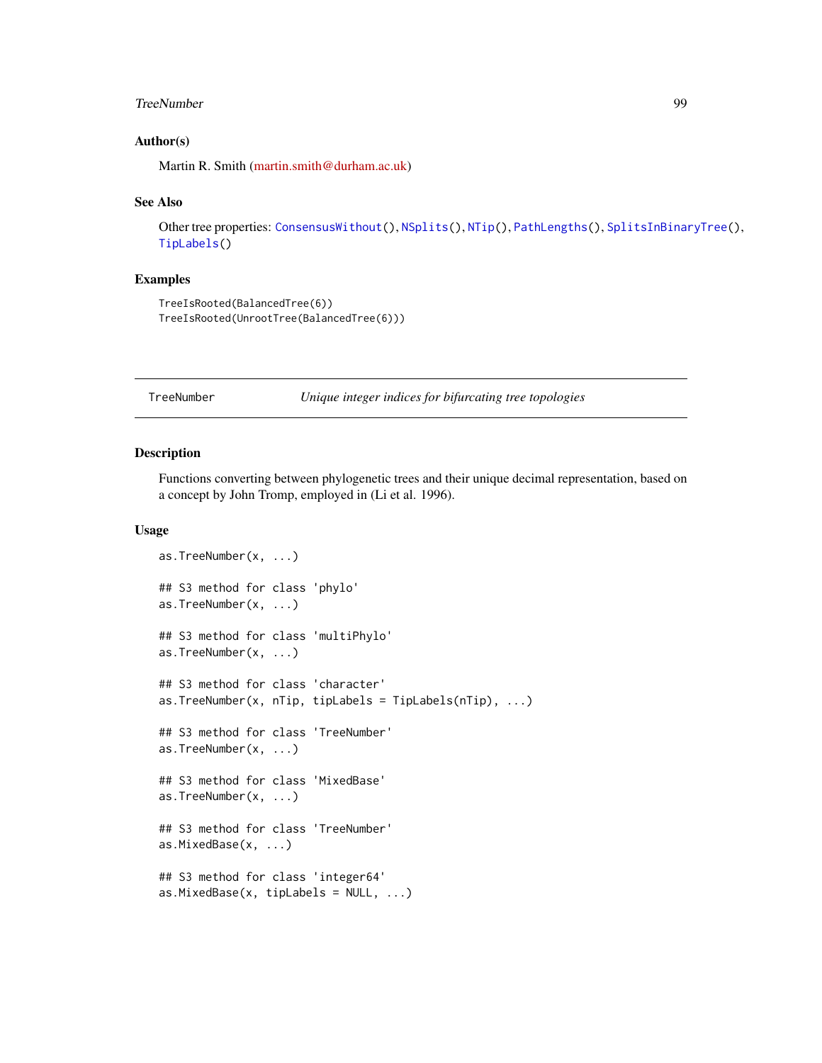### Author(s)

Martin R. Smith (martin.smith@durham.ac.uk)

### See Also

Other tree properties: `ConsensusWithout()`, `NSplits()`, `NTip()`, `PathLengths()`, `SplitsInBinaryTree()`, `TipLabels()`

### Examples

```
TreeIsRooted(BalancedTree(6))
TreeIsRooted(UnrootTree(BalancedTree(6)))
```

---

## TreeNumber — *Unique integer indices for bifurcating tree topologies*

---

### Description

Functions converting between phylogenetic trees and their unique decimal representation, based on a concept by John Tromp, employed in (Li et al. 1996).

### Usage

```
as.TreeNumber(x, ...)

## S3 method for class 'phylo'
as.TreeNumber(x, ...)

## S3 method for class 'multiPhylo'
as.TreeNumber(x, ...)

## S3 method for class 'character'
as.TreeNumber(x, nTip, tipLabels = TipLabels(nTip), ...)

## S3 method for class 'TreeNumber'
as.TreeNumber(x, ...)

## S3 method for class 'MixedBase'
as.TreeNumber(x, ...)

## S3 method for class 'TreeNumber'
as.MixedBase(x, ...)

## S3 method for class 'integer64'
as.MixedBase(x, tipLabels = NULL, ...)
```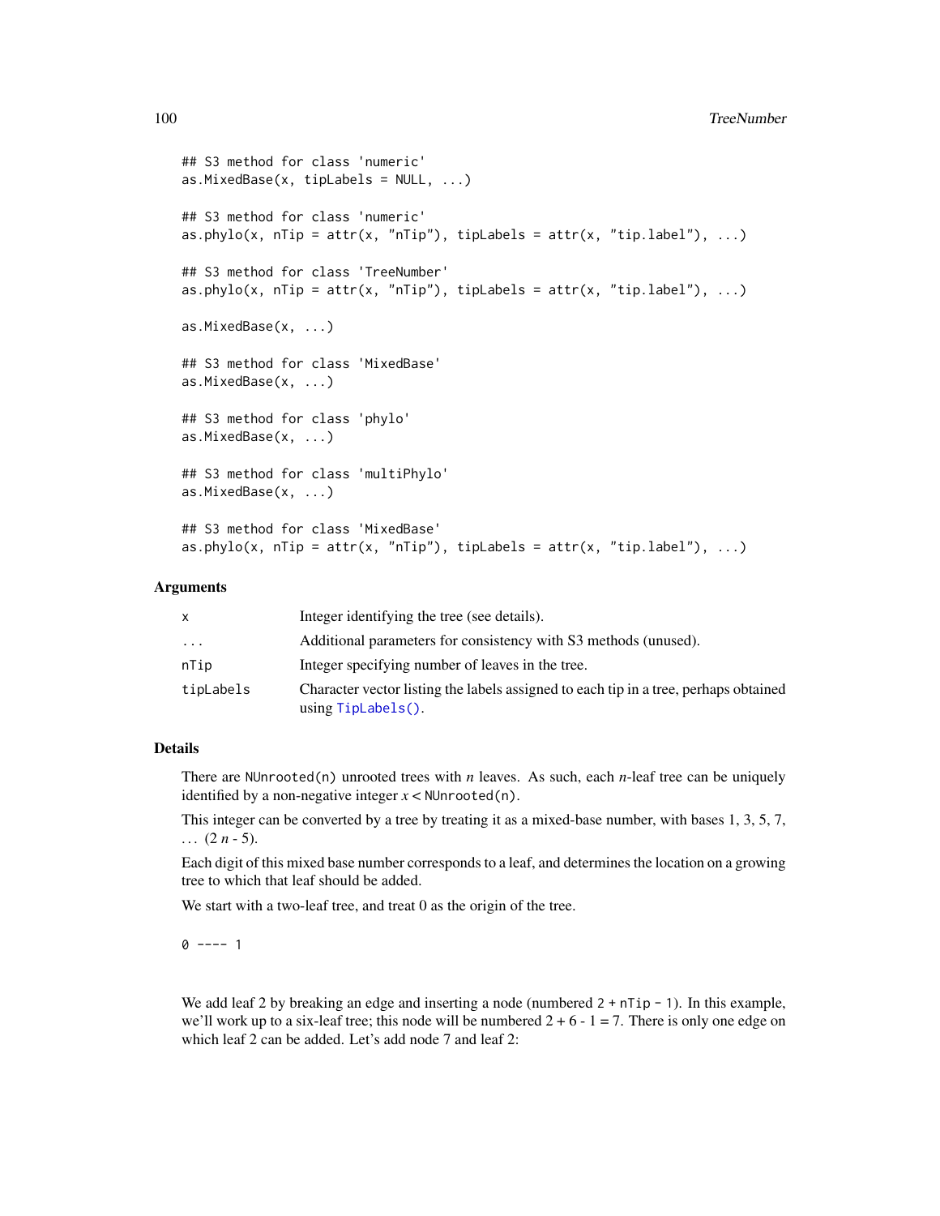```
## S3 method for class 'numeric'
as.MixedBase(x, tipLabels = NULL, ...)

## S3 method for class 'numeric'
as.phylo(x, nTip = attr(x, "nTip"), tipLabels = attr(x, "tip.label"), ...)

## S3 method for class 'TreeNumber'
as.phylo(x, nTip = attr(x, "nTip"), tipLabels = attr(x, "tip.label"), ...)

as.MixedBase(x, ...)

## S3 method for class 'MixedBase'
as.MixedBase(x, ...)

## S3 method for class 'phylo'
as.MixedBase(x, ...)

## S3 method for class 'multiPhylo'
as.MixedBase(x, ...)

## S3 method for class 'MixedBase'
as.phylo(x, nTip = attr(x, "nTip"), tipLabels = attr(x, "tip.label"), ...)
```

### Arguments

| | |
|---|---|
| `x` | Integer identifying the tree (see details). |
| `...` | Additional parameters for consistency with S3 methods (unused). |
| `nTip` | Integer specifying number of leaves in the tree. |
| `tipLabels` | Character vector listing the labels assigned to each tip in a tree, perhaps obtained using `TipLabels()`. |

### Details

There are `NUnrooted(n)` unrooted trees with $n$ leaves. As such, each $n$-leaf tree can be uniquely identified by a non-negative integer $x <$ `NUnrooted(n)`.

This integer can be converted by a tree by treating it as a mixed-base number, with bases 1, 3, 5, 7, ... ($2n - 5$).

Each digit of this mixed base number corresponds to a leaf, and determines the location on a growing tree to which that leaf should be added.

We start with a two-leaf tree, and treat 0 as the origin of the tree.

```
0 ---- 1
```

We add leaf 2 by breaking an edge and inserting a node (numbered `2 + nTip - 1`). In this example, we'll work up to a six-leaf tree; this node will be numbered 2 + 6 - 1 = 7. There is only one edge on which leaf 2 can be added. Let's add node 7 and leaf 2: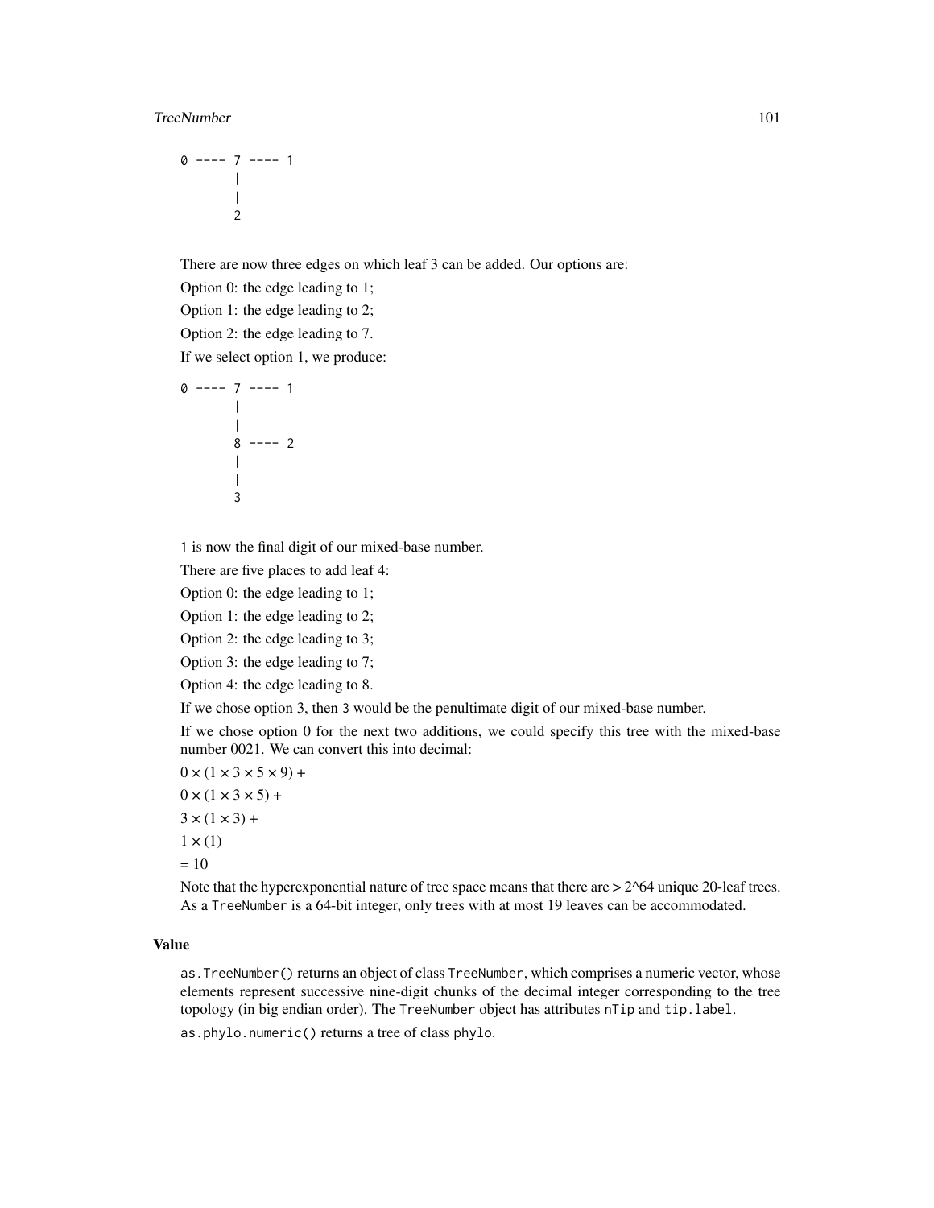```
0 ---- 7 ---- 1
       |
       |
       2
```

There are now three edges on which leaf 3 can be added. Our options are:

Option 0: the edge leading to 1;

Option 1: the edge leading to 2;

Option 2: the edge leading to 7.

If we select option 1, we produce:

```
0 ---- 7 ---- 1
       |
       |
       8 ---- 2
       |
       |
       3
```

`1` is now the final digit of our mixed-base number.

There are five places to add leaf 4:

Option 0: the edge leading to 1;

Option 1: the edge leading to 2;

Option 2: the edge leading to 3;

Option 3: the edge leading to 7;

Option 4: the edge leading to 8.

If we chose option 3, then `3` would be the penultimate digit of our mixed-base number.

If we chose option 0 for the next two additions, we could specify this tree with the mixed-base number 0021. We can convert this into decimal:

$0 \times (1 \times 3 \times 5 \times 9) +$

$0 \times (1 \times 3 \times 5) +$

$3 \times (1 \times 3) +$

$1 \times (1)$

$= 10$

Note that the hyperexponential nature of tree space means that there are > 2^64 unique 20-leaf trees. As a `TreeNumber` is a 64-bit integer, only trees with at most 19 leaves can be accommodated.

### Value

`as.TreeNumber()` returns an object of class `TreeNumber`, which comprises a numeric vector, whose elements represent successive nine-digit chunks of the decimal integer corresponding to the tree topology (in big endian order). The `TreeNumber` object has attributes `nTip` and `tip.label`.

`as.phylo.numeric()` returns a tree of class `phylo`.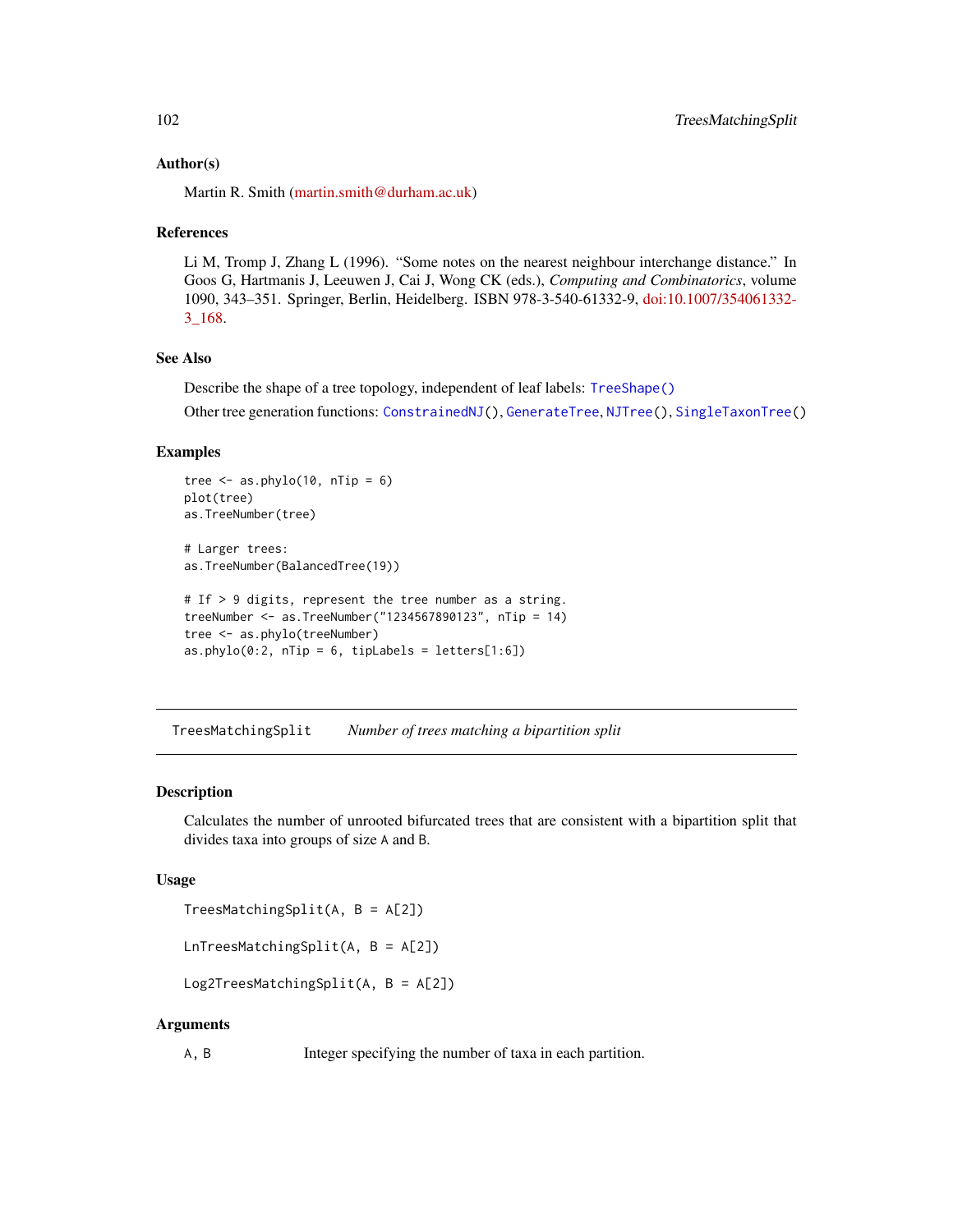### Author(s)

Martin R. Smith (martin.smith@durham.ac.uk)

### References

Li M, Tromp J, Zhang L (1996). "Some notes on the nearest neighbour interchange distance." In Goos G, Hartmanis J, Leeuwen J, Cai J, Wong CK (eds.), *Computing and Combinatorics*, volume 1090, 343–351. Springer, Berlin, Heidelberg. ISBN 978-3-540-61332-9, doi:10.1007/354061332-3_168.

### See Also

Describe the shape of a tree topology, independent of leaf labels: `TreeShape()`

Other tree generation functions: `ConstrainedNJ()`, `GenerateTree`, `NJTree()`, `SingleTaxonTree()`

### Examples

```
tree <- as.phylo(10, nTip = 6)
plot(tree)
as.TreeNumber(tree)

# Larger trees:
as.TreeNumber(BalancedTree(19))

# If > 9 digits, represent the tree number as a string.
treeNumber <- as.TreeNumber("1234567890123", nTip = 14)
tree <- as.phylo(treeNumber)
as.phylo(0:2, nTip = 6, tipLabels = letters[1:6])
```

---

## TreesMatchingSplit — *Number of trees matching a bipartition split*

---

### Description

Calculates the number of unrooted bifurcated trees that are consistent with a bipartition split that divides taxa into groups of size `A` and `B`.

### Usage

```
TreesMatchingSplit(A, B = A[2])

LnTreesMatchingSplit(A, B = A[2])

Log2TreesMatchingSplit(A, B = A[2])
```

### Arguments

| | |
|---|---|
| `A, B` | Integer specifying the number of taxa in each partition. |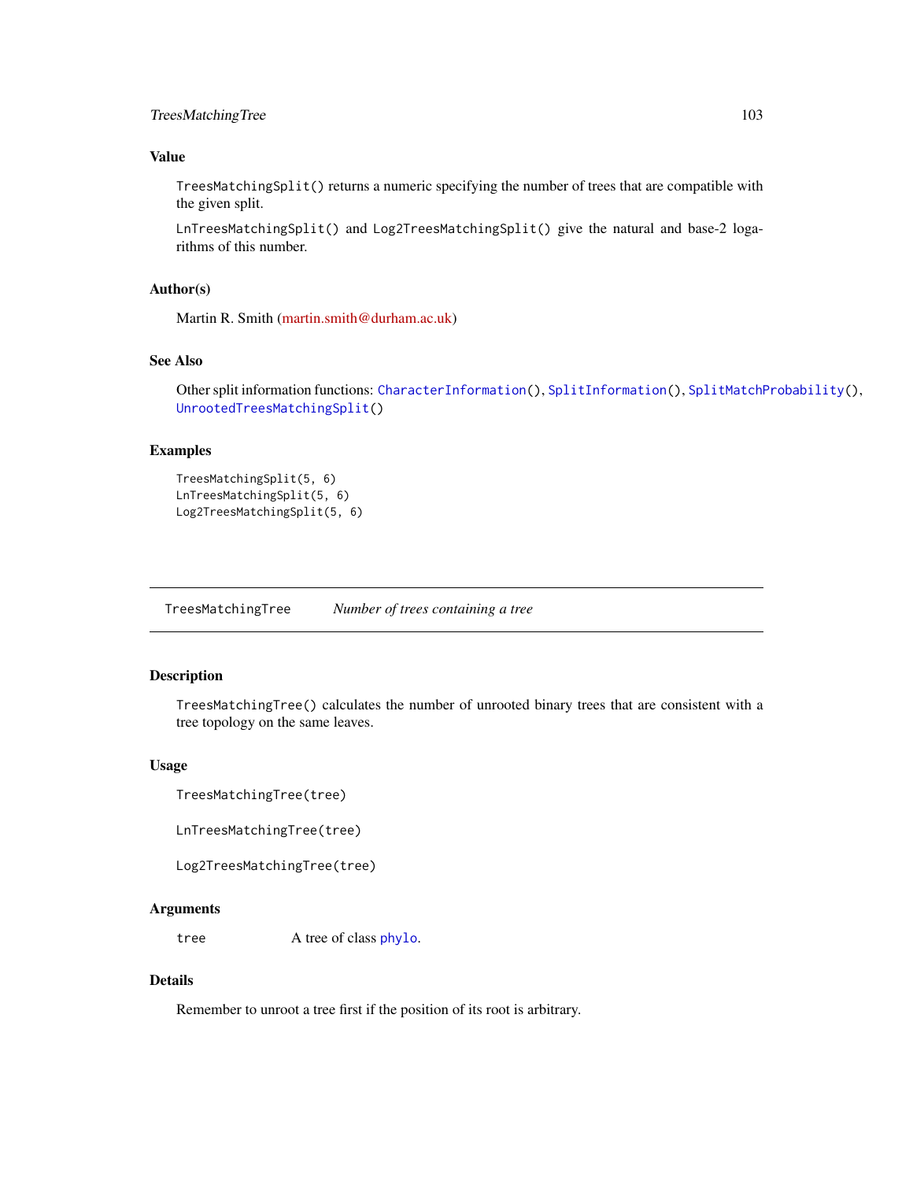### Value

`TreesMatchingSplit()` returns a numeric specifying the number of trees that are compatible with the given split.

`LnTreesMatchingSplit()` and `Log2TreesMatchingSplit()` give the natural and base-2 logarithms of this number.

### Author(s)

Martin R. Smith (martin.smith@durham.ac.uk)

### See Also

Other split information functions: `CharacterInformation()`, `SplitInformation()`, `SplitMatchProbability()`, `UnrootedTreesMatchingSplit()`

### Examples

```
TreesMatchingSplit(5, 6)
LnTreesMatchingSplit(5, 6)
Log2TreesMatchingSplit(5, 6)
```

---

## TreesMatchingTree — *Number of trees containing a tree*

### Description

`TreesMatchingTree()` calculates the number of unrooted binary trees that are consistent with a tree topology on the same leaves.

### Usage

```
TreesMatchingTree(tree)

LnTreesMatchingTree(tree)

Log2TreesMatchingTree(tree)
```

### Arguments

| | |
|---|---|
| `tree` | A tree of class `phylo`. |

### Details

Remember to unroot a tree first if the position of its root is arbitrary.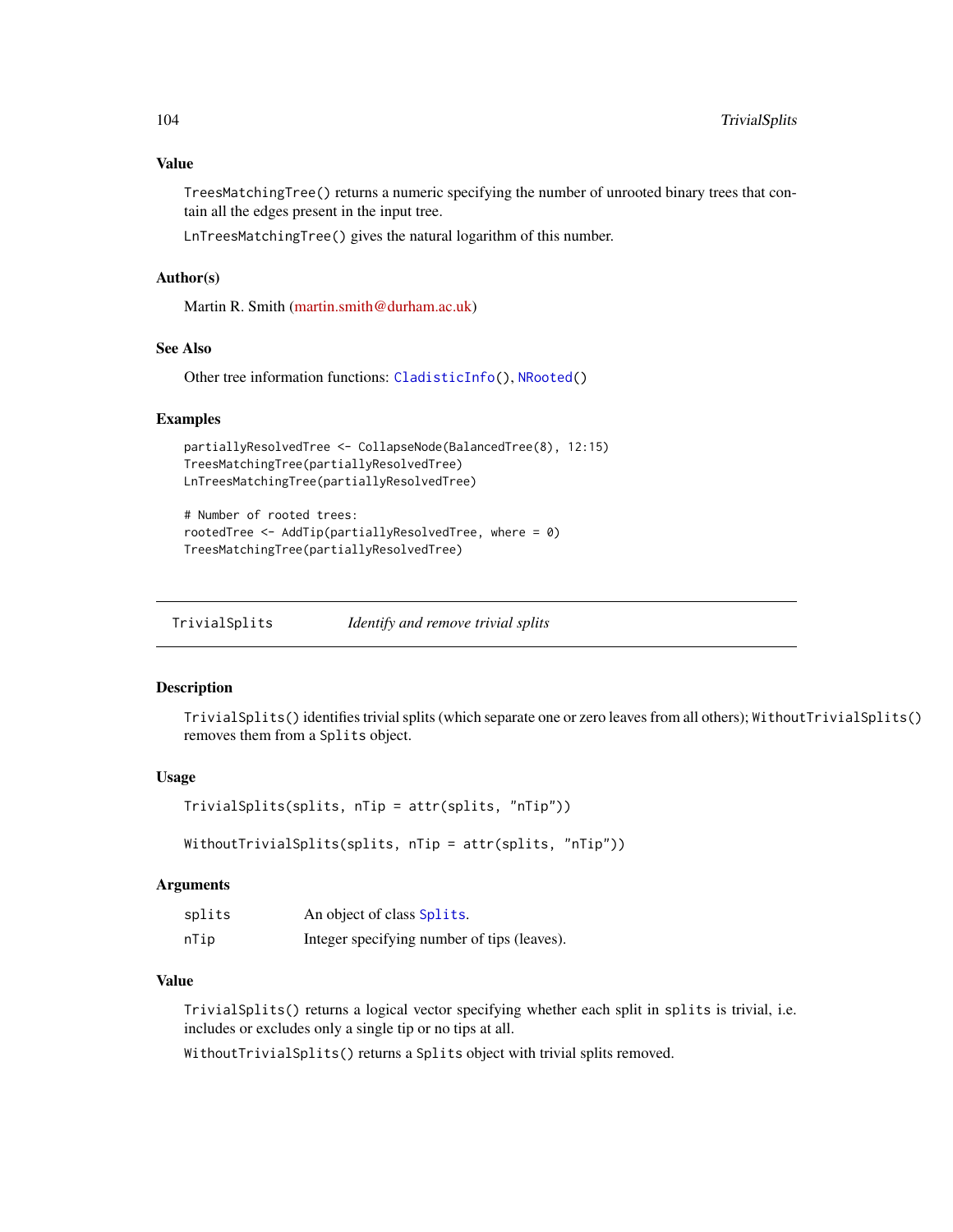### Value

`TreesMatchingTree()` returns a numeric specifying the number of unrooted binary trees that contain all the edges present in the input tree.

`LnTreesMatchingTree()` gives the natural logarithm of this number.

### Author(s)

Martin R. Smith (martin.smith@durham.ac.uk)

### See Also

Other tree information functions: `CladisticInfo()`, `NRooted()`

### Examples

```
partiallyResolvedTree <- CollapseNode(BalancedTree(8), 12:15)
TreesMatchingTree(partiallyResolvedTree)
LnTreesMatchingTree(partiallyResolvedTree)

# Number of rooted trees:
rootedTree <- AddTip(partiallyResolvedTree, where = 0)
TreesMatchingTree(partiallyResolvedTree)
```

---

## TrivialSplits — *Identify and remove trivial splits*

### Description

`TrivialSplits()` identifies trivial splits (which separate one or zero leaves from all others); `WithoutTrivialSplits()` removes them from a `Splits` object.

### Usage

```
TrivialSplits(splits, nTip = attr(splits, "nTip"))

WithoutTrivialSplits(splits, nTip = attr(splits, "nTip"))
```

### Arguments

| | |
|---|---|
| `splits` | An object of class `Splits`. |
| `nTip` | Integer specifying number of tips (leaves). |

### Value

`TrivialSplits()` returns a logical vector specifying whether each split in `splits` is trivial, i.e. includes or excludes only a single tip or no tips at all.

`WithoutTrivialSplits()` returns a `Splits` object with trivial splits removed.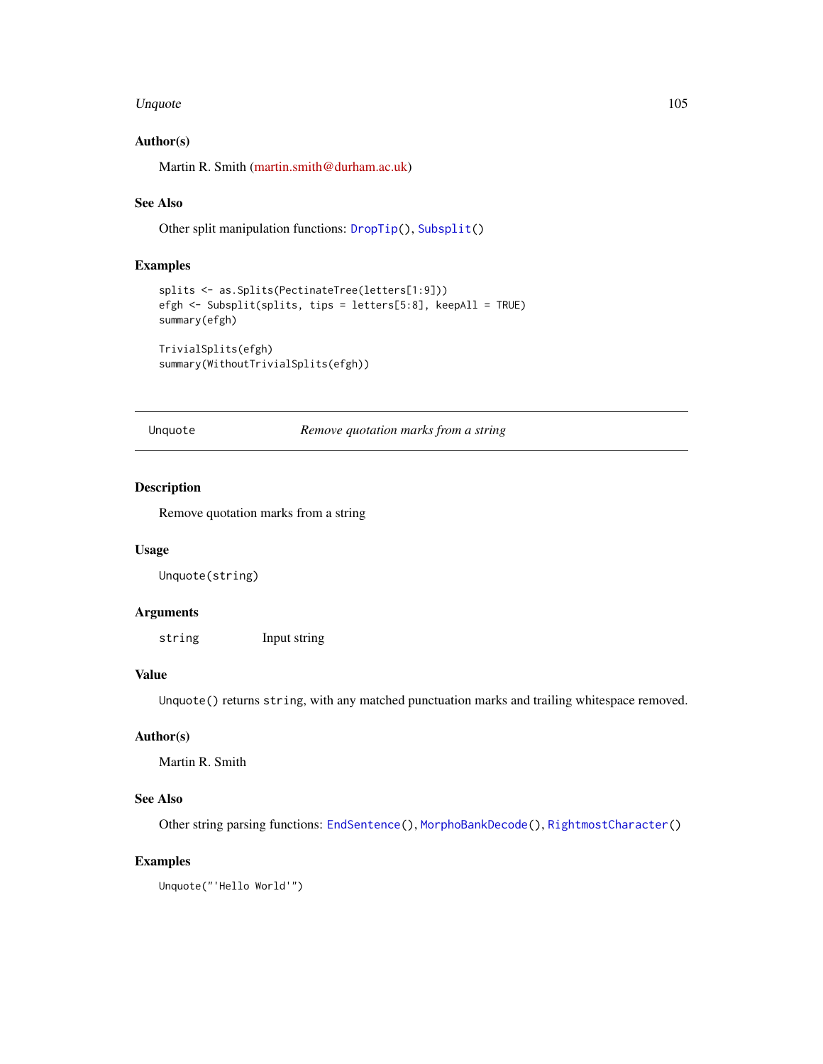### Author(s)

Martin R. Smith (martin.smith@durham.ac.uk)

### See Also

Other split manipulation functions: `DropTip()`, `Subsplit()`

### Examples

```
splits <- as.Splits(PectinateTree(letters[1:9]))
efgh <- Subsplit(splits, tips = letters[5:8], keepAll = TRUE)
summary(efgh)

TrivialSplits(efgh)
summary(WithoutTrivialSplits(efgh))
```

---

## Unquote — *Remove quotation marks from a string*

---

### Description

Remove quotation marks from a string

### Usage

```
Unquote(string)
```

### Arguments

| | |
|---|---|
| `string` | Input string |

### Value

`Unquote()` returns `string`, with any matched punctuation marks and trailing whitespace removed.

### Author(s)

Martin R. Smith

### See Also

Other string parsing functions: `EndSentence()`, `MorphoBankDecode()`, `RightmostCharacter()`

### Examples

```
Unquote("'Hello World'")
```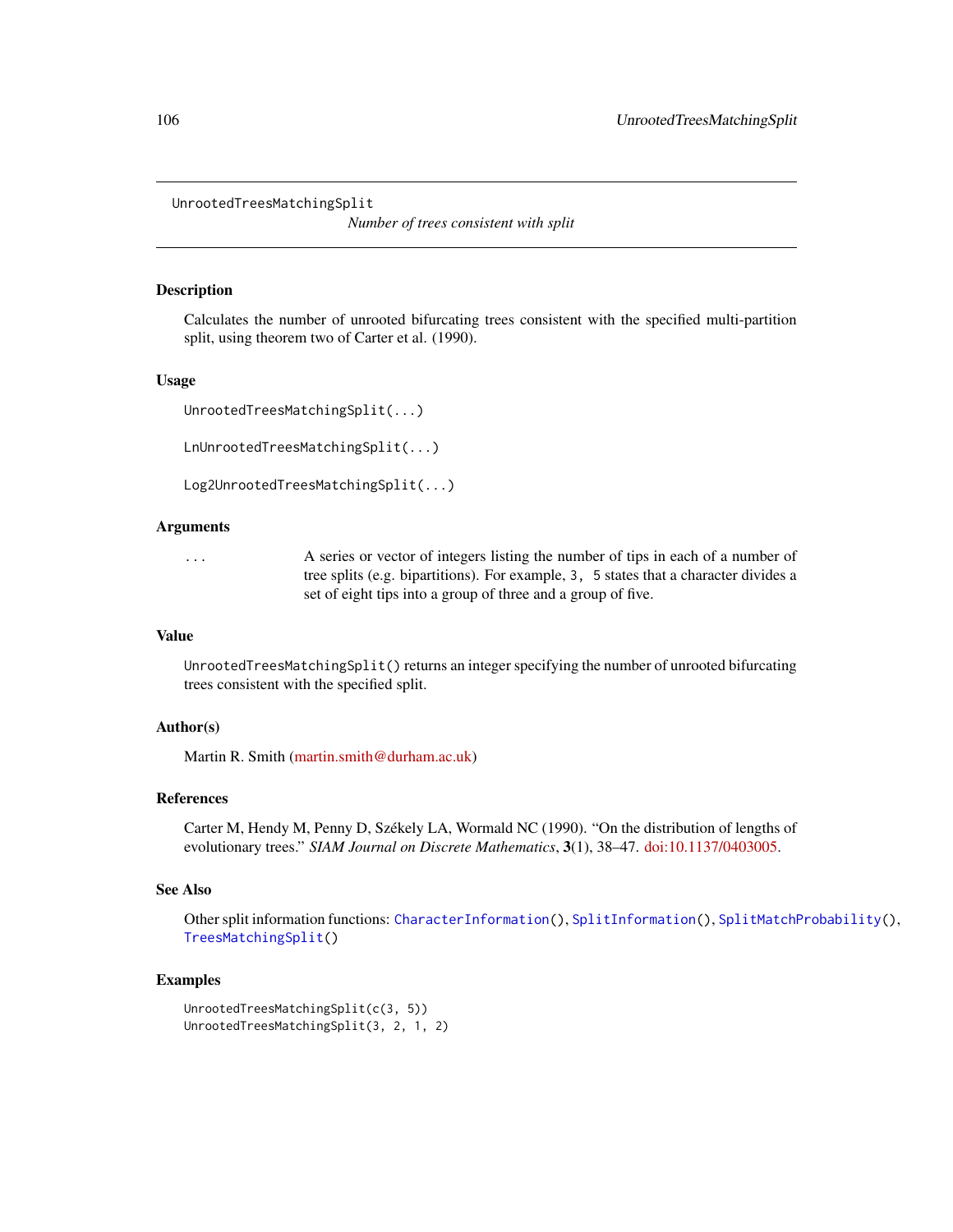# UnrootedTreesMatchingSplit

*Number of trees consistent with split*

## Description

Calculates the number of unrooted bifurcating trees consistent with the specified multi-partition split, using theorem two of Carter et al. (1990).

## Usage

```
UnrootedTreesMatchingSplit(...)

LnUnrootedTreesMatchingSplit(...)

Log2UnrootedTreesMatchingSplit(...)
```

## Arguments

| | |
|---|---|
| `...` | A series or vector of integers listing the number of tips in each of a number of tree splits (e.g. bipartitions). For example, `3, 5` states that a character divides a set of eight tips into a group of three and a group of five. |

## Value

`UnrootedTreesMatchingSplit()` returns an integer specifying the number of unrooted bifurcating trees consistent with the specified split.

## Author(s)

Martin R. Smith (martin.smith@durham.ac.uk)

## References

Carter M, Hendy M, Penny D, Székely LA, Wormald NC (1990). "On the distribution of lengths of evolutionary trees." *SIAM Journal on Discrete Mathematics*, **3**(1), 38–47. doi:10.1137/0403005.

## See Also

Other split information functions: `CharacterInformation()`, `SplitInformation()`, `SplitMatchProbability()`, `TreesMatchingSplit()`

## Examples

```
UnrootedTreesMatchingSplit(c(3, 5))
UnrootedTreesMatchingSplit(3, 2, 1, 2)
```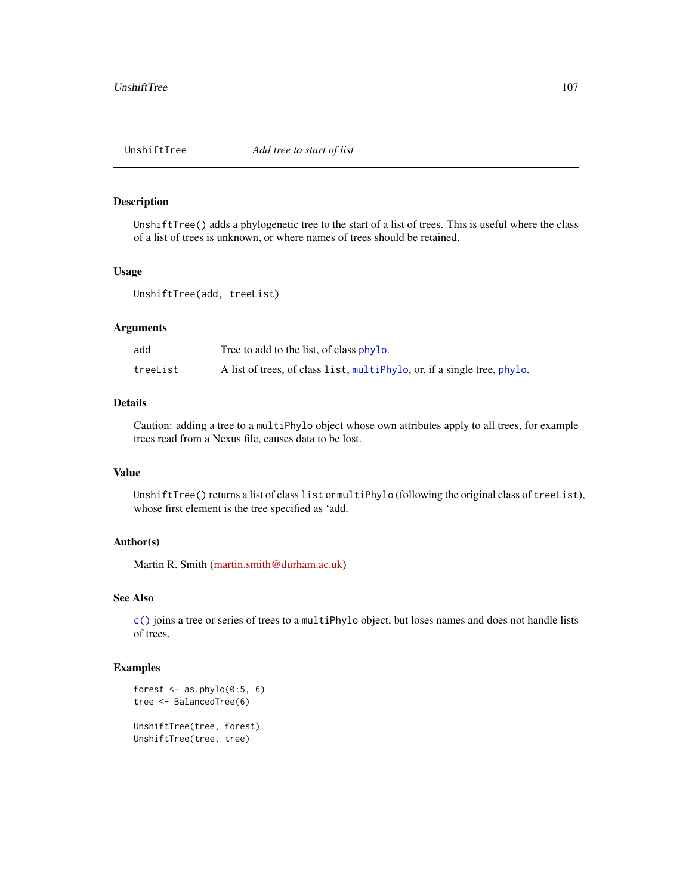## UnshiftTree *Add tree to start of list*

### Description

UnshiftTree() adds a phylogenetic tree to the start of a list of trees. This is useful where the class of a list of trees is unknown, or where names of trees should be retained.

### Usage

```
UnshiftTree(add, treeList)
```

### Arguments

| | |
|---|---|
| add | Tree to add to the list, of class phylo. |
| treeList | A list of trees, of class list, multiPhylo, or, if a single tree, phylo. |

### Details

Caution: adding a tree to a multiPhylo object whose own attributes apply to all trees, for example trees read from a Nexus file, causes data to be lost.

### Value

UnshiftTree() returns a list of class list or multiPhylo (following the original class of treeList), whose first element is the tree specified as 'add.

### Author(s)

Martin R. Smith (martin.smith@durham.ac.uk)

### See Also

c() joins a tree or series of trees to a multiPhylo object, but loses names and does not handle lists of trees.

### Examples

```
forest <- as.phylo(0:5, 6)
tree <- BalancedTree(6)

UnshiftTree(tree, forest)
UnshiftTree(tree, tree)
```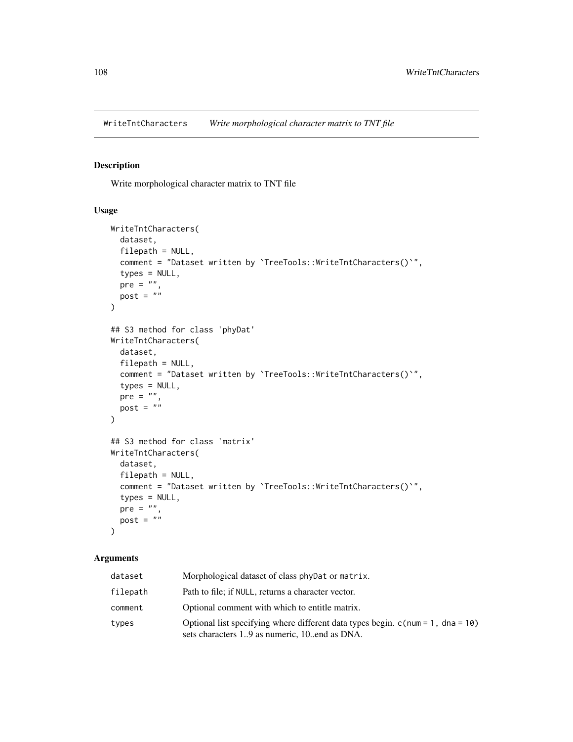WriteTntCharacters    *Write morphological character matrix to TNT file*

## Description

Write morphological character matrix to TNT file

## Usage

```
WriteTntCharacters(
  dataset,
  filepath = NULL,
  comment = "Dataset written by `TreeTools::WriteTntCharacters()`",
  types = NULL,
  pre = "",
  post = ""
)

## S3 method for class 'phyDat'
WriteTntCharacters(
  dataset,
  filepath = NULL,
  comment = "Dataset written by `TreeTools::WriteTntCharacters()`",
  types = NULL,
  pre = "",
  post = ""
)

## S3 method for class 'matrix'
WriteTntCharacters(
  dataset,
  filepath = NULL,
  comment = "Dataset written by `TreeTools::WriteTntCharacters()`",
  types = NULL,
  pre = "",
  post = ""
)
```

## Arguments

| | |
|---|---|
| `dataset` | Morphological dataset of class `phyDat` or `matrix`. |
| `filepath` | Path to file; if `NULL`, returns a character vector. |
| `comment` | Optional comment with which to entitle matrix. |
| `types` | Optional list specifying where different data types begin. `c(num = 1, dna = 10)` sets characters 1..9 as numeric, 10..end as DNA. |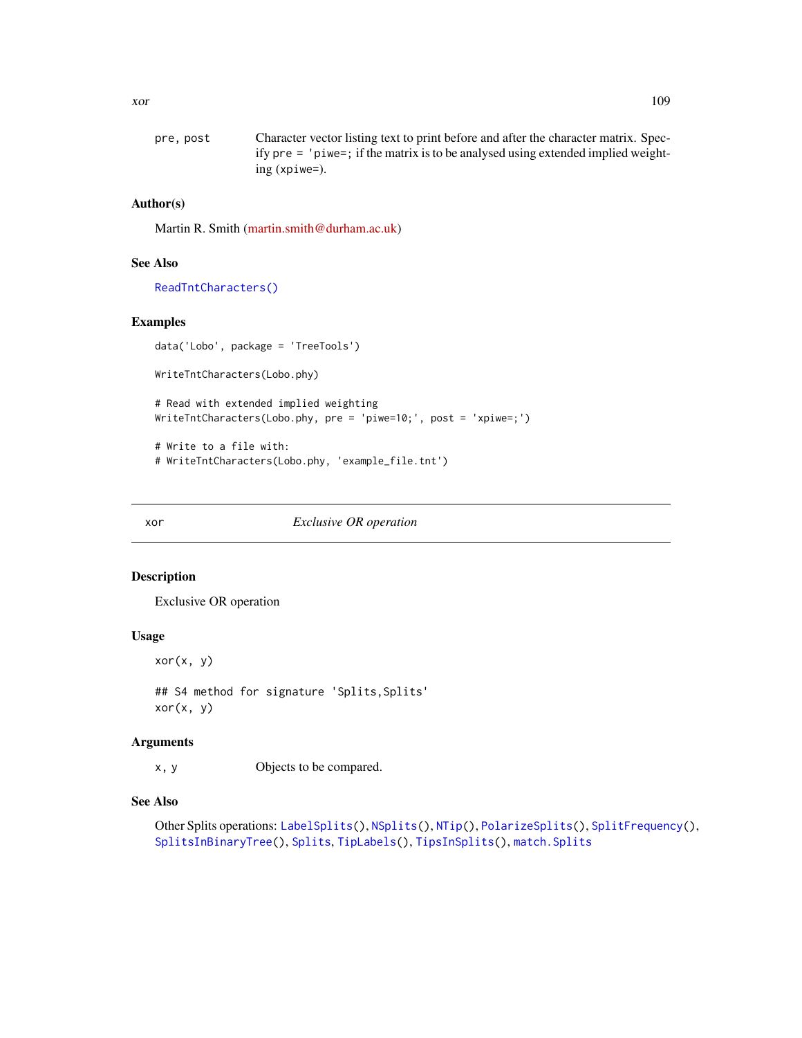pre, post  Character vector listing text to print before and after the character matrix. Specify `pre = 'piwe=;` if the matrix is to be analysed using extended implied weighting (`xpiwe=`).

### Author(s)

Martin R. Smith (martin.smith@durham.ac.uk)

### See Also

`ReadTntCharacters()`

### Examples

```
data('Lobo', package = 'TreeTools')

WriteTntCharacters(Lobo.phy)

# Read with extended implied weighting
WriteTntCharacters(Lobo.phy, pre = 'piwe=10;', post = 'xpiwe=;')

# Write to a file with:
# WriteTntCharacters(Lobo.phy, 'example_file.tnt')
```

---

## xor — *Exclusive OR operation*

---

### Description

Exclusive OR operation

### Usage

```
xor(x, y)

## S4 method for signature 'Splits,Splits'
xor(x, y)
```

### Arguments

x, y  Objects to be compared.

### See Also

Other Splits operations: `LabelSplits()`, `NSplits()`, `NTip()`, `PolarizeSplits()`, `SplitFrequency()`, `SplitsInBinaryTree()`, `Splits`, `TipLabels()`, `TipsInSplits()`, `match.Splits`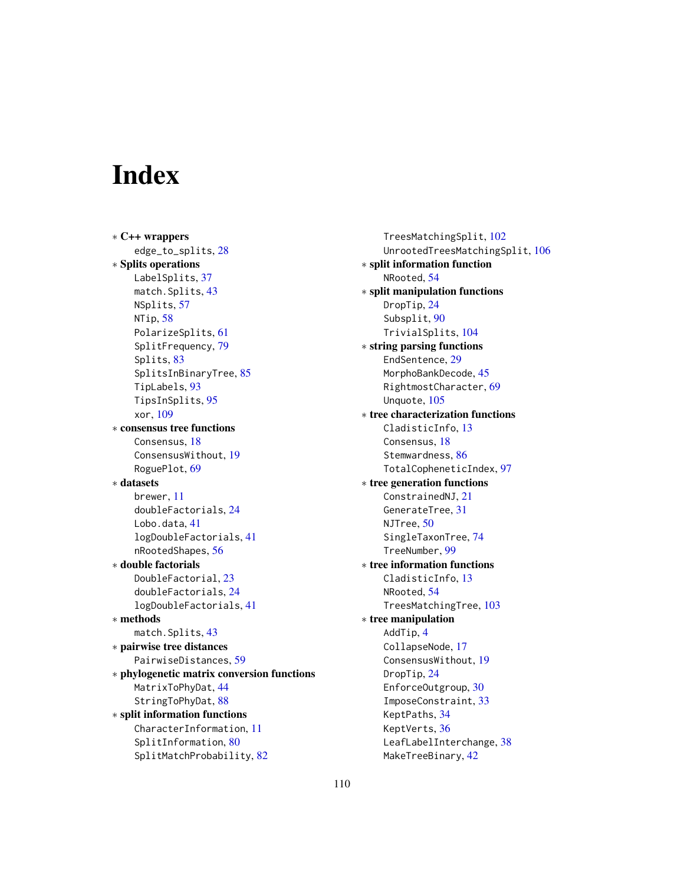# Index

* **C++ wrappers**
  edge_to_splits, 28
* **Splits operations**
  LabelSplits, 37
  match.Splits, 43
  NSplits, 57
  NTip, 58
  PolarizeSplits, 61
  SplitFrequency, 79
  Splits, 83
  SplitsInBinaryTree, 85
  TipLabels, 93
  TipsInSplits, 95
  xor, 109
* **consensus tree functions**
  Consensus, 18
  ConsensusWithout, 19
  RoguePlot, 69
* **datasets**
  brewer, 11
  doubleFactorials, 24
  Lobo.data, 41
  logDoubleFactorials, 41
  nRootedShapes, 56
* **double factorials**
  DoubleFactorial, 23
  doubleFactorials, 24
  logDoubleFactorials, 41
* **methods**
  match.Splits, 43
* **pairwise tree distances**
  PairwiseDistances, 59
* **phylogenetic matrix conversion functions**
  MatrixToPhyDat, 44
  StringToPhyDat, 88
* **split information functions**
  CharacterInformation, 11
  SplitInformation, 80
  SplitMatchProbability, 82
  TreesMatchingSplit, 102
  UnrootedTreesMatchingSplit, 106
* **split information function**
  NRooted, 54
* **split manipulation functions**
  DropTip, 24
  Subsplit, 90
  TrivialSplits, 104
* **string parsing functions**
  EndSentence, 29
  MorphoBankDecode, 45
  RightmostCharacter, 69
  Unquote, 105
* **tree characterization functions**
  CladisticInfo, 13
  Consensus, 18
  Stemwardness, 86
  TotalCopheneticIndex, 97
* **tree generation functions**
  ConstrainedNJ, 21
  GenerateTree, 31
  NJTree, 50
  SingleTaxonTree, 74
  TreeNumber, 99
* **tree information functions**
  CladisticInfo, 13
  NRooted, 54
  TreesMatchingTree, 103
* **tree manipulation**
  AddTip, 4
  CollapseNode, 17
  ConsensusWithout, 19
  DropTip, 24
  EnforceOutgroup, 30
  ImposeConstraint, 33
  KeptPaths, 34
  KeptVerts, 36
  LeafLabelInterchange, 38
  MakeTreeBinary, 42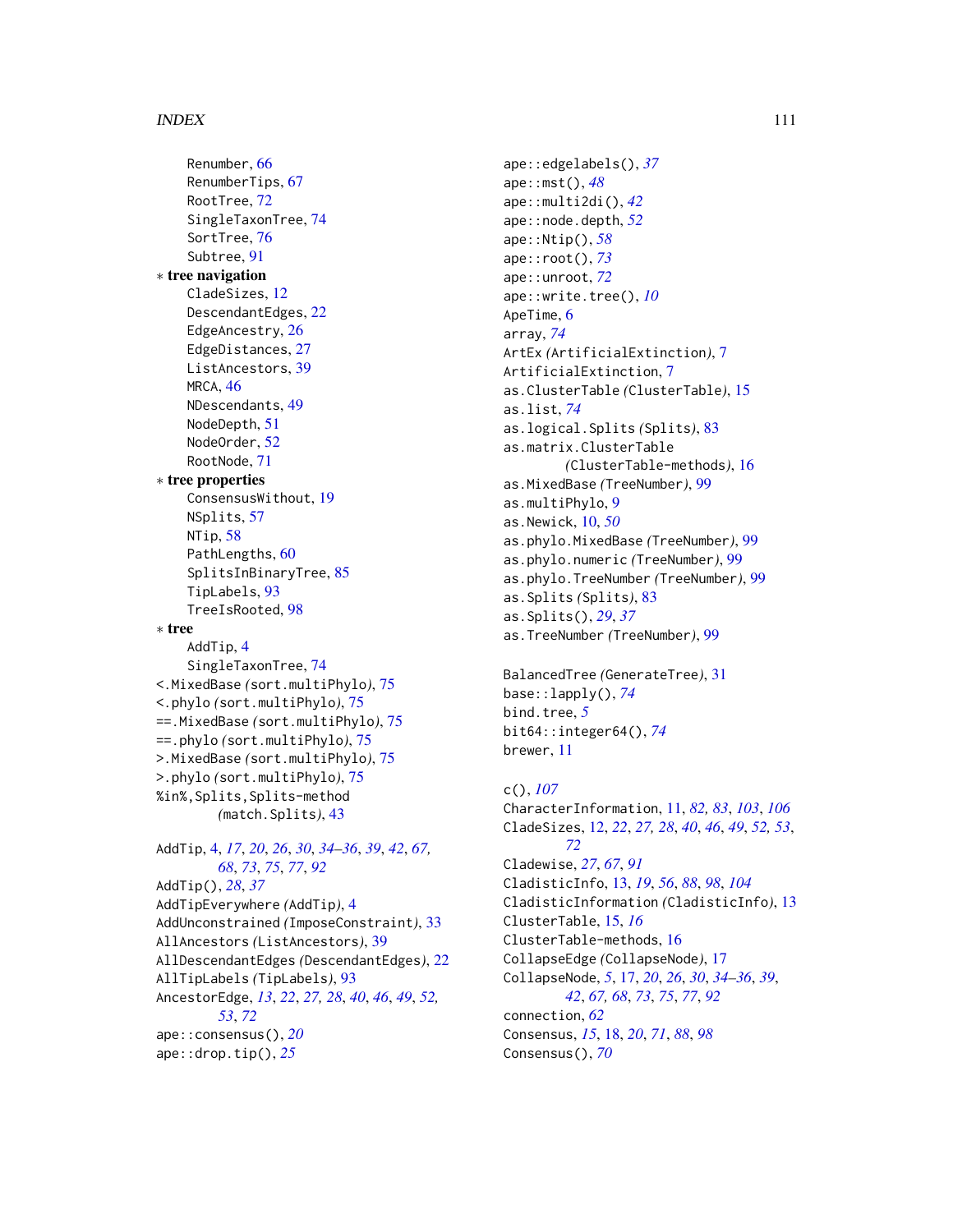Renumber, 66
RenumberTips, 67
RootTree, 72
SingleTaxonTree, 74
SortTree, 76
Subtree, 91

∗ **tree navigation**
CladeSizes, 12
DescendantEdges, 22
EdgeAncestry, 26
EdgeDistances, 27
ListAncestors, 39
MRCA, 46
NDescendants, 49
NodeDepth, 51
NodeOrder, 52
RootNode, 71

∗ **tree properties**
ConsensusWithout, 19
NSplits, 57
NTip, 58
PathLengths, 60
SplitsInBinaryTree, 85
TipLabels, 93
TreeIsRooted, 98

∗ **tree**
AddTip, 4
SingleTaxonTree, 74

<.MixedBase *(sort.multiPhylo)*, 75
<.phylo *(sort.multiPhylo)*, 75
==.MixedBase *(sort.multiPhylo)*, 75
==.phylo *(sort.multiPhylo)*, 75
>.MixedBase *(sort.multiPhylo)*, 75
>.phylo *(sort.multiPhylo)*, 75
%in%,Splits,Splits-method *(match.Splits)*, 43

AddTip, 4, *17*, *20*, *26*, *30*, *34–36*, *39*, *42*, *67*, *68*, *73*, *75*, *77*, *92*
AddTip(), *28*, *37*
AddTipEverywhere *(AddTip)*, 4
AddUnconstrained *(ImposeConstraint)*, 33
AllAncestors *(ListAncestors)*, 39
AllDescendantEdges *(DescendantEdges)*, 22
AllTipLabels *(TipLabels)*, 93
AncestorEdge, *13*, *22*, *27*, *28*, *40*, *46*, *49*, *52*, *53*, *72*
ape::consensus(), *20*
ape::drop.tip(), *25*
ape::edgelabels(), *37*
ape::mst(), *48*
ape::multi2di(), *42*
ape::node.depth, *52*
ape::Ntip(), *58*
ape::root(), *73*
ape::unroot, *72*
ape::write.tree(), *10*
ApeTime, 6
array, *74*
ArtEx *(ArtificialExtinction)*, 7
ArtificialExtinction, 7
as.ClusterTable *(ClusterTable)*, 15
as.list, *74*
as.logical.Splits *(Splits)*, 83
as.matrix.ClusterTable *(ClusterTable-methods)*, 16
as.MixedBase *(TreeNumber)*, 99
as.multiPhylo, 9
as.Newick, 10, *50*
as.phylo.MixedBase *(TreeNumber)*, 99
as.phylo.numeric *(TreeNumber)*, 99
as.phylo.TreeNumber *(TreeNumber)*, 99
as.Splits *(Splits)*, 83
as.Splits(), *29*, *37*
as.TreeNumber *(TreeNumber)*, 99

BalancedTree *(GenerateTree)*, 31
base::lapply(), *74*
bind.tree, *5*
bit64::integer64(), *74*
brewer, 11

c(), *107*
CharacterInformation, 11, *82*, *83*, *103*, *106*
CladeSizes, 12, *22*, *27*, *28*, *40*, *46*, *49*, *52*, *53*, *72*
Cladewise, *27*, *67*, *91*
CladisticInfo, 13, *19*, *56*, *88*, *98*, *104*
CladisticInformation *(CladisticInfo)*, 13
ClusterTable, 15, *16*
ClusterTable-methods, 16
CollapseEdge *(CollapseNode)*, 17
CollapseNode, *5*, 17, *20*, *26*, *30*, *34–36*, *39*, *42*, *67*, *68*, *73*, *75*, *77*, *92*
connection, *62*
Consensus, *15*, 18, *20*, *71*, *88*, *98*
Consensus(), *70*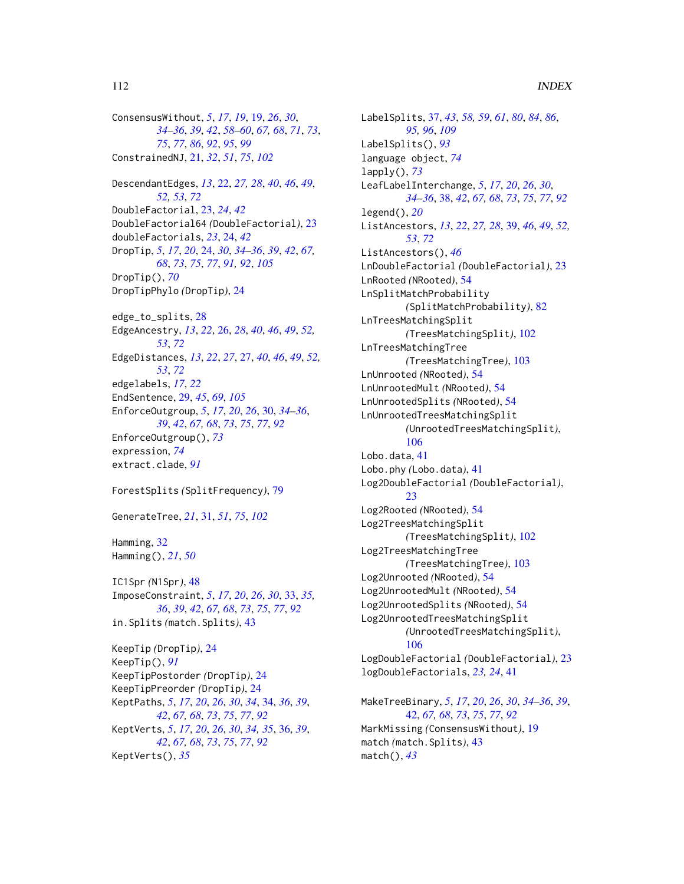ConsensusWithout, *5*, *17*, *19*, 19, *26*, *30*, *34–36*, *39*, *42*, *58–60*, *67, 68*, *71*, *73*, *75*, *77*, *86*, *92*, *95*, *99*
ConstrainedNJ, 21, *32*, *51*, *75*, *102*

DescendantEdges, *13*, 22, *27, 28*, *40*, *46*, *49*, *52, 53*, *72*
DoubleFactorial, 23, *24*, *42*
DoubleFactorial64 *(*DoubleFactorial*)*, 23
doubleFactorials, *23*, 24, *42*
DropTip, *5*, *17*, *20*, 24, *30*, *34–36*, *39*, *42*, *67, 68*, *73*, *75*, *77*, *91, 92*, *105*
DropTip(), *70*
DropTipPhylo *(*DropTip*)*, 24

edge_to_splits, 28
EdgeAncestry, *13*, *22*, 26, *28*, *40*, *46*, *49*, *52, 53*, *72*
EdgeDistances, *13*, *22*, *27*, 27, *40*, *46*, *49*, *52, 53*, *72*
edgelabels, *17*, *22*
EndSentence, 29, *45*, *69*, *105*
EnforceOutgroup, *5*, *17*, *20*, *26*, 30, *34–36*, *39*, *42*, *67, 68*, *73*, *75*, *77*, *92*
EnforceOutgroup(), *73*
expression, *74*
extract.clade, *91*

ForestSplits *(*SplitFrequency*)*, 79

GenerateTree, *21*, 31, *51*, *75*, *102*

Hamming, 32
Hamming(), *21*, *50*

IC1Spr *(*N1Spr*)*, 48
ImposeConstraint, *5*, *17*, *20*, *26*, *30*, 33, *35, 36*, *39*, *42*, *67, 68*, *73*, *75*, *77*, *92*
in.Splits *(*match.Splits*)*, 43

KeepTip *(*DropTip*)*, 24
KeepTip(), *91*
KeepTipPostorder *(*DropTip*)*, 24
KeepTipPreorder *(*DropTip*)*, 24
KeptPaths, *5*, *17*, *20*, *26*, *30*, *34*, 34, *36*, *39*, *42*, *67, 68*, *73*, *75*, *77*, *92*
KeptVerts, *5*, *17*, *20*, *26*, *30*, *34, 35*, 36, *39*, *42*, *67, 68*, *73*, *75*, *77*, *92*
KeptVerts(), *35*

LabelSplits, 37, *43*, *58, 59*, *61*, *80*, *84*, *86*, *95, 96*, *109*
LabelSplits(), *93*
language object, *74*
lapply(), *73*
LeafLabelInterchange, *5*, *17*, *20*, *26*, *30*, *34–36*, 38, *42*, *67, 68*, *73*, *75*, *77*, *92*
legend(), *20*
ListAncestors, *13*, *22*, *27, 28*, 39, *46*, *49*, *52, 53*, *72*
ListAncestors(), *46*
LnDoubleFactorial *(*DoubleFactorial*)*, 23
LnRooted *(*NRooted*)*, 54
LnSplitMatchProbability *(*SplitMatchProbability*)*, 82
LnTreesMatchingSplit *(*TreesMatchingSplit*)*, 102
LnTreesMatchingTree *(*TreesMatchingTree*)*, 103
LnUnrooted *(*NRooted*)*, 54
LnUnrootedMult *(*NRooted*)*, 54
LnUnrootedSplits *(*NRooted*)*, 54
LnUnrootedTreesMatchingSplit *(*UnrootedTreesMatchingSplit*)*, 106
Lobo.data, 41
Lobo.phy *(*Lobo.data*)*, 41
Log2DoubleFactorial *(*DoubleFactorial*)*, 23
Log2Rooted *(*NRooted*)*, 54
Log2TreesMatchingSplit *(*TreesMatchingSplit*)*, 102
Log2TreesMatchingTree *(*TreesMatchingTree*)*, 103
Log2Unrooted *(*NRooted*)*, 54
Log2UnrootedMult *(*NRooted*)*, 54
Log2UnrootedSplits *(*NRooted*)*, 54
Log2UnrootedTreesMatchingSplit *(*UnrootedTreesMatchingSplit*)*, 106
LogDoubleFactorial *(*DoubleFactorial*)*, 23
logDoubleFactorials, *23, 24*, 41

MakeTreeBinary, *5*, *17*, *20*, *26*, *30*, *34–36*, *39*, 42, *67, 68*, *73*, *75*, *77*, *92*
MarkMissing *(*ConsensusWithout*)*, 19
match *(*match.Splits*)*, 43
match(), *43*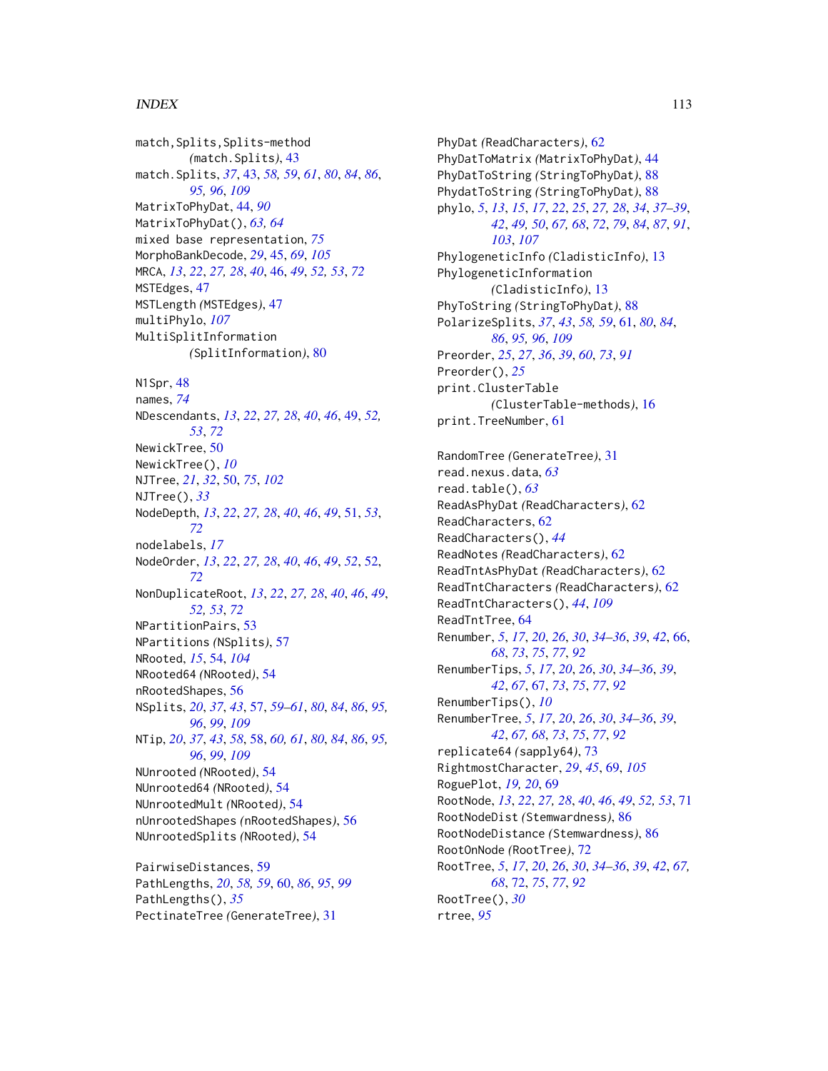match,Splits,Splits-method (match.Splits), 43
match.Splits, *37*, 43, *58, 59*, *61*, *80*, *84*, *86*, *95, 96*, *109*
MatrixToPhyDat, 44, *90*
MatrixToPhyDat(), *63, 64*
mixed base representation, *75*
MorphoBankDecode, *29*, 45, *69*, *105*
MRCA, *13*, *22*, *27, 28*, *40*, 46, *49*, *52, 53*, *72*
MSTEdges, 47
MSTLength (MSTEdges), 47
multiPhylo, *107*
MultiSplitInformation (SplitInformation), 80

N1Spr, 48
names, *74*
NDescendants, *13*, *22*, *27, 28*, *40*, *46*, 49, *52, 53*, *72*
NewickTree, 50
NewickTree(), *10*
NJTree, *21*, *32*, 50, *75*, *102*
NJTree(), *33*
NodeDepth, *13*, *22*, *27, 28*, *40*, *46*, *49*, 51, *53*, *72*
nodelabels, *17*
NodeOrder, *13*, *22*, *27, 28*, *40*, *46*, *49*, *52*, 52, *72*
NonDuplicateRoot, *13*, *22*, *27, 28*, *40*, *46*, *49*, *52, 53*, *72*
NPartitionPairs, 53
NPartitions (NSplits), 57
NRooted, *15*, 54, *104*
NRooted64 (NRooted), 54
nRootedShapes, 56
NSplits, *20*, *37*, *43*, 57, *59–61*, *80*, *84*, *86*, *95, 96*, *99*, *109*
NTip, *20*, *37*, *43*, *58*, 58, *60, 61*, *80*, *84*, *86*, *95, 96*, *99*, *109*
NUnrooted (NRooted), 54
NUnrooted64 (NRooted), 54
NUnrootedMult (NRooted), 54
nUnrootedShapes (nRootedShapes), 56
NUnrootedSplits (NRooted), 54

PairwiseDistances, 59
PathLengths, *20*, *58, 59*, 60, *86*, *95*, *99*
PathLengths(), *35*
PectinateTree (GenerateTree), 31
PhyDat (ReadCharacters), 62
PhyDatToMatrix (MatrixToPhyDat), 44
PhyDatToString (StringToPhyDat), 88
PhydatToString (StringToPhyDat), 88
phylo, *5*, *13*, *15*, *17*, *22*, *25*, *27, 28*, *34*, *37–39*, *42*, *49, 50*, *67, 68*, *72*, *79*, *84*, *87*, *91*, *103*, *107*
PhylogeneticInfo (CladisticInfo), 13
PhylogeneticInformation (CladisticInfo), 13
PhyToString (StringToPhyDat), 88
PolarizeSplits, *37*, *43*, *58, 59*, 61, *80*, *84*, *86*, *95, 96*, *109*
Preorder, *25*, *27*, *36*, *39*, *60*, *73*, *91*
Preorder(), *25*
print.ClusterTable (ClusterTable-methods), 16
print.TreeNumber, 61

RandomTree (GenerateTree), 31
read.nexus.data, *63*
read.table(), *63*
ReadAsPhyDat (ReadCharacters), 62
ReadCharacters, 62
ReadCharacters(), *44*
ReadNotes (ReadCharacters), 62
ReadTntAsPhyDat (ReadCharacters), 62
ReadTntCharacters (ReadCharacters), 62
ReadTntCharacters(), *44*, *109*
ReadTntTree, 64
Renumber, *5*, *17*, *20*, *26*, *30*, *34–36*, *39*, *42*, 66, *68*, *73*, *75*, *77*, *92*
RenumberTips, *5*, *17*, *20*, *26*, *30*, *34–36*, *39*, *42*, *67*, 67, *73*, *75*, *77*, *92*
RenumberTips(), *10*
RenumberTree, *5*, *17*, *20*, *26*, *30*, *34–36*, *39*, *42*, *67, 68*, *73*, *75*, *77*, *92*
replicate64 (sapply64), 73
RightmostCharacter, *29*, *45*, 69, *105*
RoguePlot, *19, 20*, 69
RootNode, *13*, *22*, *27, 28*, *40*, *46*, *49*, *52, 53*, 71
RootNodeDist (Stemwardness), 86
RootNodeDistance (Stemwardness), 86
RootOnNode (RootTree), 72
RootTree, *5*, *17*, *20*, *26*, *30*, *34–36*, *39*, *42*, *67, 68*, 72, *75*, *77*, *92*
RootTree(), *30*
rtree, *95*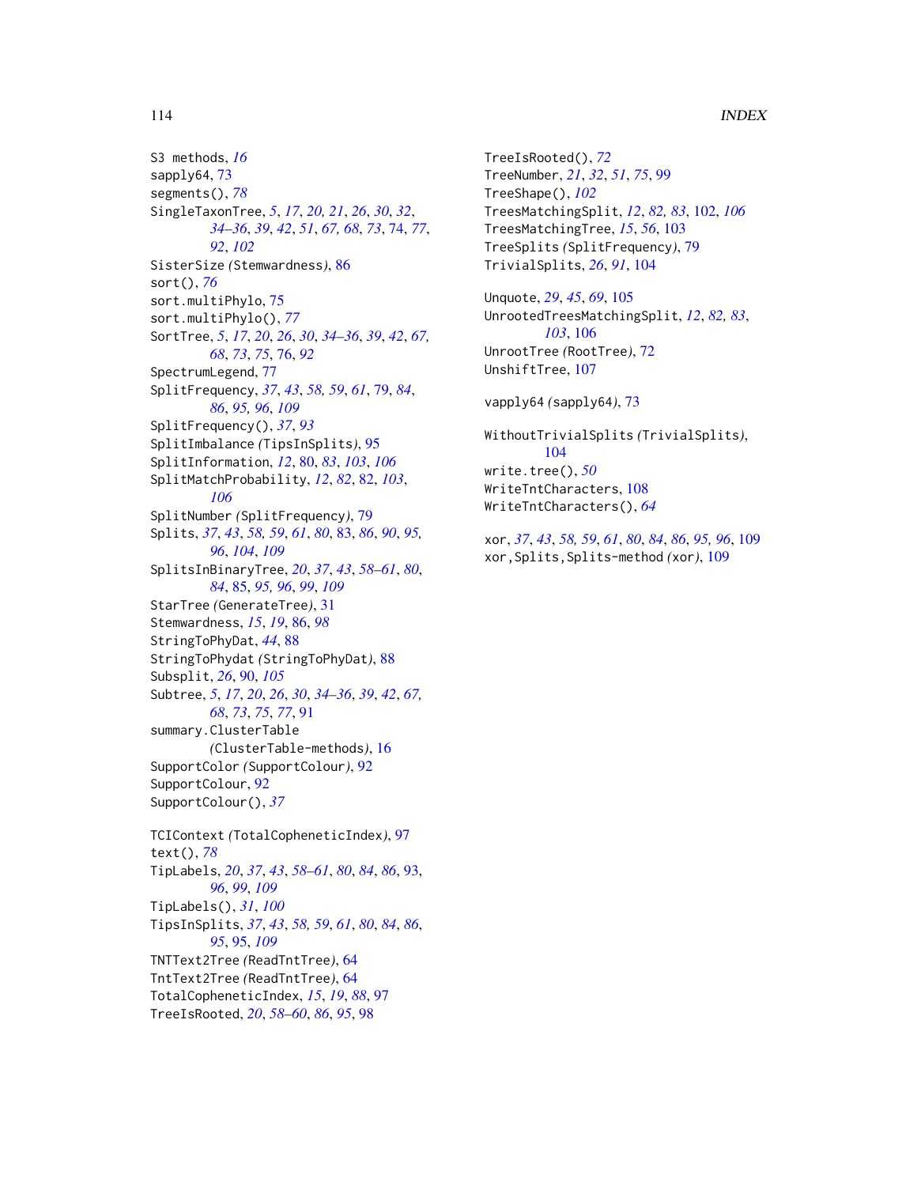S3 methods, *16*
sapply64, 73
segments(), *78*
SingleTaxonTree, *5*, *17*, *20, 21*, *26*, *30*, *32*, *34–36*, *39*, *42*, *51*, *67, 68*, *73*, 74, *77*, *92*, *102*
SisterSize (Stemwardness), 86
sort(), *76*
sort.multiPhylo, 75
sort.multiPhylo(), *77*
SortTree, *5*, *17*, *20*, *26*, *30*, *34–36*, *39*, *42*, *67, 68*, *73*, *75*, 76, *92*
SpectrumLegend, 77
SplitFrequency, *37*, *43*, *58, 59*, *61*, 79, *84*, *86*, *95, 96*, *109*
SplitFrequency(), *37*, *93*
SplitImbalance (TipsInSplits), 95
SplitInformation, *12*, 80, *83*, *103*, *106*
SplitMatchProbability, *12*, *82*, 82, *103*, *106*
SplitNumber (SplitFrequency), 79
Splits, *37*, *43*, *58, 59*, *61*, *80*, 83, *86*, *90*, *95, 96*, *104*, *109*
SplitsInBinaryTree, *20*, *37*, *43*, *58–61*, *80*, *84*, 85, *95, 96*, *99*, *109*
StarTree (GenerateTree), 31
Stemwardness, *15*, *19*, 86, *98*
StringToPhyDat, *44*, 88
StringToPhydat (StringToPhyDat), 88
Subsplit, *26*, 90, *105*
Subtree, *5*, *17*, *20*, *26*, *30*, *34–36*, *39*, *42*, *67, 68*, *73*, *75*, *77*, 91
summary.ClusterTable (ClusterTable-methods), 16
SupportColor (SupportColour), 92
SupportColour, 92
SupportColour(), *37*

TCIContext (TotalCopheneticIndex), 97
text(), *78*
TipLabels, *20*, *37*, *43*, *58–61*, *80*, *84*, *86*, 93, *96*, *99*, *109*
TipLabels(), *31*, *100*
TipsInSplits, *37*, *43*, *58, 59*, *61*, *80*, *84*, *86*, *95*, 95, *109*
TNTText2Tree (ReadTntTree), 64
TntText2Tree (ReadTntTree), 64
TotalCopheneticIndex, *15*, *19*, *88*, 97
TreeIsRooted, *20*, *58–60*, *86*, *95*, 98
TreeIsRooted(), *72*
TreeNumber, *21*, *32*, *51*, *75*, 99
TreeShape(), *102*
TreesMatchingSplit, *12*, *82, 83*, 102, *106*
TreesMatchingTree, *15*, *56*, 103
TreesSplits (SplitFrequency), 79
TrivialSplits, *26*, *91*, 104

Unquote, *29*, *45*, *69*, 105
UnrootedTreesMatchingSplit, *12*, *82, 83*, *103*, 106
UnrootTree (RootTree), 72
UnshiftTree, 107

vapply64 (sapply64), 73

WithoutTrivialSplits (TrivialSplits), 104
write.tree(), *50*
WriteTntCharacters, 108
WriteTntCharacters(), *64*

xor, *37*, *43*, *58, 59*, *61*, *80*, *84*, *86*, *95, 96*, 109
xor,Splits,Splits-method (xor), 109